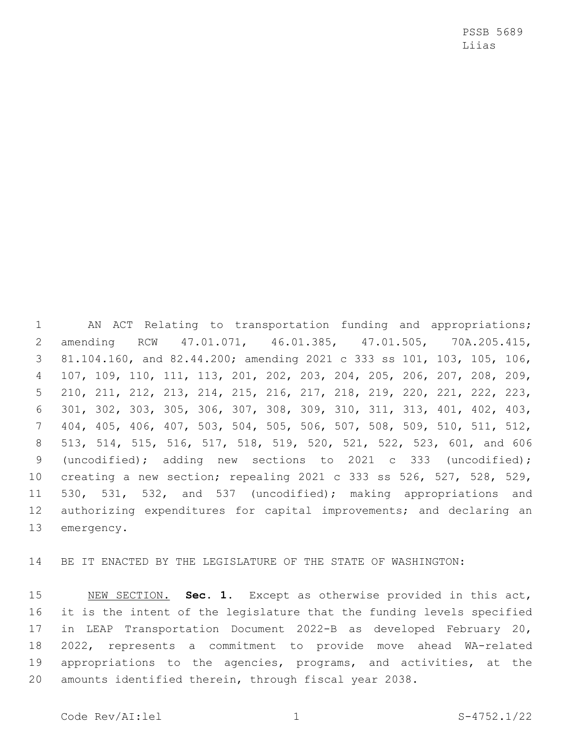PSSB 5689
Liias

AN ACT Relating to transportation funding and appropriations; amending RCW 47.01.071, 46.01.385, 47.01.505, 70A.205.415, 81.104.160, and 82.44.200; amending 2021 c 333 ss 101, 103, 105, 106, 107, 109, 110, 111, 113, 201, 202, 203, 204, 205, 206, 207, 208, 209, 210, 211, 212, 213, 214, 215, 216, 217, 218, 219, 220, 221, 222, 223, 301, 302, 303, 305, 306, 307, 308, 309, 310, 311, 313, 401, 402, 403, 404, 405, 406, 407, 503, 504, 505, 506, 507, 508, 509, 510, 511, 512, 513, 514, 515, 516, 517, 518, 519, 520, 521, 522, 523, 601, and 606 (uncodified); adding new sections to 2021 c 333 (uncodified); creating a new section; repealing 2021 c 333 ss 526, 527, 528, 529, 530, 531, 532, and 537 (uncodified); making appropriations and authorizing expenditures for capital improvements; and declaring an emergency.

BE IT ENACTED BY THE LEGISLATURE OF THE STATE OF WASHINGTON:

NEW SECTION. **Sec. 1.** Except as otherwise provided in this act, it is the intent of the legislature that the funding levels specified in LEAP Transportation Document 2022-B as developed February 20, 2022, represents a commitment to provide move ahead WA-related appropriations to the agencies, programs, and activities, at the amounts identified therein, through fiscal year 2038.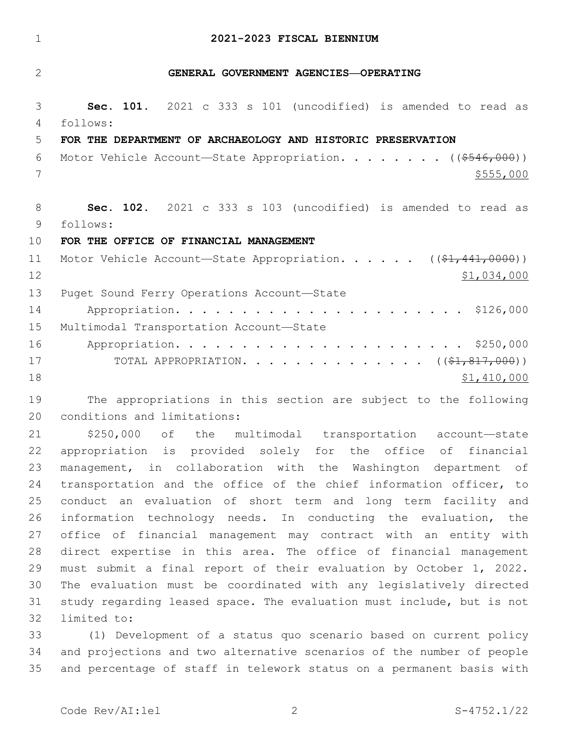# 2021-2023 FISCAL BIENNIUM

## GENERAL GOVERNMENT AGENCIES—OPERATING

**Sec. 101.** 2021 c 333 s 101 (uncodified) is amended to read as follows:

**FOR THE DEPARTMENT OF ARCHAEOLOGY AND HISTORIC PRESERVATION**

Motor Vehicle Account—State Appropriation. . . . . . . . (( ~~$546,000~~ ))
$555,000

**Sec. 102.** 2021 c 333 s 103 (uncodified) is amended to read as follows:

**FOR THE OFFICE OF FINANCIAL MANAGEMENT**

Motor Vehicle Account—State Appropriation. . . . . . (( ~~$1,441,0000~~ ))
$1,034,000

Puget Sound Ferry Operations Account—State Appropriation. . . . . . . . . . . . . . . . . . . . . . . $126,000

Multimodal Transportation Account—State Appropriation. . . . . . . . . . . . . . . . . . . . . . . $250,000

TOTAL APPROPRIATION. . . . . . . . . . . . . . . (( ~~$1,817,000~~ ))
$1,410,000

The appropriations in this section are subject to the following conditions and limitations:

$250,000 of the multimodal transportation account—state appropriation is provided solely for the office of financial management, in collaboration with the Washington department of transportation and the office of the chief information officer, to conduct an evaluation of short term and long term facility and information technology needs. In conducting the evaluation, the office of financial management may contract with an entity with direct expertise in this area. The office of financial management must submit a final report of their evaluation by October 1, 2022. The evaluation must be coordinated with any legislatively directed study regarding leased space. The evaluation must include, but is not limited to:

(1) Development of a status quo scenario based on current policy and projections and two alternative scenarios of the number of people and percentage of staff in telework status on a permanent basis with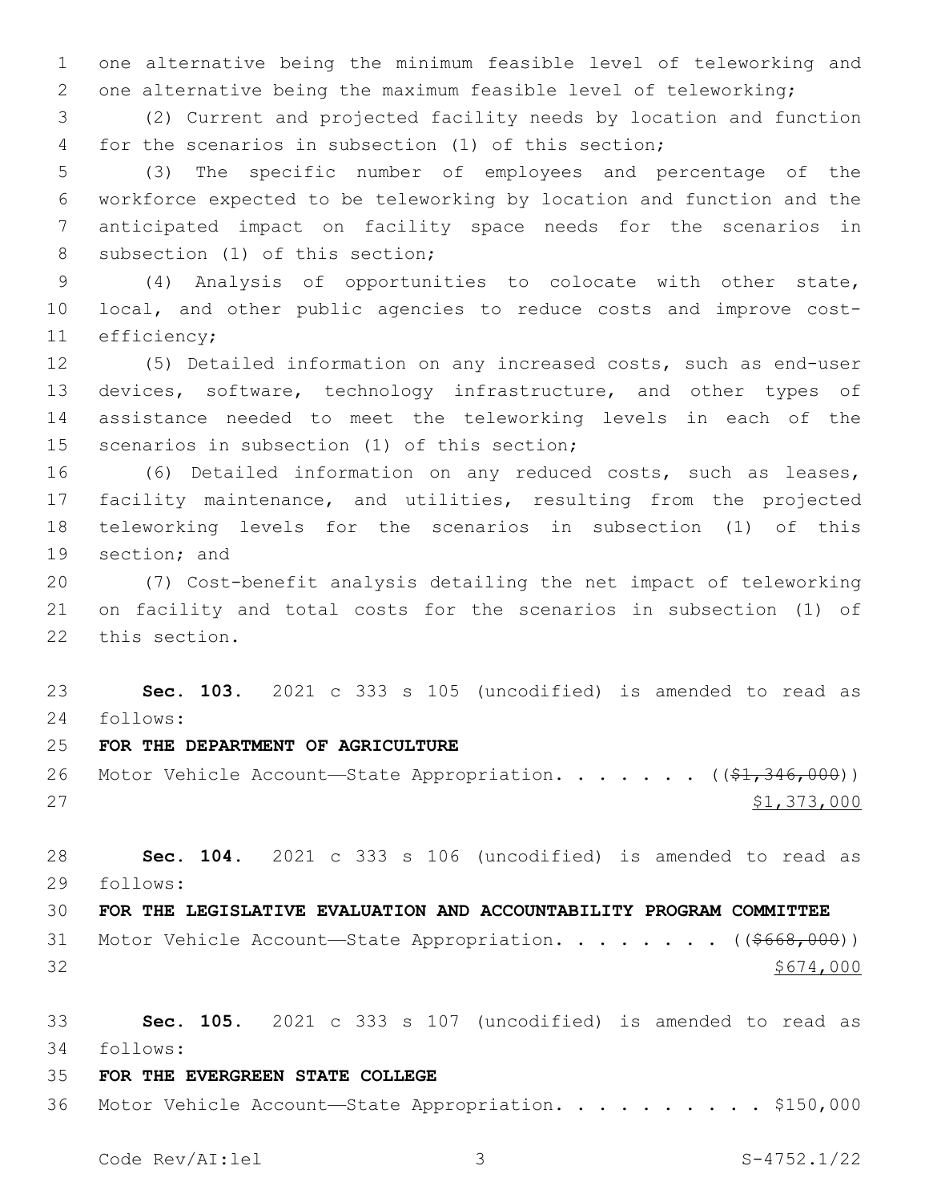one alternative being the minimum feasible level of teleworking and one alternative being the maximum feasible level of teleworking;

(2) Current and projected facility needs by location and function for the scenarios in subsection (1) of this section;

(3) The specific number of employees and percentage of the workforce expected to be teleworking by location and function and the anticipated impact on facility space needs for the scenarios in subsection (1) of this section;

(4) Analysis of opportunities to colocate with other state, local, and other public agencies to reduce costs and improve cost-efficiency;

(5) Detailed information on any increased costs, such as end-user devices, software, technology infrastructure, and other types of assistance needed to meet the teleworking levels in each of the scenarios in subsection (1) of this section;

(6) Detailed information on any reduced costs, such as leases, facility maintenance, and utilities, resulting from the projected teleworking levels for the scenarios in subsection (1) of this section; and

(7) Cost-benefit analysis detailing the net impact of teleworking on facility and total costs for the scenarios in subsection (1) of this section.

**Sec. 103.** 2021 c 333 s 105 (uncodified) is amended to read as follows:

**FOR THE DEPARTMENT OF AGRICULTURE**

Motor Vehicle Account—State Appropriation. . . . . . . ((~~$1,346,000~~)) $1,373,000

**Sec. 104.** 2021 c 333 s 106 (uncodified) is amended to read as follows:

**FOR THE LEGISLATIVE EVALUATION AND ACCOUNTABILITY PROGRAM COMMITTEE**

Motor Vehicle Account—State Appropriation. . . . . . . . ((~~$668,000~~)) $674,000

**Sec. 105.** 2021 c 333 s 107 (uncodified) is amended to read as follows:

**FOR THE EVERGREEN STATE COLLEGE**

Motor Vehicle Account—State Appropriation. . . . . . . . . . $150,000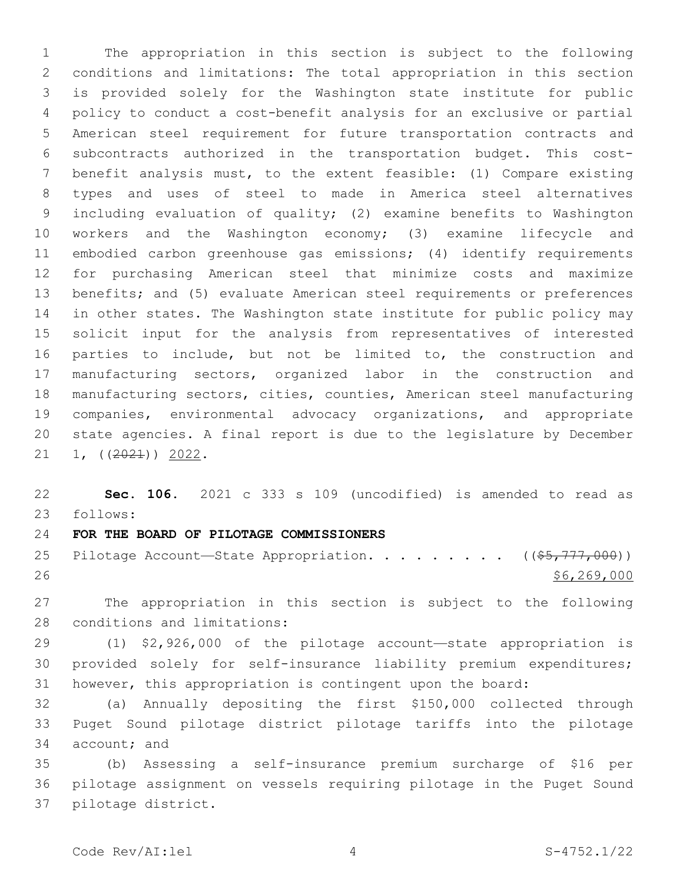The appropriation in this section is subject to the following conditions and limitations: The total appropriation in this section is provided solely for the Washington state institute for public policy to conduct a cost-benefit analysis for an exclusive or partial American steel requirement for future transportation contracts and subcontracts authorized in the transportation budget. This cost-benefit analysis must, to the extent feasible: (1) Compare existing types and uses of steel to made in America steel alternatives including evaluation of quality; (2) examine benefits to Washington workers and the Washington economy; (3) examine lifecycle and embodied carbon greenhouse gas emissions; (4) identify requirements for purchasing American steel that minimize costs and maximize benefits; and (5) evaluate American steel requirements or preferences in other states. The Washington state institute for public policy may solicit input for the analysis from representatives of interested parties to include, but not be limited to, the construction and manufacturing sectors, organized labor in the construction and manufacturing sectors, cities, counties, American steel manufacturing companies, environmental advocacy organizations, and appropriate state agencies. A final report is due to the legislature by December 1, ((~~2021~~)) 2022.

**Sec. 106.** 2021 c 333 s 109 (uncodified) is amended to read as follows:

**FOR THE BOARD OF PILOTAGE COMMISSIONERS**

Pilotage Account—State Appropriation. . . . . . . . . ((~~$5,777,000~~)) $6,269,000

The appropriation in this section is subject to the following conditions and limitations:

(1) $2,926,000 of the pilotage account—state appropriation is provided solely for self-insurance liability premium expenditures; however, this appropriation is contingent upon the board:

(a) Annually depositing the first $150,000 collected through Puget Sound pilotage district pilotage tariffs into the pilotage account; and

(b) Assessing a self-insurance premium surcharge of $16 per pilotage assignment on vessels requiring pilotage in the Puget Sound pilotage district.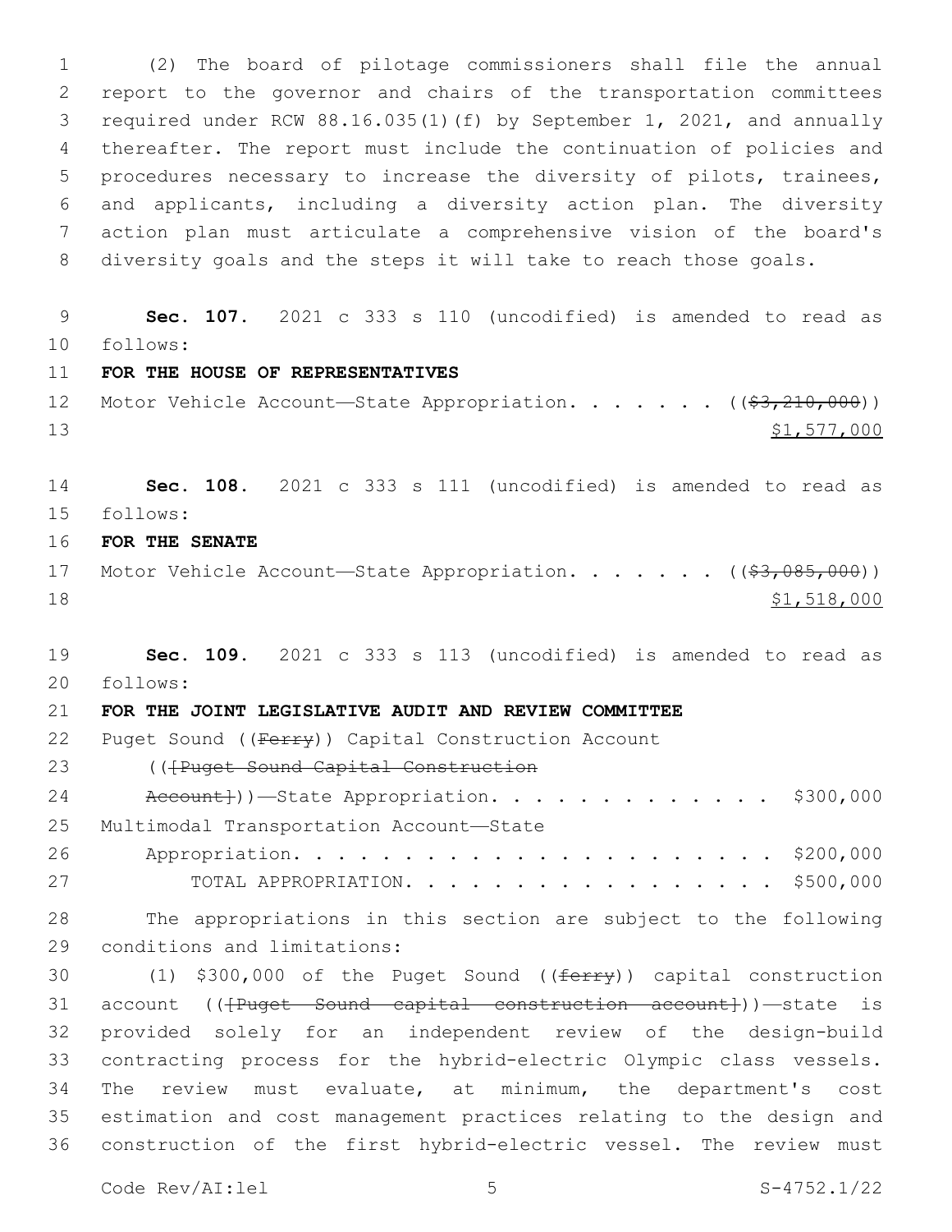(2) The board of pilotage commissioners shall file the annual report to the governor and chairs of the transportation committees required under RCW 88.16.035(1)(f) by September 1, 2021, and annually thereafter. The report must include the continuation of policies and procedures necessary to increase the diversity of pilots, trainees, and applicants, including a diversity action plan. The diversity action plan must articulate a comprehensive vision of the board's diversity goals and the steps it will take to reach those goals.

**Sec. 107.** 2021 c 333 s 110 (uncodified) is amended to read as follows:

**FOR THE HOUSE OF REPRESENTATIVES**

Motor Vehicle Account—State Appropriation. . . . . . . ((~~$3,210,000~~))
$1,577,000

**Sec. 108.** 2021 c 333 s 111 (uncodified) is amended to read as follows:

**FOR THE SENATE**

Motor Vehicle Account—State Appropriation. . . . . . . ((~~$3,085,000~~))
$1,518,000

**Sec. 109.** 2021 c 333 s 113 (uncodified) is amended to read as follows:

**FOR THE JOINT LEGISLATIVE AUDIT AND REVIEW COMMITTEE**

Puget Sound ((~~Ferry~~)) Capital Construction Account ((~~[Puget Sound Capital Construction Account]~~))—State Appropriation. . . . . . . . . . . . . . $300,000

Multimodal Transportation Account—State Appropriation. . . . . . . . . . . . . . . . . . . . . . $200,000

TOTAL APPROPRIATION. . . . . . . . . . . . . . . . . . $500,000

The appropriations in this section are subject to the following conditions and limitations:

(1) $300,000 of the Puget Sound ((~~ferry~~)) capital construction account ((~~[Puget Sound capital construction account]~~))—state is provided solely for an independent review of the design-build contracting process for the hybrid-electric Olympic class vessels. The review must evaluate, at minimum, the department's cost estimation and cost management practices relating to the design and construction of the first hybrid-electric vessel. The review must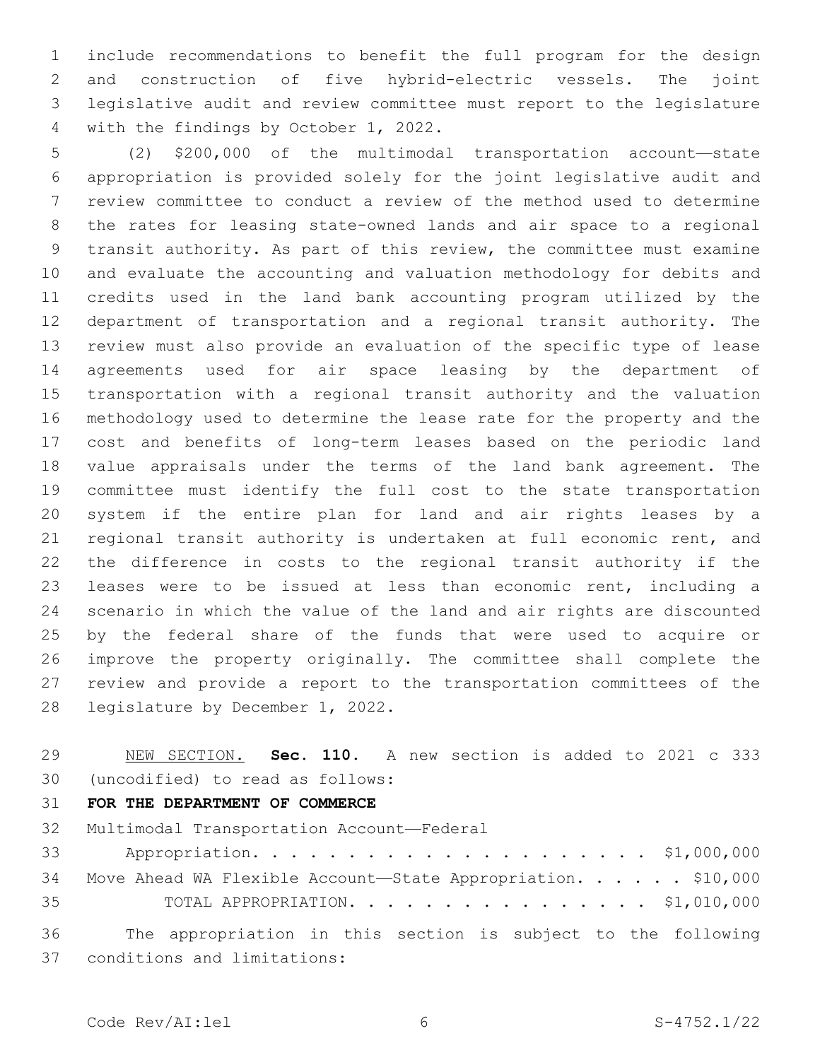include recommendations to benefit the full program for the design and construction of five hybrid-electric vessels. The joint legislative audit and review committee must report to the legislature with the findings by October 1, 2022.

(2) $200,000 of the multimodal transportation account—state appropriation is provided solely for the joint legislative audit and review committee to conduct a review of the method used to determine the rates for leasing state-owned lands and air space to a regional transit authority. As part of this review, the committee must examine and evaluate the accounting and valuation methodology for debits and credits used in the land bank accounting program utilized by the department of transportation and a regional transit authority. The review must also provide an evaluation of the specific type of lease agreements used for air space leasing by the department of transportation with a regional transit authority and the valuation methodology used to determine the lease rate for the property and the cost and benefits of long-term leases based on the periodic land value appraisals under the terms of the land bank agreement. The committee must identify the full cost to the state transportation system if the entire plan for land and air rights leases by a regional transit authority is undertaken at full economic rent, and the difference in costs to the regional transit authority if the leases were to be issued at less than economic rent, including a scenario in which the value of the land and air rights are discounted by the federal share of the funds that were used to acquire or improve the property originally. The committee shall complete the review and provide a report to the transportation committees of the legislature by December 1, 2022.

NEW SECTION. **Sec. 110.** A new section is added to 2021 c 333 (uncodified) to read as follows:

**FOR THE DEPARTMENT OF COMMERCE**

Multimodal Transportation Account—Federal Appropriation. . . . . . . . . . . . . . . . . . . . . $1,000,000

Move Ahead WA Flexible Account—State Appropriation. . . . . . $10,000

TOTAL APPROPRIATION. . . . . . . . . . . . . . . . . $1,010,000

The appropriation in this section is subject to the following conditions and limitations: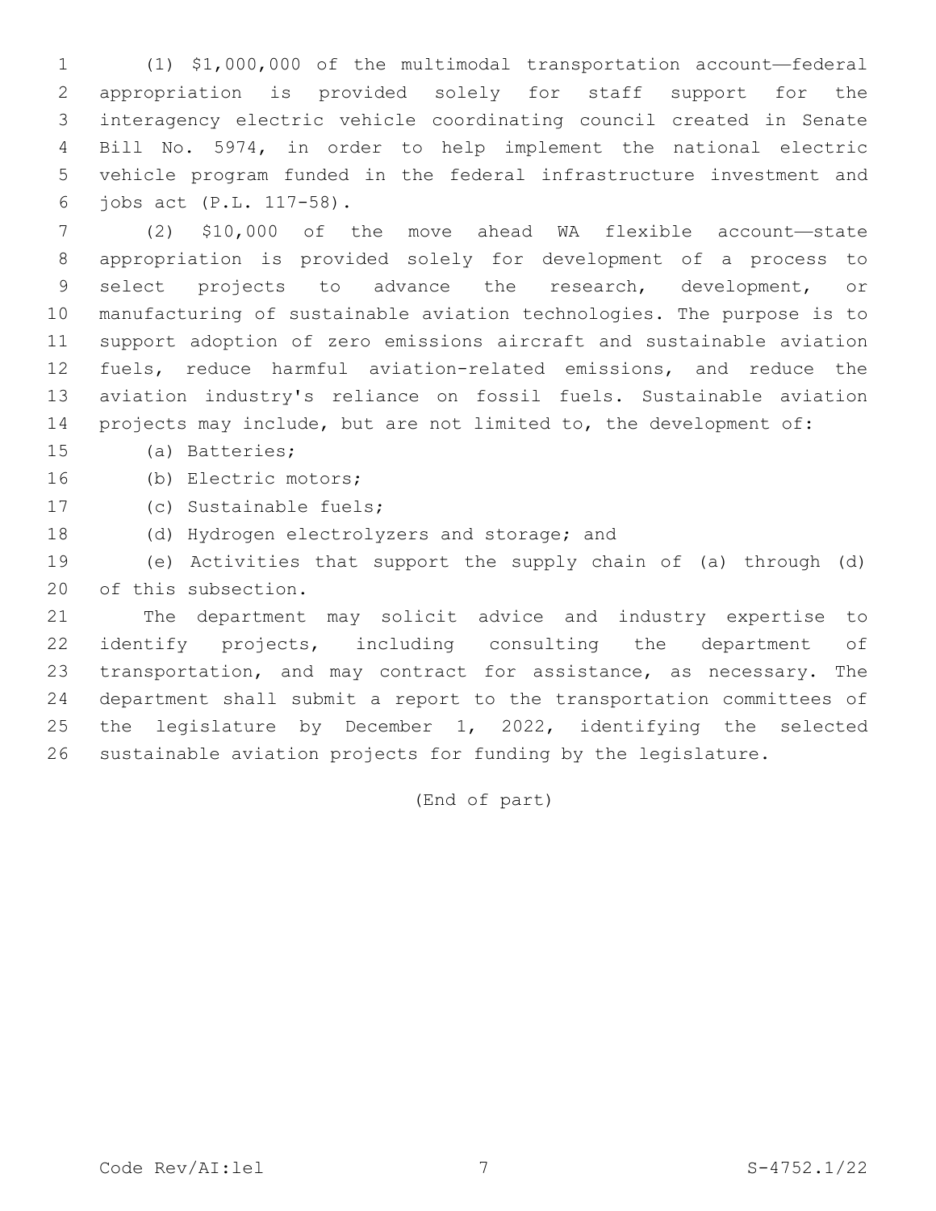(1) $1,000,000 of the multimodal transportation account—federal appropriation is provided solely for staff support for the interagency electric vehicle coordinating council created in Senate Bill No. 5974, in order to help implement the national electric vehicle program funded in the federal infrastructure investment and jobs act (P.L. 117-58).

(2) $10,000 of the move ahead WA flexible account—state appropriation is provided solely for development of a process to select projects to advance the research, development, or manufacturing of sustainable aviation technologies. The purpose is to support adoption of zero emissions aircraft and sustainable aviation fuels, reduce harmful aviation-related emissions, and reduce the aviation industry's reliance on fossil fuels. Sustainable aviation projects may include, but are not limited to, the development of:

(a) Batteries;

(b) Electric motors;

(c) Sustainable fuels;

(d) Hydrogen electrolyzers and storage; and

(e) Activities that support the supply chain of (a) through (d) of this subsection.

The department may solicit advice and industry expertise to identify projects, including consulting the department of transportation, and may contract for assistance, as necessary. The department shall submit a report to the transportation committees of the legislature by December 1, 2022, identifying the selected sustainable aviation projects for funding by the legislature.

(End of part)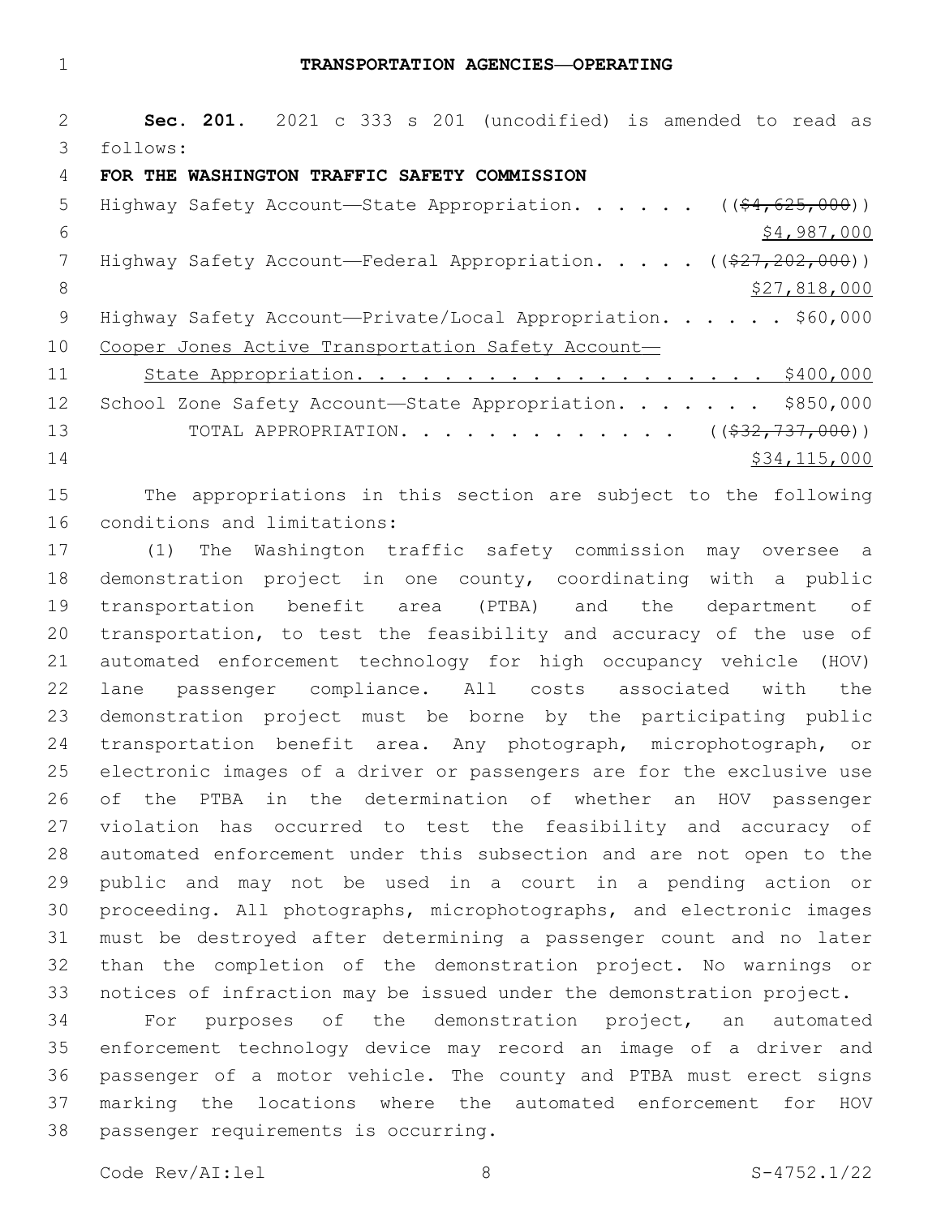# TRANSPORTATION AGENCIES—OPERATING

**Sec. 201.** 2021 c 333 s 201 (uncodified) is amended to read as follows:

**FOR THE WASHINGTON TRAFFIC SAFETY COMMISSION**

Highway Safety Account—State Appropriation. . . . . . ((~~$4,625,000~~))
$4,987,000

Highway Safety Account—Federal Appropriation. . . . . ((~~$27,202,000~~))
$27,818,000

Highway Safety Account—Private/Local Appropriation. . . . . . $60,000

Cooper Jones Active Transportation Safety Account—
State Appropriation. . . . . . . . . . . . . . . . . . . $400,000

School Zone Safety Account—State Appropriation. . . . . . . $850,000

TOTAL APPROPRIATION. . . . . . . . . . . . . ((~~$32,737,000~~))
$34,115,000

The appropriations in this section are subject to the following conditions and limitations:

(1) The Washington traffic safety commission may oversee a demonstration project in one county, coordinating with a public transportation benefit area (PTBA) and the department of transportation, to test the feasibility and accuracy of the use of automated enforcement technology for high occupancy vehicle (HOV) lane passenger compliance. All costs associated with the demonstration project must be borne by the participating public transportation benefit area. Any photograph, microphotograph, or electronic images of a driver or passengers are for the exclusive use of the PTBA in the determination of whether an HOV passenger violation has occurred to test the feasibility and accuracy of automated enforcement under this subsection and are not open to the public and may not be used in a court in a pending action or proceeding. All photographs, microphotographs, and electronic images must be destroyed after determining a passenger count and no later than the completion of the demonstration project. No warnings or notices of infraction may be issued under the demonstration project.

For purposes of the demonstration project, an automated enforcement technology device may record an image of a driver and passenger of a motor vehicle. The county and PTBA must erect signs marking the locations where the automated enforcement for HOV passenger requirements is occurring.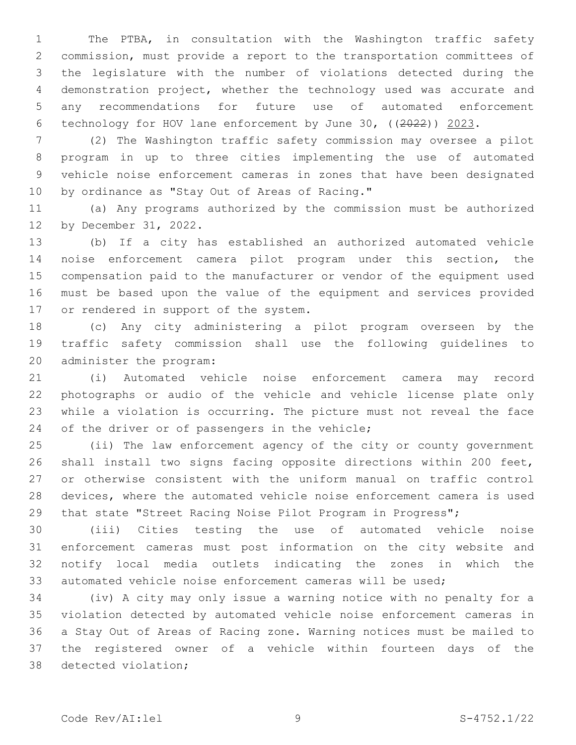The PTBA, in consultation with the Washington traffic safety commission, must provide a report to the transportation committees of the legislature with the number of violations detected during the demonstration project, whether the technology used was accurate and any recommendations for future use of automated enforcement technology for HOV lane enforcement by June 30, ((~~2022~~)) 2023.

(2) The Washington traffic safety commission may oversee a pilot program in up to three cities implementing the use of automated vehicle noise enforcement cameras in zones that have been designated by ordinance as "Stay Out of Areas of Racing."

(a) Any programs authorized by the commission must be authorized by December 31, 2022.

(b) If a city has established an authorized automated vehicle noise enforcement camera pilot program under this section, the compensation paid to the manufacturer or vendor of the equipment used must be based upon the value of the equipment and services provided or rendered in support of the system.

(c) Any city administering a pilot program overseen by the traffic safety commission shall use the following guidelines to administer the program:

(i) Automated vehicle noise enforcement camera may record photographs or audio of the vehicle and vehicle license plate only while a violation is occurring. The picture must not reveal the face of the driver or of passengers in the vehicle;

(ii) The law enforcement agency of the city or county government shall install two signs facing opposite directions within 200 feet, or otherwise consistent with the uniform manual on traffic control devices, where the automated vehicle noise enforcement camera is used that state "Street Racing Noise Pilot Program in Progress";

(iii) Cities testing the use of automated vehicle noise enforcement cameras must post information on the city website and notify local media outlets indicating the zones in which the automated vehicle noise enforcement cameras will be used;

(iv) A city may only issue a warning notice with no penalty for a violation detected by automated vehicle noise enforcement cameras in a Stay Out of Areas of Racing zone. Warning notices must be mailed to the registered owner of a vehicle within fourteen days of the detected violation;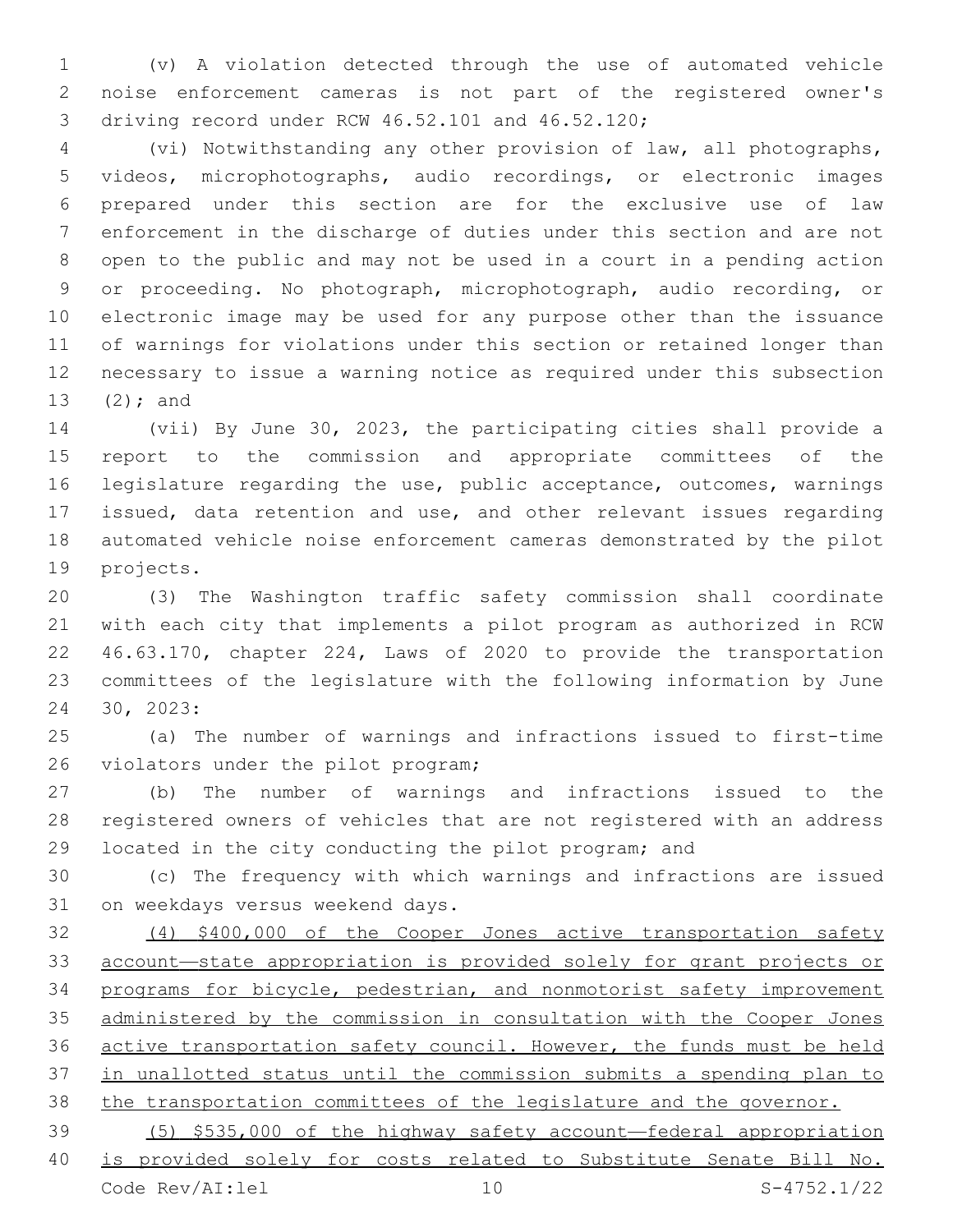(v) A violation detected through the use of automated vehicle noise enforcement cameras is not part of the registered owner's driving record under RCW 46.52.101 and 46.52.120;

(vi) Notwithstanding any other provision of law, all photographs, videos, microphotographs, audio recordings, or electronic images prepared under this section are for the exclusive use of law enforcement in the discharge of duties under this section and are not open to the public and may not be used in a court in a pending action or proceeding. No photograph, microphotograph, audio recording, or electronic image may be used for any purpose other than the issuance of warnings for violations under this section or retained longer than necessary to issue a warning notice as required under this subsection (2); and

(vii) By June 30, 2023, the participating cities shall provide a report to the commission and appropriate committees of the legislature regarding the use, public acceptance, outcomes, warnings issued, data retention and use, and other relevant issues regarding automated vehicle noise enforcement cameras demonstrated by the pilot projects.

(3) The Washington traffic safety commission shall coordinate with each city that implements a pilot program as authorized in RCW 46.63.170, chapter 224, Laws of 2020 to provide the transportation committees of the legislature with the following information by June 30, 2023:

(a) The number of warnings and infractions issued to first-time violators under the pilot program;

(b) The number of warnings and infractions issued to the registered owners of vehicles that are not registered with an address located in the city conducting the pilot program; and

(c) The frequency with which warnings and infractions are issued on weekdays versus weekend days.

<u>(4) $400,000 of the Cooper Jones active transportation safety account—state appropriation is provided solely for grant projects or programs for bicycle, pedestrian, and nonmotorist safety improvement administered by the commission in consultation with the Cooper Jones active transportation safety council. However, the funds must be held in unallotted status until the commission submits a spending plan to the transportation committees of the legislature and the governor.</u>

<u>(5) $535,000 of the highway safety account—federal appropriation is provided solely for costs related to Substitute Senate Bill No.</u>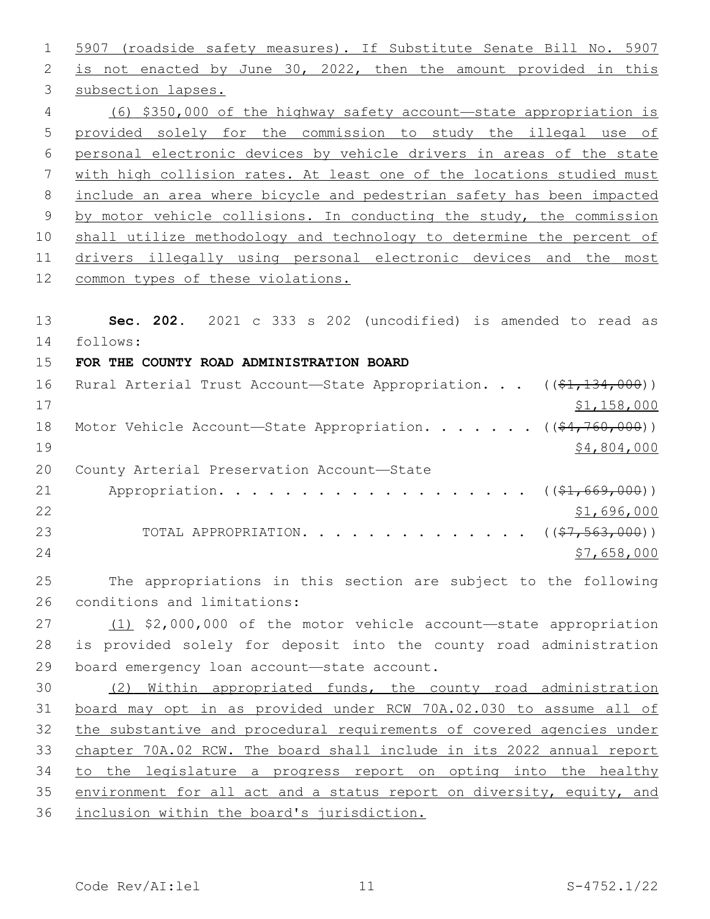5907 (roadside safety measures). If Substitute Senate Bill No. 5907 is not enacted by June 30, 2022, then the amount provided in this subsection lapses.

(6) $350,000 of the highway safety account—state appropriation is provided solely for the commission to study the illegal use of personal electronic devices by vehicle drivers in areas of the state with high collision rates. At least one of the locations studied must include an area where bicycle and pedestrian safety has been impacted by motor vehicle collisions. In conducting the study, the commission shall utilize methodology and technology to determine the percent of drivers illegally using personal electronic devices and the most common types of these violations.

**Sec. 202.** 2021 c 333 s 202 (uncodified) is amended to read as follows:

**FOR THE COUNTY ROAD ADMINISTRATION BOARD**

Rural Arterial Trust Account—State Appropriation. . . (($1,134,000)) $1,158,000

Motor Vehicle Account—State Appropriation. . . . . . . (($4,760,000)) $4,804,000

County Arterial Preservation Account—State Appropriation. . . . . . . . . . . . . . . . . . . . (($1,669,000)) $1,696,000

TOTAL APPROPRIATION. . . . . . . . . . . . . . (($7,563,000)) $7,658,000

The appropriations in this section are subject to the following conditions and limitations:

(1) $2,000,000 of the motor vehicle account—state appropriation is provided solely for deposit into the county road administration board emergency loan account—state account.

(2) Within appropriated funds, the county road administration board may opt in as provided under RCW 70A.02.030 to assume all of the substantive and procedural requirements of covered agencies under chapter 70A.02 RCW. The board shall include in its 2022 annual report to the legislature a progress report on opting into the healthy environment for all act and a status report on diversity, equity, and inclusion within the board's jurisdiction.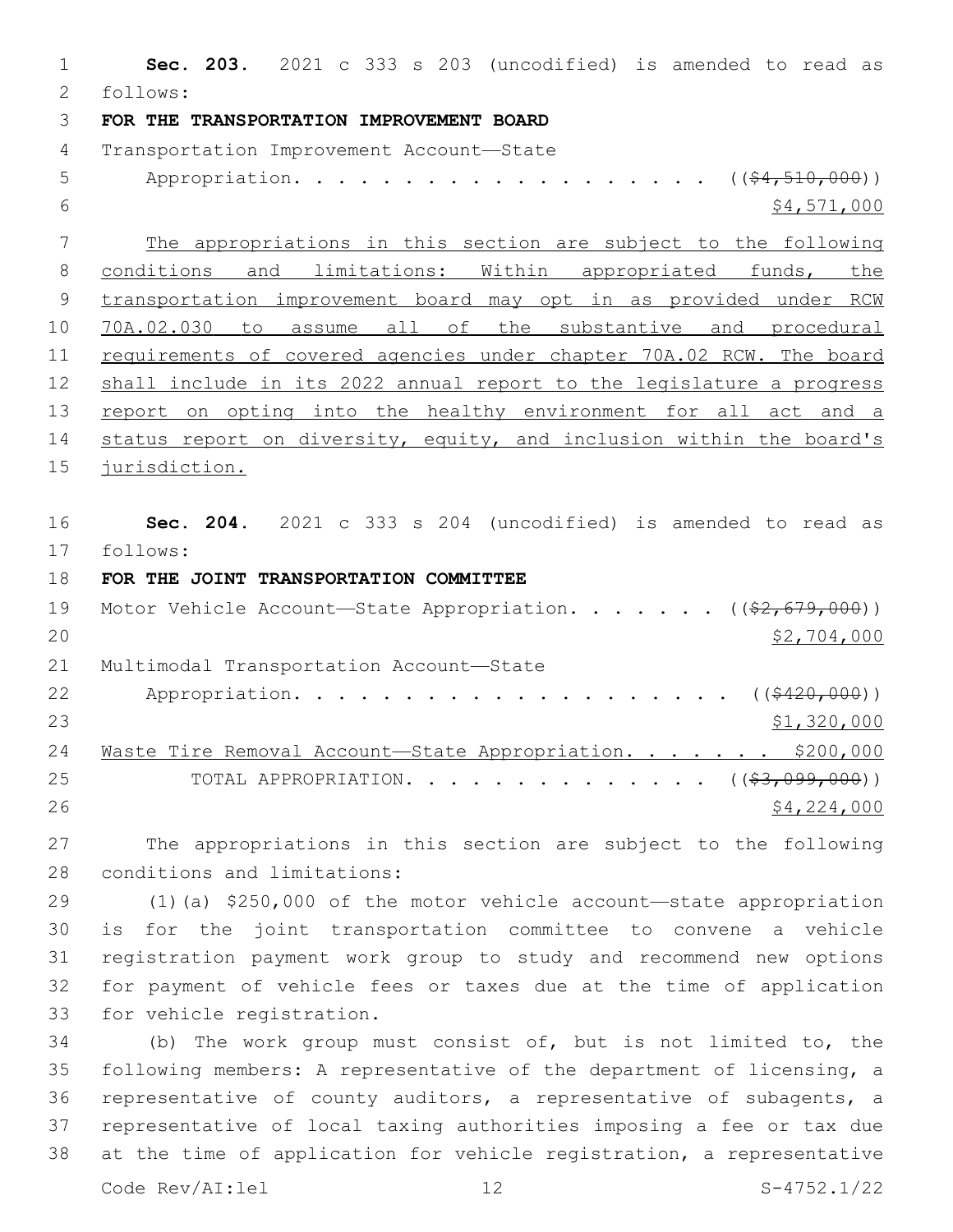**Sec. 203.** 2021 c 333 s 203 (uncodified) is amended to read as follows:

**FOR THE TRANSPORTATION IMPROVEMENT BOARD**

Transportation Improvement Account—State Appropriation. . . . . . . . . . . . . . . . . . . . (( ~~$4,510,000~~ ))
$4,571,000

The appropriations in this section are subject to the following conditions and limitations: Within appropriated funds, the transportation improvement board may opt in as provided under RCW 70A.02.030 to assume all of the substantive and procedural requirements of covered agencies under chapter 70A.02 RCW. The board shall include in its 2022 annual report to the legislature a progress report on opting into the healthy environment for all act and a status report on diversity, equity, and inclusion within the board's jurisdiction.

**Sec. 204.** 2021 c 333 s 204 (uncodified) is amended to read as follows:

**FOR THE JOINT TRANSPORTATION COMMITTEE**

Motor Vehicle Account—State Appropriation. . . . . . . (( ~~$2,679,000~~ ))
$2,704,000

Multimodal Transportation Account—State Appropriation. . . . . . . . . . . . . . . . . . . . (( ~~$420,000~~ ))
$1,320,000

Waste Tire Removal Account—State Appropriation. . . . . . . $200,000

TOTAL APPROPRIATION. . . . . . . . . . . . . . (( ~~$3,099,000~~ ))
$4,224,000

The appropriations in this section are subject to the following conditions and limitations:

(1)(a) $250,000 of the motor vehicle account—state appropriation is for the joint transportation committee to convene a vehicle registration payment work group to study and recommend new options for payment of vehicle fees or taxes due at the time of application for vehicle registration.

(b) The work group must consist of, but is not limited to, the following members: A representative of the department of licensing, a representative of county auditors, a representative of subagents, a representative of local taxing authorities imposing a fee or tax due at the time of application for vehicle registration, a representative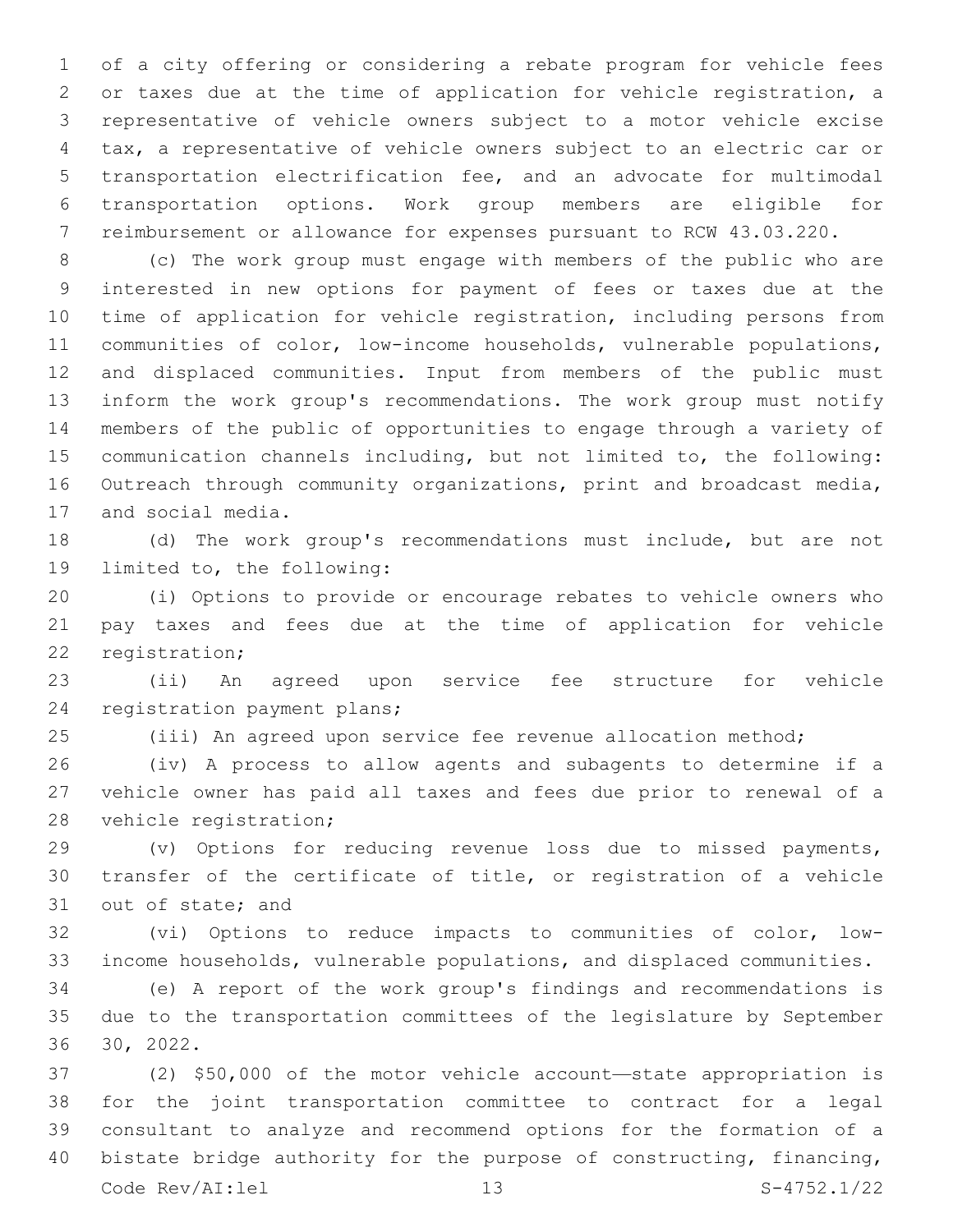of a city offering or considering a rebate program for vehicle fees or taxes due at the time of application for vehicle registration, a representative of vehicle owners subject to a motor vehicle excise tax, a representative of vehicle owners subject to an electric car or transportation electrification fee, and an advocate for multimodal transportation options. Work group members are eligible for reimbursement or allowance for expenses pursuant to RCW 43.03.220.

(c) The work group must engage with members of the public who are interested in new options for payment of fees or taxes due at the time of application for vehicle registration, including persons from communities of color, low-income households, vulnerable populations, and displaced communities. Input from members of the public must inform the work group's recommendations. The work group must notify members of the public of opportunities to engage through a variety of communication channels including, but not limited to, the following: Outreach through community organizations, print and broadcast media, and social media.

(d) The work group's recommendations must include, but are not limited to, the following:

(i) Options to provide or encourage rebates to vehicle owners who pay taxes and fees due at the time of application for vehicle registration;

(ii) An agreed upon service fee structure for vehicle registration payment plans;

(iii) An agreed upon service fee revenue allocation method;

(iv) A process to allow agents and subagents to determine if a vehicle owner has paid all taxes and fees due prior to renewal of a vehicle registration;

(v) Options for reducing revenue loss due to missed payments, transfer of the certificate of title, or registration of a vehicle out of state; and

(vi) Options to reduce impacts to communities of color, low-income households, vulnerable populations, and displaced communities.

(e) A report of the work group's findings and recommendations is due to the transportation committees of the legislature by September 30, 2022.

(2) $50,000 of the motor vehicle account—state appropriation is for the joint transportation committee to contract for a legal consultant to analyze and recommend options for the formation of a bistate bridge authority for the purpose of constructing, financing,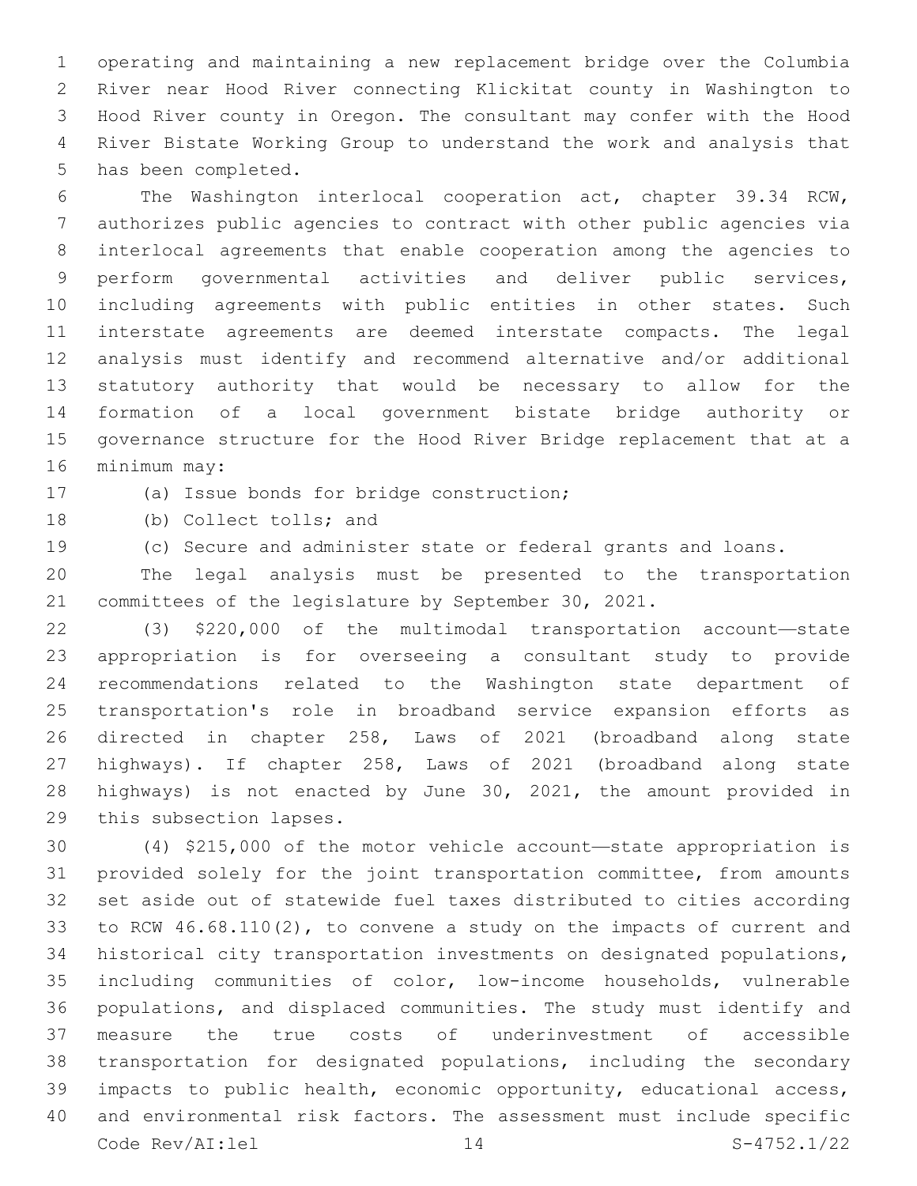operating and maintaining a new replacement bridge over the Columbia River near Hood River connecting Klickitat county in Washington to Hood River county in Oregon. The consultant may confer with the Hood River Bistate Working Group to understand the work and analysis that has been completed.

The Washington interlocal cooperation act, chapter 39.34 RCW, authorizes public agencies to contract with other public agencies via interlocal agreements that enable cooperation among the agencies to perform governmental activities and deliver public services, including agreements with public entities in other states. Such interstate agreements are deemed interstate compacts. The legal analysis must identify and recommend alternative and/or additional statutory authority that would be necessary to allow for the formation of a local government bistate bridge authority or governance structure for the Hood River Bridge replacement that at a minimum may:

(a) Issue bonds for bridge construction;

(b) Collect tolls; and

(c) Secure and administer state or federal grants and loans.

The legal analysis must be presented to the transportation committees of the legislature by September 30, 2021.

(3) $220,000 of the multimodal transportation account—state appropriation is for overseeing a consultant study to provide recommendations related to the Washington state department of transportation's role in broadband service expansion efforts as directed in chapter 258, Laws of 2021 (broadband along state highways). If chapter 258, Laws of 2021 (broadband along state highways) is not enacted by June 30, 2021, the amount provided in this subsection lapses.

(4) $215,000 of the motor vehicle account—state appropriation is provided solely for the joint transportation committee, from amounts set aside out of statewide fuel taxes distributed to cities according to RCW 46.68.110(2), to convene a study on the impacts of current and historical city transportation investments on designated populations, including communities of color, low-income households, vulnerable populations, and displaced communities. The study must identify and measure the true costs of underinvestment of accessible transportation for designated populations, including the secondary impacts to public health, economic opportunity, educational access, and environmental risk factors. The assessment must include specific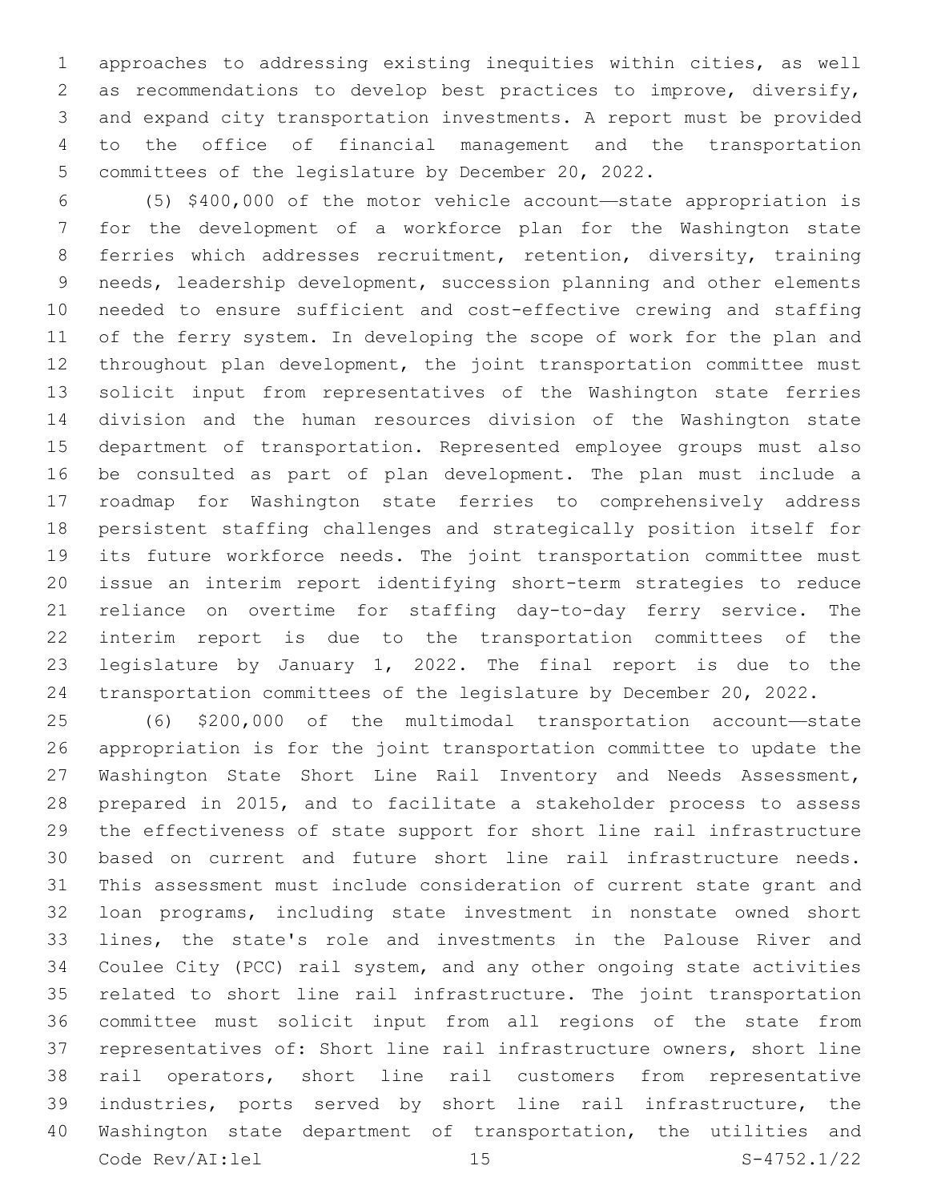approaches to addressing existing inequities within cities, as well as recommendations to develop best practices to improve, diversify, and expand city transportation investments. A report must be provided to the office of financial management and the transportation committees of the legislature by December 20, 2022.

(5) $400,000 of the motor vehicle account—state appropriation is for the development of a workforce plan for the Washington state ferries which addresses recruitment, retention, diversity, training needs, leadership development, succession planning and other elements needed to ensure sufficient and cost-effective crewing and staffing of the ferry system. In developing the scope of work for the plan and throughout plan development, the joint transportation committee must solicit input from representatives of the Washington state ferries division and the human resources division of the Washington state department of transportation. Represented employee groups must also be consulted as part of plan development. The plan must include a roadmap for Washington state ferries to comprehensively address persistent staffing challenges and strategically position itself for its future workforce needs. The joint transportation committee must issue an interim report identifying short-term strategies to reduce reliance on overtime for staffing day-to-day ferry service. The interim report is due to the transportation committees of the legislature by January 1, 2022. The final report is due to the transportation committees of the legislature by December 20, 2022.

(6) $200,000 of the multimodal transportation account—state appropriation is for the joint transportation committee to update the Washington State Short Line Rail Inventory and Needs Assessment, prepared in 2015, and to facilitate a stakeholder process to assess the effectiveness of state support for short line rail infrastructure based on current and future short line rail infrastructure needs. This assessment must include consideration of current state grant and loan programs, including state investment in nonstate owned short lines, the state's role and investments in the Palouse River and Coulee City (PCC) rail system, and any other ongoing state activities related to short line rail infrastructure. The joint transportation committee must solicit input from all regions of the state from representatives of: Short line rail infrastructure owners, short line rail operators, short line rail customers from representative industries, ports served by short line rail infrastructure, the Washington state department of transportation, the utilities and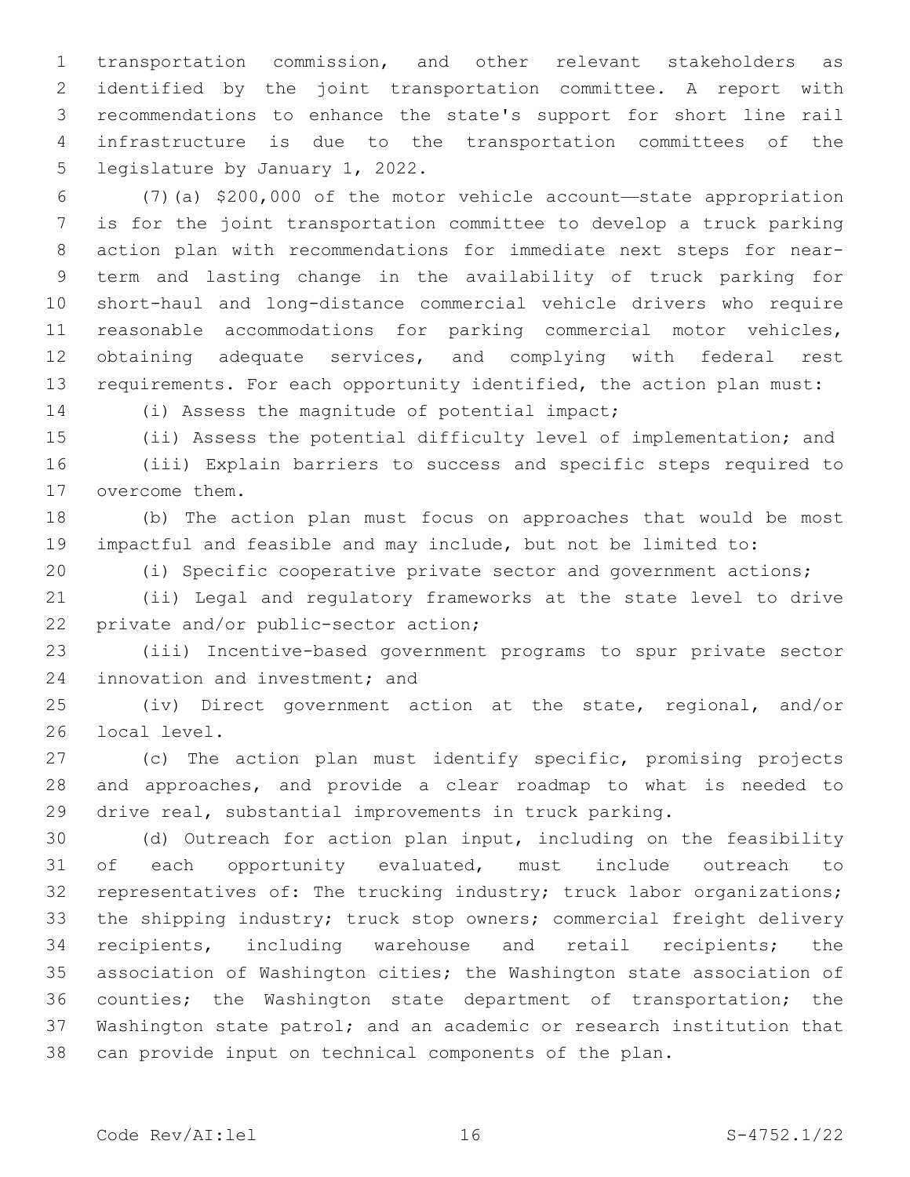transportation commission, and other relevant stakeholders as identified by the joint transportation committee. A report with recommendations to enhance the state's support for short line rail infrastructure is due to the transportation committees of the legislature by January 1, 2022.

(7)(a) $200,000 of the motor vehicle account—state appropriation is for the joint transportation committee to develop a truck parking action plan with recommendations for immediate next steps for near-term and lasting change in the availability of truck parking for short-haul and long-distance commercial vehicle drivers who require reasonable accommodations for parking commercial motor vehicles, obtaining adequate services, and complying with federal rest requirements. For each opportunity identified, the action plan must:

(i) Assess the magnitude of potential impact;

(ii) Assess the potential difficulty level of implementation; and

(iii) Explain barriers to success and specific steps required to overcome them.

(b) The action plan must focus on approaches that would be most impactful and feasible and may include, but not be limited to:

(i) Specific cooperative private sector and government actions;

(ii) Legal and regulatory frameworks at the state level to drive private and/or public-sector action;

(iii) Incentive-based government programs to spur private sector innovation and investment; and

(iv) Direct government action at the state, regional, and/or local level.

(c) The action plan must identify specific, promising projects and approaches, and provide a clear roadmap to what is needed to drive real, substantial improvements in truck parking.

(d) Outreach for action plan input, including on the feasibility of each opportunity evaluated, must include outreach to representatives of: The trucking industry; truck labor organizations; the shipping industry; truck stop owners; commercial freight delivery recipients, including warehouse and retail recipients; the association of Washington cities; the Washington state association of counties; the Washington state department of transportation; the Washington state patrol; and an academic or research institution that can provide input on technical components of the plan.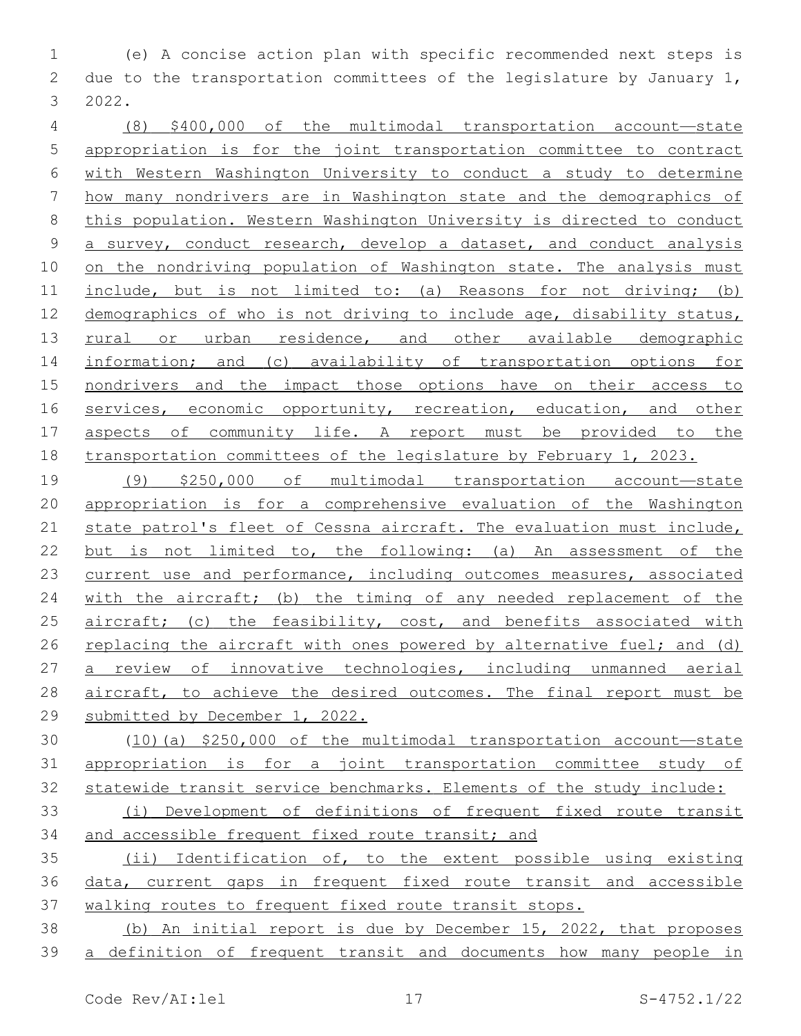(e) A concise action plan with specific recommended next steps is due to the transportation committees of the legislature by January 1, 2022.

(8) $400,000 of the multimodal transportation account—state appropriation is for the joint transportation committee to contract with Western Washington University to conduct a study to determine how many nondrivers are in Washington state and the demographics of this population. Western Washington University is directed to conduct a survey, conduct research, develop a dataset, and conduct analysis on the nondriving population of Washington state. The analysis must include, but is not limited to: (a) Reasons for not driving; (b) demographics of who is not driving to include age, disability status, rural or urban residence, and other available demographic information; and (c) availability of transportation options for nondrivers and the impact those options have on their access to services, economic opportunity, recreation, education, and other aspects of community life. A report must be provided to the transportation committees of the legislature by February 1, 2023.

(9) $250,000 of multimodal transportation account—state appropriation is for a comprehensive evaluation of the Washington state patrol's fleet of Cessna aircraft. The evaluation must include, but is not limited to, the following: (a) An assessment of the current use and performance, including outcomes measures, associated with the aircraft; (b) the timing of any needed replacement of the aircraft; (c) the feasibility, cost, and benefits associated with replacing the aircraft with ones powered by alternative fuel; and (d) a review of innovative technologies, including unmanned aerial aircraft, to achieve the desired outcomes. The final report must be submitted by December 1, 2022.

(10)(a) $250,000 of the multimodal transportation account—state appropriation is for a joint transportation committee study of statewide transit service benchmarks. Elements of the study include:

(i) Development of definitions of frequent fixed route transit and accessible frequent fixed route transit; and

(ii) Identification of, to the extent possible using existing data, current gaps in frequent fixed route transit and accessible walking routes to frequent fixed route transit stops.

(b) An initial report is due by December 15, 2022, that proposes a definition of frequent transit and documents how many people in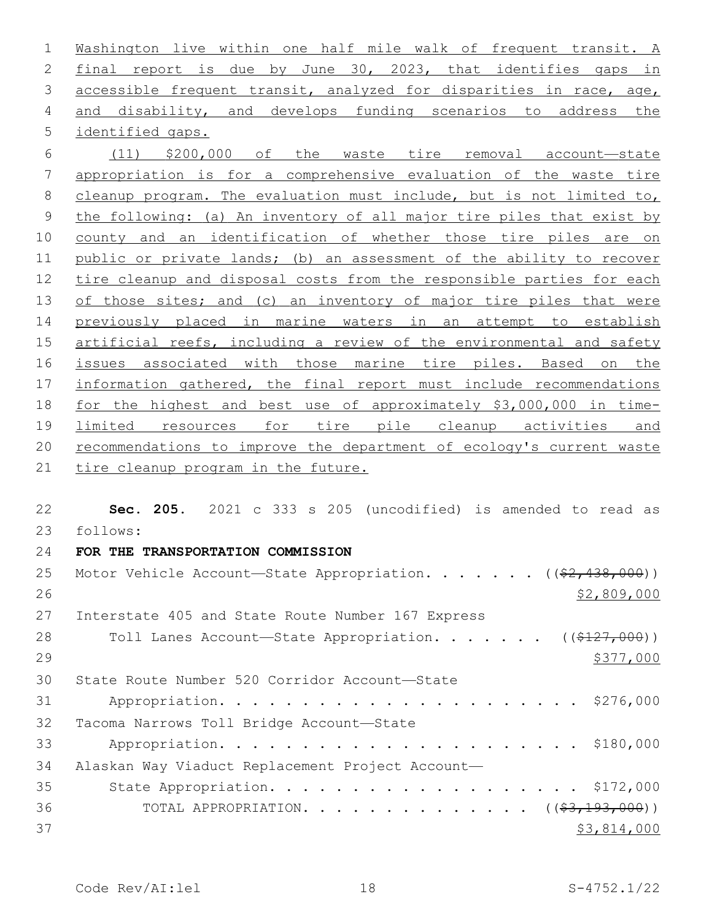Washington live within one half mile walk of frequent transit. A final report is due by June 30, 2023, that identifies gaps in accessible frequent transit, analyzed for disparities in race, age, and disability, and develops funding scenarios to address the identified gaps.

(11) $200,000 of the waste tire removal account—state appropriation is for a comprehensive evaluation of the waste tire cleanup program. The evaluation must include, but is not limited to, the following: (a) An inventory of all major tire piles that exist by county and an identification of whether those tire piles are on public or private lands; (b) an assessment of the ability to recover tire cleanup and disposal costs from the responsible parties for each of those sites; and (c) an inventory of major tire piles that were previously placed in marine waters in an attempt to establish artificial reefs, including a review of the environmental and safety issues associated with those marine tire piles. Based on the information gathered, the final report must include recommendations for the highest and best use of approximately $3,000,000 in time-limited resources for tire pile cleanup activities and recommendations to improve the department of ecology's current waste tire cleanup program in the future.

**Sec. 205.** 2021 c 333 s 205 (uncodified) is amended to read as follows:

**FOR THE TRANSPORTATION COMMISSION**

Motor Vehicle Account—State Appropriation. . . . . . . ((~~$2,438,000~~))
$2,809,000

Interstate 405 and State Route Number 167 Express Toll Lanes Account—State Appropriation. . . . . . . ((~~$127,000~~))
$377,000

State Route Number 520 Corridor Account—State Appropriation. . . . . . . . . . . . . . . . . . . . . . $276,000

Tacoma Narrows Toll Bridge Account—State Appropriation. . . . . . . . . . . . . . . . . . . . . . $180,000

Alaskan Way Viaduct Replacement Project Account—State Appropriation. . . . . . . . . . . . . . . . . . . . $172,000

TOTAL APPROPRIATION. . . . . . . . . . . . . . . ((~~$3,193,000~~))
$3,814,000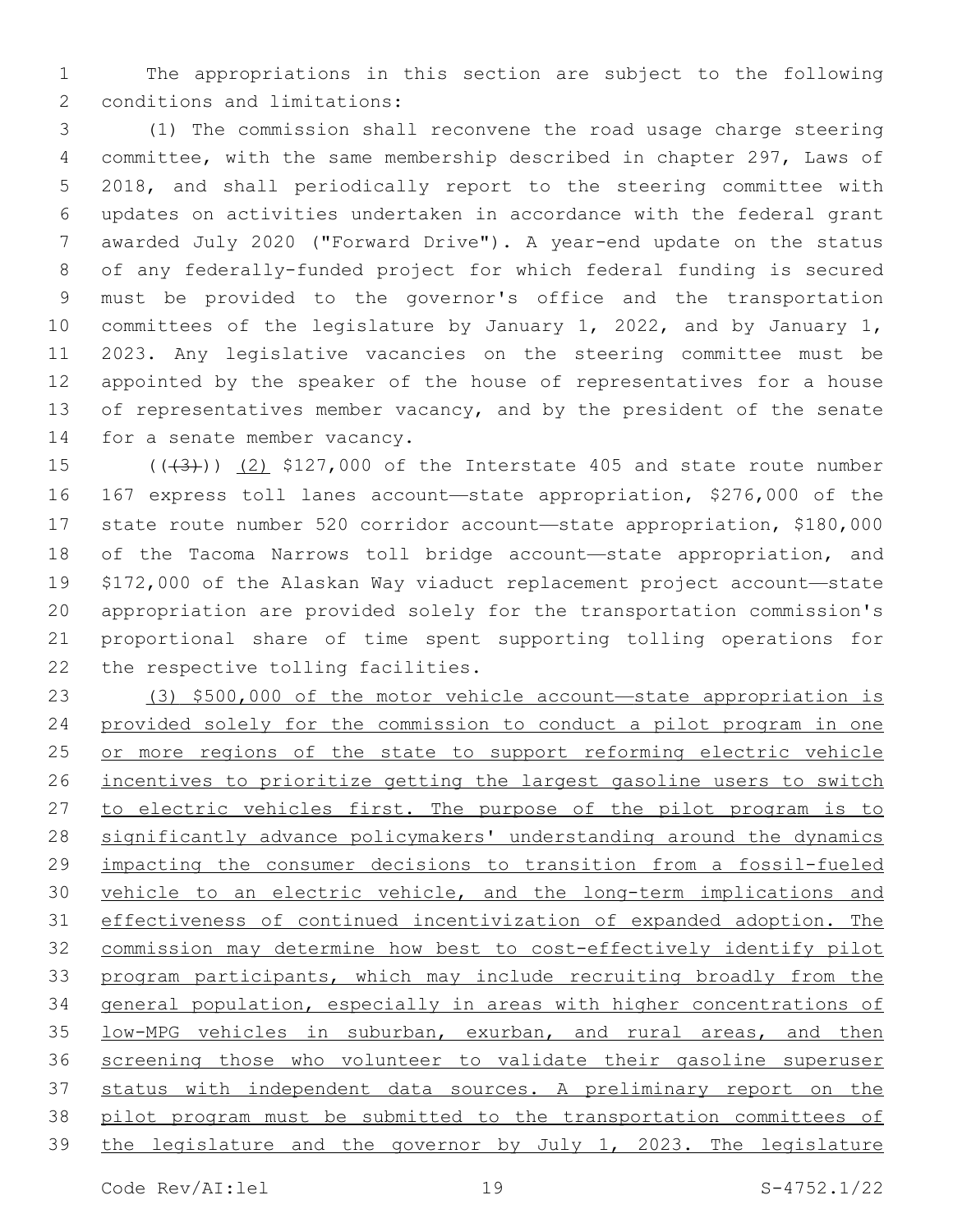The appropriations in this section are subject to the following conditions and limitations:

(1) The commission shall reconvene the road usage charge steering committee, with the same membership described in chapter 297, Laws of 2018, and shall periodically report to the steering committee with updates on activities undertaken in accordance with the federal grant awarded July 2020 ("Forward Drive"). A year-end update on the status of any federally-funded project for which federal funding is secured must be provided to the governor's office and the transportation committees of the legislature by January 1, 2022, and by January 1, 2023. Any legislative vacancies on the steering committee must be appointed by the speaker of the house of representatives for a house of representatives member vacancy, and by the president of the senate for a senate member vacancy.

~~((3))~~ (2) $127,000 of the Interstate 405 and state route number 167 express toll lanes account—state appropriation, $276,000 of the state route number 520 corridor account—state appropriation, $180,000 of the Tacoma Narrows toll bridge account—state appropriation, and $172,000 of the Alaskan Way viaduct replacement project account—state appropriation are provided solely for the transportation commission's proportional share of time spent supporting tolling operations for the respective tolling facilities.

<u>(3) $500,000 of the motor vehicle account—state appropriation is provided solely for the commission to conduct a pilot program in one or more regions of the state to support reforming electric vehicle incentives to prioritize getting the largest gasoline users to switch to electric vehicles first. The purpose of the pilot program is to significantly advance policymakers' understanding around the dynamics impacting the consumer decisions to transition from a fossil-fueled vehicle to an electric vehicle, and the long-term implications and effectiveness of continued incentivization of expanded adoption. The commission may determine how best to cost-effectively identify pilot program participants, which may include recruiting broadly from the general population, especially in areas with higher concentrations of low-MPG vehicles in suburban, exurban, and rural areas, and then screening those who volunteer to validate their gasoline superuser status with independent data sources. A preliminary report on the pilot program must be submitted to the transportation committees of the legislature and the governor by July 1, 2023. The legislature</u>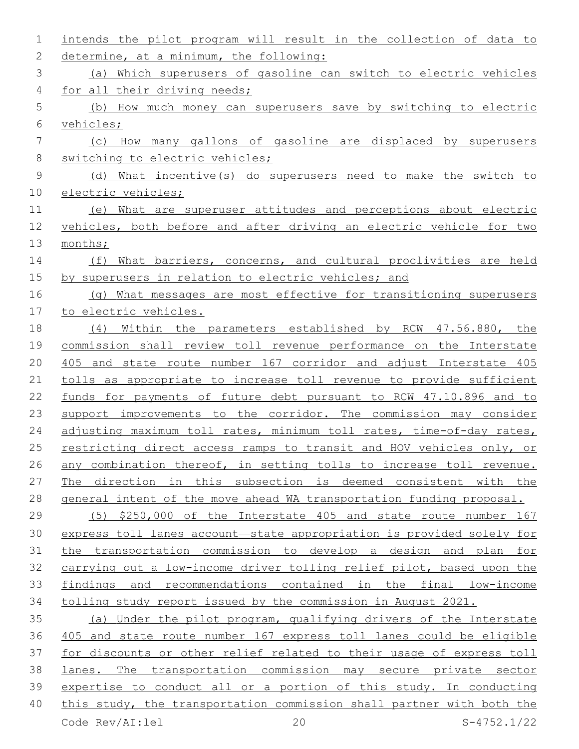intends the pilot program will result in the collection of data to determine, at a minimum, the following:

(a) Which superusers of gasoline can switch to electric vehicles for all their driving needs;

(b) How much money can superusers save by switching to electric vehicles;

(c) How many gallons of gasoline are displaced by superusers switching to electric vehicles;

(d) What incentive(s) do superusers need to make the switch to electric vehicles;

(e) What are superuser attitudes and perceptions about electric vehicles, both before and after driving an electric vehicle for two months;

(f) What barriers, concerns, and cultural proclivities are held by superusers in relation to electric vehicles; and

(g) What messages are most effective for transitioning superusers to electric vehicles.

(4) Within the parameters established by RCW 47.56.880, the commission shall review toll revenue performance on the Interstate 405 and state route number 167 corridor and adjust Interstate 405 tolls as appropriate to increase toll revenue to provide sufficient funds for payments of future debt pursuant to RCW 47.10.896 and to support improvements to the corridor. The commission may consider adjusting maximum toll rates, minimum toll rates, time-of-day rates, restricting direct access ramps to transit and HOV vehicles only, or any combination thereof, in setting tolls to increase toll revenue. The direction in this subsection is deemed consistent with the general intent of the move ahead WA transportation funding proposal.

(5) $250,000 of the Interstate 405 and state route number 167 express toll lanes account—state appropriation is provided solely for the transportation commission to develop a design and plan for carrying out a low-income driver tolling relief pilot, based upon the findings and recommendations contained in the final low-income tolling study report issued by the commission in August 2021.

(a) Under the pilot program, qualifying drivers of the Interstate 405 and state route number 167 express toll lanes could be eligible for discounts or other relief related to their usage of express toll lanes. The transportation commission may secure private sector expertise to conduct all or a portion of this study. In conducting this study, the transportation commission shall partner with both the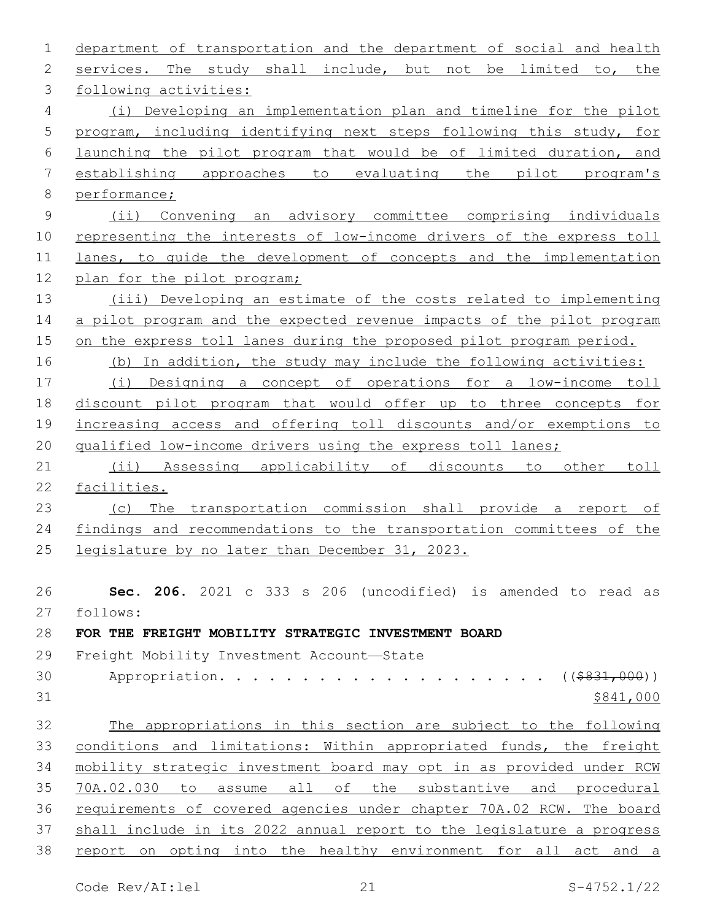department of transportation and the department of social and health services. The study shall include, but not be limited to, the following activities:

(i) Developing an implementation plan and timeline for the pilot program, including identifying next steps following this study, for launching the pilot program that would be of limited duration, and establishing approaches to evaluating the pilot program's performance;

(ii) Convening an advisory committee comprising individuals representing the interests of low-income drivers of the express toll lanes, to guide the development of concepts and the implementation plan for the pilot program;

(iii) Developing an estimate of the costs related to implementing a pilot program and the expected revenue impacts of the pilot program on the express toll lanes during the proposed pilot program period.

(b) In addition, the study may include the following activities:

(i) Designing a concept of operations for a low-income toll discount pilot program that would offer up to three concepts for increasing access and offering toll discounts and/or exemptions to qualified low-income drivers using the express toll lanes;

(ii) Assessing applicability of discounts to other toll facilities.

(c) The transportation commission shall provide a report of findings and recommendations to the transportation committees of the legislature by no later than December 31, 2023.

**Sec. 206.** 2021 c 333 s 206 (uncodified) is amended to read as follows:

**FOR THE FREIGHT MOBILITY STRATEGIC INVESTMENT BOARD**

Freight Mobility Investment Account—State Appropriation. . . . . . . . . . . . . . . . . . . . ((~~$831,000~~)) $841,000

The appropriations in this section are subject to the following conditions and limitations: Within appropriated funds, the freight mobility strategic investment board may opt in as provided under RCW 70A.02.030 to assume all of the substantive and procedural requirements of covered agencies under chapter 70A.02 RCW. The board shall include in its 2022 annual report to the legislature a progress report on opting into the healthy environment for all act and a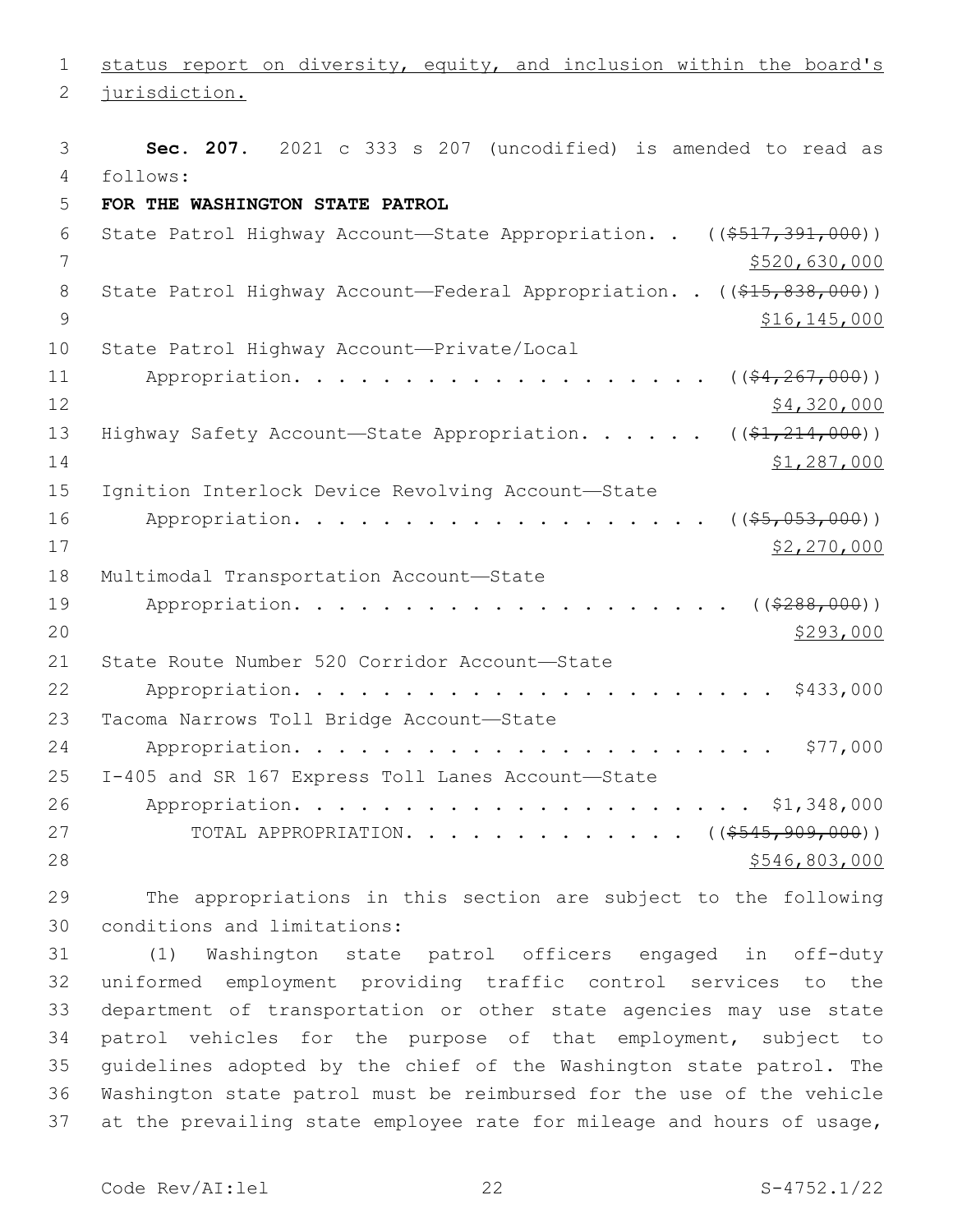status report on diversity, equity, and inclusion within the board's jurisdiction.

**Sec. 207.** 2021 c 333 s 207 (uncodified) is amended to read as follows:

**FOR THE WASHINGTON STATE PATROL**

State Patrol Highway Account—State Appropriation. . ((~~$517,391,000~~)) $520,630,000

State Patrol Highway Account—Federal Appropriation. . ((~~$15,838,000~~)) $16,145,000

State Patrol Highway Account—Private/Local Appropriation. . . . . . . . . . . . . . . . . . . ((~~$4,267,000~~)) $4,320,000

Highway Safety Account—State Appropriation. . . . . . ((~~$1,214,000~~)) $1,287,000

Ignition Interlock Device Revolving Account—State Appropriation. . . . . . . . . . . . . . . . . . . ((~~$5,053,000~~)) $2,270,000

Multimodal Transportation Account—State Appropriation. . . . . . . . . . . . . . . . . . . . ((~~$288,000~~)) $293,000

State Route Number 520 Corridor Account—State Appropriation. . . . . . . . . . . . . . . . . . . . . . $433,000

Tacoma Narrows Toll Bridge Account—State Appropriation. . . . . . . . . . . . . . . . . . . . . . . $77,000

I-405 and SR 167 Express Toll Lanes Account—State Appropriation. . . . . . . . . . . . . . . . . . . . . $1,348,000

TOTAL APPROPRIATION. . . . . . . . . . . . . ((~~$545,909,000~~)) $546,803,000

The appropriations in this section are subject to the following conditions and limitations:

(1) Washington state patrol officers engaged in off-duty uniformed employment providing traffic control services to the department of transportation or other state agencies may use state patrol vehicles for the purpose of that employment, subject to guidelines adopted by the chief of the Washington state patrol. The Washington state patrol must be reimbursed for the use of the vehicle at the prevailing state employee rate for mileage and hours of usage,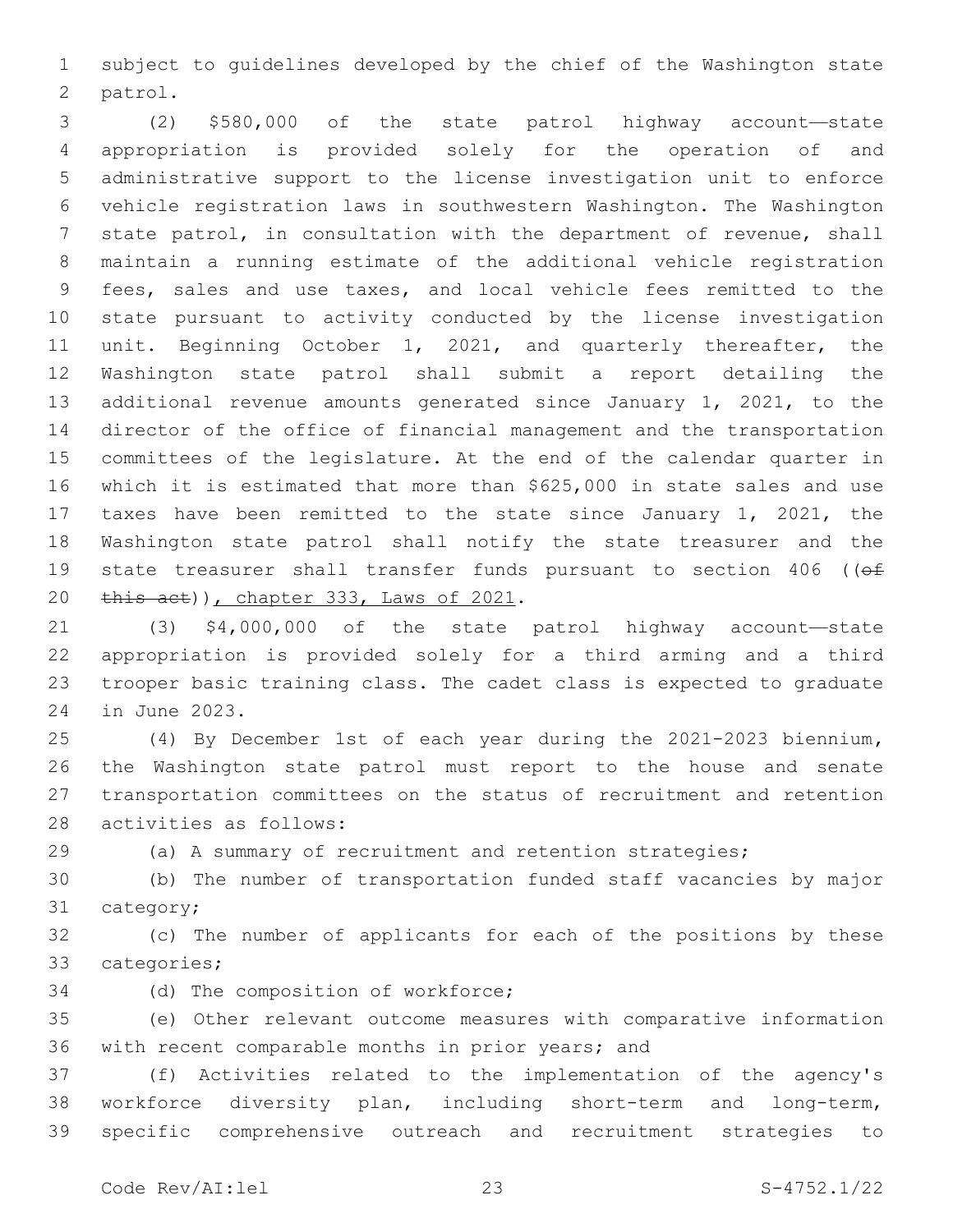subject to guidelines developed by the chief of the Washington state patrol.

(2) $580,000 of the state patrol highway account—state appropriation is provided solely for the operation of and administrative support to the license investigation unit to enforce vehicle registration laws in southwestern Washington. The Washington state patrol, in consultation with the department of revenue, shall maintain a running estimate of the additional vehicle registration fees, sales and use taxes, and local vehicle fees remitted to the state pursuant to activity conducted by the license investigation unit. Beginning October 1, 2021, and quarterly thereafter, the Washington state patrol shall submit a report detailing the additional revenue amounts generated since January 1, 2021, to the director of the office of financial management and the transportation committees of the legislature. At the end of the calendar quarter in which it is estimated that more than $625,000 in state sales and use taxes have been remitted to the state since January 1, 2021, the Washington state patrol shall notify the state treasurer and the state treasurer shall transfer funds pursuant to section 406 ((~~of this act~~)), chapter 333, Laws of 2021.

(3) $4,000,000 of the state patrol highway account—state appropriation is provided solely for a third arming and a third trooper basic training class. The cadet class is expected to graduate in June 2023.

(4) By December 1st of each year during the 2021-2023 biennium, the Washington state patrol must report to the house and senate transportation committees on the status of recruitment and retention activities as follows:

(a) A summary of recruitment and retention strategies;

(b) The number of transportation funded staff vacancies by major category;

(c) The number of applicants for each of the positions by these categories;

(d) The composition of workforce;

(e) Other relevant outcome measures with comparative information with recent comparable months in prior years; and

(f) Activities related to the implementation of the agency's workforce diversity plan, including short-term and long-term, specific comprehensive outreach and recruitment strategies to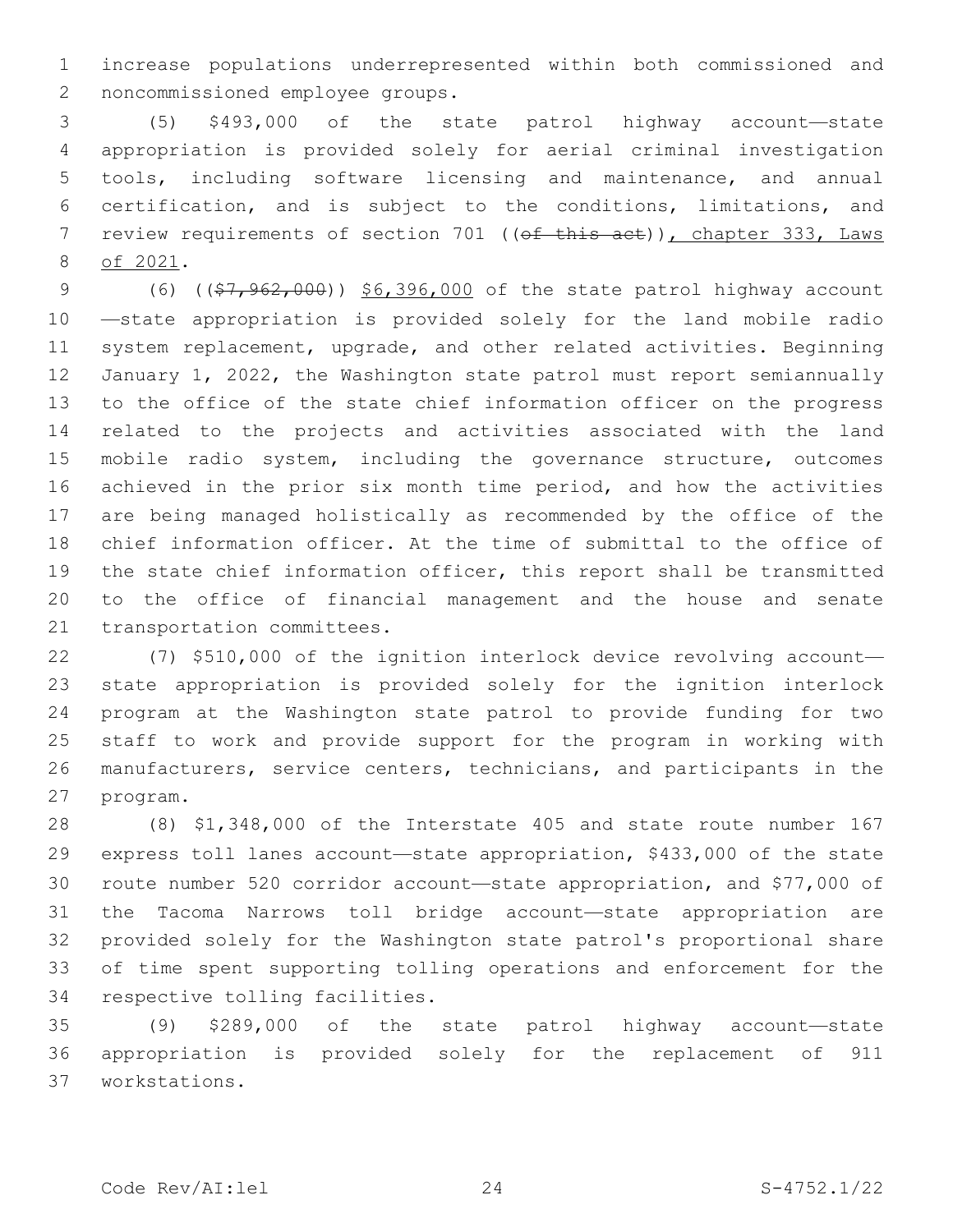increase populations underrepresented within both commissioned and noncommissioned employee groups.

(5) $493,000 of the state patrol highway account—state appropriation is provided solely for aerial criminal investigation tools, including software licensing and maintenance, and annual certification, and is subject to the conditions, limitations, and review requirements of section 701 ((~~of this act~~)), chapter 333, Laws of 2021.

(6) ((~~$7,962,000~~)) $6,396,000 of the state patrol highway account—state appropriation is provided solely for the land mobile radio system replacement, upgrade, and other related activities. Beginning January 1, 2022, the Washington state patrol must report semiannually to the office of the state chief information officer on the progress related to the projects and activities associated with the land mobile radio system, including the governance structure, outcomes achieved in the prior six month time period, and how the activities are being managed holistically as recommended by the office of the chief information officer. At the time of submittal to the office of the state chief information officer, this report shall be transmitted to the office of financial management and the house and senate transportation committees.

(7) $510,000 of the ignition interlock device revolving account—state appropriation is provided solely for the ignition interlock program at the Washington state patrol to provide funding for two staff to work and provide support for the program in working with manufacturers, service centers, technicians, and participants in the program.

(8) $1,348,000 of the Interstate 405 and state route number 167 express toll lanes account—state appropriation, $433,000 of the state route number 520 corridor account—state appropriation, and $77,000 of the Tacoma Narrows toll bridge account—state appropriation are provided solely for the Washington state patrol's proportional share of time spent supporting tolling operations and enforcement for the respective tolling facilities.

(9) $289,000 of the state patrol highway account—state appropriation is provided solely for the replacement of 911 workstations.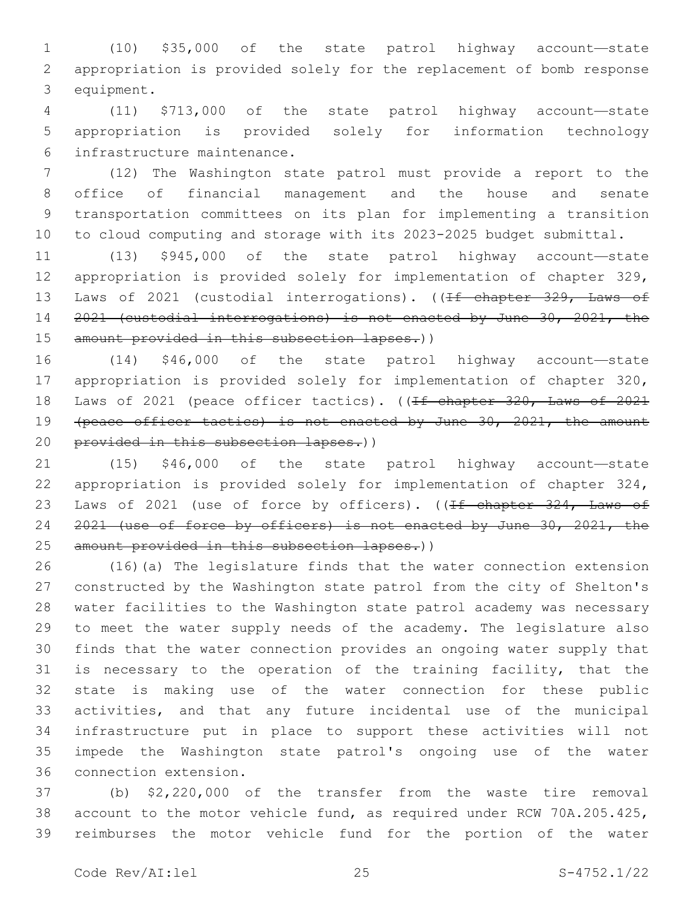(10) $35,000 of the state patrol highway account—state appropriation is provided solely for the replacement of bomb response equipment.

(11) $713,000 of the state patrol highway account—state appropriation is provided solely for information technology infrastructure maintenance.

(12) The Washington state patrol must provide a report to the office of financial management and the house and senate transportation committees on its plan for implementing a transition to cloud computing and storage with its 2023-2025 budget submittal.

(13) $945,000 of the state patrol highway account—state appropriation is provided solely for implementation of chapter 329, Laws of 2021 (custodial interrogations). ((~~If chapter 329, Laws of 2021 (custodial interrogations) is not enacted by June 30, 2021, the amount provided in this subsection lapses.~~))

(14) $46,000 of the state patrol highway account—state appropriation is provided solely for implementation of chapter 320, Laws of 2021 (peace officer tactics). ((~~If chapter 320, Laws of 2021 (peace officer tactics) is not enacted by June 30, 2021, the amount provided in this subsection lapses.~~))

(15) $46,000 of the state patrol highway account—state appropriation is provided solely for implementation of chapter 324, Laws of 2021 (use of force by officers). ((~~If chapter 324, Laws of 2021 (use of force by officers) is not enacted by June 30, 2021, the amount provided in this subsection lapses.~~))

(16)(a) The legislature finds that the water connection extension constructed by the Washington state patrol from the city of Shelton's water facilities to the Washington state patrol academy was necessary to meet the water supply needs of the academy. The legislature also finds that the water connection provides an ongoing water supply that is necessary to the operation of the training facility, that the state is making use of the water connection for these public activities, and that any future incidental use of the municipal infrastructure put in place to support these activities will not impede the Washington state patrol's ongoing use of the water connection extension.

(b) $2,220,000 of the transfer from the waste tire removal account to the motor vehicle fund, as required under RCW 70A.205.425, reimburses the motor vehicle fund for the portion of the water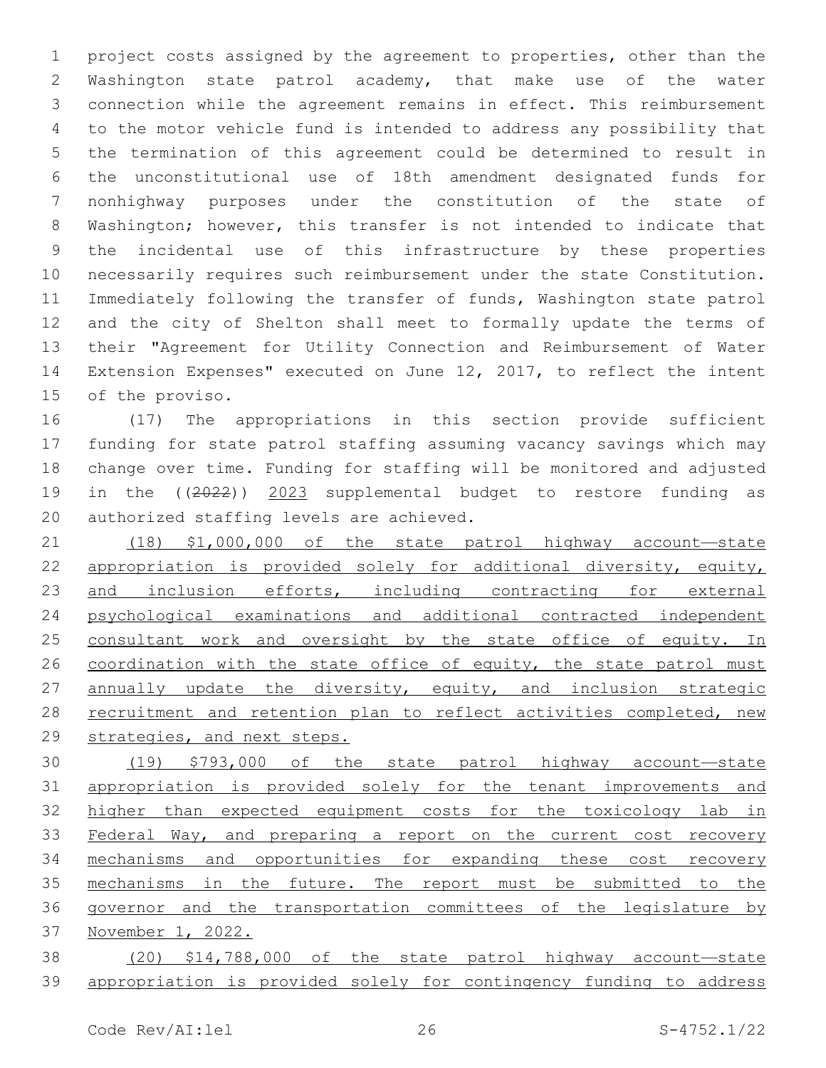project costs assigned by the agreement to properties, other than the Washington state patrol academy, that make use of the water connection while the agreement remains in effect. This reimbursement to the motor vehicle fund is intended to address any possibility that the termination of this agreement could be determined to result in the unconstitutional use of 18th amendment designated funds for nonhighway purposes under the constitution of the state of Washington; however, this transfer is not intended to indicate that the incidental use of this infrastructure by these properties necessarily requires such reimbursement under the state Constitution. Immediately following the transfer of funds, Washington state patrol and the city of Shelton shall meet to formally update the terms of their "Agreement for Utility Connection and Reimbursement of Water Extension Expenses" executed on June 12, 2017, to reflect the intent of the proviso.

(17) The appropriations in this section provide sufficient funding for state patrol staffing assuming vacancy savings which may change over time. Funding for staffing will be monitored and adjusted in the ((~~2022~~)) <u>2023</u> supplemental budget to restore funding as authorized staffing levels are achieved.

<u>(18) $1,000,000 of the state patrol highway account—state appropriation is provided solely for additional diversity, equity, and inclusion efforts, including contracting for external psychological examinations and additional contracted independent consultant work and oversight by the state office of equity. In coordination with the state office of equity, the state patrol must annually update the diversity, equity, and inclusion strategic recruitment and retention plan to reflect activities completed, new strategies, and next steps.</u>

<u>(19) $793,000 of the state patrol highway account—state appropriation is provided solely for the tenant improvements and higher than expected equipment costs for the toxicology lab in Federal Way, and preparing a report on the current cost recovery mechanisms and opportunities for expanding these cost recovery mechanisms in the future. The report must be submitted to the governor and the transportation committees of the legislature by November 1, 2022.</u>

<u>(20) $14,788,000 of the state patrol highway account—state appropriation is provided solely for contingency funding to address</u>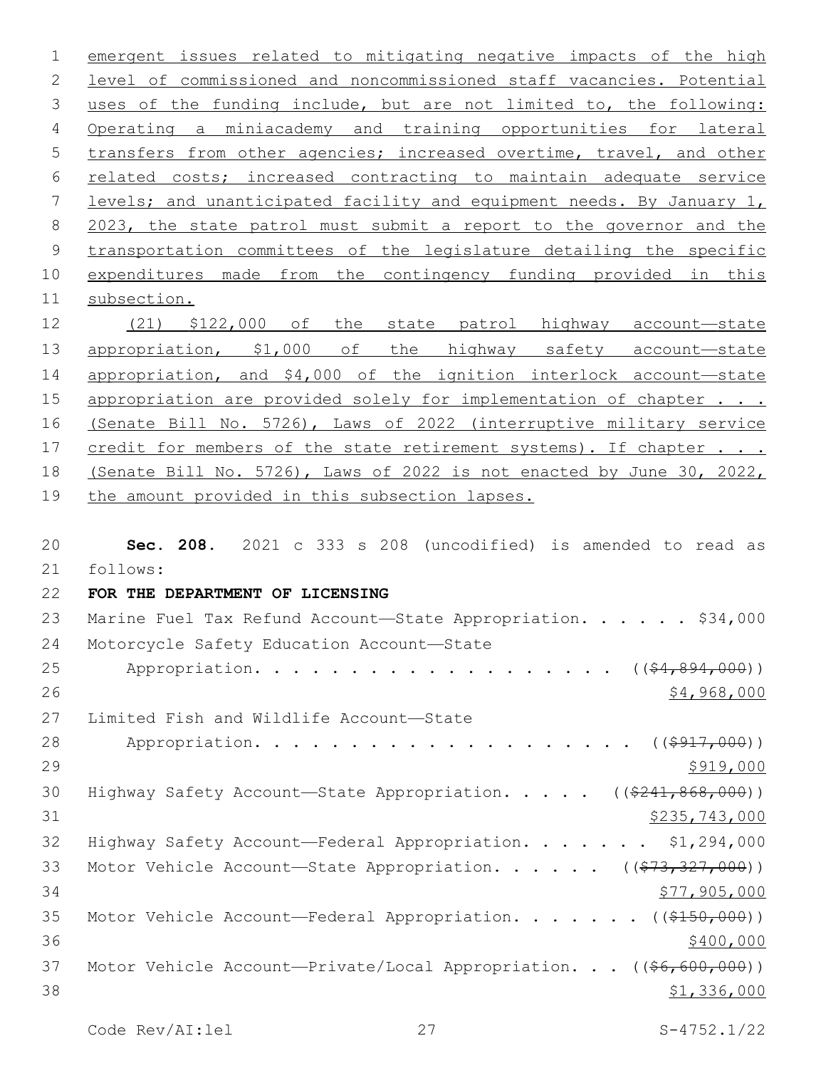emergent issues related to mitigating negative impacts of the high level of commissioned and noncommissioned staff vacancies. Potential uses of the funding include, but are not limited to, the following: Operating a miniacademy and training opportunities for lateral transfers from other agencies; increased overtime, travel, and other related costs; increased contracting to maintain adequate service levels; and unanticipated facility and equipment needs. By January 1, 2023, the state patrol must submit a report to the governor and the transportation committees of the legislature detailing the specific expenditures made from the contingency funding provided in this subsection.

(21) $122,000 of the state patrol highway account—state appropriation, $1,000 of the highway safety account—state appropriation, and $4,000 of the ignition interlock account—state appropriation are provided solely for implementation of chapter . . . (Senate Bill No. 5726), Laws of 2022 (interruptive military service credit for members of the state retirement systems). If chapter . . . (Senate Bill No. 5726), Laws of 2022 is not enacted by June 30, 2022, the amount provided in this subsection lapses.

**Sec. 208.** 2021 c 333 s 208 (uncodified) is amended to read as follows:

**FOR THE DEPARTMENT OF LICENSING**

Marine Fuel Tax Refund Account—State Appropriation. . . . . . $34,000

Motorcycle Safety Education Account—State Appropriation. . . . . . . . . . . . . . . . . . . (($4,894,000)) $4,968,000

Limited Fish and Wildlife Account—State Appropriation. . . . . . . . . . . . . . . . . . . . (($917,000)) $919,000

Highway Safety Account—State Appropriation. . . . . (($241,868,000)) $235,743,000

Highway Safety Account—Federal Appropriation. . . . . . . $1,294,000

Motor Vehicle Account—State Appropriation. . . . . . (($73,327,000)) $77,905,000

Motor Vehicle Account—Federal Appropriation. . . . . . . (($150,000)) $400,000

Motor Vehicle Account—Private/Local Appropriation. . . (($6,600,000)) $1,336,000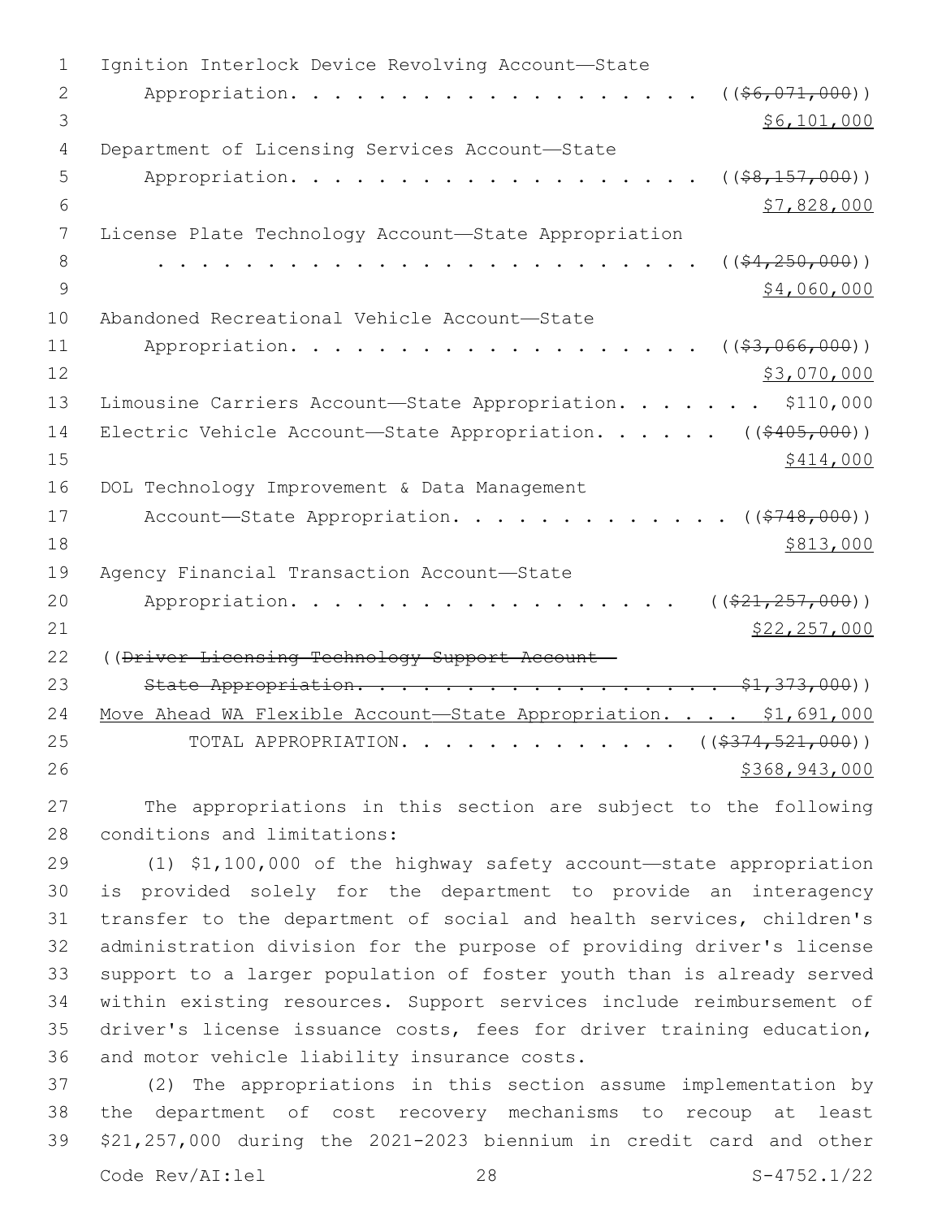Ignition Interlock Device Revolving Account—State Appropriation. . . . . . . . . . . . . . . . . . . . ((~~$6,071,000~~))
$6,101,000

Department of Licensing Services Account—State Appropriation. . . . . . . . . . . . . . . . . . . . ((~~$8,157,000~~))
$7,828,000

License Plate Technology Account—State Appropriation . . . . . . . . . . . . . . . . . . . . . . . . . . ((~~$4,250,000~~))
$4,060,000

Abandoned Recreational Vehicle Account—State Appropriation. . . . . . . . . . . . . . . . . . . . ((~~$3,066,000~~))
$3,070,000

Limousine Carriers Account—State Appropriation. . . . . . . $110,000

Electric Vehicle Account—State Appropriation. . . . . . ((~~$405,000~~))
$414,000

DOL Technology Improvement & Data Management Account—State Appropriation. . . . . . . . . . . . . . ((~~$748,000~~))
$813,000

Agency Financial Transaction Account—State Appropriation. . . . . . . . . . . . . . . . . . . ((~~$21,257,000~~))
$22,257,000

((~~Driver Licensing Technology Support Account—State Appropriation. . . . . . . . . . . . . . . . . . . $1,373,000~~))

Move Ahead WA Flexible Account—State Appropriation. . . . $1,691,000

TOTAL APPROPRIATION. . . . . . . . . . . . . . ((~~$374,521,000~~))
$368,943,000

The appropriations in this section are subject to the following conditions and limitations:

(1) $1,100,000 of the highway safety account—state appropriation is provided solely for the department to provide an interagency transfer to the department of social and health services, children's administration division for the purpose of providing driver's license support to a larger population of foster youth than is already served within existing resources. Support services include reimbursement of driver's license issuance costs, fees for driver training education, and motor vehicle liability insurance costs.

(2) The appropriations in this section assume implementation by the department of cost recovery mechanisms to recoup at least $21,257,000 during the 2021-2023 biennium in credit card and other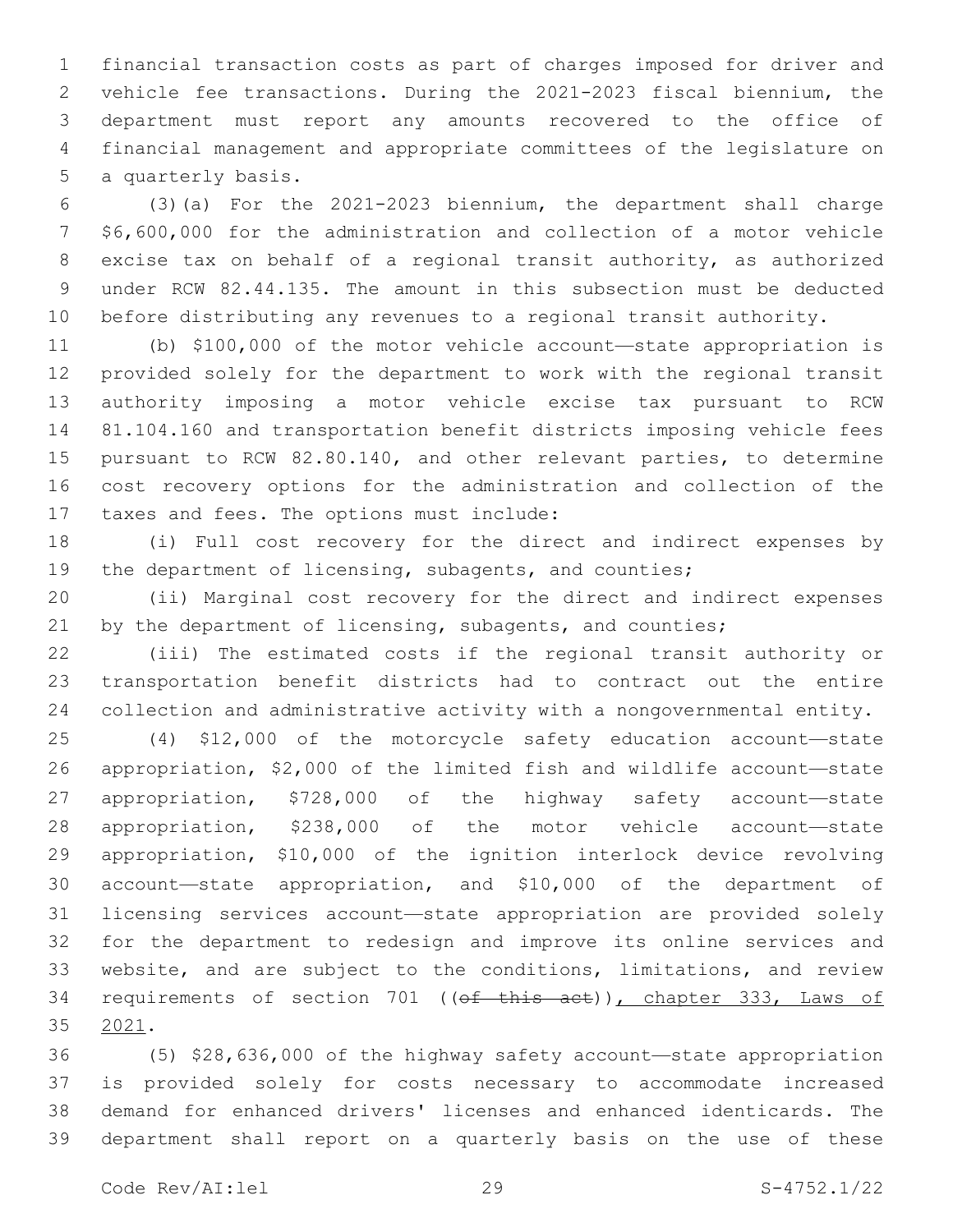financial transaction costs as part of charges imposed for driver and vehicle fee transactions. During the 2021-2023 fiscal biennium, the department must report any amounts recovered to the office of financial management and appropriate committees of the legislature on a quarterly basis.

(3)(a) For the 2021-2023 biennium, the department shall charge $6,600,000 for the administration and collection of a motor vehicle excise tax on behalf of a regional transit authority, as authorized under RCW 82.44.135. The amount in this subsection must be deducted before distributing any revenues to a regional transit authority.

(b) $100,000 of the motor vehicle account—state appropriation is provided solely for the department to work with the regional transit authority imposing a motor vehicle excise tax pursuant to RCW 81.104.160 and transportation benefit districts imposing vehicle fees pursuant to RCW 82.80.140, and other relevant parties, to determine cost recovery options for the administration and collection of the taxes and fees. The options must include:

(i) Full cost recovery for the direct and indirect expenses by the department of licensing, subagents, and counties;

(ii) Marginal cost recovery for the direct and indirect expenses by the department of licensing, subagents, and counties;

(iii) The estimated costs if the regional transit authority or transportation benefit districts had to contract out the entire collection and administrative activity with a nongovernmental entity.

(4) $12,000 of the motorcycle safety education account—state appropriation, $2,000 of the limited fish and wildlife account—state appropriation, $728,000 of the highway safety account—state appropriation, $238,000 of the motor vehicle account—state appropriation, $10,000 of the ignition interlock device revolving account—state appropriation, and $10,000 of the department of licensing services account—state appropriation are provided solely for the department to redesign and improve its online services and website, and are subject to the conditions, limitations, and review requirements of section 701 ((~~of this act~~)), chapter 333, Laws of 2021.

(5) $28,636,000 of the highway safety account—state appropriation is provided solely for costs necessary to accommodate increased demand for enhanced drivers' licenses and enhanced identicards. The department shall report on a quarterly basis on the use of these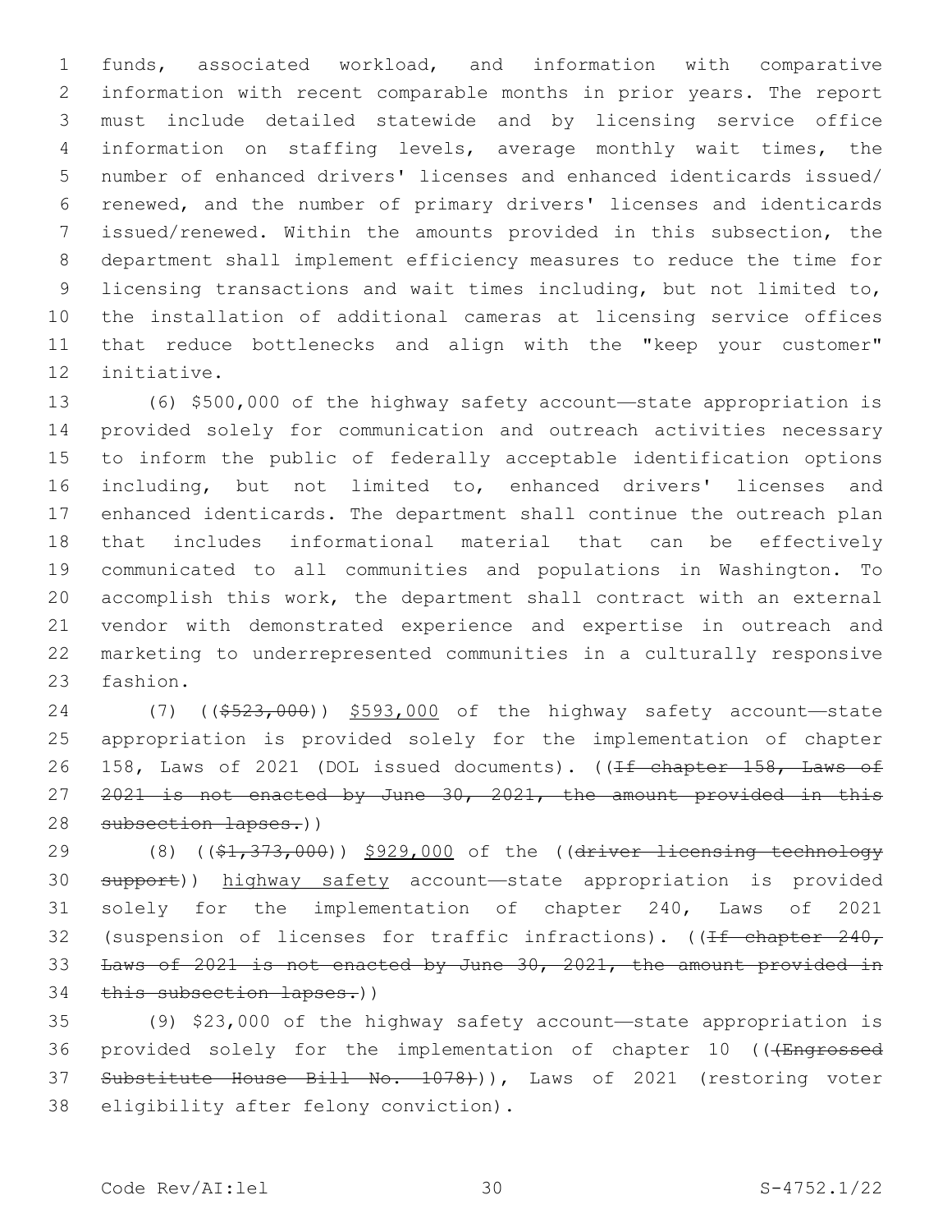funds, associated workload, and information with comparative information with recent comparable months in prior years. The report must include detailed statewide and by licensing service office information on staffing levels, average monthly wait times, the number of enhanced drivers' licenses and enhanced identicards issued/renewed, and the number of primary drivers' licenses and identicards issued/renewed. Within the amounts provided in this subsection, the department shall implement efficiency measures to reduce the time for licensing transactions and wait times including, but not limited to, the installation of additional cameras at licensing service offices that reduce bottlenecks and align with the "keep your customer" initiative.

(6) $500,000 of the highway safety account—state appropriation is provided solely for communication and outreach activities necessary to inform the public of federally acceptable identification options including, but not limited to, enhanced drivers' licenses and enhanced identicards. The department shall continue the outreach plan that includes informational material that can be effectively communicated to all communities and populations in Washington. To accomplish this work, the department shall contract with an external vendor with demonstrated experience and expertise in outreach and marketing to underrepresented communities in a culturally responsive fashion.

(7) ((~~$523,000~~)) $593,000 of the highway safety account—state appropriation is provided solely for the implementation of chapter 158, Laws of 2021 (DOL issued documents). ((~~If chapter 158, Laws of 2021 is not enacted by June 30, 2021, the amount provided in this subsection lapses.~~))

(8) ((~~$1,373,000~~)) $929,000 of the ((~~driver licensing technology support~~)) highway safety account—state appropriation is provided solely for the implementation of chapter 240, Laws of 2021 (suspension of licenses for traffic infractions). ((~~If chapter 240, Laws of 2021 is not enacted by June 30, 2021, the amount provided in this subsection lapses.~~))

(9) $23,000 of the highway safety account—state appropriation is provided solely for the implementation of chapter 10 ((~~(Engrossed Substitute House Bill No. 1078)~~)), Laws of 2021 (restoring voter eligibility after felony conviction).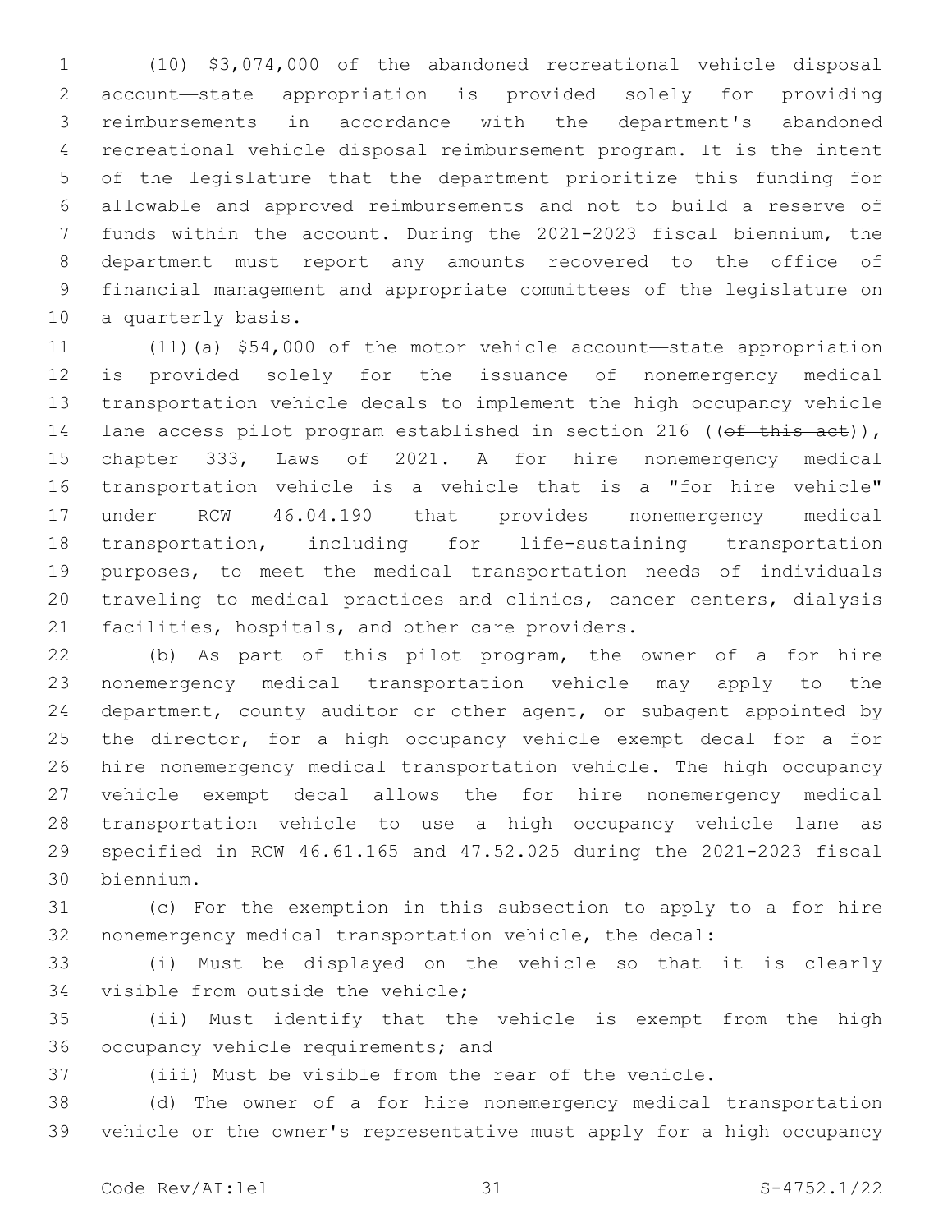(10) $3,074,000 of the abandoned recreational vehicle disposal account—state appropriation is provided solely for providing reimbursements in accordance with the department's abandoned recreational vehicle disposal reimbursement program. It is the intent of the legislature that the department prioritize this funding for allowable and approved reimbursements and not to build a reserve of funds within the account. During the 2021-2023 fiscal biennium, the department must report any amounts recovered to the office of financial management and appropriate committees of the legislature on a quarterly basis.

(11)(a) $54,000 of the motor vehicle account—state appropriation is provided solely for the issuance of nonemergency medical transportation vehicle decals to implement the high occupancy vehicle lane access pilot program established in section 216 ((~~of this act~~)), chapter 333, Laws of 2021. A for hire nonemergency medical transportation vehicle is a vehicle that is a "for hire vehicle" under RCW 46.04.190 that provides nonemergency medical transportation, including for life-sustaining transportation purposes, to meet the medical transportation needs of individuals traveling to medical practices and clinics, cancer centers, dialysis facilities, hospitals, and other care providers.

(b) As part of this pilot program, the owner of a for hire nonemergency medical transportation vehicle may apply to the department, county auditor or other agent, or subagent appointed by the director, for a high occupancy vehicle exempt decal for a for hire nonemergency medical transportation vehicle. The high occupancy vehicle exempt decal allows the for hire nonemergency medical transportation vehicle to use a high occupancy vehicle lane as specified in RCW 46.61.165 and 47.52.025 during the 2021-2023 fiscal biennium.

(c) For the exemption in this subsection to apply to a for hire nonemergency medical transportation vehicle, the decal:

(i) Must be displayed on the vehicle so that it is clearly visible from outside the vehicle;

(ii) Must identify that the vehicle is exempt from the high occupancy vehicle requirements; and

(iii) Must be visible from the rear of the vehicle.

(d) The owner of a for hire nonemergency medical transportation vehicle or the owner's representative must apply for a high occupancy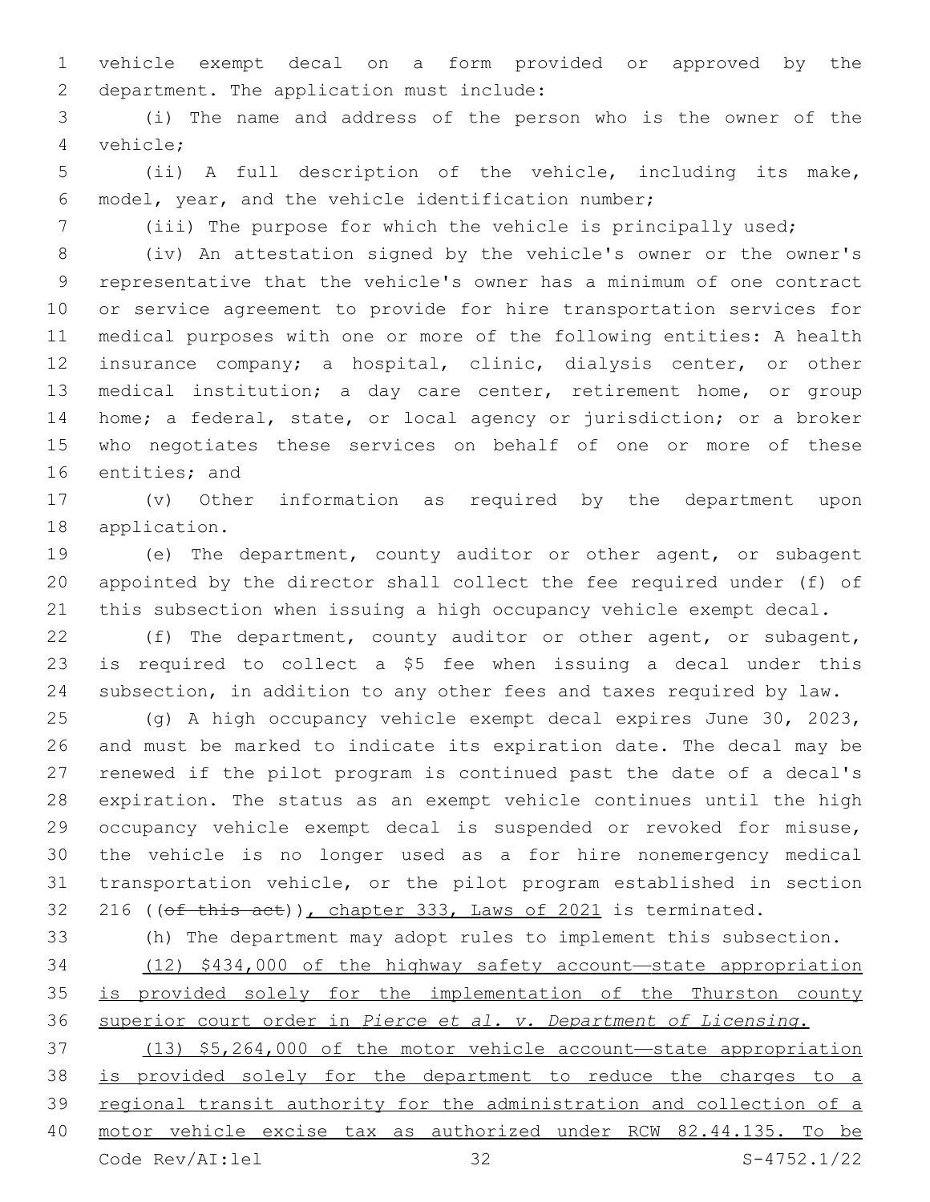vehicle exempt decal on a form provided or approved by the department. The application must include:

(i) The name and address of the person who is the owner of the vehicle;

(ii) A full description of the vehicle, including its make, model, year, and the vehicle identification number;

(iii) The purpose for which the vehicle is principally used;

(iv) An attestation signed by the vehicle's owner or the owner's representative that the vehicle's owner has a minimum of one contract or service agreement to provide for hire transportation services for medical purposes with one or more of the following entities: A health insurance company; a hospital, clinic, dialysis center, or other medical institution; a day care center, retirement home, or group home; a federal, state, or local agency or jurisdiction; or a broker who negotiates these services on behalf of one or more of these entities; and

(v) Other information as required by the department upon application.

(e) The department, county auditor or other agent, or subagent appointed by the director shall collect the fee required under (f) of this subsection when issuing a high occupancy vehicle exempt decal.

(f) The department, county auditor or other agent, or subagent, is required to collect a $5 fee when issuing a decal under this subsection, in addition to any other fees and taxes required by law.

(g) A high occupancy vehicle exempt decal expires June 30, 2023, and must be marked to indicate its expiration date. The decal may be renewed if the pilot program is continued past the date of a decal's expiration. The status as an exempt vehicle continues until the high occupancy vehicle exempt decal is suspended or revoked for misuse, the vehicle is no longer used as a for hire nonemergency medical transportation vehicle, or the pilot program established in section 216 ((~~of this act~~)), chapter 333, Laws of 2021 is terminated.

(h) The department may adopt rules to implement this subsection.

(12) $434,000 of the highway safety account—state appropriation is provided solely for the implementation of the Thurston county superior court order in *Pierce et al. v. Department of Licensing*.

(13) $5,264,000 of the motor vehicle account—state appropriation is provided solely for the department to reduce the charges to a regional transit authority for the administration and collection of a motor vehicle excise tax as authorized under RCW 82.44.135. To be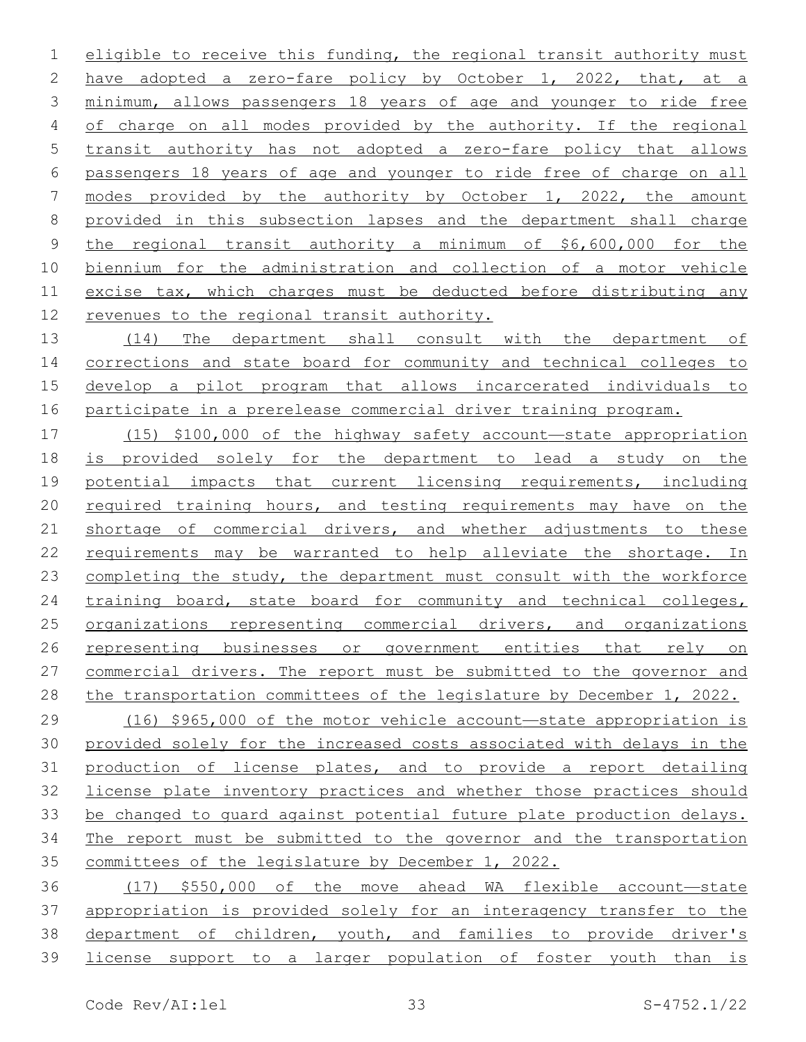eligible to receive this funding, the regional transit authority must have adopted a zero-fare policy by October 1, 2022, that, at a minimum, allows passengers 18 years of age and younger to ride free of charge on all modes provided by the authority. If the regional transit authority has not adopted a zero-fare policy that allows passengers 18 years of age and younger to ride free of charge on all modes provided by the authority by October 1, 2022, the amount provided in this subsection lapses and the department shall charge the regional transit authority a minimum of $6,600,000 for the biennium for the administration and collection of a motor vehicle excise tax, which charges must be deducted before distributing any revenues to the regional transit authority.

(14) The department shall consult with the department of corrections and state board for community and technical colleges to develop a pilot program that allows incarcerated individuals to participate in a prerelease commercial driver training program.

(15) $100,000 of the highway safety account—state appropriation is provided solely for the department to lead a study on the potential impacts that current licensing requirements, including required training hours, and testing requirements may have on the shortage of commercial drivers, and whether adjustments to these requirements may be warranted to help alleviate the shortage. In completing the study, the department must consult with the workforce training board, state board for community and technical colleges, organizations representing commercial drivers, and organizations representing businesses or government entities that rely on commercial drivers. The report must be submitted to the governor and the transportation committees of the legislature by December 1, 2022.

(16) $965,000 of the motor vehicle account—state appropriation is provided solely for the increased costs associated with delays in the production of license plates, and to provide a report detailing license plate inventory practices and whether those practices should be changed to guard against potential future plate production delays. The report must be submitted to the governor and the transportation committees of the legislature by December 1, 2022.

(17) $550,000 of the move ahead WA flexible account—state appropriation is provided solely for an interagency transfer to the department of children, youth, and families to provide driver's license support to a larger population of foster youth than is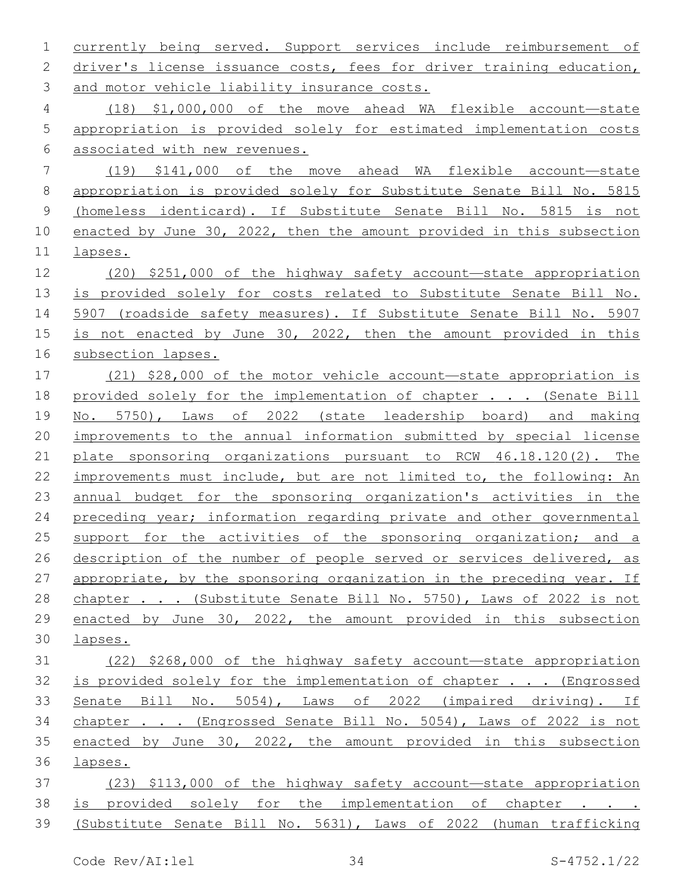currently being served. Support services include reimbursement of driver's license issuance costs, fees for driver training education, and motor vehicle liability insurance costs.

(18) $1,000,000 of the move ahead WA flexible account—state appropriation is provided solely for estimated implementation costs associated with new revenues.

(19) $141,000 of the move ahead WA flexible account—state appropriation is provided solely for Substitute Senate Bill No. 5815 (homeless identicard). If Substitute Senate Bill No. 5815 is not enacted by June 30, 2022, then the amount provided in this subsection lapses.

(20) $251,000 of the highway safety account—state appropriation is provided solely for costs related to Substitute Senate Bill No. 5907 (roadside safety measures). If Substitute Senate Bill No. 5907 is not enacted by June 30, 2022, then the amount provided in this subsection lapses.

(21) $28,000 of the motor vehicle account—state appropriation is provided solely for the implementation of chapter . . . (Senate Bill No. 5750), Laws of 2022 (state leadership board) and making improvements to the annual information submitted by special license plate sponsoring organizations pursuant to RCW 46.18.120(2). The improvements must include, but are not limited to, the following: An annual budget for the sponsoring organization's activities in the preceding year; information regarding private and other governmental support for the activities of the sponsoring organization; and a description of the number of people served or services delivered, as appropriate, by the sponsoring organization in the preceding year. If chapter . . . (Substitute Senate Bill No. 5750), Laws of 2022 is not enacted by June 30, 2022, the amount provided in this subsection lapses.

(22) $268,000 of the highway safety account—state appropriation is provided solely for the implementation of chapter . . . (Engrossed Senate Bill No. 5054), Laws of 2022 (impaired driving). If chapter . . . (Engrossed Senate Bill No. 5054), Laws of 2022 is not enacted by June 30, 2022, the amount provided in this subsection lapses.

(23) $113,000 of the highway safety account—state appropriation is provided solely for the implementation of chapter . . . (Substitute Senate Bill No. 5631), Laws of 2022 (human trafficking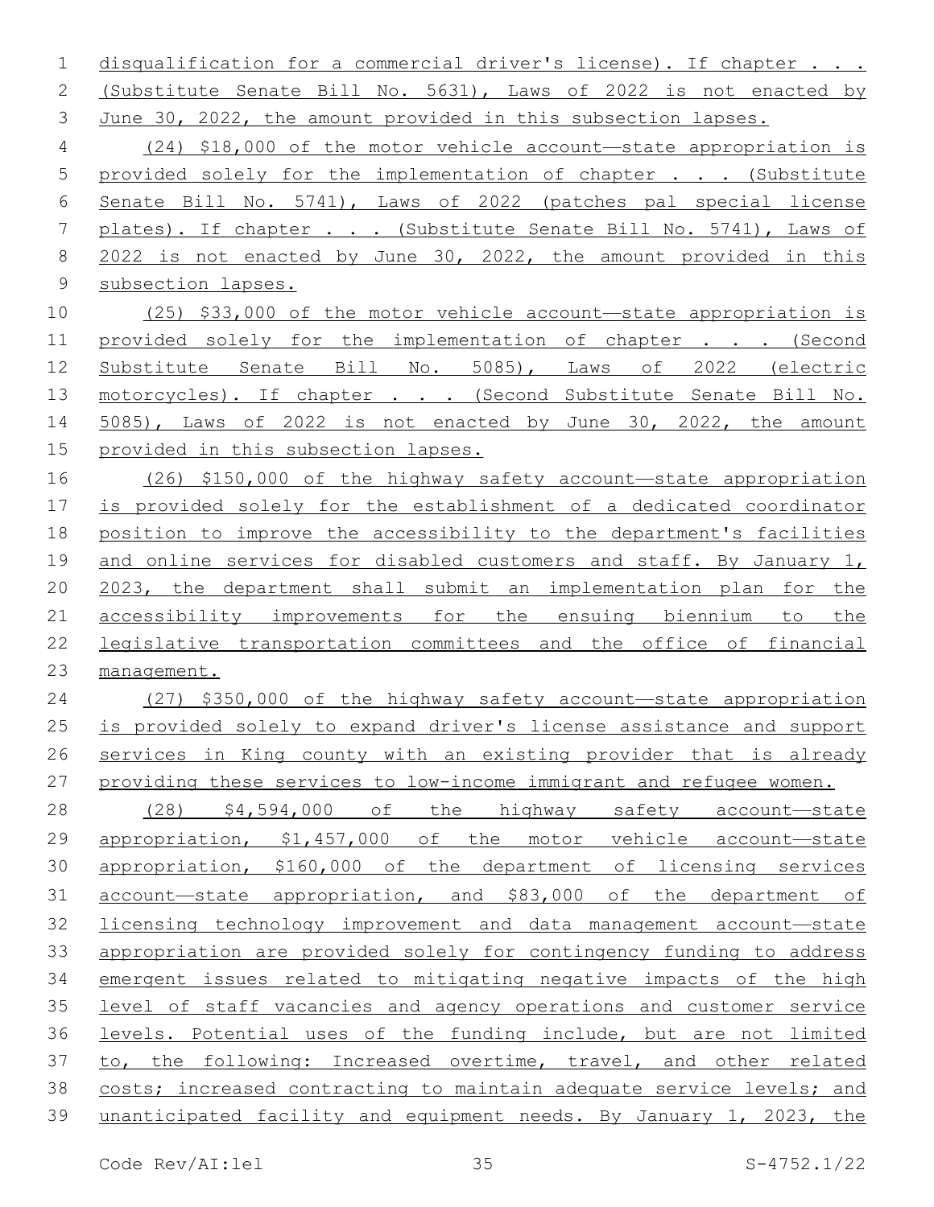disqualification for a commercial driver's license). If chapter . . . (Substitute Senate Bill No. 5631), Laws of 2022 is not enacted by June 30, 2022, the amount provided in this subsection lapses.

(24) $18,000 of the motor vehicle account—state appropriation is provided solely for the implementation of chapter . . . (Substitute Senate Bill No. 5741), Laws of 2022 (patches pal special license plates). If chapter . . . (Substitute Senate Bill No. 5741), Laws of 2022 is not enacted by June 30, 2022, the amount provided in this subsection lapses.

(25) $33,000 of the motor vehicle account—state appropriation is provided solely for the implementation of chapter . . . (Second Substitute Senate Bill No. 5085), Laws of 2022 (electric motorcycles). If chapter . . . (Second Substitute Senate Bill No. 5085), Laws of 2022 is not enacted by June 30, 2022, the amount provided in this subsection lapses.

(26) $150,000 of the highway safety account—state appropriation is provided solely for the establishment of a dedicated coordinator position to improve the accessibility to the department's facilities and online services for disabled customers and staff. By January 1, 2023, the department shall submit an implementation plan for the accessibility improvements for the ensuing biennium to the legislative transportation committees and the office of financial management.

(27) $350,000 of the highway safety account—state appropriation is provided solely to expand driver's license assistance and support services in King county with an existing provider that is already providing these services to low-income immigrant and refugee women.

(28) $4,594,000 of the highway safety account—state appropriation, $1,457,000 of the motor vehicle account—state appropriation, $160,000 of the department of licensing services account—state appropriation, and $83,000 of the department of licensing technology improvement and data management account—state appropriation are provided solely for contingency funding to address emergent issues related to mitigating negative impacts of the high level of staff vacancies and agency operations and customer service levels. Potential uses of the funding include, but are not limited to, the following: Increased overtime, travel, and other related costs; increased contracting to maintain adequate service levels; and unanticipated facility and equipment needs. By January 1, 2023, the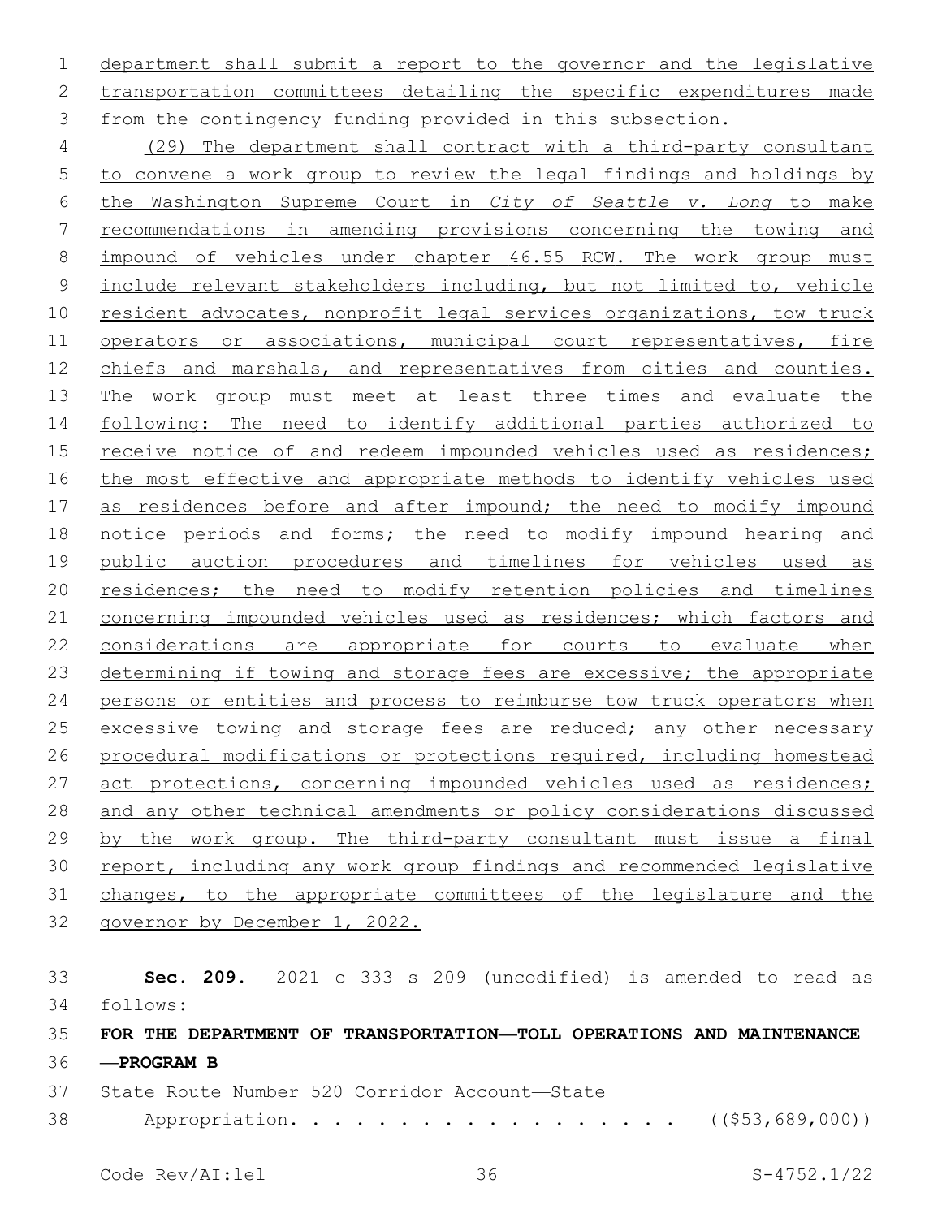department shall submit a report to the governor and the legislative transportation committees detailing the specific expenditures made from the contingency funding provided in this subsection.

(29) The department shall contract with a third-party consultant to convene a work group to review the legal findings and holdings by the Washington Supreme Court in *City of Seattle v. Long* to make recommendations in amending provisions concerning the towing and impound of vehicles under chapter 46.55 RCW. The work group must include relevant stakeholders including, but not limited to, vehicle resident advocates, nonprofit legal services organizations, tow truck operators or associations, municipal court representatives, fire chiefs and marshals, and representatives from cities and counties. The work group must meet at least three times and evaluate the following: The need to identify additional parties authorized to receive notice of and redeem impounded vehicles used as residences; the most effective and appropriate methods to identify vehicles used as residences before and after impound; the need to modify impound notice periods and forms; the need to modify impound hearing and public auction procedures and timelines for vehicles used as residences; the need to modify retention policies and timelines concerning impounded vehicles used as residences; which factors and considerations are appropriate for courts to evaluate when determining if towing and storage fees are excessive; the appropriate persons or entities and process to reimburse tow truck operators when excessive towing and storage fees are reduced; any other necessary procedural modifications or protections required, including homestead act protections, concerning impounded vehicles used as residences; and any other technical amendments or policy considerations discussed by the work group. The third-party consultant must issue a final report, including any work group findings and recommended legislative changes, to the appropriate committees of the legislature and the governor by December 1, 2022.

**Sec. 209.** 2021 c 333 s 209 (uncodified) is amended to read as follows:

**FOR THE DEPARTMENT OF TRANSPORTATION—TOLL OPERATIONS AND MAINTENANCE —PROGRAM B**

State Route Number 520 Corridor Account—State Appropriation. . . . . . . . . . . . . . . . . . ((~~$53,689,000~~))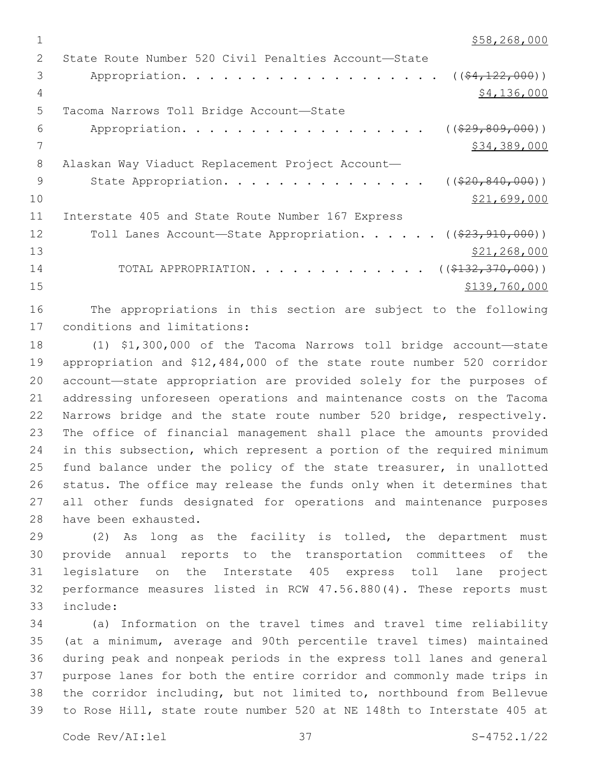$58,268,000

State Route Number 520 Civil Penalties Account—State Appropriation. . . . . . . . . . . . . . . . . . . . ((~~$4,122,000~~))
$4,136,000

Tacoma Narrows Toll Bridge Account—State Appropriation. . . . . . . . . . . . . . . . . . . ((~~$29,809,000~~))
$34,389,000

Alaskan Way Viaduct Replacement Project Account—State Appropriation. . . . . . . . . . . . . . . . ((~~$20,840,000~~))
$21,699,000

Interstate 405 and State Route Number 167 Express Toll Lanes Account—State Appropriation. . . . . . ((~~$23,910,000~~))
$21,268,000

TOTAL APPROPRIATION. . . . . . . . . . . . . . ((~~$132,370,000~~))
$139,760,000

The appropriations in this section are subject to the following conditions and limitations:

(1) $1,300,000 of the Tacoma Narrows toll bridge account—state appropriation and $12,484,000 of the state route number 520 corridor account—state appropriation are provided solely for the purposes of addressing unforeseen operations and maintenance costs on the Tacoma Narrows bridge and the state route number 520 bridge, respectively. The office of financial management shall place the amounts provided in this subsection, which represent a portion of the required minimum fund balance under the policy of the state treasurer, in unallotted status. The office may release the funds only when it determines that all other funds designated for operations and maintenance purposes have been exhausted.

(2) As long as the facility is tolled, the department must provide annual reports to the transportation committees of the legislature on the Interstate 405 express toll lane project performance measures listed in RCW 47.56.880(4). These reports must include:

(a) Information on the travel times and travel time reliability (at a minimum, average and 90th percentile travel times) maintained during peak and nonpeak periods in the express toll lanes and general purpose lanes for both the entire corridor and commonly made trips in the corridor including, but not limited to, northbound from Bellevue to Rose Hill, state route number 520 at NE 148th to Interstate 405 at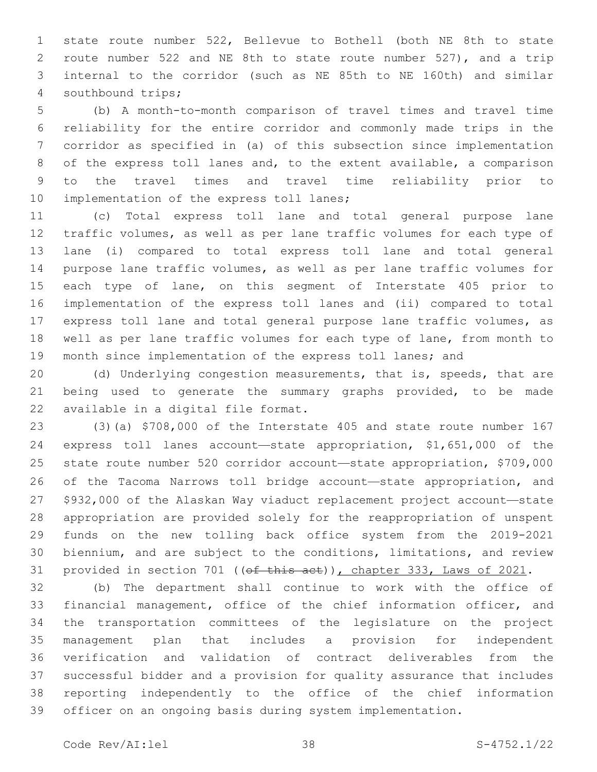state route number 522, Bellevue to Bothell (both NE 8th to state route number 522 and NE 8th to state route number 527), and a trip internal to the corridor (such as NE 85th to NE 160th) and similar southbound trips;

(b) A month-to-month comparison of travel times and travel time reliability for the entire corridor and commonly made trips in the corridor as specified in (a) of this subsection since implementation of the express toll lanes and, to the extent available, a comparison to the travel times and travel time reliability prior to implementation of the express toll lanes;

(c) Total express toll lane and total general purpose lane traffic volumes, as well as per lane traffic volumes for each type of lane (i) compared to total express toll lane and total general purpose lane traffic volumes, as well as per lane traffic volumes for each type of lane, on this segment of Interstate 405 prior to implementation of the express toll lanes and (ii) compared to total express toll lane and total general purpose lane traffic volumes, as well as per lane traffic volumes for each type of lane, from month to month since implementation of the express toll lanes; and

(d) Underlying congestion measurements, that is, speeds, that are being used to generate the summary graphs provided, to be made available in a digital file format.

(3)(a) $708,000 of the Interstate 405 and state route number 167 express toll lanes account—state appropriation, $1,651,000 of the state route number 520 corridor account—state appropriation, $709,000 of the Tacoma Narrows toll bridge account—state appropriation, and $932,000 of the Alaskan Way viaduct replacement project account—state appropriation are provided solely for the reappropriation of unspent funds on the new tolling back office system from the 2019-2021 biennium, and are subject to the conditions, limitations, and review provided in section 701 ((~~of this act~~)), chapter 333, Laws of 2021.

(b) The department shall continue to work with the office of financial management, office of the chief information officer, and the transportation committees of the legislature on the project management plan that includes a provision for independent verification and validation of contract deliverables from the successful bidder and a provision for quality assurance that includes reporting independently to the office of the chief information officer on an ongoing basis during system implementation.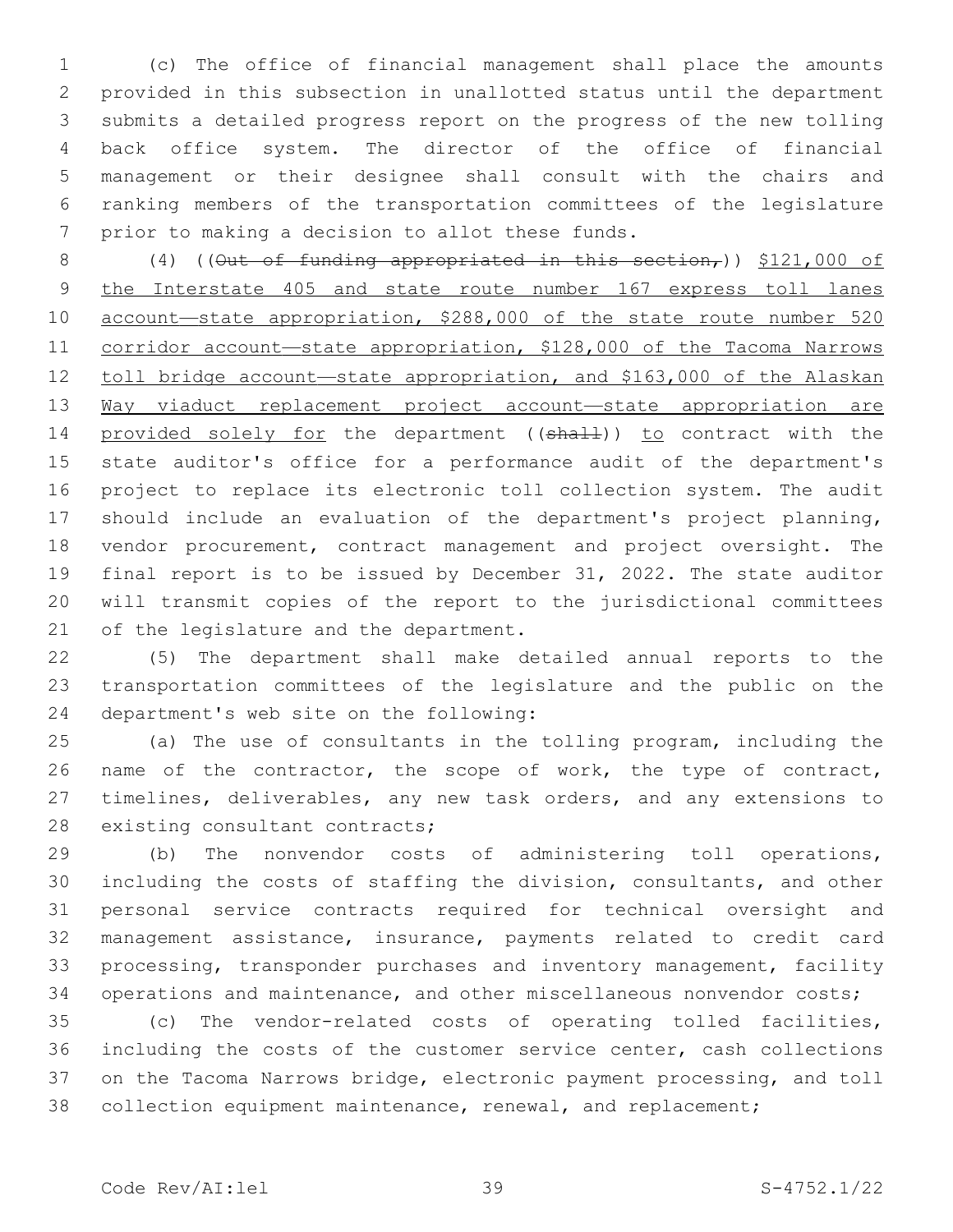(c) The office of financial management shall place the amounts provided in this subsection in unallotted status until the department submits a detailed progress report on the progress of the new tolling back office system. The director of the office of financial management or their designee shall consult with the chairs and ranking members of the transportation committees of the legislature prior to making a decision to allot these funds.

(4) ((~~Out of funding appropriated in this section,~~)) <u>$121,000 of the Interstate 405 and state route number 167 express toll lanes account—state appropriation, $288,000 of the state route number 520 corridor account—state appropriation, $128,000 of the Tacoma Narrows toll bridge account—state appropriation, and $163,000 of the Alaskan Way viaduct replacement project account—state appropriation are provided solely for</u> the department ((~~shall~~)) <u>to</u> contract with the state auditor's office for a performance audit of the department's project to replace its electronic toll collection system. The audit should include an evaluation of the department's project planning, vendor procurement, contract management and project oversight. The final report is to be issued by December 31, 2022. The state auditor will transmit copies of the report to the jurisdictional committees of the legislature and the department.

(5) The department shall make detailed annual reports to the transportation committees of the legislature and the public on the department's web site on the following:

(a) The use of consultants in the tolling program, including the name of the contractor, the scope of work, the type of contract, timelines, deliverables, any new task orders, and any extensions to existing consultant contracts;

(b) The nonvendor costs of administering toll operations, including the costs of staffing the division, consultants, and other personal service contracts required for technical oversight and management assistance, insurance, payments related to credit card processing, transponder purchases and inventory management, facility operations and maintenance, and other miscellaneous nonvendor costs;

(c) The vendor-related costs of operating tolled facilities, including the costs of the customer service center, cash collections on the Tacoma Narrows bridge, electronic payment processing, and toll collection equipment maintenance, renewal, and replacement;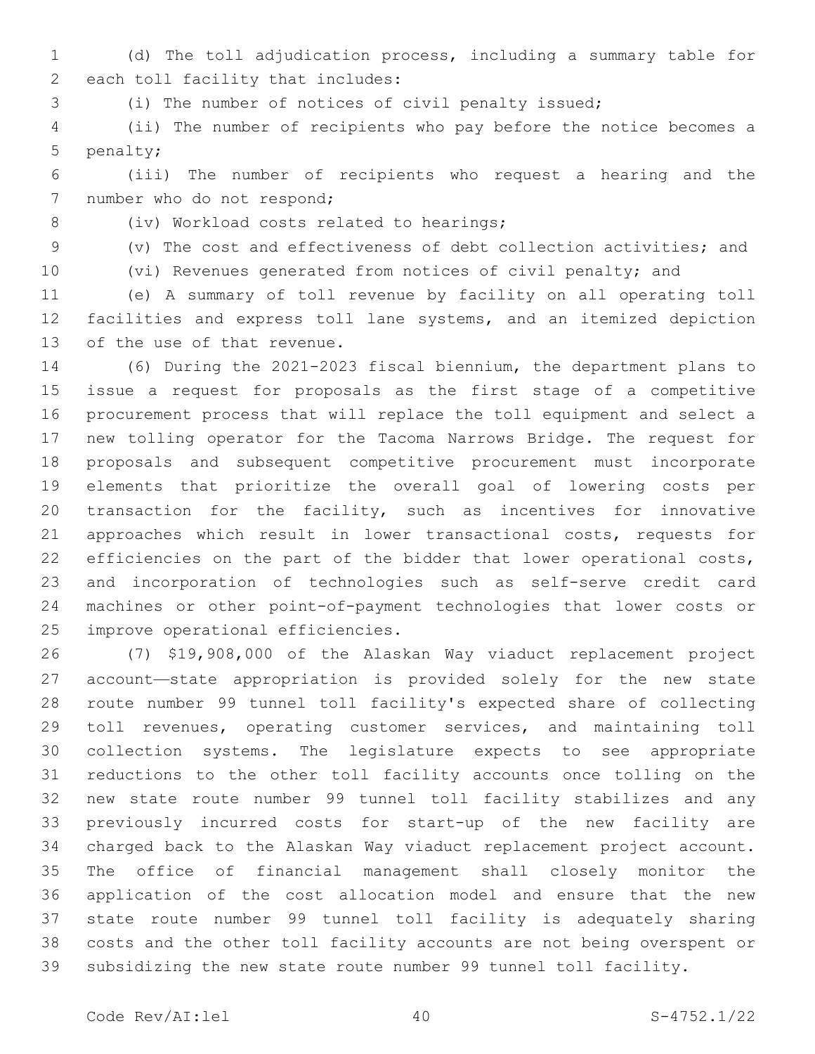(d) The toll adjudication process, including a summary table for each toll facility that includes:

(i) The number of notices of civil penalty issued;

(ii) The number of recipients who pay before the notice becomes a penalty;

(iii) The number of recipients who request a hearing and the number who do not respond;

(iv) Workload costs related to hearings;

(v) The cost and effectiveness of debt collection activities; and

(vi) Revenues generated from notices of civil penalty; and

(e) A summary of toll revenue by facility on all operating toll facilities and express toll lane systems, and an itemized depiction of the use of that revenue.

(6) During the 2021-2023 fiscal biennium, the department plans to issue a request for proposals as the first stage of a competitive procurement process that will replace the toll equipment and select a new tolling operator for the Tacoma Narrows Bridge. The request for proposals and subsequent competitive procurement must incorporate elements that prioritize the overall goal of lowering costs per transaction for the facility, such as incentives for innovative approaches which result in lower transactional costs, requests for efficiencies on the part of the bidder that lower operational costs, and incorporation of technologies such as self-serve credit card machines or other point-of-payment technologies that lower costs or improve operational efficiencies.

(7) $19,908,000 of the Alaskan Way viaduct replacement project account—state appropriation is provided solely for the new state route number 99 tunnel toll facility's expected share of collecting toll revenues, operating customer services, and maintaining toll collection systems. The legislature expects to see appropriate reductions to the other toll facility accounts once tolling on the new state route number 99 tunnel toll facility stabilizes and any previously incurred costs for start-up of the new facility are charged back to the Alaskan Way viaduct replacement project account. The office of financial management shall closely monitor the application of the cost allocation model and ensure that the new state route number 99 tunnel toll facility is adequately sharing costs and the other toll facility accounts are not being overspent or subsidizing the new state route number 99 tunnel toll facility.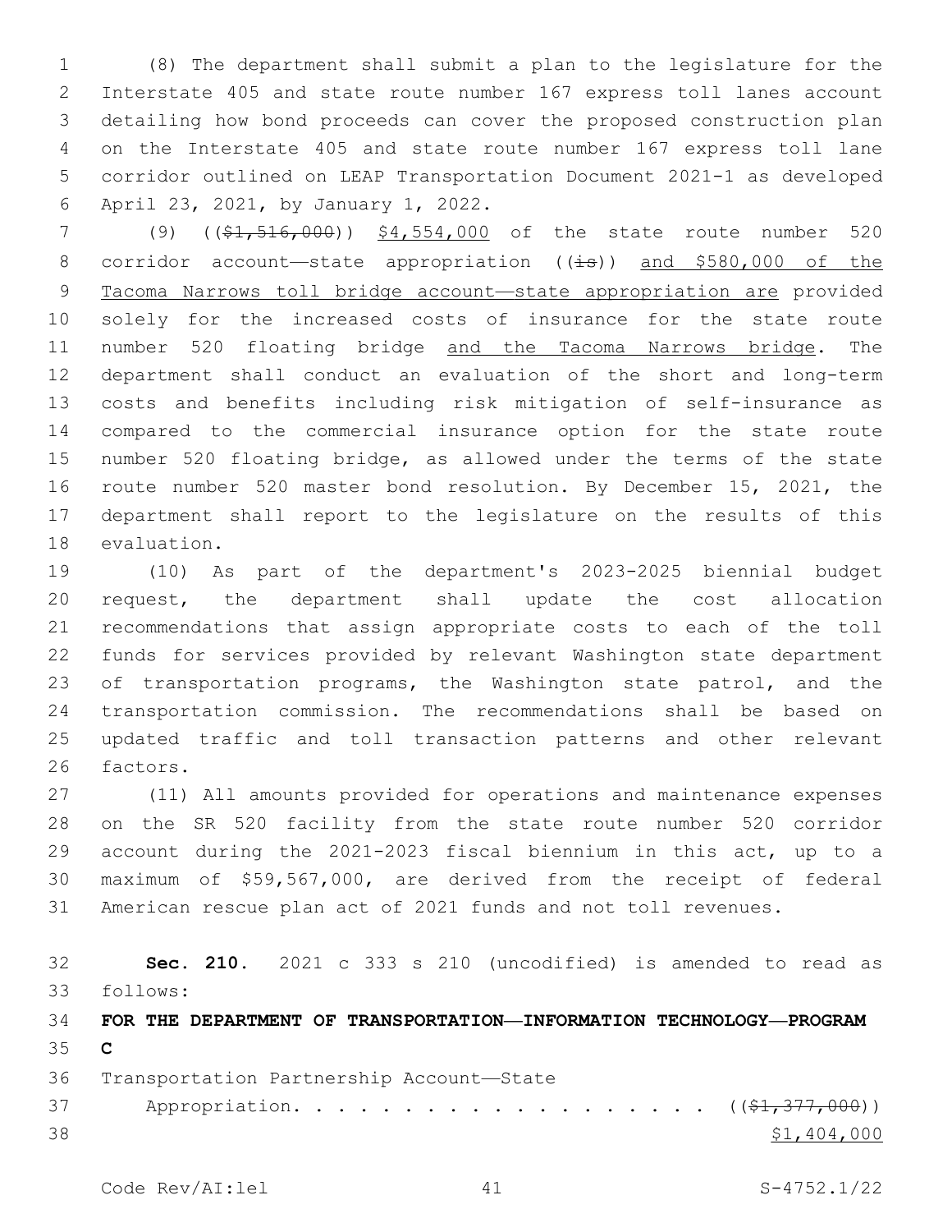(8) The department shall submit a plan to the legislature for the Interstate 405 and state route number 167 express toll lanes account detailing how bond proceeds can cover the proposed construction plan on the Interstate 405 and state route number 167 express toll lane corridor outlined on LEAP Transportation Document 2021-1 as developed April 23, 2021, by January 1, 2022.

(9) ((~~$1,516,000~~)) <u>$4,554,000</u> of the state route number 520 corridor account—state appropriation ((~~is~~)) <u>and $580,000 of the Tacoma Narrows toll bridge account—state appropriation are</u> provided solely for the increased costs of insurance for the state route number 520 floating bridge <u>and the Tacoma Narrows bridge</u>. The department shall conduct an evaluation of the short and long-term costs and benefits including risk mitigation of self-insurance as compared to the commercial insurance option for the state route number 520 floating bridge, as allowed under the terms of the state route number 520 master bond resolution. By December 15, 2021, the department shall report to the legislature on the results of this evaluation.

(10) As part of the department's 2023-2025 biennial budget request, the department shall update the cost allocation recommendations that assign appropriate costs to each of the toll funds for services provided by relevant Washington state department of transportation programs, the Washington state patrol, and the transportation commission. The recommendations shall be based on updated traffic and toll transaction patterns and other relevant factors.

(11) All amounts provided for operations and maintenance expenses on the SR 520 facility from the state route number 520 corridor account during the 2021-2023 fiscal biennium in this act, up to a maximum of $59,567,000, are derived from the receipt of federal American rescue plan act of 2021 funds and not toll revenues.

**Sec. 210.** 2021 c 333 s 210 (uncodified) is amended to read as follows:

**FOR THE DEPARTMENT OF TRANSPORTATION—INFORMATION TECHNOLOGY—PROGRAM C**

Transportation Partnership Account—State Appropriation. . . . . . . . . . . . . . . . . . . ((~~$1,377,000~~)) <u>$1,404,000</u>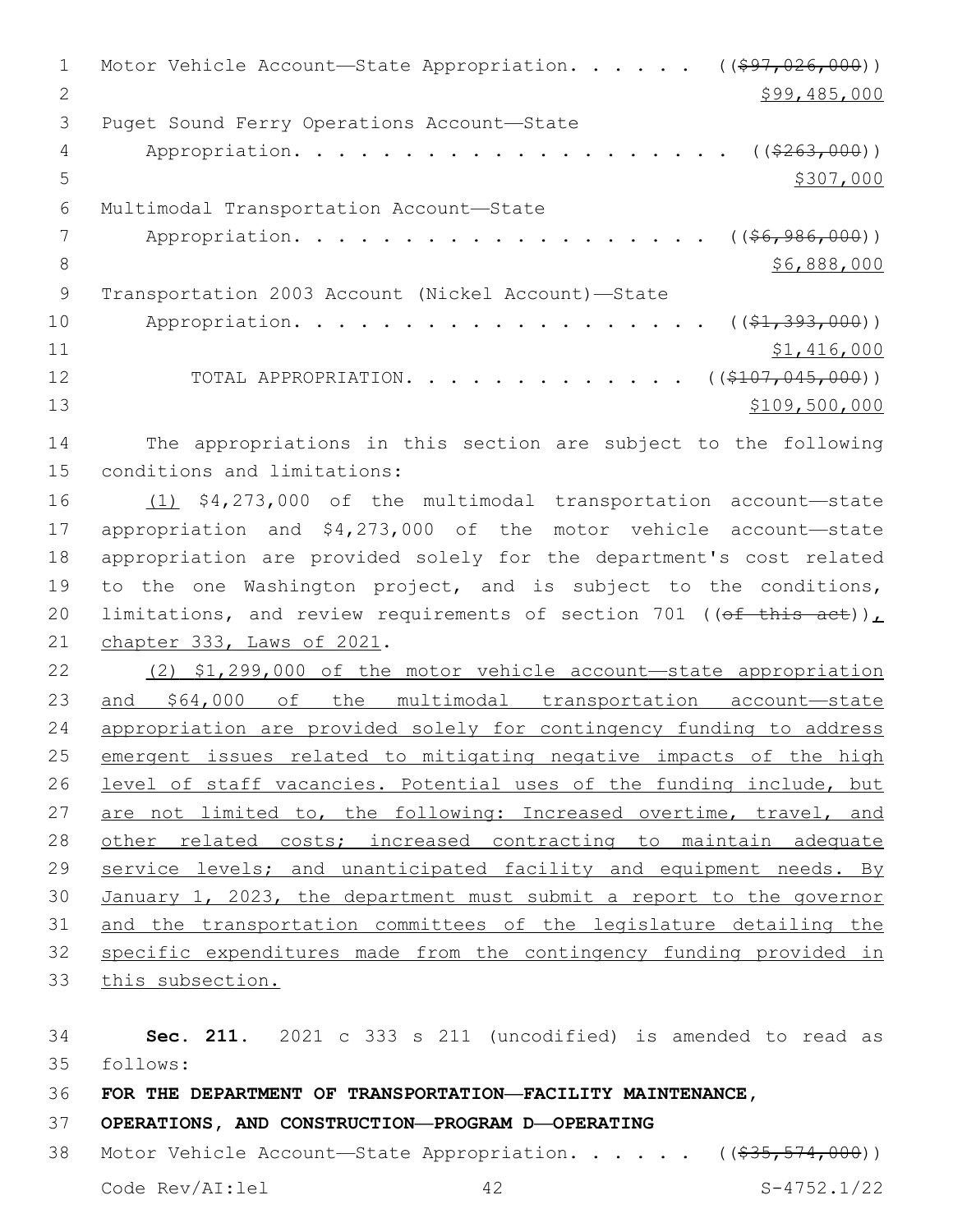Motor Vehicle Account—State Appropriation. . . . . . ~~(($97,026,000))~~
$99,485,000

Puget Sound Ferry Operations Account—State Appropriation. . . . . . . . . . . . . . . . . . . . ~~(($263,000))~~
$307,000

Multimodal Transportation Account—State Appropriation. . . . . . . . . . . . . . . . . . . . ~~(($6,986,000))~~
$6,888,000

Transportation 2003 Account (Nickel Account)—State Appropriation. . . . . . . . . . . . . . . . . . . . ~~(($1,393,000))~~
$1,416,000

TOTAL APPROPRIATION. . . . . . . . . . . . . . ~~(($107,045,000))~~
$109,500,000

The appropriations in this section are subject to the following conditions and limitations:

(1) $4,273,000 of the multimodal transportation account—state appropriation and $4,273,000 of the motor vehicle account—state appropriation are provided solely for the department's cost related to the one Washington project, and is subject to the conditions, limitations, and review requirements of section 701 ~~((of this act))~~, chapter 333, Laws of 2021.

(2) $1,299,000 of the motor vehicle account—state appropriation and $64,000 of the multimodal transportation account—state appropriation are provided solely for contingency funding to address emergent issues related to mitigating negative impacts of the high level of staff vacancies. Potential uses of the funding include, but are not limited to, the following: Increased overtime, travel, and other related costs; increased contracting to maintain adequate service levels; and unanticipated facility and equipment needs. By January 1, 2023, the department must submit a report to the governor and the transportation committees of the legislature detailing the specific expenditures made from the contingency funding provided in this subsection.

**Sec. 211.** 2021 c 333 s 211 (uncodified) is amended to read as follows:

**FOR THE DEPARTMENT OF TRANSPORTATION—FACILITY MAINTENANCE, OPERATIONS, AND CONSTRUCTION—PROGRAM D—OPERATING**

Motor Vehicle Account—State Appropriation. . . . . . ~~(($35,574,000))~~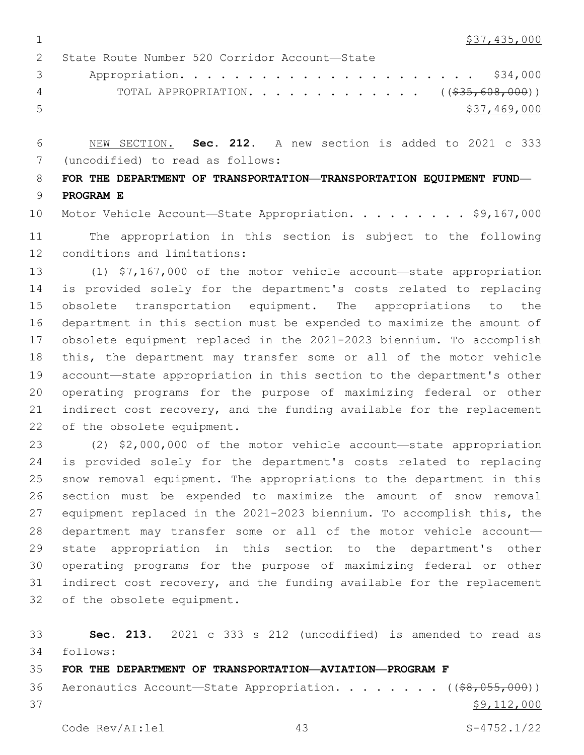$37,435,000

State Route Number 520 Corridor Account—State Appropriation. . . . . . . . . . . . . . . . . . . . . . $34,000

TOTAL APPROPRIATION. . . . . . . . . . . . . ((~~$35,608,000~~)) $37,469,000

NEW SECTION. **Sec. 212.** A new section is added to 2021 c 333 (uncodified) to read as follows:

**FOR THE DEPARTMENT OF TRANSPORTATION—TRANSPORTATION EQUIPMENT FUND—PROGRAM E**

Motor Vehicle Account—State Appropriation. . . . . . . . . $9,167,000

The appropriation in this section is subject to the following conditions and limitations:

(1) $7,167,000 of the motor vehicle account—state appropriation is provided solely for the department's costs related to replacing obsolete transportation equipment. The appropriations to the department in this section must be expended to maximize the amount of obsolete equipment replaced in the 2021-2023 biennium. To accomplish this, the department may transfer some or all of the motor vehicle account—state appropriation in this section to the department's other operating programs for the purpose of maximizing federal or other indirect cost recovery, and the funding available for the replacement of the obsolete equipment.

(2) $2,000,000 of the motor vehicle account—state appropriation is provided solely for the department's costs related to replacing snow removal equipment. The appropriations to the department in this section must be expended to maximize the amount of snow removal equipment replaced in the 2021-2023 biennium. To accomplish this, the department may transfer some or all of the motor vehicle account—state appropriation in this section to the department's other operating programs for the purpose of maximizing federal or other indirect cost recovery, and the funding available for the replacement of the obsolete equipment.

**Sec. 213.** 2021 c 333 s 212 (uncodified) is amended to read as follows:

**FOR THE DEPARTMENT OF TRANSPORTATION—AVIATION—PROGRAM F**

Aeronautics Account—State Appropriation. . . . . . . . ((~~$8,055,000~~)) $9,112,000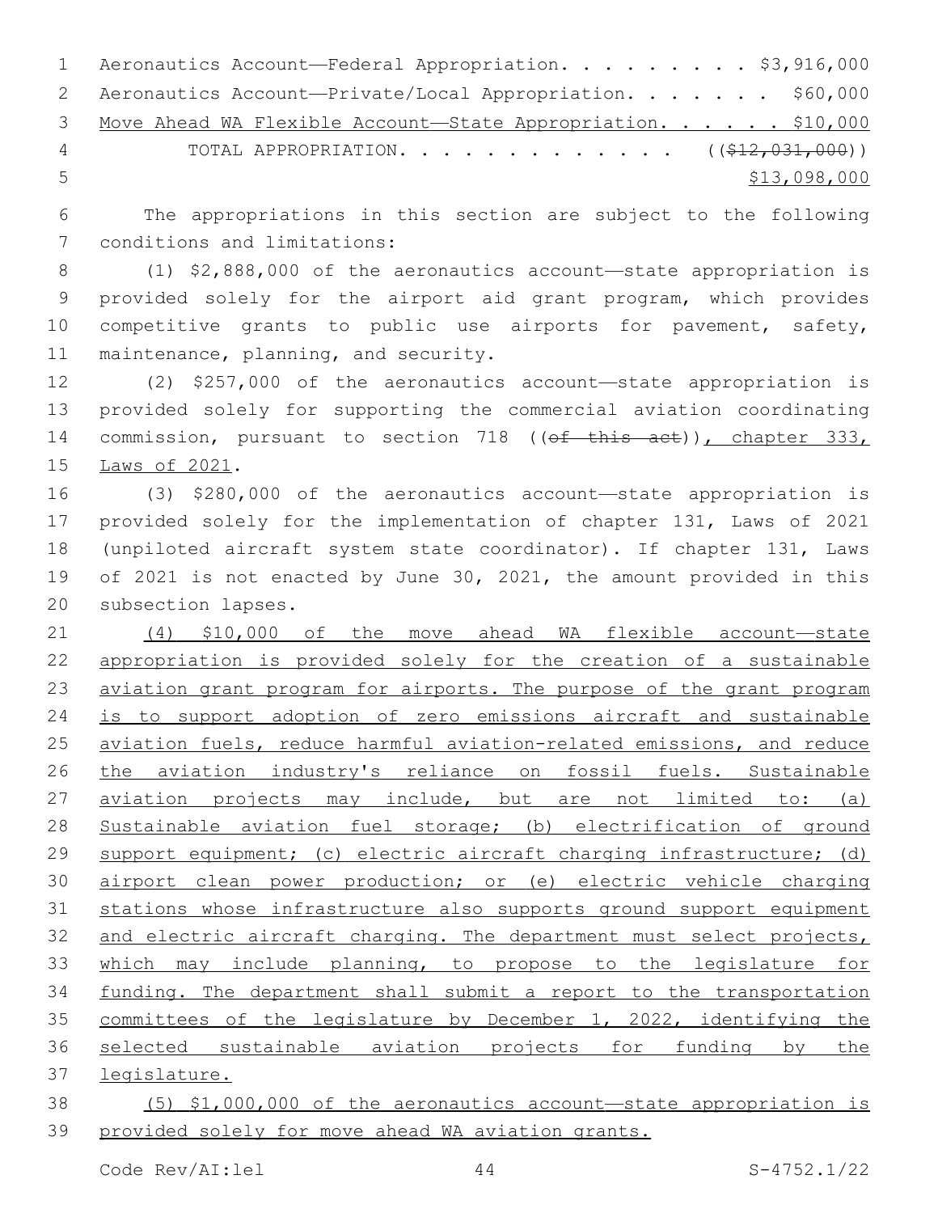Aeronautics Account—Federal Appropriation. . . . . . . . . $3,916,000
Aeronautics Account—Private/Local Appropriation. . . . . . . $60,000
Move Ahead WA Flexible Account—State Appropriation. . . . . . $10,000
TOTAL APPROPRIATION. . . . . . . . . . . . . ((~~$12,031,000~~))
$13,098,000

The appropriations in this section are subject to the following conditions and limitations:

(1) $2,888,000 of the aeronautics account—state appropriation is provided solely for the airport aid grant program, which provides competitive grants to public use airports for pavement, safety, maintenance, planning, and security.

(2) $257,000 of the aeronautics account—state appropriation is provided solely for supporting the commercial aviation coordinating commission, pursuant to section 718 ((~~of this act~~)), chapter 333, Laws of 2021.

(3) $280,000 of the aeronautics account—state appropriation is provided solely for the implementation of chapter 131, Laws of 2021 (unpiloted aircraft system state coordinator). If chapter 131, Laws of 2021 is not enacted by June 30, 2021, the amount provided in this subsection lapses.

(4) $10,000 of the move ahead WA flexible account—state appropriation is provided solely for the creation of a sustainable aviation grant program for airports. The purpose of the grant program is to support adoption of zero emissions aircraft and sustainable aviation fuels, reduce harmful aviation-related emissions, and reduce the aviation industry's reliance on fossil fuels. Sustainable aviation projects may include, but are not limited to: (a) Sustainable aviation fuel storage; (b) electrification of ground support equipment; (c) electric aircraft charging infrastructure; (d) airport clean power production; or (e) electric vehicle charging stations whose infrastructure also supports ground support equipment and electric aircraft charging. The department must select projects, which may include planning, to propose to the legislature for funding. The department shall submit a report to the transportation committees of the legislature by December 1, 2022, identifying the selected sustainable aviation projects for funding by the legislature.

(5) $1,000,000 of the aeronautics account—state appropriation is provided solely for move ahead WA aviation grants.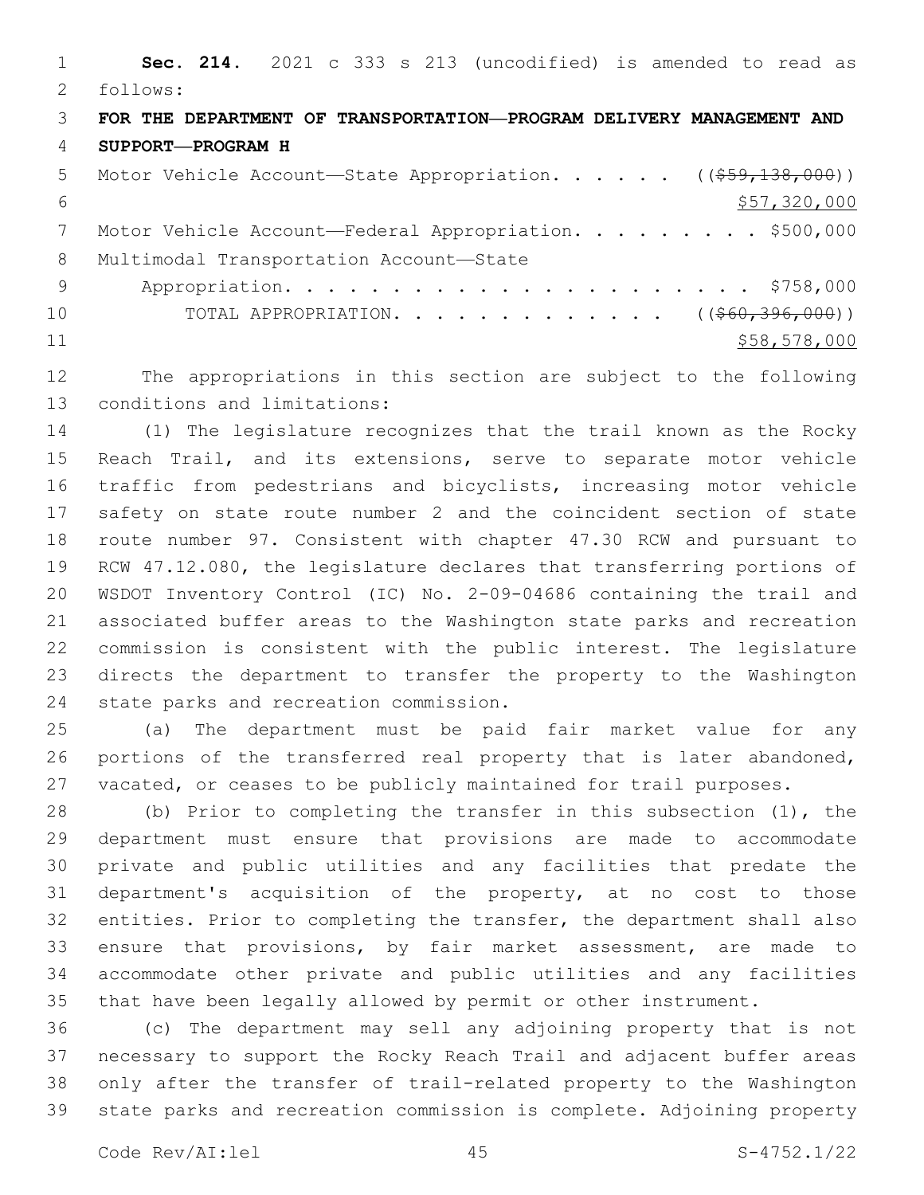**Sec. 214.** 2021 c 333 s 213 (uncodified) is amended to read as follows:

**FOR THE DEPARTMENT OF TRANSPORTATION—PROGRAM DELIVERY MANAGEMENT AND SUPPORT—PROGRAM H**

Motor Vehicle Account—State Appropriation. . . . . . ((~~$59,138,000~~)) <u>$57,320,000</u>

Motor Vehicle Account—Federal Appropriation. . . . . . . . . $500,000

Multimodal Transportation Account—State Appropriation. . . . . . . . . . . . . . . . . . . . . . $758,000

TOTAL APPROPRIATION. . . . . . . . . . . . . ((~~$60,396,000~~)) <u>$58,578,000</u>

The appropriations in this section are subject to the following conditions and limitations:

(1) The legislature recognizes that the trail known as the Rocky Reach Trail, and its extensions, serve to separate motor vehicle traffic from pedestrians and bicyclists, increasing motor vehicle safety on state route number 2 and the coincident section of state route number 97. Consistent with chapter 47.30 RCW and pursuant to RCW 47.12.080, the legislature declares that transferring portions of WSDOT Inventory Control (IC) No. 2-09-04686 containing the trail and associated buffer areas to the Washington state parks and recreation commission is consistent with the public interest. The legislature directs the department to transfer the property to the Washington state parks and recreation commission.

(a) The department must be paid fair market value for any portions of the transferred real property that is later abandoned, vacated, or ceases to be publicly maintained for trail purposes.

(b) Prior to completing the transfer in this subsection (1), the department must ensure that provisions are made to accommodate private and public utilities and any facilities that predate the department's acquisition of the property, at no cost to those entities. Prior to completing the transfer, the department shall also ensure that provisions, by fair market assessment, are made to accommodate other private and public utilities and any facilities that have been legally allowed by permit or other instrument.

(c) The department may sell any adjoining property that is not necessary to support the Rocky Reach Trail and adjacent buffer areas only after the transfer of trail-related property to the Washington state parks and recreation commission is complete. Adjoining property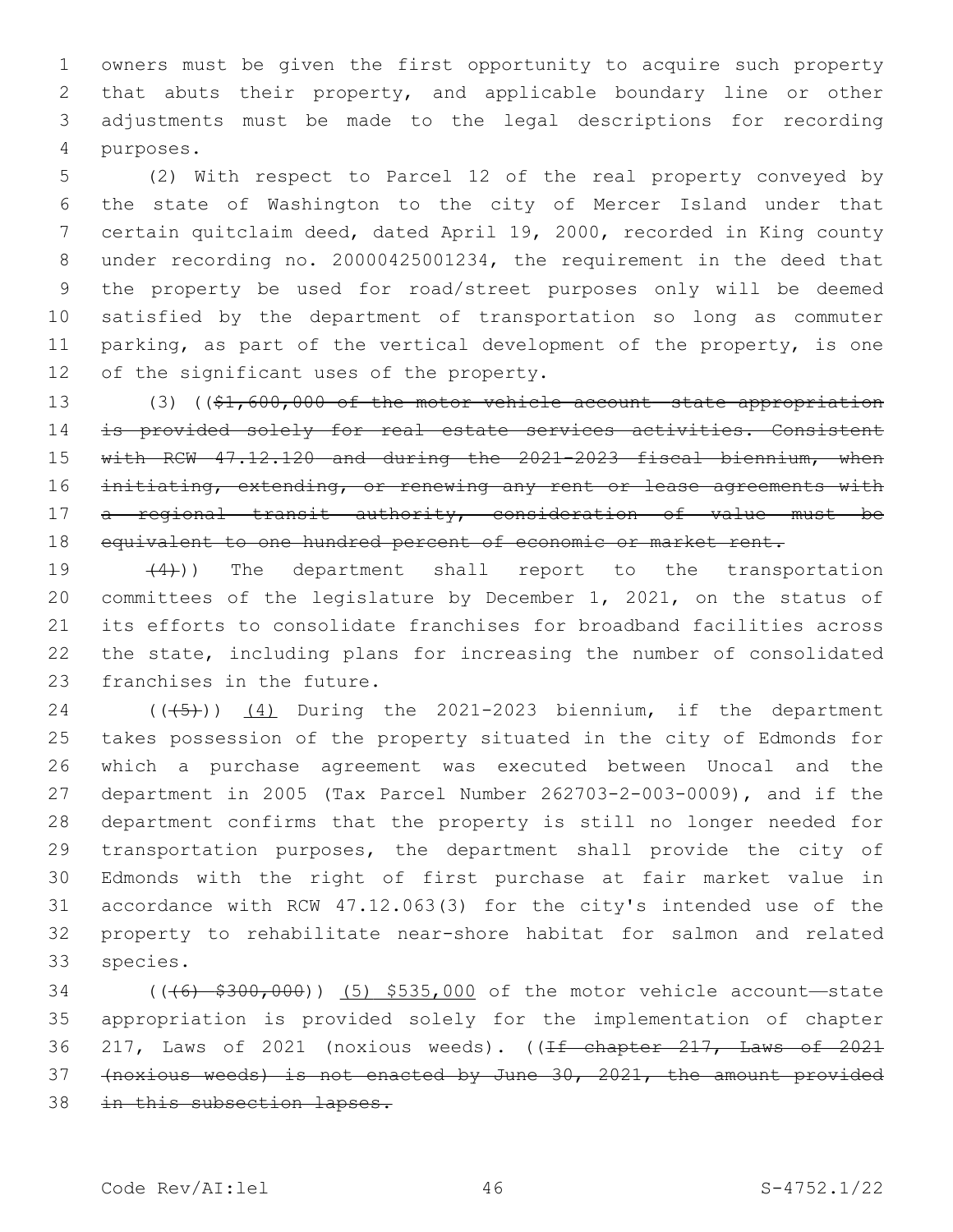owners must be given the first opportunity to acquire such property that abuts their property, and applicable boundary line or other adjustments must be made to the legal descriptions for recording purposes.

(2) With respect to Parcel 12 of the real property conveyed by the state of Washington to the city of Mercer Island under that certain quitclaim deed, dated April 19, 2000, recorded in King county under recording no. 20000425001234, the requirement in the deed that the property be used for road/street purposes only will be deemed satisfied by the department of transportation so long as commuter parking, as part of the vertical development of the property, is one of the significant uses of the property.

(3) ((~~$1,600,000 of the motor vehicle account—state appropriation is provided solely for real estate services activities. Consistent with RCW 47.12.120 and during the 2021-2023 fiscal biennium, when initiating, extending, or renewing any rent or lease agreements with a regional transit authority, consideration of value must be equivalent to one hundred percent of economic or market rent.~~

~~(4)~~)) The department shall report to the transportation committees of the legislature by December 1, 2021, on the status of its efforts to consolidate franchises for broadband facilities across the state, including plans for increasing the number of consolidated franchises in the future.

((~~(5)~~)) <u>(4)</u> During the 2021-2023 biennium, if the department takes possession of the property situated in the city of Edmonds for which a purchase agreement was executed between Unocal and the department in 2005 (Tax Parcel Number 262703-2-003-0009), and if the department confirms that the property is still no longer needed for transportation purposes, the department shall provide the city of Edmonds with the right of first purchase at fair market value in accordance with RCW 47.12.063(3) for the city's intended use of the property to rehabilitate near-shore habitat for salmon and related species.

((~~(6) $300,000~~)) <u>(5) $535,000</u> of the motor vehicle account—state appropriation is provided solely for the implementation of chapter 217, Laws of 2021 (noxious weeds). ((~~If chapter 217, Laws of 2021 (noxious weeds) is not enacted by June 30, 2021, the amount provided in this subsection lapses.~~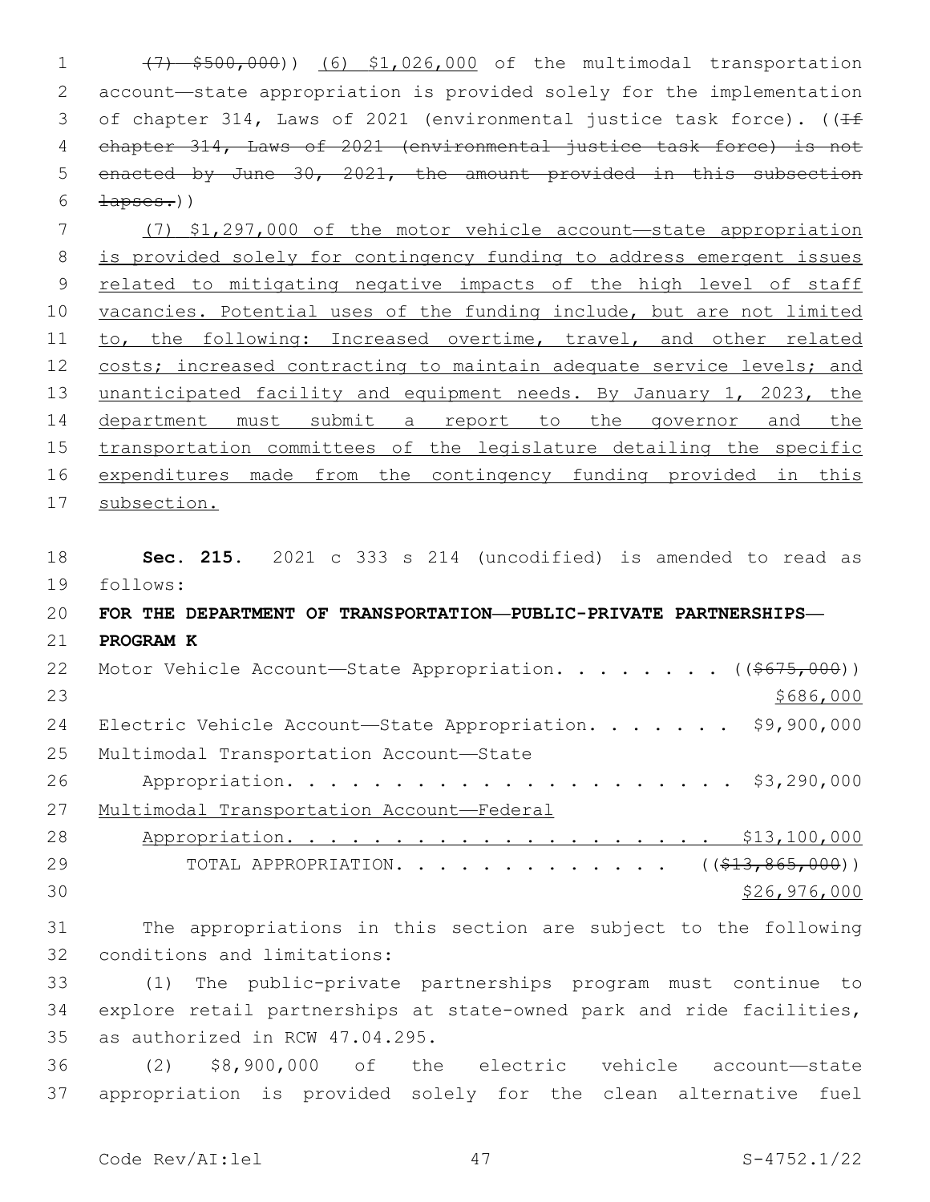((~~(7) $500,000~~)) (6) $1,026,000 of the multimodal transportation account—state appropriation is provided solely for the implementation of chapter 314, Laws of 2021 (environmental justice task force). ((~~If chapter 314, Laws of 2021 (environmental justice task force) is not enacted by June 30, 2021, the amount provided in this subsection lapses.~~))

(7) $1,297,000 of the motor vehicle account—state appropriation is provided solely for contingency funding to address emergent issues related to mitigating negative impacts of the high level of staff vacancies. Potential uses of the funding include, but are not limited to, the following: Increased overtime, travel, and other related costs; increased contracting to maintain adequate service levels; and unanticipated facility and equipment needs. By January 1, 2023, the department must submit a report to the governor and the transportation committees of the legislature detailing the specific expenditures made from the contingency funding provided in this subsection.

**Sec. 215.** 2021 c 333 s 214 (uncodified) is amended to read as follows:

**FOR THE DEPARTMENT OF TRANSPORTATION—PUBLIC-PRIVATE PARTNERSHIPS—PROGRAM K**

Motor Vehicle Account—State Appropriation. . . . . . . . ((~~$675,000~~))
$686,000

Electric Vehicle Account—State Appropriation. . . . . . . $9,900,000

Multimodal Transportation Account—State Appropriation. . . . . . . . . . . . . . . . . . . . . . $3,290,000

Multimodal Transportation Account—Federal Appropriation. . . . . . . . . . . . . . . . . . . . . $13,100,000

TOTAL APPROPRIATION. . . . . . . . . . . . . ((~~$13,865,000~~))
$26,976,000

The appropriations in this section are subject to the following conditions and limitations:

(1) The public-private partnerships program must continue to explore retail partnerships at state-owned park and ride facilities, as authorized in RCW 47.04.295.

(2) $8,900,000 of the electric vehicle account—state appropriation is provided solely for the clean alternative fuel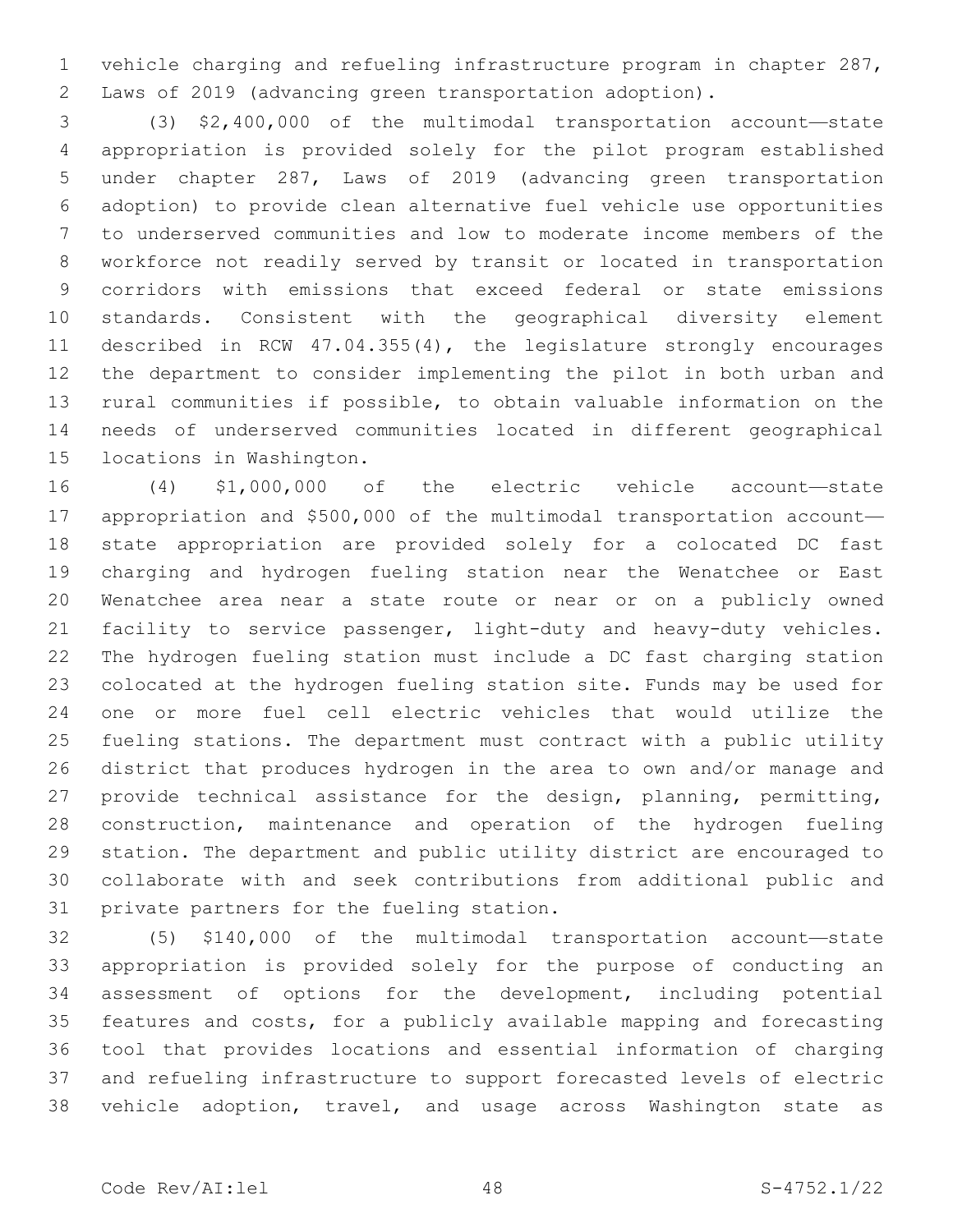vehicle charging and refueling infrastructure program in chapter 287, Laws of 2019 (advancing green transportation adoption).

(3) $2,400,000 of the multimodal transportation account—state appropriation is provided solely for the pilot program established under chapter 287, Laws of 2019 (advancing green transportation adoption) to provide clean alternative fuel vehicle use opportunities to underserved communities and low to moderate income members of the workforce not readily served by transit or located in transportation corridors with emissions that exceed federal or state emissions standards. Consistent with the geographical diversity element described in RCW 47.04.355(4), the legislature strongly encourages the department to consider implementing the pilot in both urban and rural communities if possible, to obtain valuable information on the needs of underserved communities located in different geographical locations in Washington.

(4) $1,000,000 of the electric vehicle account—state appropriation and $500,000 of the multimodal transportation account—state appropriation are provided solely for a colocated DC fast charging and hydrogen fueling station near the Wenatchee or East Wenatchee area near a state route or near or on a publicly owned facility to service passenger, light-duty and heavy-duty vehicles. The hydrogen fueling station must include a DC fast charging station colocated at the hydrogen fueling station site. Funds may be used for one or more fuel cell electric vehicles that would utilize the fueling stations. The department must contract with a public utility district that produces hydrogen in the area to own and/or manage and provide technical assistance for the design, planning, permitting, construction, maintenance and operation of the hydrogen fueling station. The department and public utility district are encouraged to collaborate with and seek contributions from additional public and private partners for the fueling station.

(5) $140,000 of the multimodal transportation account—state appropriation is provided solely for the purpose of conducting an assessment of options for the development, including potential features and costs, for a publicly available mapping and forecasting tool that provides locations and essential information of charging and refueling infrastructure to support forecasted levels of electric vehicle adoption, travel, and usage across Washington state as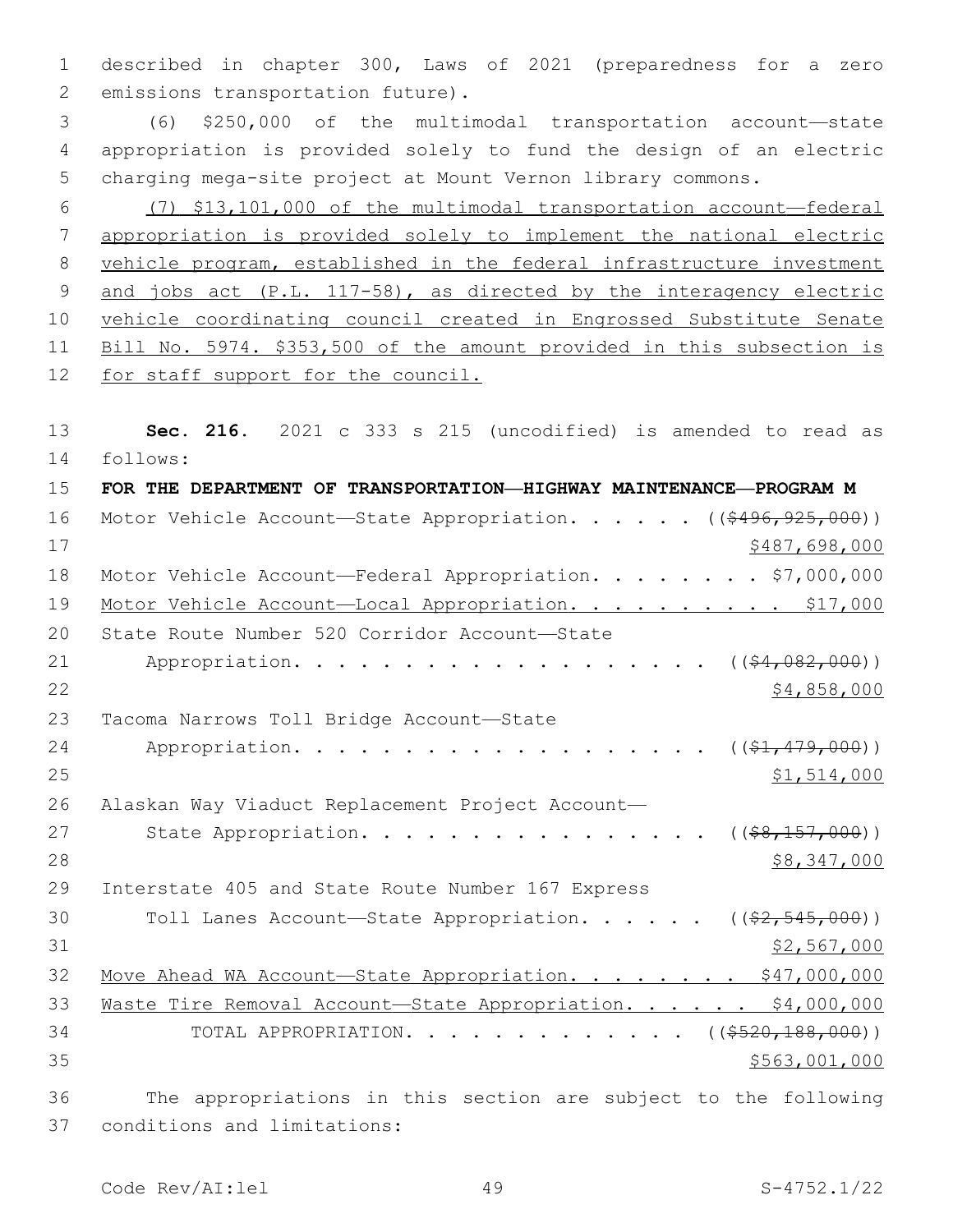described in chapter 300, Laws of 2021 (preparedness for a zero emissions transportation future).

(6) $250,000 of the multimodal transportation account—state appropriation is provided solely to fund the design of an electric charging mega-site project at Mount Vernon library commons.

(7) $13,101,000 of the multimodal transportation account—federal appropriation is provided solely to implement the national electric vehicle program, established in the federal infrastructure investment and jobs act (P.L. 117-58), as directed by the interagency electric vehicle coordinating council created in Engrossed Substitute Senate Bill No. 5974. $353,500 of the amount provided in this subsection is for staff support for the council.

**Sec. 216.** 2021 c 333 s 215 (uncodified) is amended to read as follows:

**FOR THE DEPARTMENT OF TRANSPORTATION—HIGHWAY MAINTENANCE—PROGRAM M**

Motor Vehicle Account—State Appropriation. . . . . . (($496,925,000)) $487,698,000

Motor Vehicle Account—Federal Appropriation. . . . . . . . $7,000,000

Motor Vehicle Account—Local Appropriation. . . . . . . . . . $17,000

State Route Number 520 Corridor Account—State Appropriation. . . . . . . . . . . . . . . . . . . . (($4,082,000)) $4,858,000

Tacoma Narrows Toll Bridge Account—State Appropriation. . . . . . . . . . . . . . . . . . . . (($1,479,000)) $1,514,000

Alaskan Way Viaduct Replacement Project Account—State Appropriation. . . . . . . . . . . . . . . . . (($8,157,000)) $8,347,000

Interstate 405 and State Route Number 167 Express Toll Lanes Account—State Appropriation. . . . . . (($2,545,000)) $2,567,000

Move Ahead WA Account—State Appropriation. . . . . . . . $47,000,000

Waste Tire Removal Account—State Appropriation. . . . . . $4,000,000

TOTAL APPROPRIATION. . . . . . . . . . . . . (($520,188,000)) $563,001,000

The appropriations in this section are subject to the following conditions and limitations: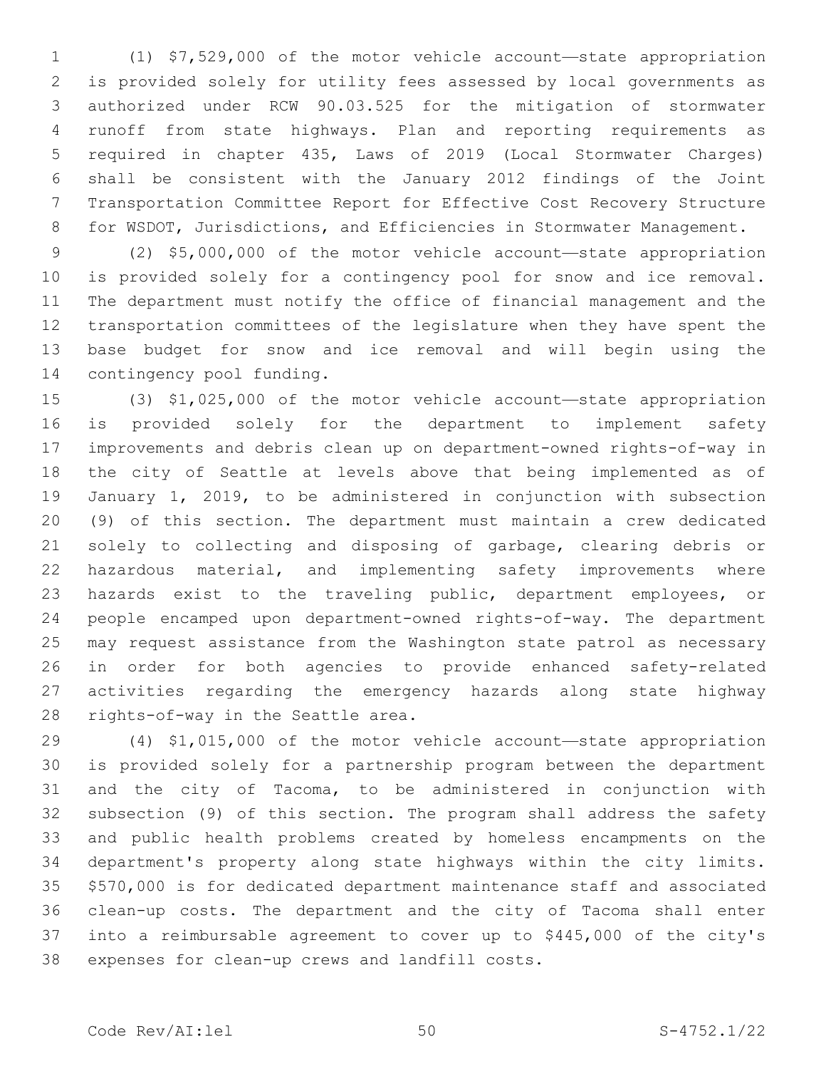(1) $7,529,000 of the motor vehicle account—state appropriation is provided solely for utility fees assessed by local governments as authorized under RCW 90.03.525 for the mitigation of stormwater runoff from state highways. Plan and reporting requirements as required in chapter 435, Laws of 2019 (Local Stormwater Charges) shall be consistent with the January 2012 findings of the Joint Transportation Committee Report for Effective Cost Recovery Structure for WSDOT, Jurisdictions, and Efficiencies in Stormwater Management.

(2) $5,000,000 of the motor vehicle account—state appropriation is provided solely for a contingency pool for snow and ice removal. The department must notify the office of financial management and the transportation committees of the legislature when they have spent the base budget for snow and ice removal and will begin using the contingency pool funding.

(3) $1,025,000 of the motor vehicle account—state appropriation is provided solely for the department to implement safety improvements and debris clean up on department-owned rights-of-way in the city of Seattle at levels above that being implemented as of January 1, 2019, to be administered in conjunction with subsection (9) of this section. The department must maintain a crew dedicated solely to collecting and disposing of garbage, clearing debris or hazardous material, and implementing safety improvements where hazards exist to the traveling public, department employees, or people encamped upon department-owned rights-of-way. The department may request assistance from the Washington state patrol as necessary in order for both agencies to provide enhanced safety-related activities regarding the emergency hazards along state highway rights-of-way in the Seattle area.

(4) $1,015,000 of the motor vehicle account—state appropriation is provided solely for a partnership program between the department and the city of Tacoma, to be administered in conjunction with subsection (9) of this section. The program shall address the safety and public health problems created by homeless encampments on the department's property along state highways within the city limits. $570,000 is for dedicated department maintenance staff and associated clean-up costs. The department and the city of Tacoma shall enter into a reimbursable agreement to cover up to $445,000 of the city's expenses for clean-up crews and landfill costs.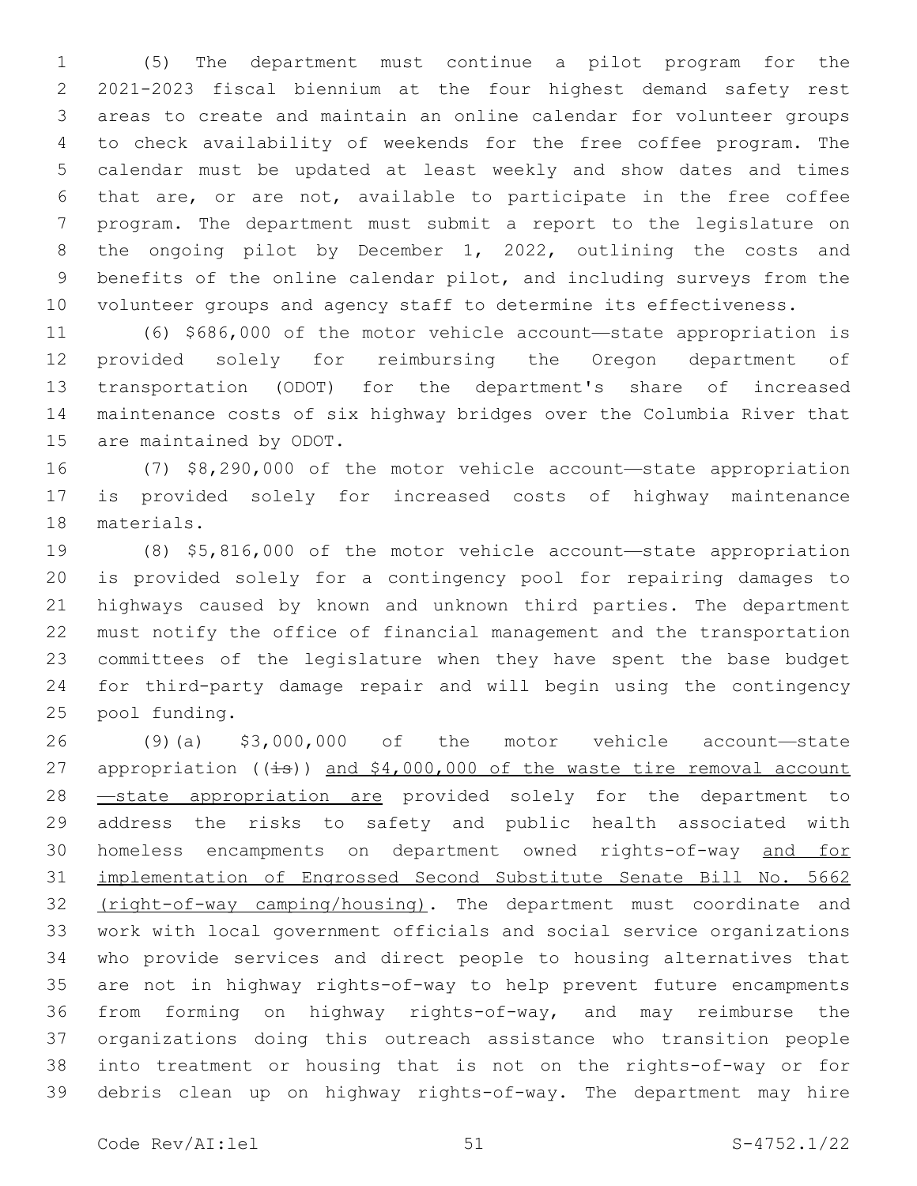(5) The department must continue a pilot program for the 2021-2023 fiscal biennium at the four highest demand safety rest areas to create and maintain an online calendar for volunteer groups to check availability of weekends for the free coffee program. The calendar must be updated at least weekly and show dates and times that are, or are not, available to participate in the free coffee program. The department must submit a report to the legislature on the ongoing pilot by December 1, 2022, outlining the costs and benefits of the online calendar pilot, and including surveys from the volunteer groups and agency staff to determine its effectiveness.

(6) $686,000 of the motor vehicle account—state appropriation is provided solely for reimbursing the Oregon department of transportation (ODOT) for the department's share of increased maintenance costs of six highway bridges over the Columbia River that are maintained by ODOT.

(7) $8,290,000 of the motor vehicle account—state appropriation is provided solely for increased costs of highway maintenance materials.

(8) $5,816,000 of the motor vehicle account—state appropriation is provided solely for a contingency pool for repairing damages to highways caused by known and unknown third parties. The department must notify the office of financial management and the transportation committees of the legislature when they have spent the base budget for third-party damage repair and will begin using the contingency pool funding.

(9)(a) $3,000,000 of the motor vehicle account—state appropriation ((~~is~~)) <u>and $4,000,000 of the waste tire removal account—state appropriation are</u> provided solely for the department to address the risks to safety and public health associated with homeless encampments on department owned rights-of-way <u>and for implementation of Engrossed Second Substitute Senate Bill No. 5662 (right-of-way camping/housing)</u>. The department must coordinate and work with local government officials and social service organizations who provide services and direct people to housing alternatives that are not in highway rights-of-way to help prevent future encampments from forming on highway rights-of-way, and may reimburse the organizations doing this outreach assistance who transition people into treatment or housing that is not on the rights-of-way or for debris clean up on highway rights-of-way. The department may hire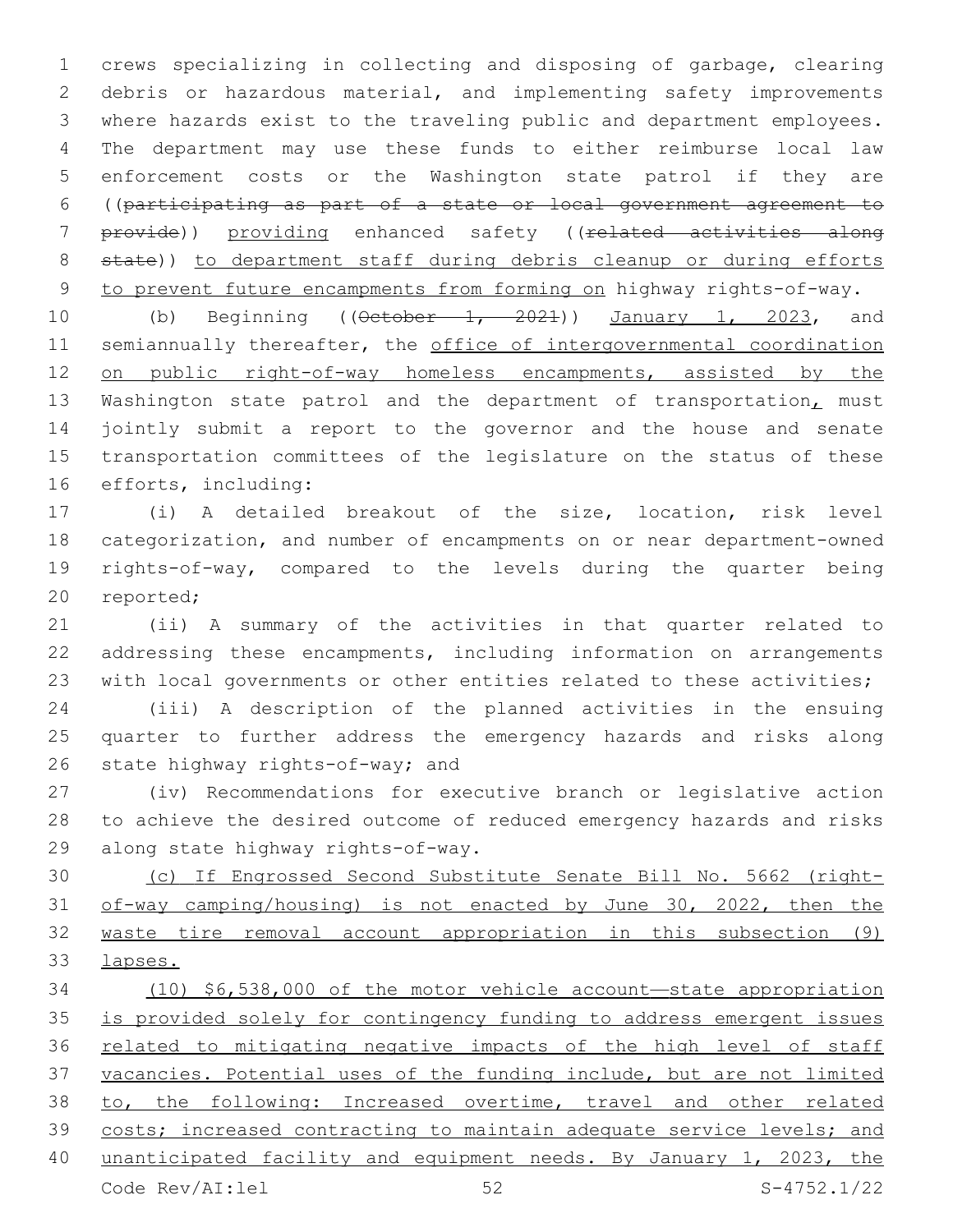crews specializing in collecting and disposing of garbage, clearing debris or hazardous material, and implementing safety improvements where hazards exist to the traveling public and department employees. The department may use these funds to either reimburse local law enforcement costs or the Washington state patrol if they are ((~~participating as part of a state or local government agreement to provide~~)) providing enhanced safety ((~~related activities along state~~)) to department staff during debris cleanup or during efforts to prevent future encampments from forming on highway rights-of-way.

(b) Beginning ((~~October 1, 2021~~)) January 1, 2023, and semiannually thereafter, the office of intergovernmental coordination on public right-of-way homeless encampments, assisted by the Washington state patrol and the department of transportation, must jointly submit a report to the governor and the house and senate transportation committees of the legislature on the status of these efforts, including:

(i) A detailed breakout of the size, location, risk level categorization, and number of encampments on or near department-owned rights-of-way, compared to the levels during the quarter being reported;

(ii) A summary of the activities in that quarter related to addressing these encampments, including information on arrangements with local governments or other entities related to these activities;

(iii) A description of the planned activities in the ensuing quarter to further address the emergency hazards and risks along state highway rights-of-way; and

(iv) Recommendations for executive branch or legislative action to achieve the desired outcome of reduced emergency hazards and risks along state highway rights-of-way.

(c) If Engrossed Second Substitute Senate Bill No. 5662 (right-of-way camping/housing) is not enacted by June 30, 2022, then the waste tire removal account appropriation in this subsection (9) lapses.

(10) $6,538,000 of the motor vehicle account—state appropriation is provided solely for contingency funding to address emergent issues related to mitigating negative impacts of the high level of staff vacancies. Potential uses of the funding include, but are not limited to, the following: Increased overtime, travel and other related costs; increased contracting to maintain adequate service levels; and unanticipated facility and equipment needs. By January 1, 2023, the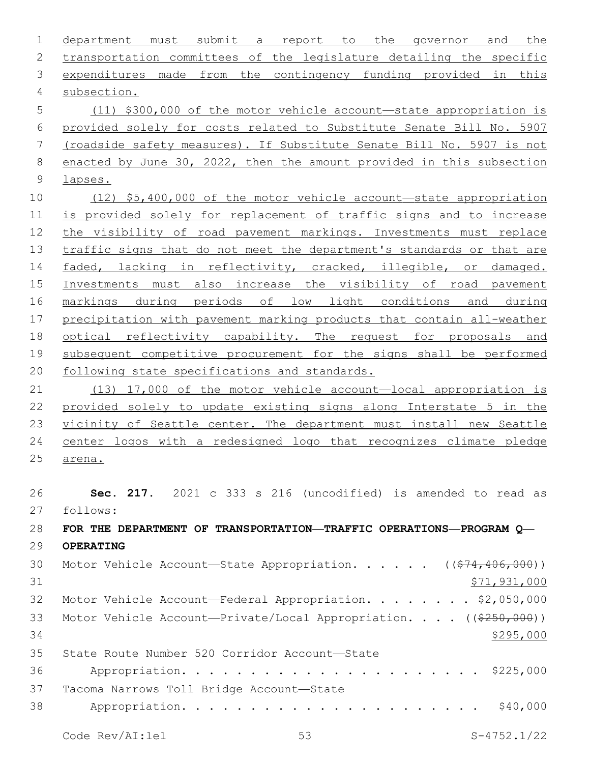department must submit a report to the governor and the transportation committees of the legislature detailing the specific expenditures made from the contingency funding provided in this subsection.

(11) $300,000 of the motor vehicle account—state appropriation is provided solely for costs related to Substitute Senate Bill No. 5907 (roadside safety measures). If Substitute Senate Bill No. 5907 is not enacted by June 30, 2022, then the amount provided in this subsection lapses.

(12) $5,400,000 of the motor vehicle account—state appropriation is provided solely for replacement of traffic signs and to increase the visibility of road pavement markings. Investments must replace traffic signs that do not meet the department's standards or that are faded, lacking in reflectivity, cracked, illegible, or damaged. Investments must also increase the visibility of road pavement markings during periods of low light conditions and during precipitation with pavement marking products that contain all-weather optical reflectivity capability. The request for proposals and subsequent competitive procurement for the signs shall be performed following state specifications and standards.

(13) 17,000 of the motor vehicle account—local appropriation is provided solely to update existing signs along Interstate 5 in the vicinity of Seattle center. The department must install new Seattle center logos with a redesigned logo that recognizes climate pledge arena.

**Sec. 217.** 2021 c 333 s 216 (uncodified) is amended to read as follows:

**FOR THE DEPARTMENT OF TRANSPORTATION—TRAFFIC OPERATIONS—PROGRAM Q—OPERATING**

Motor Vehicle Account—State Appropriation. . . . . . ((~~$74,406,000~~)) $71,931,000

Motor Vehicle Account—Federal Appropriation. . . . . . . . $2,050,000

Motor Vehicle Account—Private/Local Appropriation. . . . ((~~$250,000~~)) $295,000

State Route Number 520 Corridor Account—State Appropriation. . . . . . . . . . . . . . . . . . . . . . $225,000

Tacoma Narrows Toll Bridge Account—State Appropriation. . . . . . . . . . . . . . . . . . . . . . $40,000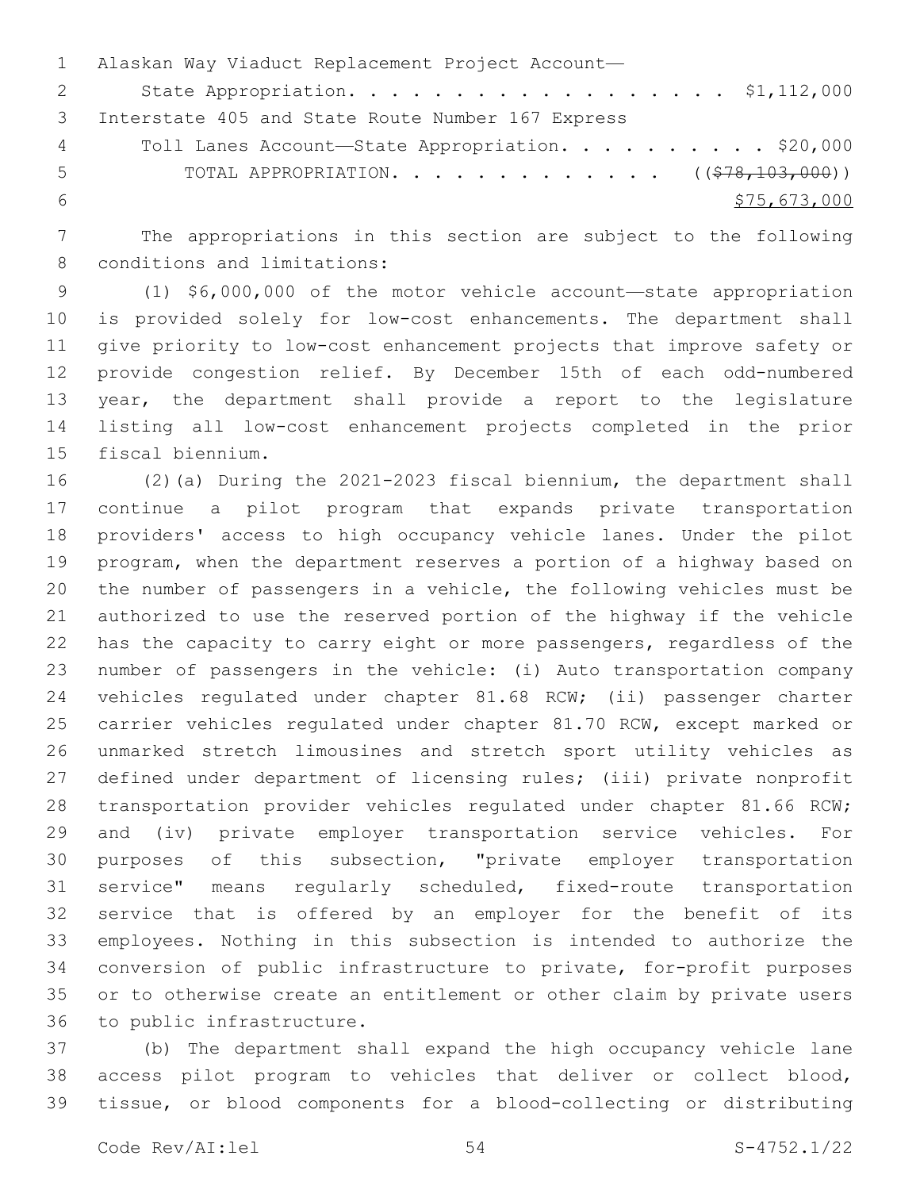Alaskan Way Viaduct Replacement Project Account—
State Appropriation. . . . . . . . . . . . . . . . . . . $1,112,000
Interstate 405 and State Route Number 167 Express
Toll Lanes Account—State Appropriation. . . . . . . . . . . $20,000
TOTAL APPROPRIATION. . . . . . . . . . . . . . ~~(($78,103,000))~~
$75,673,000

The appropriations in this section are subject to the following conditions and limitations:

(1) $6,000,000 of the motor vehicle account—state appropriation is provided solely for low-cost enhancements. The department shall give priority to low-cost enhancement projects that improve safety or provide congestion relief. By December 15th of each odd-numbered year, the department shall provide a report to the legislature listing all low-cost enhancement projects completed in the prior fiscal biennium.

(2)(a) During the 2021-2023 fiscal biennium, the department shall continue a pilot program that expands private transportation providers' access to high occupancy vehicle lanes. Under the pilot program, when the department reserves a portion of a highway based on the number of passengers in a vehicle, the following vehicles must be authorized to use the reserved portion of the highway if the vehicle has the capacity to carry eight or more passengers, regardless of the number of passengers in the vehicle: (i) Auto transportation company vehicles regulated under chapter 81.68 RCW; (ii) passenger charter carrier vehicles regulated under chapter 81.70 RCW, except marked or unmarked stretch limousines and stretch sport utility vehicles as defined under department of licensing rules; (iii) private nonprofit transportation provider vehicles regulated under chapter 81.66 RCW; and (iv) private employer transportation service vehicles. For purposes of this subsection, "private employer transportation service" means regularly scheduled, fixed-route transportation service that is offered by an employer for the benefit of its employees. Nothing in this subsection is intended to authorize the conversion of public infrastructure to private, for-profit purposes or to otherwise create an entitlement or other claim by private users to public infrastructure.

(b) The department shall expand the high occupancy vehicle lane access pilot program to vehicles that deliver or collect blood, tissue, or blood components for a blood-collecting or distributing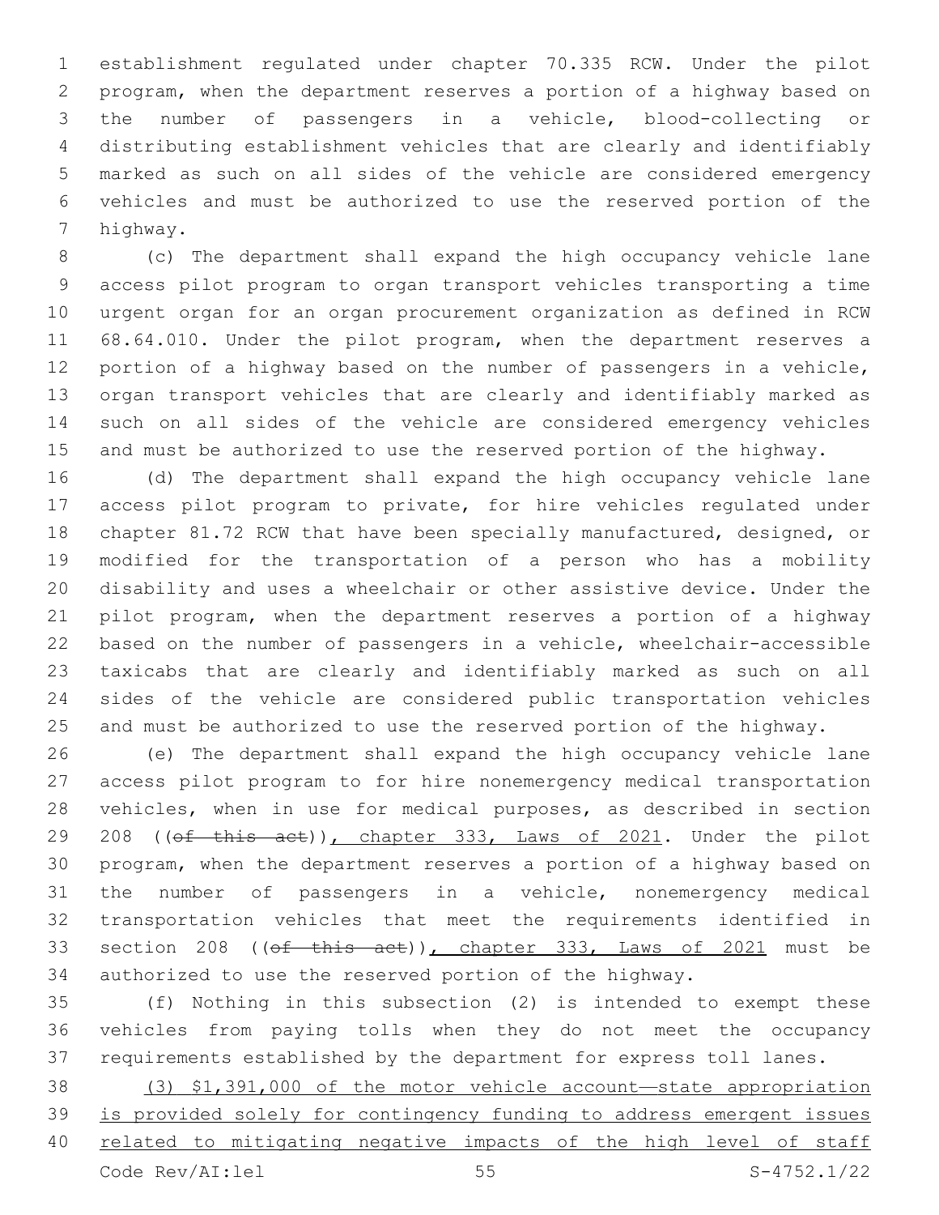establishment regulated under chapter 70.335 RCW. Under the pilot program, when the department reserves a portion of a highway based on the number of passengers in a vehicle, blood-collecting or distributing establishment vehicles that are clearly and identifiably marked as such on all sides of the vehicle are considered emergency vehicles and must be authorized to use the reserved portion of the highway.

(c) The department shall expand the high occupancy vehicle lane access pilot program to organ transport vehicles transporting a time urgent organ for an organ procurement organization as defined in RCW 68.64.010. Under the pilot program, when the department reserves a portion of a highway based on the number of passengers in a vehicle, organ transport vehicles that are clearly and identifiably marked as such on all sides of the vehicle are considered emergency vehicles and must be authorized to use the reserved portion of the highway.

(d) The department shall expand the high occupancy vehicle lane access pilot program to private, for hire vehicles regulated under chapter 81.72 RCW that have been specially manufactured, designed, or modified for the transportation of a person who has a mobility disability and uses a wheelchair or other assistive device. Under the pilot program, when the department reserves a portion of a highway based on the number of passengers in a vehicle, wheelchair-accessible taxicabs that are clearly and identifiably marked as such on all sides of the vehicle are considered public transportation vehicles and must be authorized to use the reserved portion of the highway.

(e) The department shall expand the high occupancy vehicle lane access pilot program to for hire nonemergency medical transportation vehicles, when in use for medical purposes, as described in section 208 ((~~of this act~~)), chapter 333, Laws of 2021. Under the pilot program, when the department reserves a portion of a highway based on the number of passengers in a vehicle, nonemergency medical transportation vehicles that meet the requirements identified in section 208 ((~~of this act~~)), chapter 333, Laws of 2021 must be authorized to use the reserved portion of the highway.

(f) Nothing in this subsection (2) is intended to exempt these vehicles from paying tolls when they do not meet the occupancy requirements established by the department for express toll lanes.

(3) $1,391,000 of the motor vehicle account—state appropriation is provided solely for contingency funding to address emergent issues related to mitigating negative impacts of the high level of staff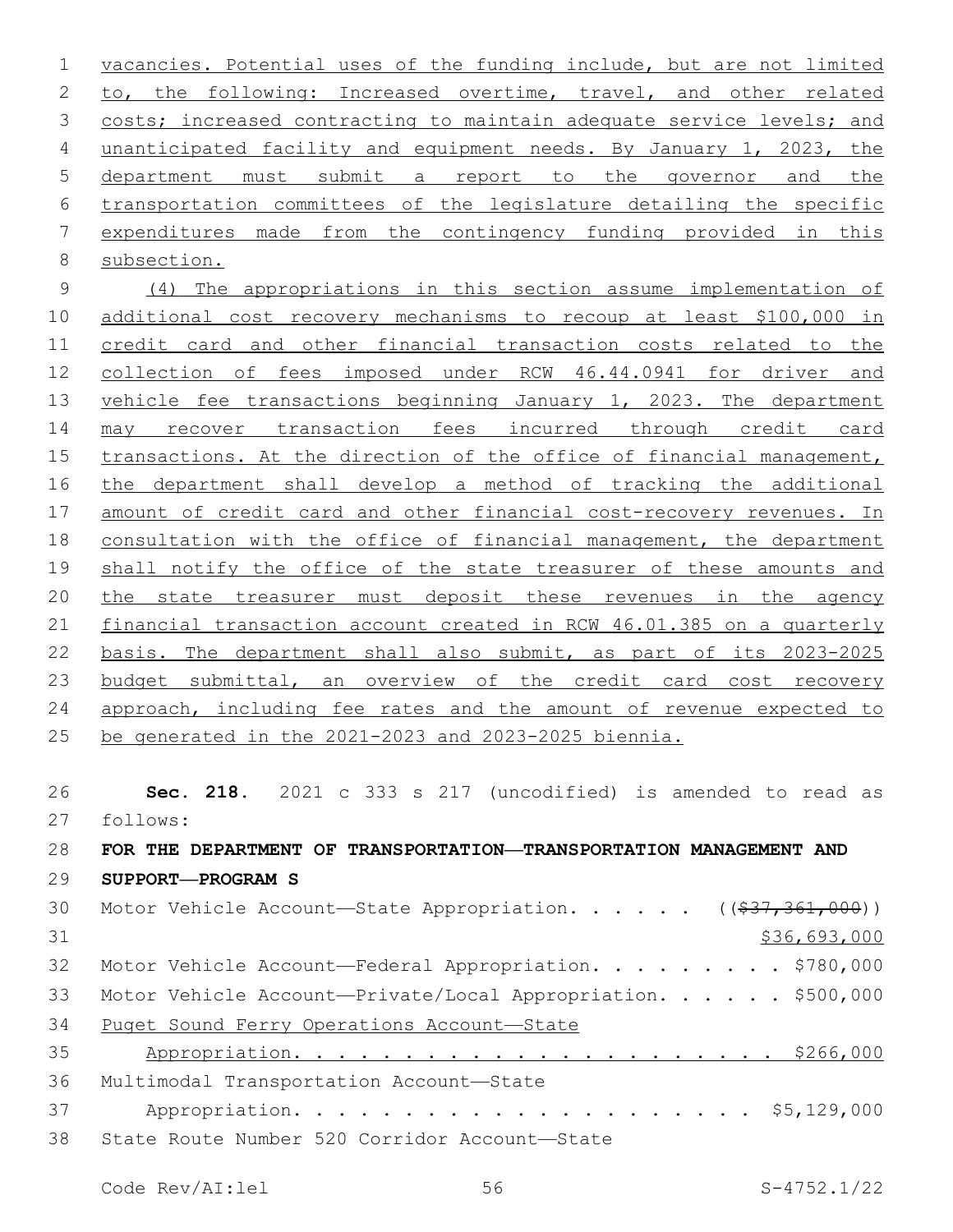vacancies. Potential uses of the funding include, but are not limited to, the following: Increased overtime, travel, and other related costs; increased contracting to maintain adequate service levels; and unanticipated facility and equipment needs. By January 1, 2023, the department must submit a report to the governor and the transportation committees of the legislature detailing the specific expenditures made from the contingency funding provided in this subsection.

(4) The appropriations in this section assume implementation of additional cost recovery mechanisms to recoup at least $100,000 in credit card and other financial transaction costs related to the collection of fees imposed under RCW 46.44.0941 for driver and vehicle fee transactions beginning January 1, 2023. The department may recover transaction fees incurred through credit card transactions. At the direction of the office of financial management, the department shall develop a method of tracking the additional amount of credit card and other financial cost-recovery revenues. In consultation with the office of financial management, the department shall notify the office of the state treasurer of these amounts and the state treasurer must deposit these revenues in the agency financial transaction account created in RCW 46.01.385 on a quarterly basis. The department shall also submit, as part of its 2023-2025 budget submittal, an overview of the credit card cost recovery approach, including fee rates and the amount of revenue expected to be generated in the 2021-2023 and 2023-2025 biennia.

**Sec. 218.** 2021 c 333 s 217 (uncodified) is amended to read as follows:

**FOR THE DEPARTMENT OF TRANSPORTATION—TRANSPORTATION MANAGEMENT AND SUPPORT—PROGRAM S**

Motor Vehicle Account—State Appropriation. . . . . . ((~~$37,361,000~~)) $36,693,000

Motor Vehicle Account—Federal Appropriation. . . . . . . . . $780,000

Motor Vehicle Account—Private/Local Appropriation. . . . . . $500,000

Puget Sound Ferry Operations Account—State Appropriation. . . . . . . . . . . . . . . . . . . . . . $266,000

Multimodal Transportation Account—State Appropriation. . . . . . . . . . . . . . . . . . . . . . $5,129,000

State Route Number 520 Corridor Account—State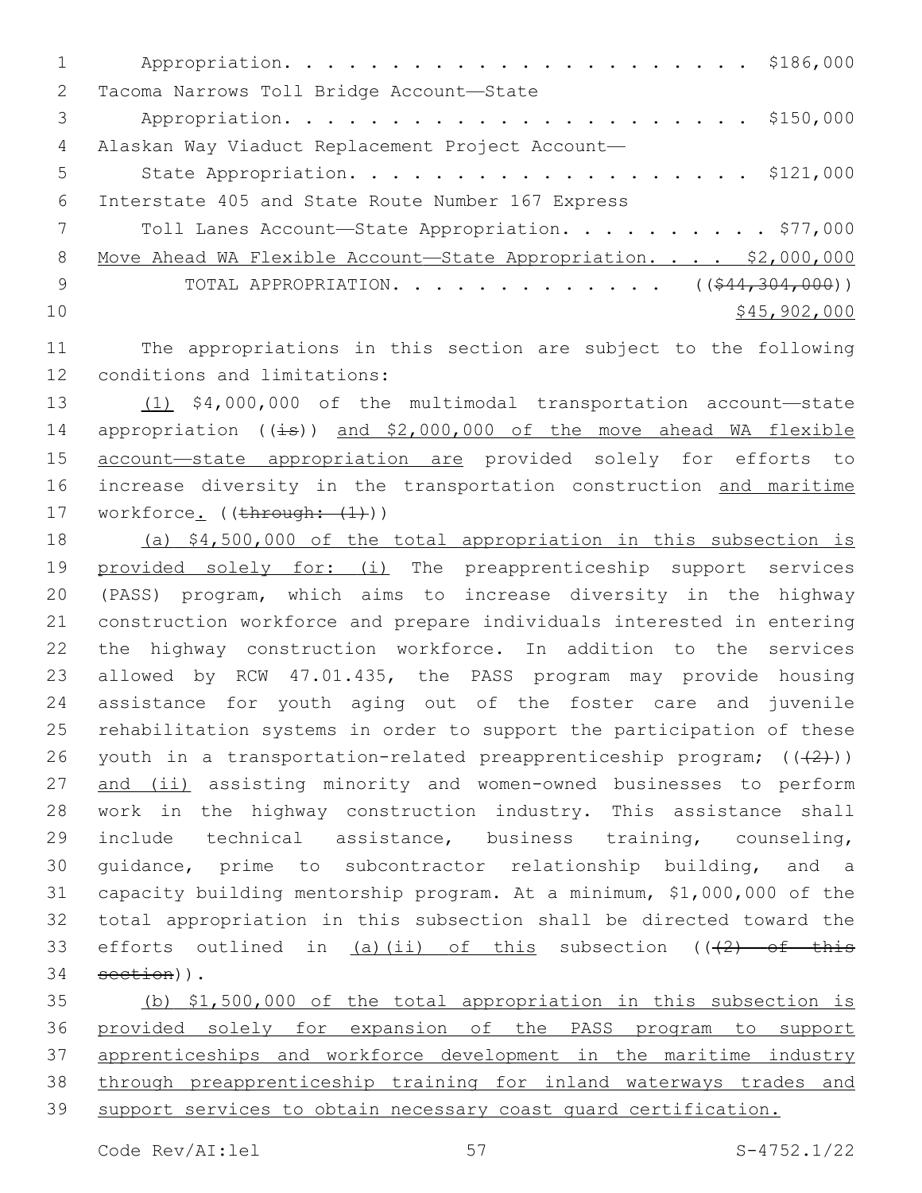Appropriation. . . . . . . . . . . . . . . . . . . . . . . $186,000

Tacoma Narrows Toll Bridge Account—State Appropriation. . . . . . . . . . . . . . . . . . . . . . . $150,000

Alaskan Way Viaduct Replacement Project Account—State Appropriation. . . . . . . . . . . . . . . . . . . . $121,000

Interstate 405 and State Route Number 167 Express Toll Lanes Account—State Appropriation. . . . . . . . . . . $77,000

Move Ahead WA Flexible Account—State Appropriation. . . . $2,000,000

TOTAL APPROPRIATION. . . . . . . . . . . . . . ((~~$44,304,000~~)) $45,902,000

The appropriations in this section are subject to the following conditions and limitations:

(1) $4,000,000 of the multimodal transportation account—state appropriation ((~~is~~)) and $2,000,000 of the move ahead WA flexible account—state appropriation are provided solely for efforts to increase diversity in the transportation construction and maritime workforce. ((~~through: (1)~~))

(a) $4,500,000 of the total appropriation in this subsection is provided solely for: (i) The preapprenticeship support services (PASS) program, which aims to increase diversity in the highway construction workforce and prepare individuals interested in entering the highway construction workforce. In addition to the services allowed by RCW 47.01.435, the PASS program may provide housing assistance for youth aging out of the foster care and juvenile rehabilitation systems in order to support the participation of these youth in a transportation-related preapprenticeship program; ((~~(2)~~)) and (ii) assisting minority and women-owned businesses to perform work in the highway construction industry. This assistance shall include technical assistance, business training, counseling, guidance, prime to subcontractor relationship building, and a capacity building mentorship program. At a minimum, $1,000,000 of the total appropriation in this subsection shall be directed toward the efforts outlined in (a)(ii) of this subsection ((~~(2) of this section~~)).

(b) $1,500,000 of the total appropriation in this subsection is provided solely for expansion of the PASS program to support apprenticeships and workforce development in the maritime industry through preapprenticeship training for inland waterways trades and support services to obtain necessary coast guard certification.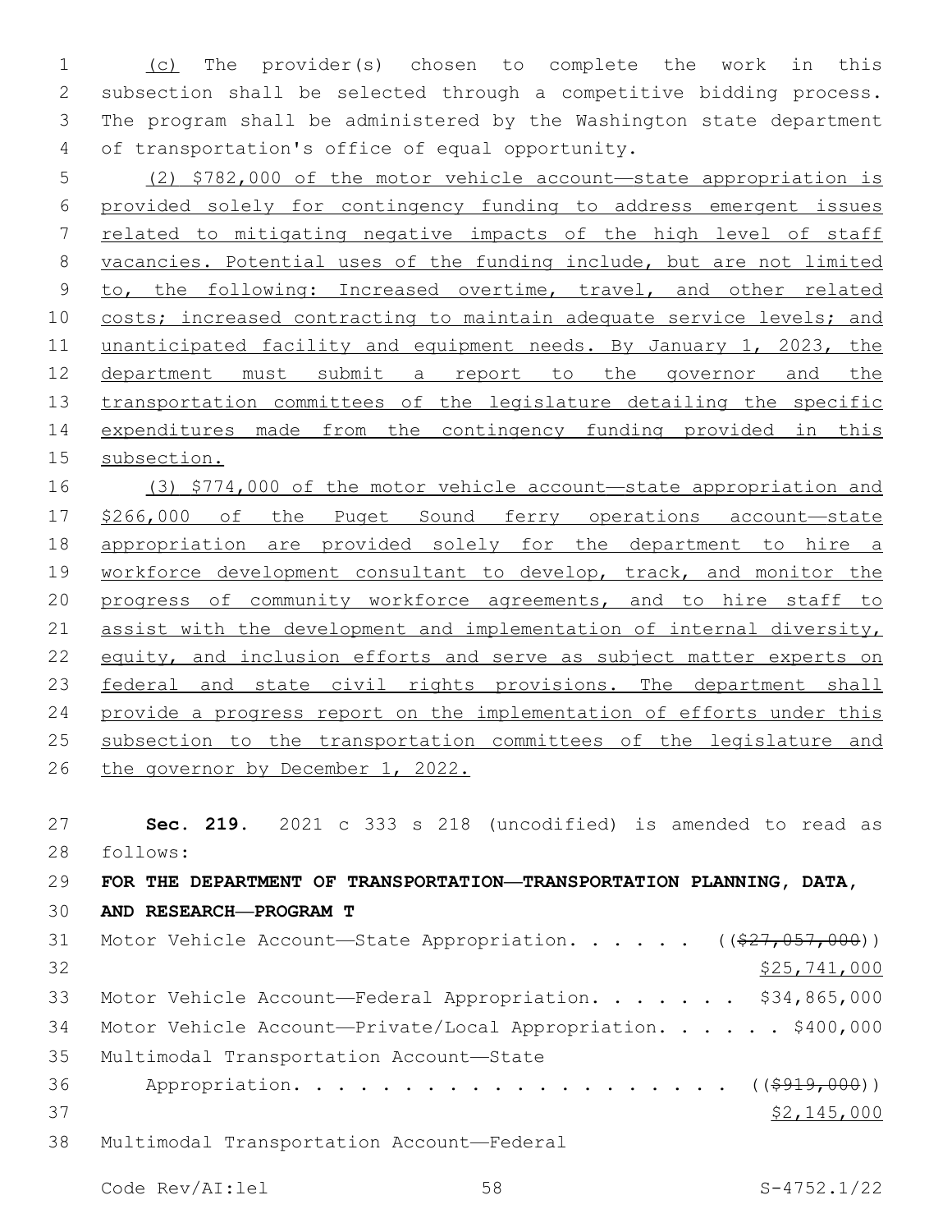(c) The provider(s) chosen to complete the work in this subsection shall be selected through a competitive bidding process. The program shall be administered by the Washington state department of transportation's office of equal opportunity.

(2) $782,000 of the motor vehicle account—state appropriation is provided solely for contingency funding to address emergent issues related to mitigating negative impacts of the high level of staff vacancies. Potential uses of the funding include, but are not limited to, the following: Increased overtime, travel, and other related costs; increased contracting to maintain adequate service levels; and unanticipated facility and equipment needs. By January 1, 2023, the department must submit a report to the governor and the transportation committees of the legislature detailing the specific expenditures made from the contingency funding provided in this subsection.

(3) $774,000 of the motor vehicle account—state appropriation and $266,000 of the Puget Sound ferry operations account—state appropriation are provided solely for the department to hire a workforce development consultant to develop, track, and monitor the progress of community workforce agreements, and to hire staff to assist with the development and implementation of internal diversity, equity, and inclusion efforts and serve as subject matter experts on federal and state civil rights provisions. The department shall provide a progress report on the implementation of efforts under this subsection to the transportation committees of the legislature and the governor by December 1, 2022.

**Sec. 219.** 2021 c 333 s 218 (uncodified) is amended to read as follows:

**FOR THE DEPARTMENT OF TRANSPORTATION—TRANSPORTATION PLANNING, DATA, AND RESEARCH—PROGRAM T**

Motor Vehicle Account—State Appropriation. . . . . . ((~~$27,057,000~~)) $25,741,000

Motor Vehicle Account—Federal Appropriation. . . . . . . $34,865,000

Motor Vehicle Account—Private/Local Appropriation. . . . . . $400,000

Multimodal Transportation Account—State Appropriation. . . . . . . . . . . . . . . . . . . . . ((~~$919,000~~)) $2,145,000

Multimodal Transportation Account—Federal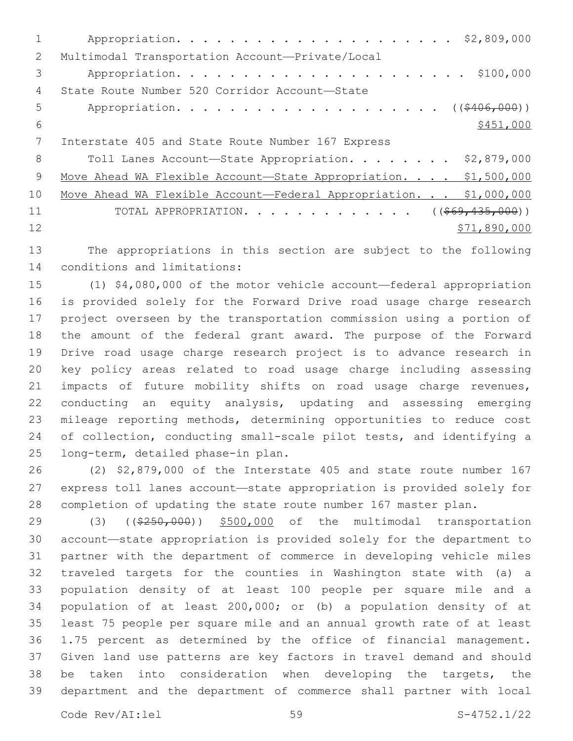Appropriation. . . . . . . . . . . . . . . . . . . . . . $2,809,000
Multimodal Transportation Account—Private/Local
Appropriation. . . . . . . . . . . . . . . . . . . . . . $100,000
State Route Number 520 Corridor Account—State
Appropriation. . . . . . . . . . . . . . . . . . . . ((~~$406,000~~))
<u>$451,000</u>
Interstate 405 and State Route Number 167 Express
Toll Lanes Account—State Appropriation. . . . . . . . $2,879,000
<u>Move Ahead WA Flexible Account—State Appropriation. . . . $1,500,000</u>
<u>Move Ahead WA Flexible Account—Federal Appropriation. . . $1,000,000</u>
TOTAL APPROPRIATION. . . . . . . . . . . . . ((~~$69,435,000~~))
<u>$71,890,000</u>

The appropriations in this section are subject to the following conditions and limitations:

(1) $4,080,000 of the motor vehicle account—federal appropriation is provided solely for the Forward Drive road usage charge research project overseen by the transportation commission using a portion of the amount of the federal grant award. The purpose of the Forward Drive road usage charge research project is to advance research in key policy areas related to road usage charge including assessing impacts of future mobility shifts on road usage charge revenues, conducting an equity analysis, updating and assessing emerging mileage reporting methods, determining opportunities to reduce cost of collection, conducting small-scale pilot tests, and identifying a long-term, detailed phase-in plan.

(2) $2,879,000 of the Interstate 405 and state route number 167 express toll lanes account—state appropriation is provided solely for completion of updating the state route number 167 master plan.

(3) ((~~$250,000~~)) <u>$500,000</u> of the multimodal transportation account—state appropriation is provided solely for the department to partner with the department of commerce in developing vehicle miles traveled targets for the counties in Washington state with (a) a population density of at least 100 people per square mile and a population of at least 200,000; or (b) a population density of at least 75 people per square mile and an annual growth rate of at least 1.75 percent as determined by the office of financial management. Given land use patterns are key factors in travel demand and should be taken into consideration when developing the targets, the department and the department of commerce shall partner with local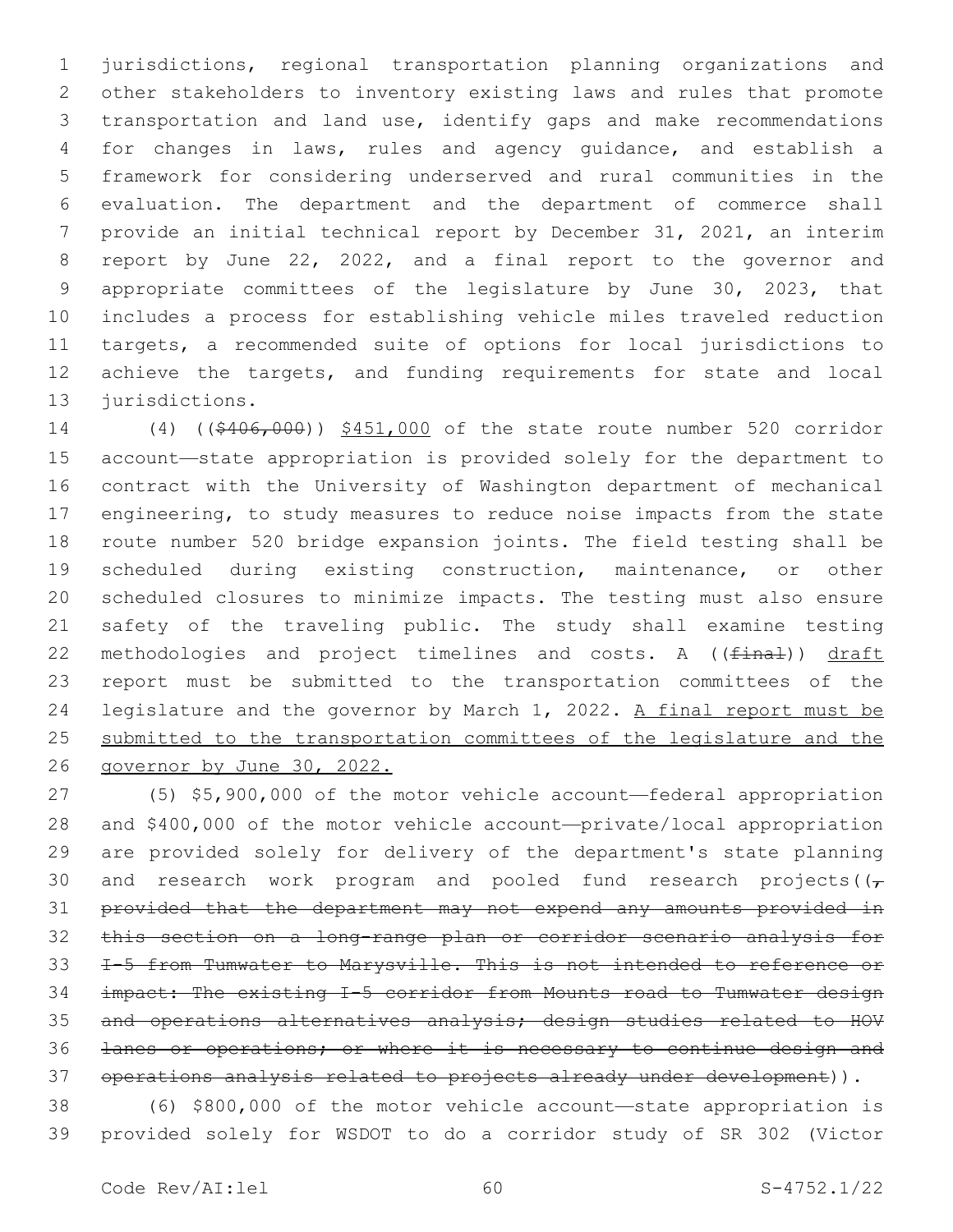jurisdictions, regional transportation planning organizations and other stakeholders to inventory existing laws and rules that promote transportation and land use, identify gaps and make recommendations for changes in laws, rules and agency guidance, and establish a framework for considering underserved and rural communities in the evaluation. The department and the department of commerce shall provide an initial technical report by December 31, 2021, an interim report by June 22, 2022, and a final report to the governor and appropriate committees of the legislature by June 30, 2023, that includes a process for establishing vehicle miles traveled reduction targets, a recommended suite of options for local jurisdictions to achieve the targets, and funding requirements for state and local jurisdictions.

(4) ((~~$406,000~~)) <u>$451,000</u> of the state route number 520 corridor account—state appropriation is provided solely for the department to contract with the University of Washington department of mechanical engineering, to study measures to reduce noise impacts from the state route number 520 bridge expansion joints. The field testing shall be scheduled during existing construction, maintenance, or other scheduled closures to minimize impacts. The testing must also ensure safety of the traveling public. The study shall examine testing methodologies and project timelines and costs. A ((~~final~~)) <u>draft</u> report must be submitted to the transportation committees of the legislature and the governor by March 1, 2022. <u>A final report must be submitted to the transportation committees of the legislature and the governor by June 30, 2022.</u>

(5) $5,900,000 of the motor vehicle account—federal appropriation and $400,000 of the motor vehicle account—private/local appropriation are provided solely for delivery of the department's state planning and research work program and pooled fund research projects((~~, provided that the department may not expend any amounts provided in this section on a long-range plan or corridor scenario analysis for I-5 from Tumwater to Marysville. This is not intended to reference or impact: The existing I-5 corridor from Mounts road to Tumwater design and operations alternatives analysis; design studies related to HOV lanes or operations; or where it is necessary to continue design and operations analysis related to projects already under development~~)).

(6) $800,000 of the motor vehicle account—state appropriation is provided solely for WSDOT to do a corridor study of SR 302 (Victor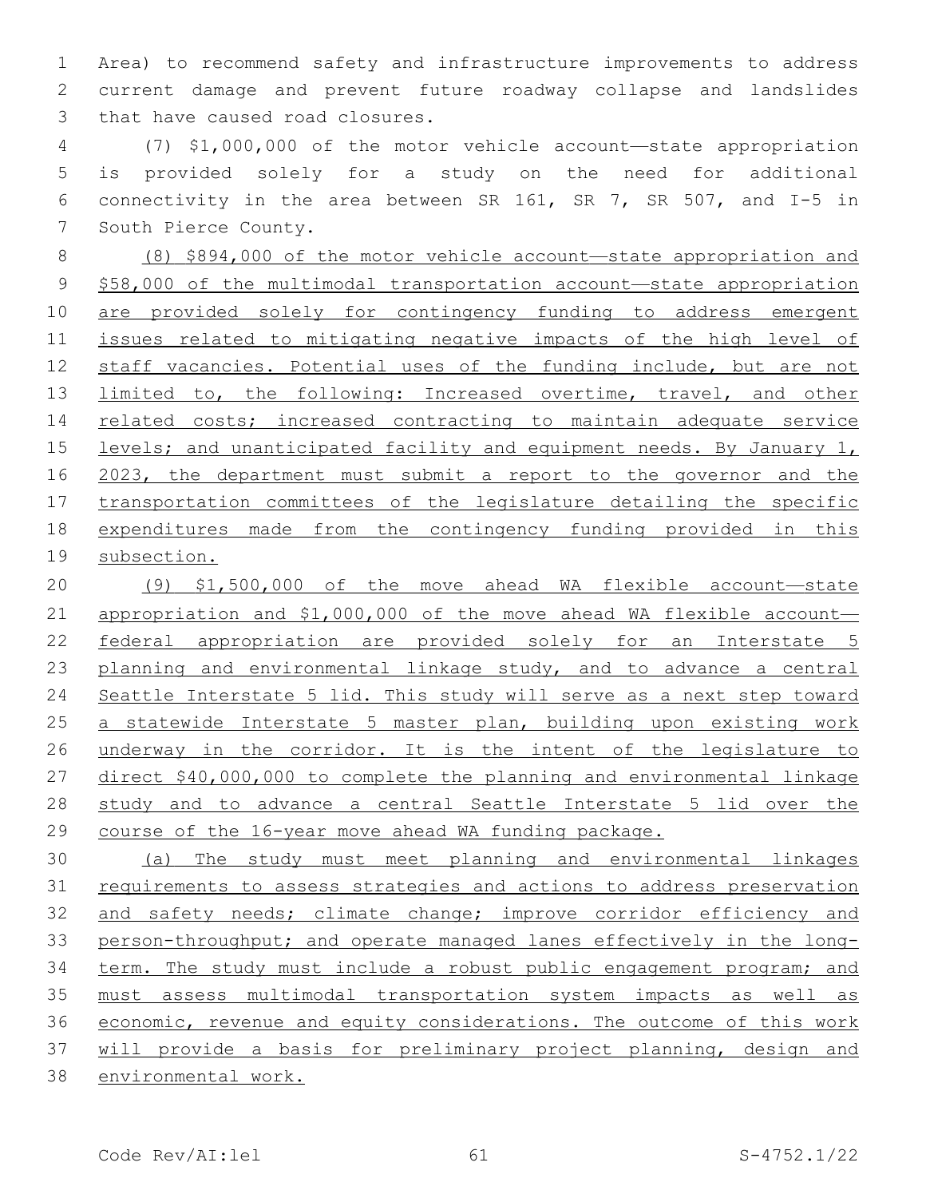Area) to recommend safety and infrastructure improvements to address current damage and prevent future roadway collapse and landslides that have caused road closures.

(7) $1,000,000 of the motor vehicle account—state appropriation is provided solely for a study on the need for additional connectivity in the area between SR 161, SR 7, SR 507, and I-5 in South Pierce County.

(8) $894,000 of the motor vehicle account—state appropriation and $58,000 of the multimodal transportation account—state appropriation are provided solely for contingency funding to address emergent issues related to mitigating negative impacts of the high level of staff vacancies. Potential uses of the funding include, but are not limited to, the following: Increased overtime, travel, and other related costs; increased contracting to maintain adequate service levels; and unanticipated facility and equipment needs. By January 1, 2023, the department must submit a report to the governor and the transportation committees of the legislature detailing the specific expenditures made from the contingency funding provided in this subsection.

(9) $1,500,000 of the move ahead WA flexible account—state appropriation and $1,000,000 of the move ahead WA flexible account—federal appropriation are provided solely for an Interstate 5 planning and environmental linkage study, and to advance a central Seattle Interstate 5 lid. This study will serve as a next step toward a statewide Interstate 5 master plan, building upon existing work underway in the corridor. It is the intent of the legislature to direct $40,000,000 to complete the planning and environmental linkage study and to advance a central Seattle Interstate 5 lid over the course of the 16-year move ahead WA funding package.

(a) The study must meet planning and environmental linkages requirements to assess strategies and actions to address preservation and safety needs; climate change; improve corridor efficiency and person-throughput; and operate managed lanes effectively in the long-term. The study must include a robust public engagement program; and must assess multimodal transportation system impacts as well as economic, revenue and equity considerations. The outcome of this work will provide a basis for preliminary project planning, design and environmental work.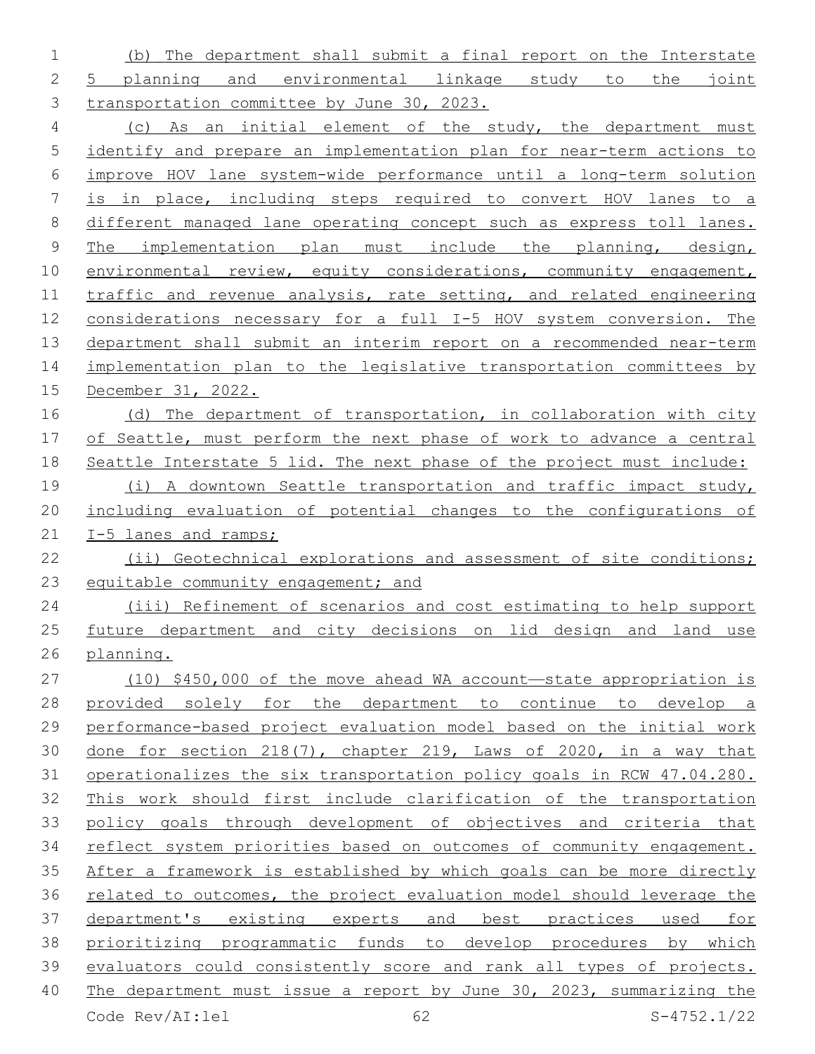(b) The department shall submit a final report on the Interstate 5 planning and environmental linkage study to the joint transportation committee by June 30, 2023.

(c) As an initial element of the study, the department must identify and prepare an implementation plan for near-term actions to improve HOV lane system-wide performance until a long-term solution is in place, including steps required to convert HOV lanes to a different managed lane operating concept such as express toll lanes. The implementation plan must include the planning, design, environmental review, equity considerations, community engagement, traffic and revenue analysis, rate setting, and related engineering considerations necessary for a full I-5 HOV system conversion. The department shall submit an interim report on a recommended near-term implementation plan to the legislative transportation committees by December 31, 2022.

(d) The department of transportation, in collaboration with city of Seattle, must perform the next phase of work to advance a central Seattle Interstate 5 lid. The next phase of the project must include:

(i) A downtown Seattle transportation and traffic impact study, including evaluation of potential changes to the configurations of I-5 lanes and ramps;

(ii) Geotechnical explorations and assessment of site conditions; equitable community engagement; and

(iii) Refinement of scenarios and cost estimating to help support future department and city decisions on lid design and land use planning.

(10) $450,000 of the move ahead WA account—state appropriation is provided solely for the department to continue to develop a performance-based project evaluation model based on the initial work done for section 218(7), chapter 219, Laws of 2020, in a way that operationalizes the six transportation policy goals in RCW 47.04.280. This work should first include clarification of the transportation policy goals through development of objectives and criteria that reflect system priorities based on outcomes of community engagement. After a framework is established by which goals can be more directly related to outcomes, the project evaluation model should leverage the department's existing experts and best practices used for prioritizing programmatic funds to develop procedures by which evaluators could consistently score and rank all types of projects. The department must issue a report by June 30, 2023, summarizing the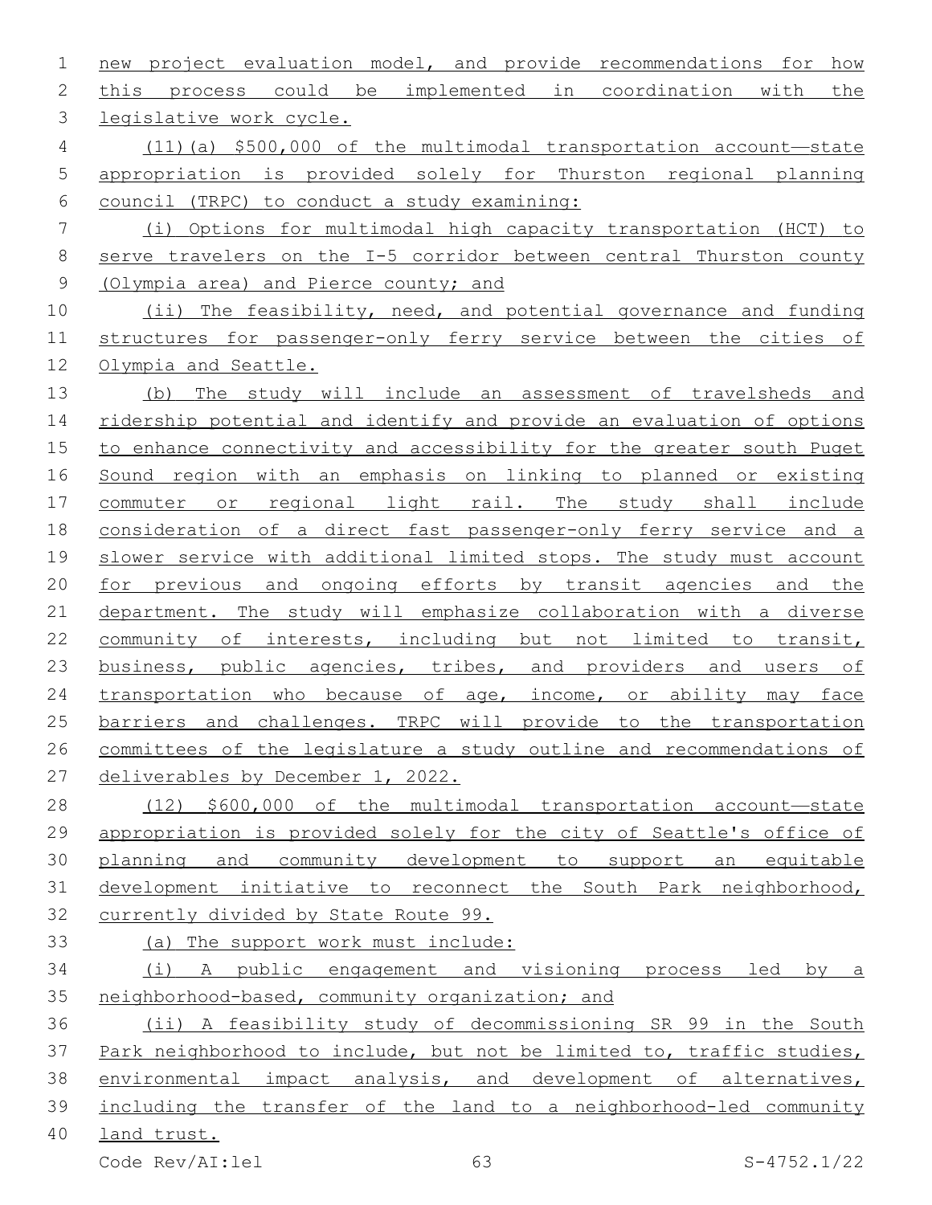new project evaluation model, and provide recommendations for how this process could be implemented in coordination with the legislative work cycle.

(11)(a) $500,000 of the multimodal transportation account—state appropriation is provided solely for Thurston regional planning council (TRPC) to conduct a study examining:

(i) Options for multimodal high capacity transportation (HCT) to serve travelers on the I-5 corridor between central Thurston county (Olympia area) and Pierce county; and

(ii) The feasibility, need, and potential governance and funding structures for passenger-only ferry service between the cities of Olympia and Seattle.

(b) The study will include an assessment of travelsheds and ridership potential and identify and provide an evaluation of options to enhance connectivity and accessibility for the greater south Puget Sound region with an emphasis on linking to planned or existing commuter or regional light rail. The study shall include consideration of a direct fast passenger-only ferry service and a slower service with additional limited stops. The study must account for previous and ongoing efforts by transit agencies and the department. The study will emphasize collaboration with a diverse community of interests, including but not limited to transit, business, public agencies, tribes, and providers and users of transportation who because of age, income, or ability may face barriers and challenges. TRPC will provide to the transportation committees of the legislature a study outline and recommendations of deliverables by December 1, 2022.

(12) $600,000 of the multimodal transportation account—state appropriation is provided solely for the city of Seattle's office of planning and community development to support an equitable development initiative to reconnect the South Park neighborhood, currently divided by State Route 99.

(a) The support work must include:

(i) A public engagement and visioning process led by a neighborhood-based, community organization; and

(ii) A feasibility study of decommissioning SR 99 in the South Park neighborhood to include, but not be limited to, traffic studies, environmental impact analysis, and development of alternatives, including the transfer of the land to a neighborhood-led community land trust.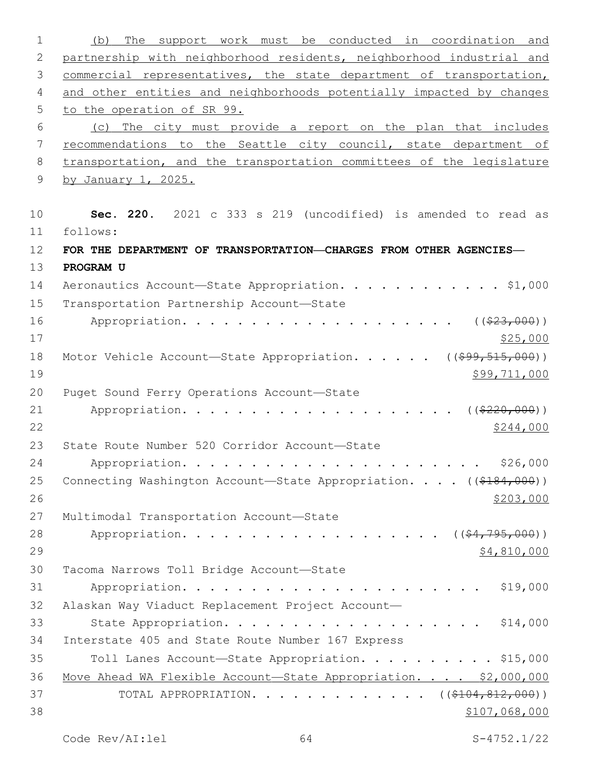(b) The support work must be conducted in coordination and partnership with neighborhood residents, neighborhood industrial and commercial representatives, the state department of transportation, and other entities and neighborhoods potentially impacted by changes to the operation of SR 99.

(c) The city must provide a report on the plan that includes recommendations to the Seattle city council, state department of transportation, and the transportation committees of the legislature by January 1, 2025.

**Sec. 220.** 2021 c 333 s 219 (uncodified) is amended to read as follows:

**FOR THE DEPARTMENT OF TRANSPORTATION—CHARGES FROM OTHER AGENCIES—PROGRAM U**

Aeronautics Account—State Appropriation. . . . . . . . . . . . . $1,000

Transportation Partnership Account—State Appropriation. . . . . . . . . . . . . . . . . . . . ((~~$23,000~~)) $25,000

Motor Vehicle Account—State Appropriation. . . . . . ((~~$99,515,000~~)) $99,711,000

Puget Sound Ferry Operations Account—State Appropriation. . . . . . . . . . . . . . . . . . . . ((~~$220,000~~)) $244,000

State Route Number 520 Corridor Account—State Appropriation. . . . . . . . . . . . . . . . . . . . . . $26,000

Connecting Washington Account—State Appropriation. . . . ((~~$184,000~~)) $203,000

Multimodal Transportation Account—State Appropriation. . . . . . . . . . . . . . . . . . . ((~~$4,795,000~~)) $4,810,000

Tacoma Narrows Toll Bridge Account—State Appropriation. . . . . . . . . . . . . . . . . . . . . . $19,000

Alaskan Way Viaduct Replacement Project Account—State Appropriation. . . . . . . . . . . . . . . . . . . . $14,000

Interstate 405 and State Route Number 167 Express Toll Lanes Account—State Appropriation. . . . . . . . . . . $15,000

Move Ahead WA Flexible Account—State Appropriation. . . . $2,000,000

TOTAL APPROPRIATION. . . . . . . . . . . . . . ((~~$104,812,000~~)) $107,068,000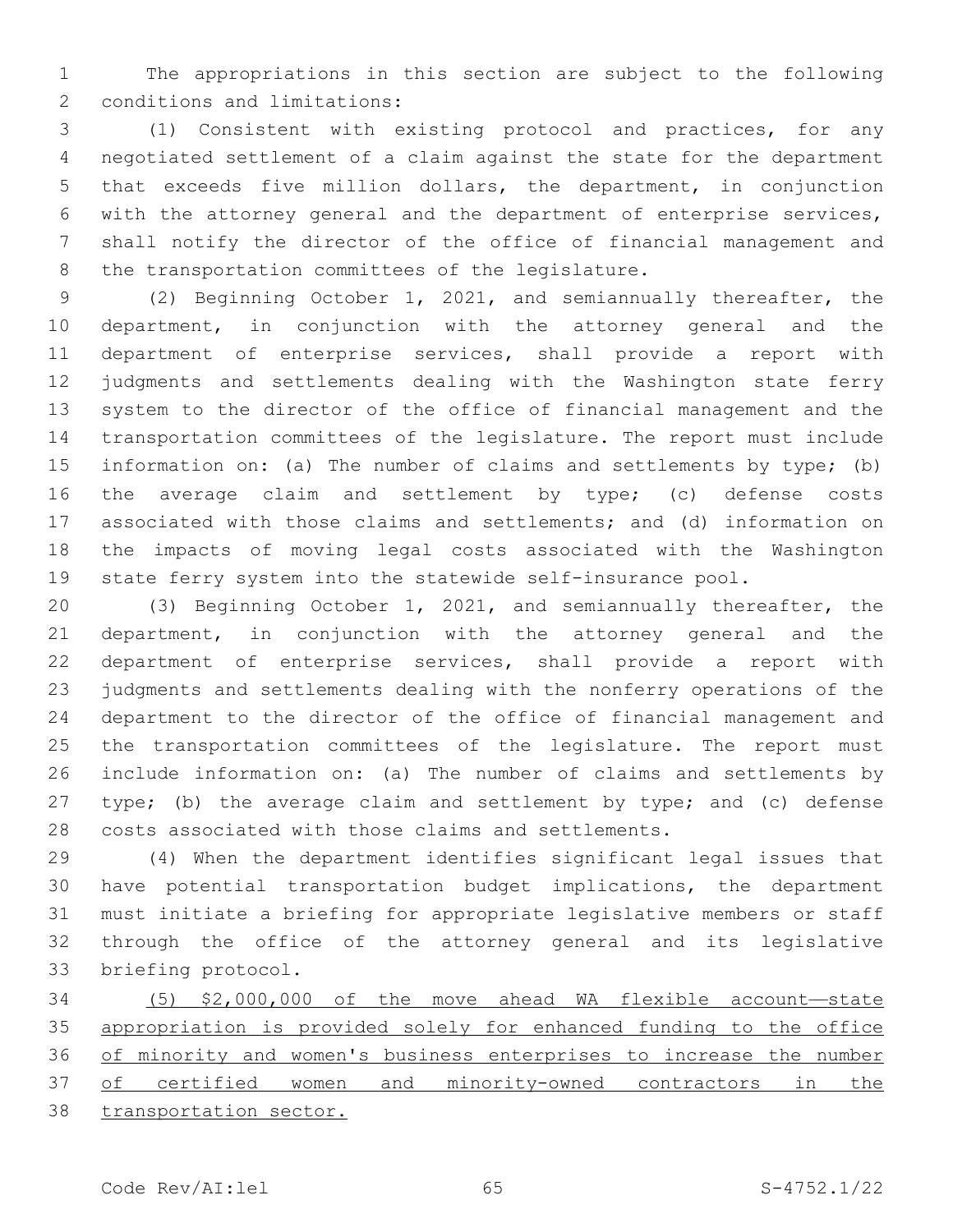The appropriations in this section are subject to the following conditions and limitations:

(1) Consistent with existing protocol and practices, for any negotiated settlement of a claim against the state for the department that exceeds five million dollars, the department, in conjunction with the attorney general and the department of enterprise services, shall notify the director of the office of financial management and the transportation committees of the legislature.

(2) Beginning October 1, 2021, and semiannually thereafter, the department, in conjunction with the attorney general and the department of enterprise services, shall provide a report with judgments and settlements dealing with the Washington state ferry system to the director of the office of financial management and the transportation committees of the legislature. The report must include information on: (a) The number of claims and settlements by type; (b) the average claim and settlement by type; (c) defense costs associated with those claims and settlements; and (d) information on the impacts of moving legal costs associated with the Washington state ferry system into the statewide self-insurance pool.

(3) Beginning October 1, 2021, and semiannually thereafter, the department, in conjunction with the attorney general and the department of enterprise services, shall provide a report with judgments and settlements dealing with the nonferry operations of the department to the director of the office of financial management and the transportation committees of the legislature. The report must include information on: (a) The number of claims and settlements by type; (b) the average claim and settlement by type; and (c) defense costs associated with those claims and settlements.

(4) When the department identifies significant legal issues that have potential transportation budget implications, the department must initiate a briefing for appropriate legislative members or staff through the office of the attorney general and its legislative briefing protocol.

<u>(5) $2,000,000 of the move ahead WA flexible account—state appropriation is provided solely for enhanced funding to the office of minority and women's business enterprises to increase the number of certified women and minority-owned contractors in the transportation sector.</u>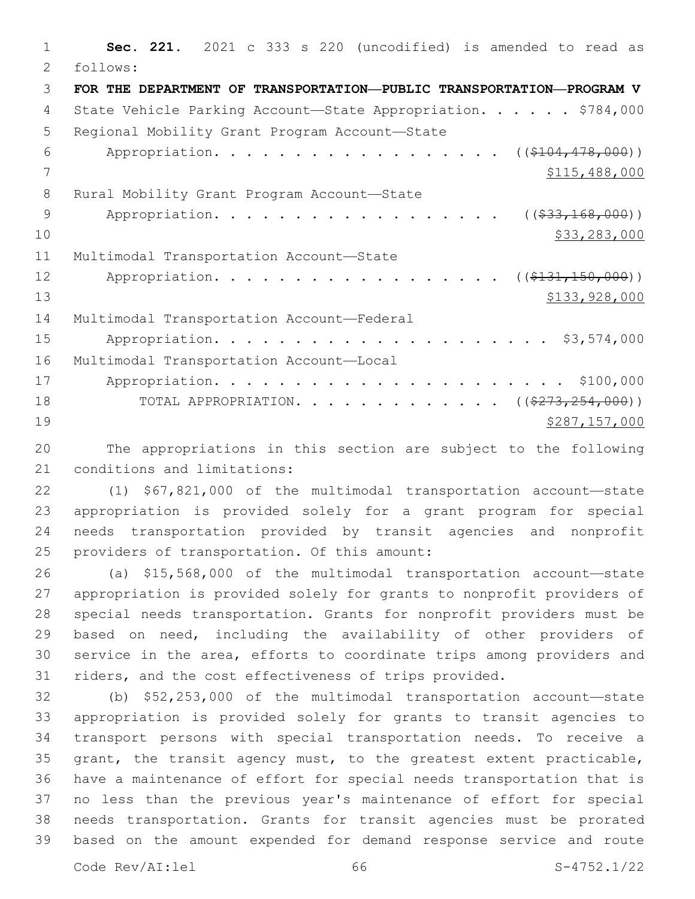**Sec. 221.** 2021 c 333 s 220 (uncodified) is amended to read as follows:

**FOR THE DEPARTMENT OF TRANSPORTATION—PUBLIC TRANSPORTATION—PROGRAM V**

State Vehicle Parking Account—State Appropriation. . . . . . $784,000

Regional Mobility Grant Program Account—State Appropriation. . . . . . . . . . . . . . . . . . ((~~$104,478,000~~)) $115,488,000

Rural Mobility Grant Program Account—State Appropriation. . . . . . . . . . . . . . . . . . ((~~$33,168,000~~)) $33,283,000

Multimodal Transportation Account—State Appropriation. . . . . . . . . . . . . . . . . . ((~~$131,150,000~~)) $133,928,000

Multimodal Transportation Account—Federal Appropriation. . . . . . . . . . . . . . . . . . . . . . $3,574,000

Multimodal Transportation Account—Local Appropriation. . . . . . . . . . . . . . . . . . . . . . . $100,000

TOTAL APPROPRIATION. . . . . . . . . . . . . ((~~$273,254,000~~)) $287,157,000

The appropriations in this section are subject to the following conditions and limitations:

(1) $67,821,000 of the multimodal transportation account—state appropriation is provided solely for a grant program for special needs transportation provided by transit agencies and nonprofit providers of transportation. Of this amount:

(a) $15,568,000 of the multimodal transportation account—state appropriation is provided solely for grants to nonprofit providers of special needs transportation. Grants for nonprofit providers must be based on need, including the availability of other providers of service in the area, efforts to coordinate trips among providers and riders, and the cost effectiveness of trips provided.

(b) $52,253,000 of the multimodal transportation account—state appropriation is provided solely for grants to transit agencies to transport persons with special transportation needs. To receive a grant, the transit agency must, to the greatest extent practicable, have a maintenance of effort for special needs transportation that is no less than the previous year's maintenance of effort for special needs transportation. Grants for transit agencies must be prorated based on the amount expended for demand response service and route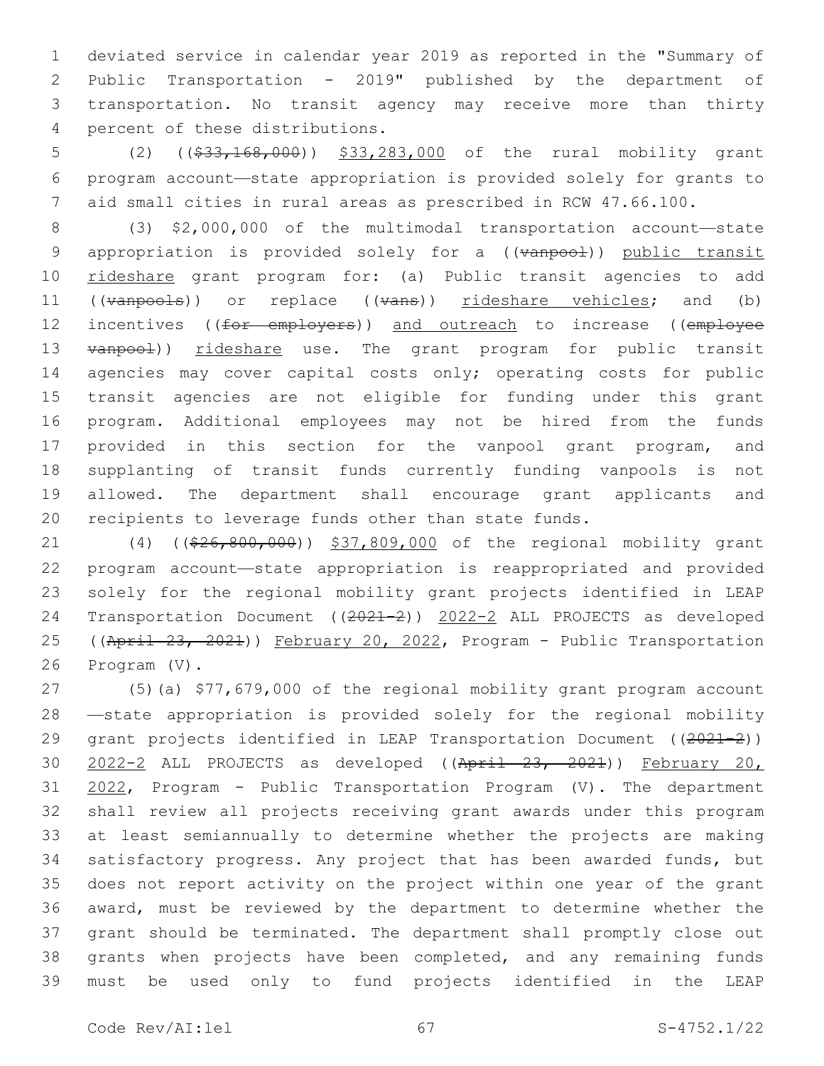deviated service in calendar year 2019 as reported in the "Summary of Public Transportation - 2019" published by the department of transportation. No transit agency may receive more than thirty percent of these distributions.

(2) (($33,168,000)) $33,283,000 of the rural mobility grant program account—state appropriation is provided solely for grants to aid small cities in rural areas as prescribed in RCW 47.66.100.

(3) $2,000,000 of the multimodal transportation account—state appropriation is provided solely for a ((vanpool)) public transit rideshare grant program for: (a) Public transit agencies to add ((vanpools)) or replace ((vans)) rideshare vehicles; and (b) incentives ((for employers)) and outreach to increase ((employee vanpool)) rideshare use. The grant program for public transit agencies may cover capital costs only; operating costs for public transit agencies are not eligible for funding under this grant program. Additional employees may not be hired from the funds provided in this section for the vanpool grant program, and supplanting of transit funds currently funding vanpools is not allowed. The department shall encourage grant applicants and recipients to leverage funds other than state funds.

(4) (($26,800,000)) $37,809,000 of the regional mobility grant program account—state appropriation is reappropriated and provided solely for the regional mobility grant projects identified in LEAP Transportation Document ((2021-2)) 2022-2 ALL PROJECTS as developed ((April 23, 2021)) February 20, 2022, Program - Public Transportation Program (V).

(5)(a) $77,679,000 of the regional mobility grant program account—state appropriation is provided solely for the regional mobility grant projects identified in LEAP Transportation Document ((2021-2)) 2022-2 ALL PROJECTS as developed ((April 23, 2021)) February 20, 2022, Program - Public Transportation Program (V). The department shall review all projects receiving grant awards under this program at least semiannually to determine whether the projects are making satisfactory progress. Any project that has been awarded funds, but does not report activity on the project within one year of the grant award, must be reviewed by the department to determine whether the grant should be terminated. The department shall promptly close out grants when projects have been completed, and any remaining funds must be used only to fund projects identified in the LEAP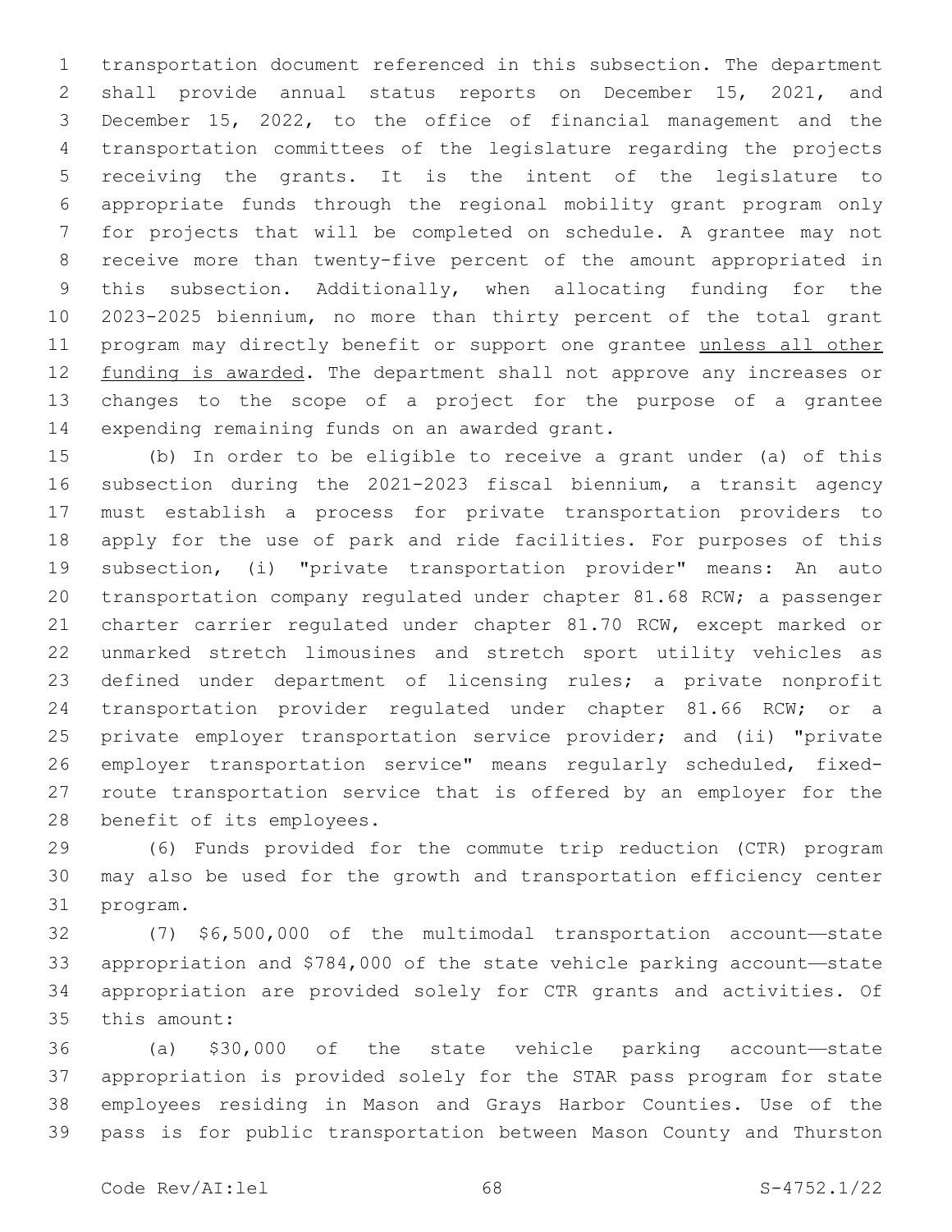transportation document referenced in this subsection. The department shall provide annual status reports on December 15, 2021, and December 15, 2022, to the office of financial management and the transportation committees of the legislature regarding the projects receiving the grants. It is the intent of the legislature to appropriate funds through the regional mobility grant program only for projects that will be completed on schedule. A grantee may not receive more than twenty-five percent of the amount appropriated in this subsection. Additionally, when allocating funding for the 2023-2025 biennium, no more than thirty percent of the total grant program may directly benefit or support one grantee <u>unless all other funding is awarded</u>. The department shall not approve any increases or changes to the scope of a project for the purpose of a grantee expending remaining funds on an awarded grant.

(b) In order to be eligible to receive a grant under (a) of this subsection during the 2021-2023 fiscal biennium, a transit agency must establish a process for private transportation providers to apply for the use of park and ride facilities. For purposes of this subsection, (i) "private transportation provider" means: An auto transportation company regulated under chapter 81.68 RCW; a passenger charter carrier regulated under chapter 81.70 RCW, except marked or unmarked stretch limousines and stretch sport utility vehicles as defined under department of licensing rules; a private nonprofit transportation provider regulated under chapter 81.66 RCW; or a private employer transportation service provider; and (ii) "private employer transportation service" means regularly scheduled, fixed-route transportation service that is offered by an employer for the benefit of its employees.

(6) Funds provided for the commute trip reduction (CTR) program may also be used for the growth and transportation efficiency center program.

(7) $6,500,000 of the multimodal transportation account—state appropriation and $784,000 of the state vehicle parking account—state appropriation are provided solely for CTR grants and activities. Of this amount:

(a) $30,000 of the state vehicle parking account—state appropriation is provided solely for the STAR pass program for state employees residing in Mason and Grays Harbor Counties. Use of the pass is for public transportation between Mason County and Thurston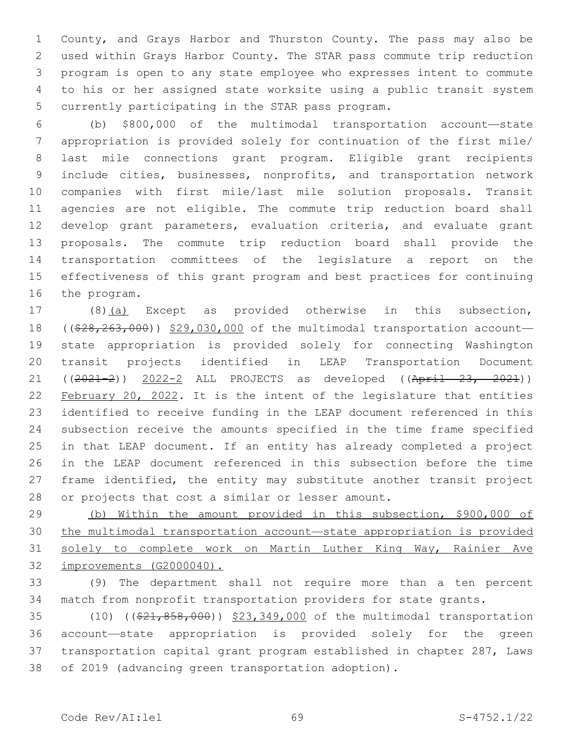County, and Grays Harbor and Thurston County. The pass may also be used within Grays Harbor County. The STAR pass commute trip reduction program is open to any state employee who expresses intent to commute to his or her assigned state worksite using a public transit system currently participating in the STAR pass program.

(b) $800,000 of the multimodal transportation account—state appropriation is provided solely for continuation of the first mile/last mile connections grant program. Eligible grant recipients include cities, businesses, nonprofits, and transportation network companies with first mile/last mile solution proposals. Transit agencies are not eligible. The commute trip reduction board shall develop grant parameters, evaluation criteria, and evaluate grant proposals. The commute trip reduction board shall provide the transportation committees of the legislature a report on the effectiveness of this grant program and best practices for continuing the program.

(8)(a) Except as provided otherwise in this subsection, ((~~$28,263,000~~)) $29,030,000 of the multimodal transportation account—state appropriation is provided solely for connecting Washington transit projects identified in LEAP Transportation Document ((~~2021-2~~)) 2022-2 ALL PROJECTS as developed ((~~April 23, 2021~~)) February 20, 2022. It is the intent of the legislature that entities identified to receive funding in the LEAP document referenced in this subsection receive the amounts specified in the time frame specified in that LEAP document. If an entity has already completed a project in the LEAP document referenced in this subsection before the time frame identified, the entity may substitute another transit project or projects that cost a similar or lesser amount.

(b) Within the amount provided in this subsection, $900,000 of the multimodal transportation account—state appropriation is provided solely to complete work on Martin Luther King Way, Rainier Ave improvements (G2000040).

(9) The department shall not require more than a ten percent match from nonprofit transportation providers for state grants.

(10) ((~~$21,858,000~~)) $23,349,000 of the multimodal transportation account—state appropriation is provided solely for the green transportation capital grant program established in chapter 287, Laws of 2019 (advancing green transportation adoption).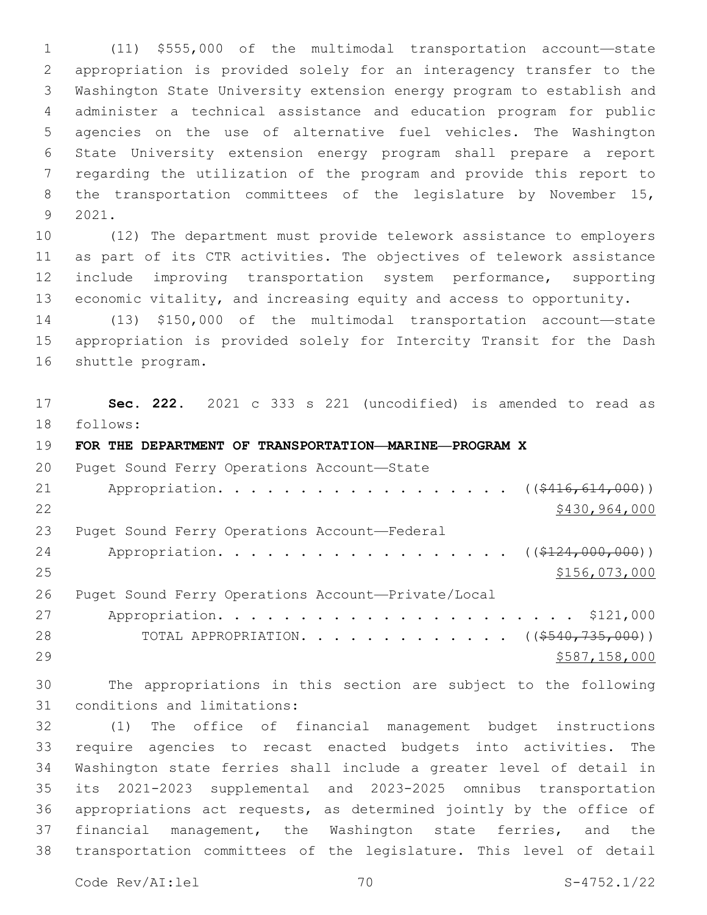(11) $555,000 of the multimodal transportation account—state appropriation is provided solely for an interagency transfer to the Washington State University extension energy program to establish and administer a technical assistance and education program for public agencies on the use of alternative fuel vehicles. The Washington State University extension energy program shall prepare a report regarding the utilization of the program and provide this report to the transportation committees of the legislature by November 15, 2021.

(12) The department must provide telework assistance to employers as part of its CTR activities. The objectives of telework assistance include improving transportation system performance, supporting economic vitality, and increasing equity and access to opportunity.

(13) $150,000 of the multimodal transportation account—state appropriation is provided solely for Intercity Transit for the Dash shuttle program.

**Sec. 222.** 2021 c 333 s 221 (uncodified) is amended to read as follows:

**FOR THE DEPARTMENT OF TRANSPORTATION—MARINE—PROGRAM X**

Puget Sound Ferry Operations Account—State
Appropriation. . . . . . . . . . . . . . . . . . . ((~~$416,614,000~~))
<u>$430,964,000</u>

Puget Sound Ferry Operations Account—Federal
Appropriation. . . . . . . . . . . . . . . . . . . ((~~$124,000,000~~))
<u>$156,073,000</u>

Puget Sound Ferry Operations Account—Private/Local
Appropriation. . . . . . . . . . . . . . . . . . . . . . $121,000

TOTAL APPROPRIATION. . . . . . . . . . . . . . ((~~$540,735,000~~))
<u>$587,158,000</u>

The appropriations in this section are subject to the following conditions and limitations:

(1) The office of financial management budget instructions require agencies to recast enacted budgets into activities. The Washington state ferries shall include a greater level of detail in its 2021-2023 supplemental and 2023-2025 omnibus transportation appropriations act requests, as determined jointly by the office of financial management, the Washington state ferries, and the transportation committees of the legislature. This level of detail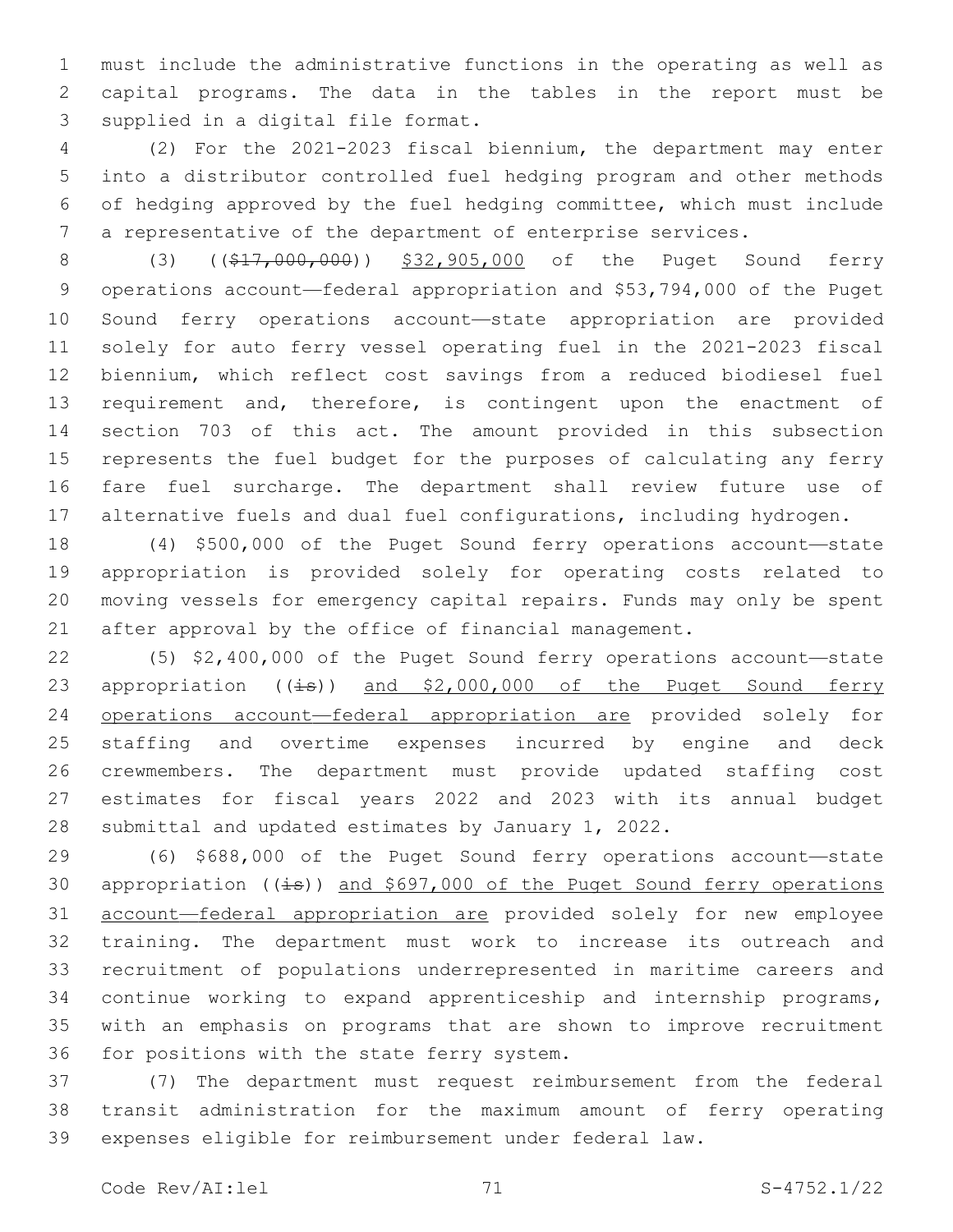must include the administrative functions in the operating as well as capital programs. The data in the tables in the report must be supplied in a digital file format.

(2) For the 2021-2023 fiscal biennium, the department may enter into a distributor controlled fuel hedging program and other methods of hedging approved by the fuel hedging committee, which must include a representative of the department of enterprise services.

(3) ((~~$17,000,000~~)) <u>$32,905,000</u> of the Puget Sound ferry operations account—federal appropriation and $53,794,000 of the Puget Sound ferry operations account—state appropriation are provided solely for auto ferry vessel operating fuel in the 2021-2023 fiscal biennium, which reflect cost savings from a reduced biodiesel fuel requirement and, therefore, is contingent upon the enactment of section 703 of this act. The amount provided in this subsection represents the fuel budget for the purposes of calculating any ferry fare fuel surcharge. The department shall review future use of alternative fuels and dual fuel configurations, including hydrogen.

(4) $500,000 of the Puget Sound ferry operations account—state appropriation is provided solely for operating costs related to moving vessels for emergency capital repairs. Funds may only be spent after approval by the office of financial management.

(5) $2,400,000 of the Puget Sound ferry operations account—state appropriation ((~~is~~)) <u>and $2,000,000 of the Puget Sound ferry operations account—federal appropriation are</u> provided solely for staffing and overtime expenses incurred by engine and deck crewmembers. The department must provide updated staffing cost estimates for fiscal years 2022 and 2023 with its annual budget submittal and updated estimates by January 1, 2022.

(6) $688,000 of the Puget Sound ferry operations account—state appropriation ((~~is~~)) <u>and $697,000 of the Puget Sound ferry operations account—federal appropriation are</u> provided solely for new employee training. The department must work to increase its outreach and recruitment of populations underrepresented in maritime careers and continue working to expand apprenticeship and internship programs, with an emphasis on programs that are shown to improve recruitment for positions with the state ferry system.

(7) The department must request reimbursement from the federal transit administration for the maximum amount of ferry operating expenses eligible for reimbursement under federal law.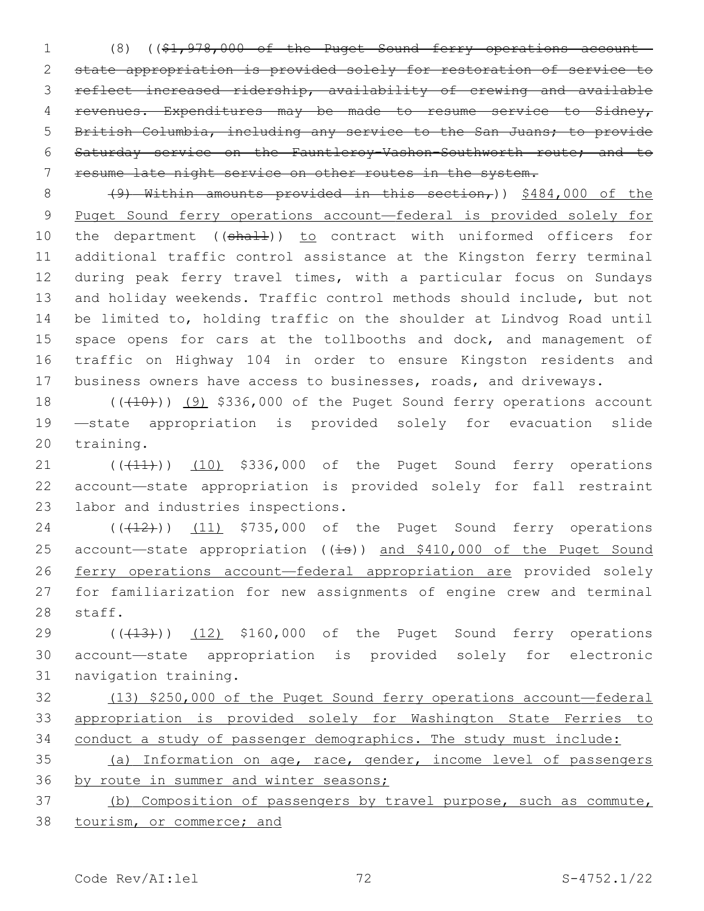(8) ((~~$1,978,000 of the Puget Sound ferry operations account—state appropriation is provided solely for restoration of service to reflect increased ridership, availability of crewing and available revenues. Expenditures may be made to resume service to Sidney, British Columbia, including any service to the San Juans; to provide Saturday service on the Fauntleroy-Vashon-Southworth route; and to resume late night service on other routes in the system.~~

~~(9) Within amounts provided in this section,~~)) <u>$484,000 of the Puget Sound ferry operations account—federal is provided solely for</u> the department ((~~shall~~)) <u>to</u> contract with uniformed officers for additional traffic control assistance at the Kingston ferry terminal during peak ferry travel times, with a particular focus on Sundays and holiday weekends. Traffic control methods should include, but not be limited to, holding traffic on the shoulder at Lindvog Road until space opens for cars at the tollbooths and dock, and management of traffic on Highway 104 in order to ensure Kingston residents and business owners have access to businesses, roads, and driveways.

((~~(10)~~)) <u>(9)</u> $336,000 of the Puget Sound ferry operations account—state appropriation is provided solely for evacuation slide training.

((~~(11)~~)) <u>(10)</u> $336,000 of the Puget Sound ferry operations account—state appropriation is provided solely for fall restraint labor and industries inspections.

((~~(12)~~)) <u>(11)</u> $735,000 of the Puget Sound ferry operations account—state appropriation ((~~is~~)) <u>and $410,000 of the Puget Sound ferry operations account—federal appropriation are</u> provided solely for familiarization for new assignments of engine crew and terminal staff.

((~~(13)~~)) <u>(12)</u> $160,000 of the Puget Sound ferry operations account—state appropriation is provided solely for electronic navigation training.

<u>(13) $250,000 of the Puget Sound ferry operations account—federal appropriation is provided solely for Washington State Ferries to conduct a study of passenger demographics. The study must include:</u>

<u>(a) Information on age, race, gender, income level of passengers by route in summer and winter seasons;</u>

<u>(b) Composition of passengers by travel purpose, such as commute, tourism, or commerce; and</u>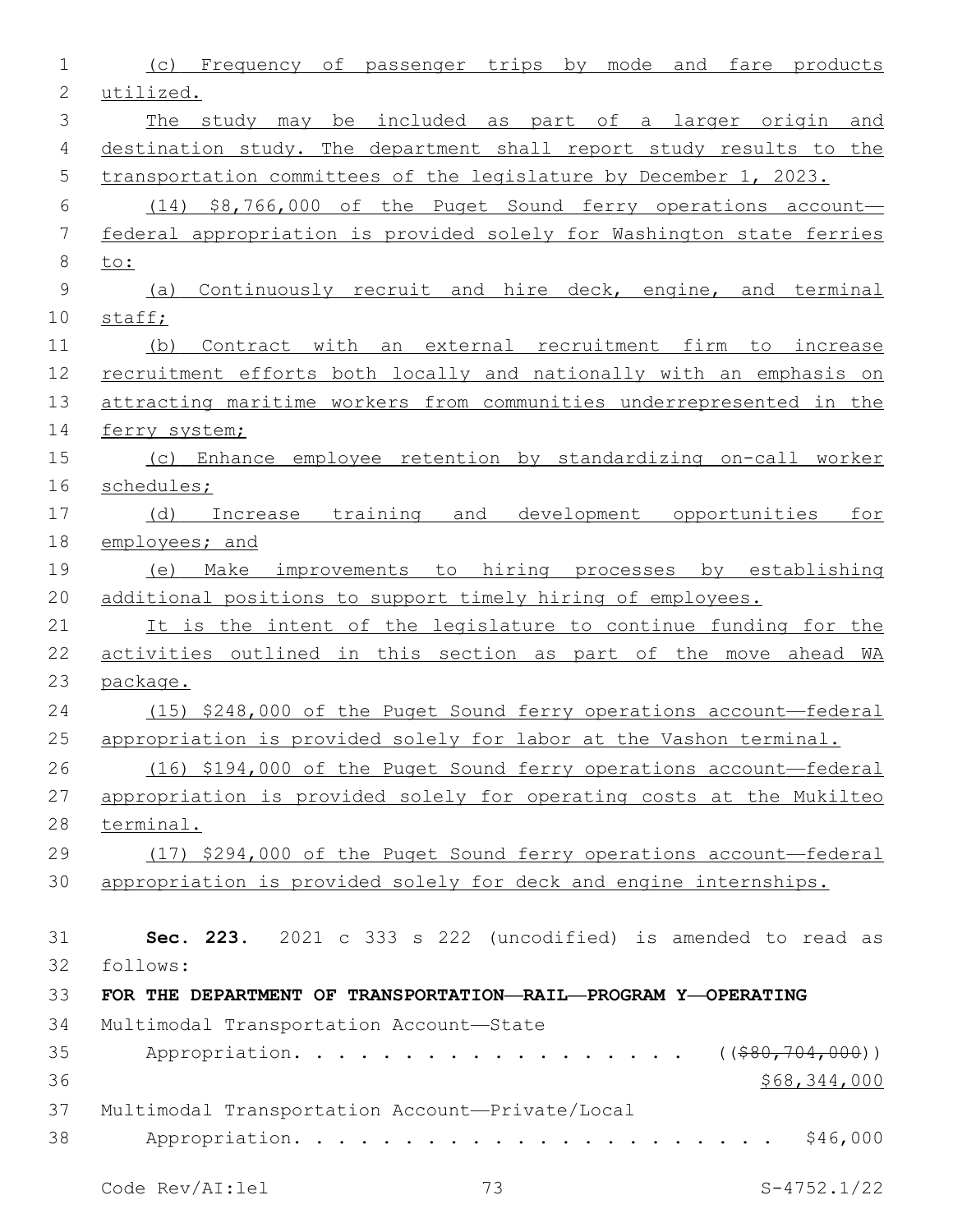(c) Frequency of passenger trips by mode and fare products utilized.

The study may be included as part of a larger origin and destination study. The department shall report study results to the transportation committees of the legislature by December 1, 2023.

(14) $8,766,000 of the Puget Sound ferry operations account—federal appropriation is provided solely for Washington state ferries to:

(a) Continuously recruit and hire deck, engine, and terminal staff;

(b) Contract with an external recruitment firm to increase recruitment efforts both locally and nationally with an emphasis on attracting maritime workers from communities underrepresented in the ferry system;

(c) Enhance employee retention by standardizing on-call worker schedules;

(d) Increase training and development opportunities for employees; and

(e) Make improvements to hiring processes by establishing additional positions to support timely hiring of employees.

It is the intent of the legislature to continue funding for the activities outlined in this section as part of the move ahead WA package.

(15) $248,000 of the Puget Sound ferry operations account—federal appropriation is provided solely for labor at the Vashon terminal.

(16) $194,000 of the Puget Sound ferry operations account—federal appropriation is provided solely for operating costs at the Mukilteo terminal.

(17) $294,000 of the Puget Sound ferry operations account—federal appropriation is provided solely for deck and engine internships.

**Sec. 223.** 2021 c 333 s 222 (uncodified) is amended to read as follows:

**FOR THE DEPARTMENT OF TRANSPORTATION—RAIL—PROGRAM Y—OPERATING**

Multimodal Transportation Account—State
Appropriation. . . . . . . . . . . . . . . . . . ((~~$80,704,000~~))
$68,344,000

Multimodal Transportation Account—Private/Local
Appropriation. . . . . . . . . . . . . . . . . . . . . . $46,000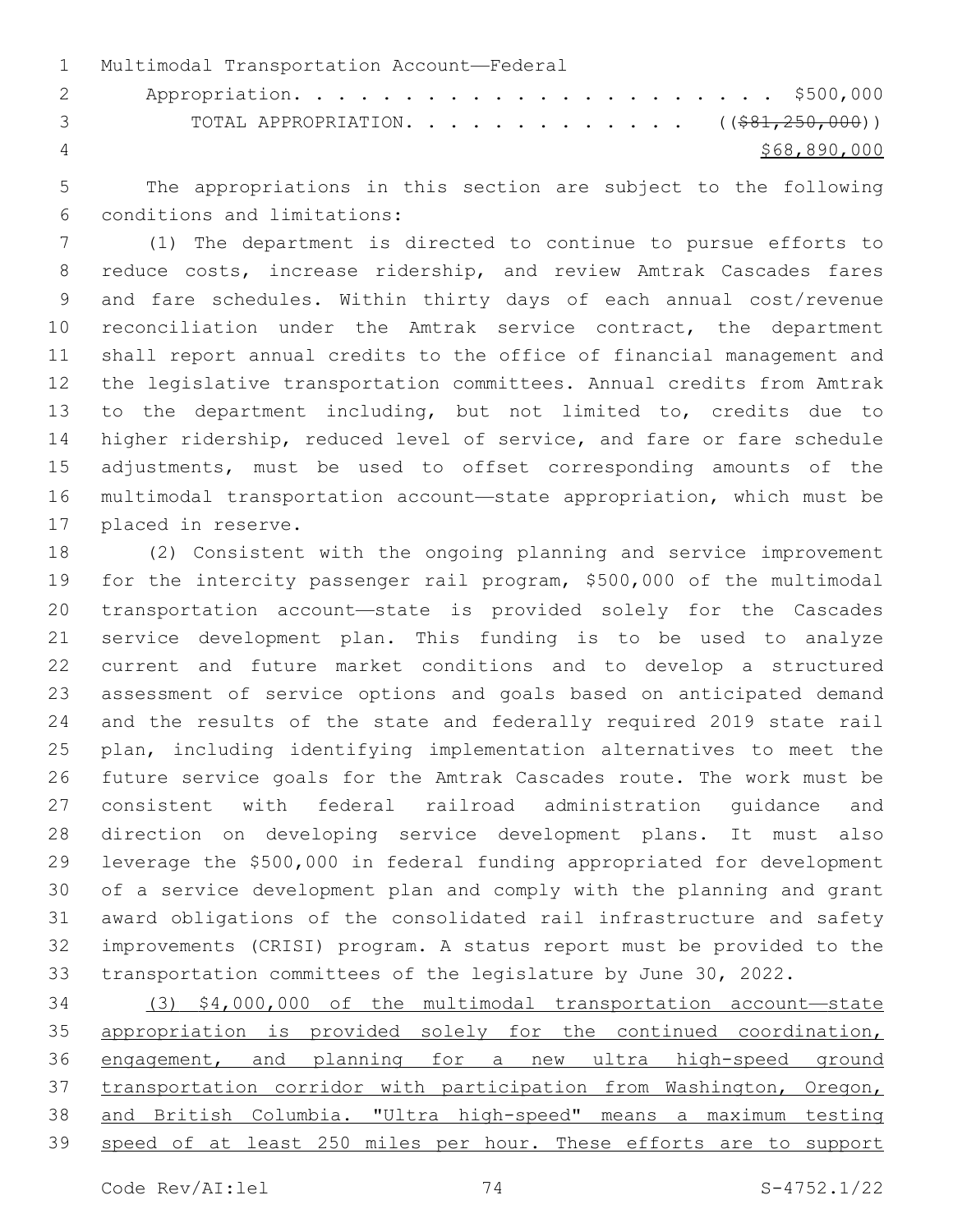Multimodal Transportation Account—Federal
Appropriation. . . . . . . . . . . . . . . . . . . . . . $500,000
TOTAL APPROPRIATION. . . . . . . . . . . . . . ~~(($81,250,000))~~
<u>$68,890,000</u>

The appropriations in this section are subject to the following conditions and limitations:

(1) The department is directed to continue to pursue efforts to reduce costs, increase ridership, and review Amtrak Cascades fares and fare schedules. Within thirty days of each annual cost/revenue reconciliation under the Amtrak service contract, the department shall report annual credits to the office of financial management and the legislative transportation committees. Annual credits from Amtrak to the department including, but not limited to, credits due to higher ridership, reduced level of service, and fare or fare schedule adjustments, must be used to offset corresponding amounts of the multimodal transportation account—state appropriation, which must be placed in reserve.

(2) Consistent with the ongoing planning and service improvement for the intercity passenger rail program, $500,000 of the multimodal transportation account—state is provided solely for the Cascades service development plan. This funding is to be used to analyze current and future market conditions and to develop a structured assessment of service options and goals based on anticipated demand and the results of the state and federally required 2019 state rail plan, including identifying implementation alternatives to meet the future service goals for the Amtrak Cascades route. The work must be consistent with federal railroad administration guidance and direction on developing service development plans. It must also leverage the $500,000 in federal funding appropriated for development of a service development plan and comply with the planning and grant award obligations of the consolidated rail infrastructure and safety improvements (CRISI) program. A status report must be provided to the transportation committees of the legislature by June 30, 2022.

<u>(3) $4,000,000 of the multimodal transportation account—state appropriation is provided solely for the continued coordination, engagement, and planning for a new ultra high-speed ground transportation corridor with participation from Washington, Oregon, and British Columbia. "Ultra high-speed" means a maximum testing speed of at least 250 miles per hour. These efforts are to support</u>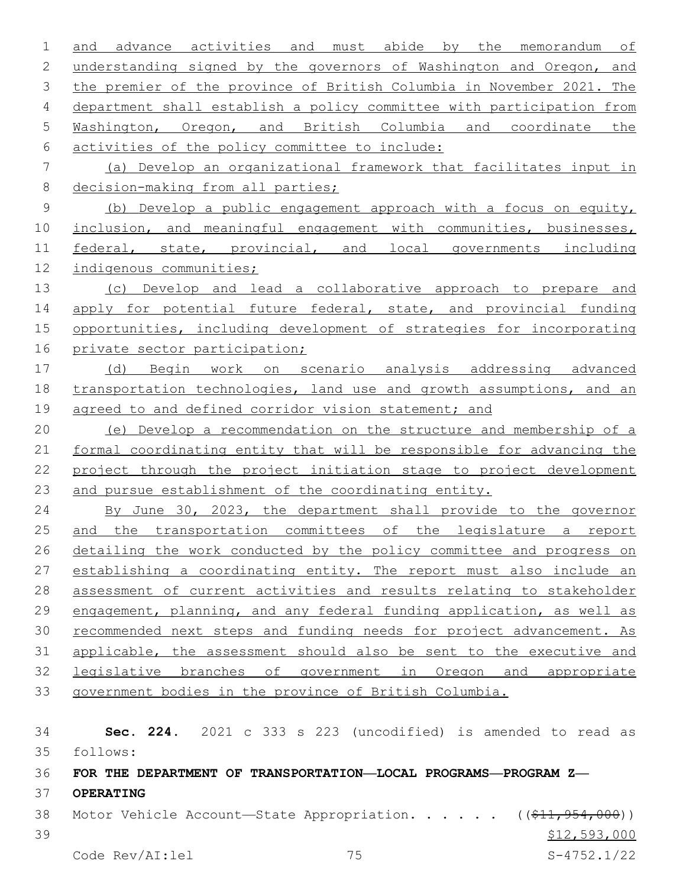and advance activities and must abide by the memorandum of understanding signed by the governors of Washington and Oregon, and the premier of the province of British Columbia in November 2021. The department shall establish a policy committee with participation from Washington, Oregon, and British Columbia and coordinate the activities of the policy committee to include:

(a) Develop an organizational framework that facilitates input in decision-making from all parties;

(b) Develop a public engagement approach with a focus on equity, inclusion, and meaningful engagement with communities, businesses, federal, state, provincial, and local governments including indigenous communities;

(c) Develop and lead a collaborative approach to prepare and apply for potential future federal, state, and provincial funding opportunities, including development of strategies for incorporating private sector participation;

(d) Begin work on scenario analysis addressing advanced transportation technologies, land use and growth assumptions, and an agreed to and defined corridor vision statement; and

(e) Develop a recommendation on the structure and membership of a formal coordinating entity that will be responsible for advancing the project through the project initiation stage to project development and pursue establishment of the coordinating entity.

By June 30, 2023, the department shall provide to the governor and the transportation committees of the legislature a report detailing the work conducted by the policy committee and progress on establishing a coordinating entity. The report must also include an assessment of current activities and results relating to stakeholder engagement, planning, and any federal funding application, as well as recommended next steps and funding needs for project advancement. As applicable, the assessment should also be sent to the executive and legislative branches of government in Oregon and appropriate government bodies in the province of British Columbia.

**Sec. 224.** 2021 c 333 s 223 (uncodified) is amended to read as follows:

**FOR THE DEPARTMENT OF TRANSPORTATION—LOCAL PROGRAMS—PROGRAM Z—OPERATING**

Motor Vehicle Account—State Appropriation. . . . . . ((~~$11,954,000~~))
$12,593,000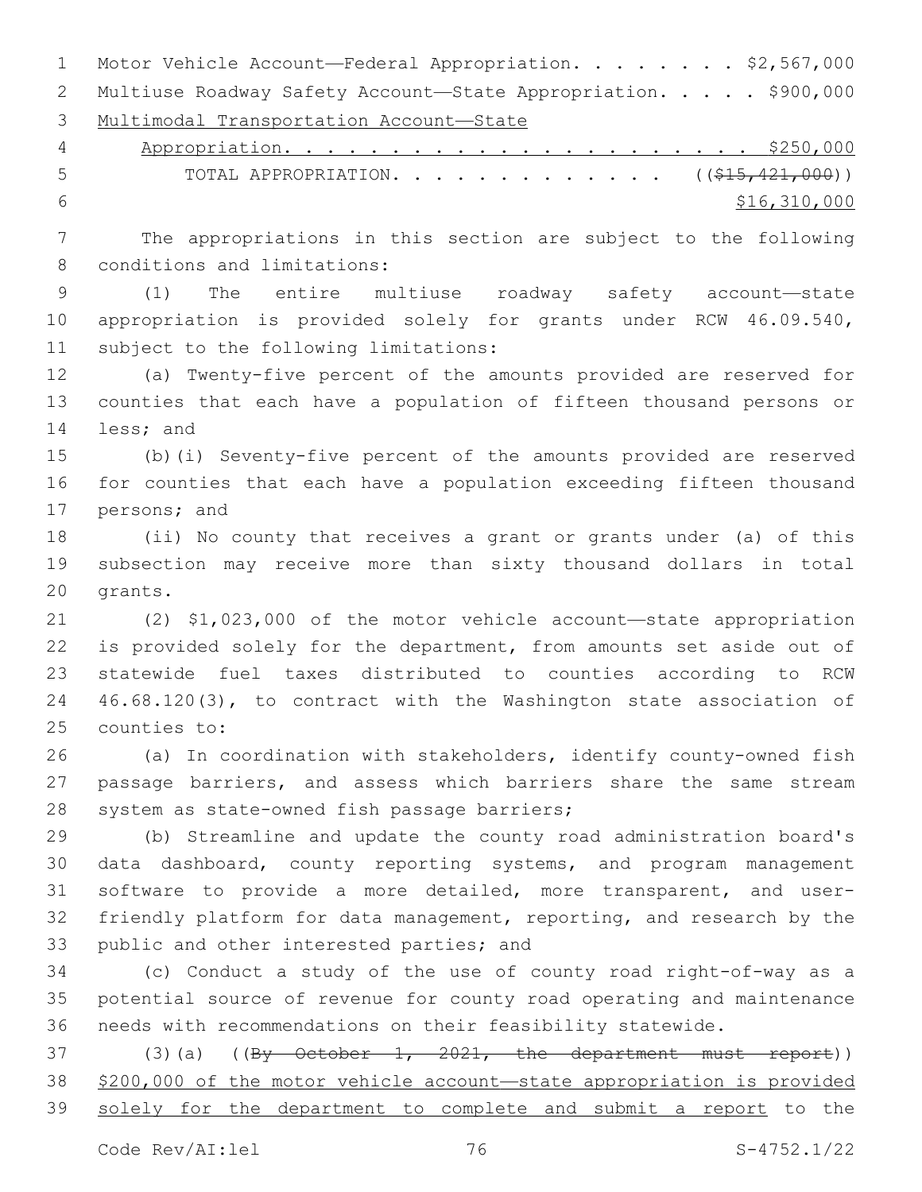Motor Vehicle Account—Federal Appropriation. . . . . . . . $2,567,000
Multiuse Roadway Safety Account—State Appropriation. . . . . $900,000
Multimodal Transportation Account—State
Appropriation. . . . . . . . . . . . . . . . . . . . . . . . $250,000
TOTAL APPROPRIATION. . . . . . . . . . . . . . (($15,421,000))
$16,310,000

The appropriations in this section are subject to the following conditions and limitations:

(1) The entire multiuse roadway safety account—state appropriation is provided solely for grants under RCW 46.09.540, subject to the following limitations:

(a) Twenty-five percent of the amounts provided are reserved for counties that each have a population of fifteen thousand persons or less; and

(b)(i) Seventy-five percent of the amounts provided are reserved for counties that each have a population exceeding fifteen thousand persons; and

(ii) No county that receives a grant or grants under (a) of this subsection may receive more than sixty thousand dollars in total grants.

(2) $1,023,000 of the motor vehicle account—state appropriation is provided solely for the department, from amounts set aside out of statewide fuel taxes distributed to counties according to RCW 46.68.120(3), to contract with the Washington state association of counties to:

(a) In coordination with stakeholders, identify county-owned fish passage barriers, and assess which barriers share the same stream system as state-owned fish passage barriers;

(b) Streamline and update the county road administration board's data dashboard, county reporting systems, and program management software to provide a more detailed, more transparent, and user-friendly platform for data management, reporting, and research by the public and other interested parties; and

(c) Conduct a study of the use of county road right-of-way as a potential source of revenue for county road operating and maintenance needs with recommendations on their feasibility statewide.

(3)(a) ((By October 1, 2021, the department must report)) $200,000 of the motor vehicle account—state appropriation is provided solely for the department to complete and submit a report to the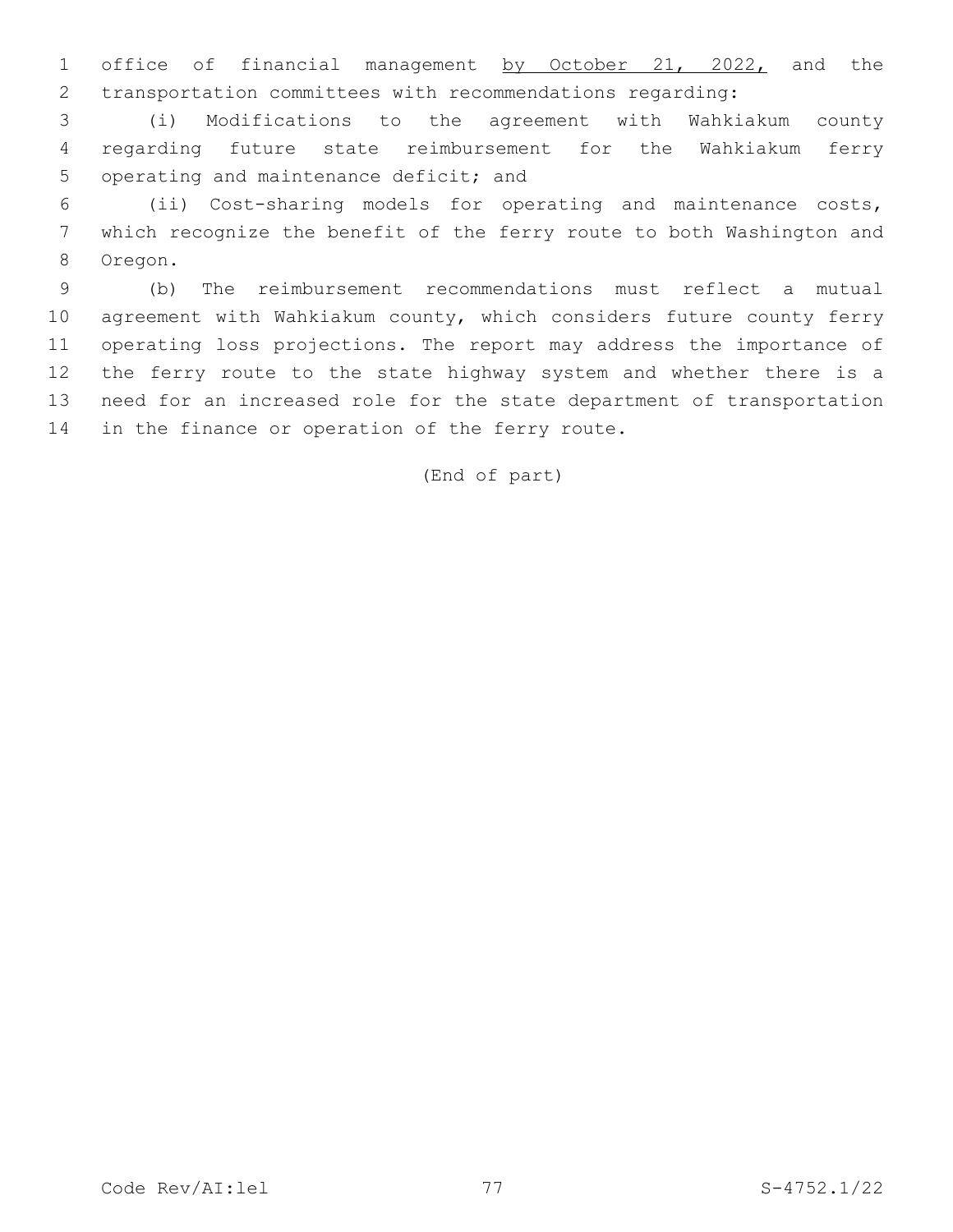office of financial management by October 21, 2022, and the transportation committees with recommendations regarding:

(i) Modifications to the agreement with Wahkiakum county regarding future state reimbursement for the Wahkiakum ferry operating and maintenance deficit; and

(ii) Cost-sharing models for operating and maintenance costs, which recognize the benefit of the ferry route to both Washington and Oregon.

(b) The reimbursement recommendations must reflect a mutual agreement with Wahkiakum county, which considers future county ferry operating loss projections. The report may address the importance of the ferry route to the state highway system and whether there is a need for an increased role for the state department of transportation in the finance or operation of the ferry route.

(End of part)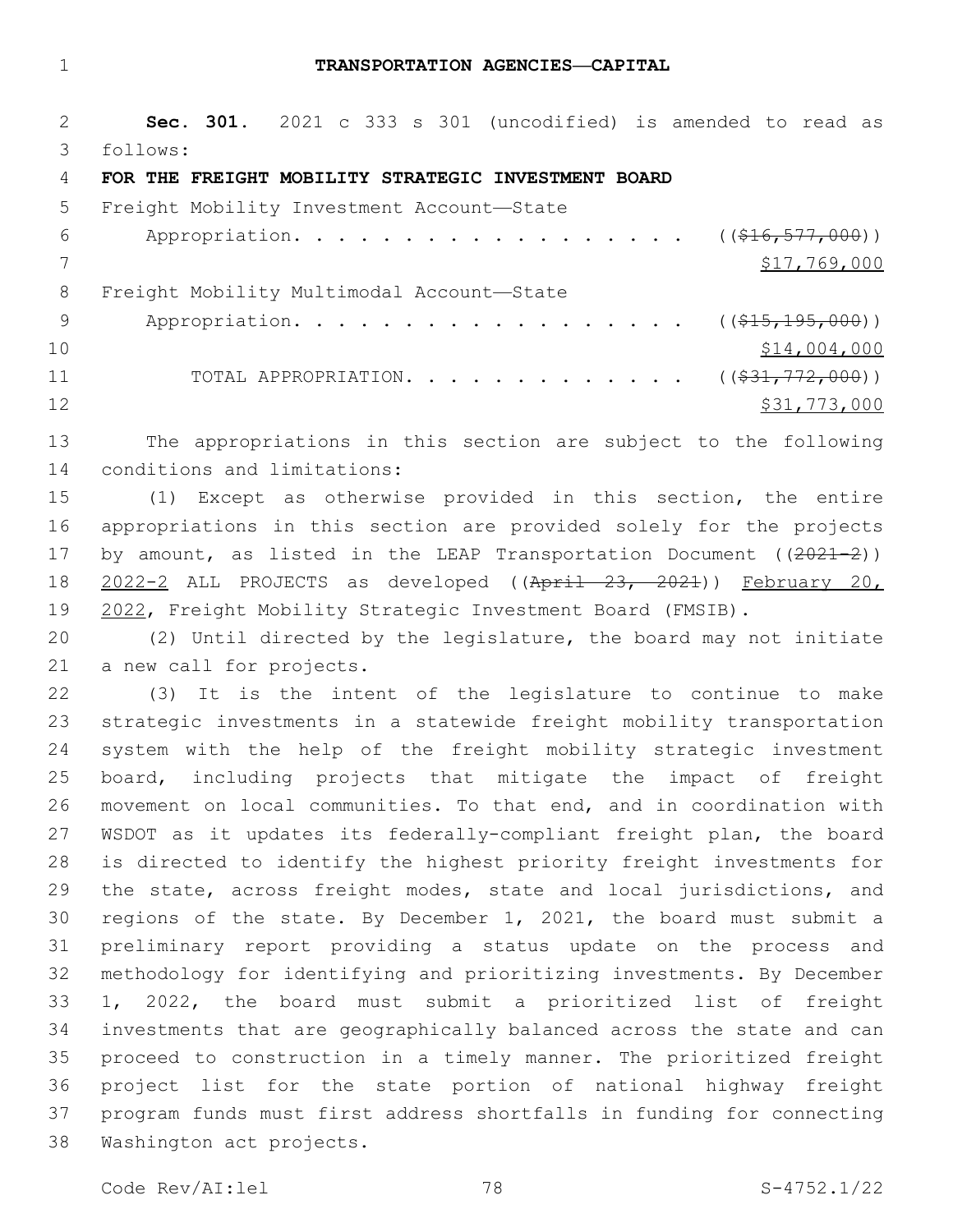# TRANSPORTATION AGENCIES—CAPITAL

**Sec. 301.** 2021 c 333 s 301 (uncodified) is amended to read as follows:

**FOR THE FREIGHT MOBILITY STRATEGIC INVESTMENT BOARD**

Freight Mobility Investment Account—State
Appropriation. . . . . . . . . . . . . . . . . . . (($16,577,000))
$17,769,000

Freight Mobility Multimodal Account—State
Appropriation. . . . . . . . . . . . . . . . . . . (($15,195,000))
$14,004,000

TOTAL APPROPRIATION. . . . . . . . . . . . . (($31,772,000))
$31,773,000

The appropriations in this section are subject to the following conditions and limitations:

(1) Except as otherwise provided in this section, the entire appropriations in this section are provided solely for the projects by amount, as listed in the LEAP Transportation Document ((2021-2)) 2022-2 ALL PROJECTS as developed ((April 23, 2021)) February 20, 2022, Freight Mobility Strategic Investment Board (FMSIB).

(2) Until directed by the legislature, the board may not initiate a new call for projects.

(3) It is the intent of the legislature to continue to make strategic investments in a statewide freight mobility transportation system with the help of the freight mobility strategic investment board, including projects that mitigate the impact of freight movement on local communities. To that end, and in coordination with WSDOT as it updates its federally-compliant freight plan, the board is directed to identify the highest priority freight investments for the state, across freight modes, state and local jurisdictions, and regions of the state. By December 1, 2021, the board must submit a preliminary report providing a status update on the process and methodology for identifying and prioritizing investments. By December 1, 2022, the board must submit a prioritized list of freight investments that are geographically balanced across the state and can proceed to construction in a timely manner. The prioritized freight project list for the state portion of national highway freight program funds must first address shortfalls in funding for connecting Washington act projects.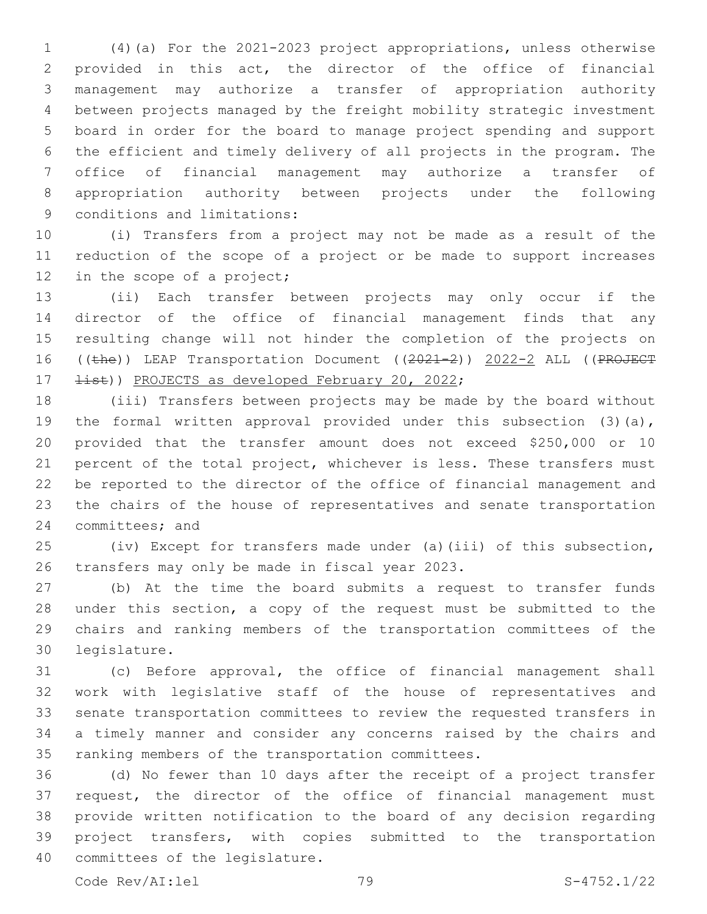(4)(a) For the 2021-2023 project appropriations, unless otherwise provided in this act, the director of the office of financial management may authorize a transfer of appropriation authority between projects managed by the freight mobility strategic investment board in order for the board to manage project spending and support the efficient and timely delivery of all projects in the program. The office of financial management may authorize a transfer of appropriation authority between projects under the following conditions and limitations:

(i) Transfers from a project may not be made as a result of the reduction of the scope of a project or be made to support increases in the scope of a project;

(ii) Each transfer between projects may only occur if the director of the office of financial management finds that any resulting change will not hinder the completion of the projects on ((~~the~~)) LEAP Transportation Document ((~~2021-2~~)) <u>2022-2</u> ALL ((~~PROJECT list~~)) <u>PROJECTS as developed February 20, 2022</u>;

(iii) Transfers between projects may be made by the board without the formal written approval provided under this subsection (3)(a), provided that the transfer amount does not exceed $250,000 or 10 percent of the total project, whichever is less. These transfers must be reported to the director of the office of financial management and the chairs of the house of representatives and senate transportation committees; and

(iv) Except for transfers made under (a)(iii) of this subsection, transfers may only be made in fiscal year 2023.

(b) At the time the board submits a request to transfer funds under this section, a copy of the request must be submitted to the chairs and ranking members of the transportation committees of the legislature.

(c) Before approval, the office of financial management shall work with legislative staff of the house of representatives and senate transportation committees to review the requested transfers in a timely manner and consider any concerns raised by the chairs and ranking members of the transportation committees.

(d) No fewer than 10 days after the receipt of a project transfer request, the director of the office of financial management must provide written notification to the board of any decision regarding project transfers, with copies submitted to the transportation committees of the legislature.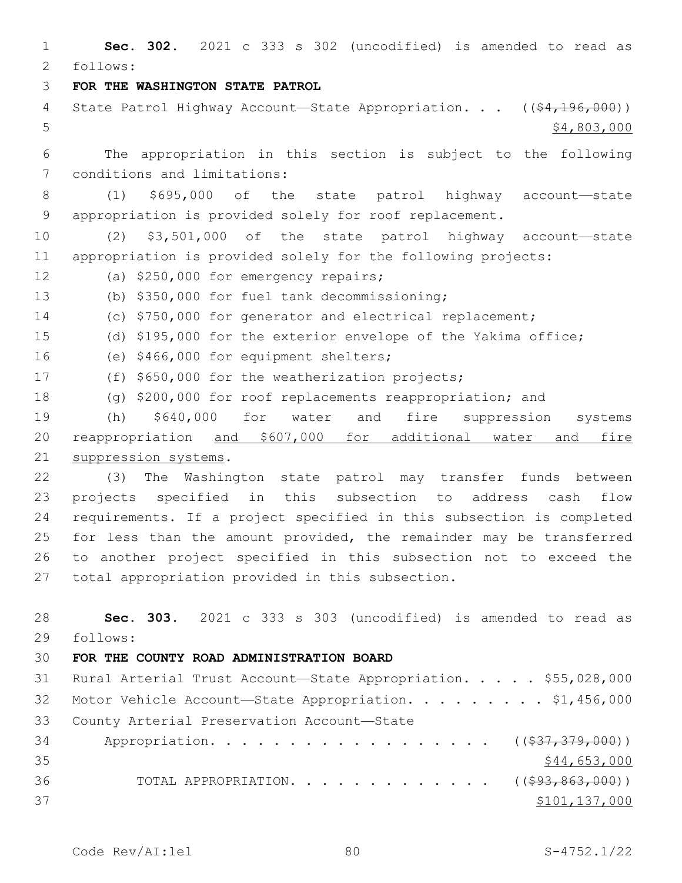**Sec. 302.** 2021 c 333 s 302 (uncodified) is amended to read as follows:

**FOR THE WASHINGTON STATE PATROL**

State Patrol Highway Account—State Appropriation. . . ((~~$4,196,000~~))
$4,803,000

The appropriation in this section is subject to the following conditions and limitations:

(1) $695,000 of the state patrol highway account—state appropriation is provided solely for roof replacement.

(2) $3,501,000 of the state patrol highway account—state appropriation is provided solely for the following projects:

(a) $250,000 for emergency repairs;

(b) $350,000 for fuel tank decommissioning;

(c) $750,000 for generator and electrical replacement;

(d) $195,000 for the exterior envelope of the Yakima office;

(e) $466,000 for equipment shelters;

(f) $650,000 for the weatherization projects;

(g) $200,000 for roof replacements reappropriation; and

(h) $640,000 for water and fire suppression systems reappropriation and $607,000 for additional water and fire suppression systems.

(3) The Washington state patrol may transfer funds between projects specified in this subsection to address cash flow requirements. If a project specified in this subsection is completed for less than the amount provided, the remainder may be transferred to another project specified in this subsection not to exceed the total appropriation provided in this subsection.

**Sec. 303.** 2021 c 333 s 303 (uncodified) is amended to read as follows:

**FOR THE COUNTY ROAD ADMINISTRATION BOARD**

Rural Arterial Trust Account—State Appropriation. . . . . $55,028,000

Motor Vehicle Account—State Appropriation. . . . . . . . . $1,456,000

County Arterial Preservation Account—State
Appropriation. . . . . . . . . . . . . . . . . . ((~~$37,379,000~~))
$44,653,000

TOTAL APPROPRIATION. . . . . . . . . . . . . ((~~$93,863,000~~))
$101,137,000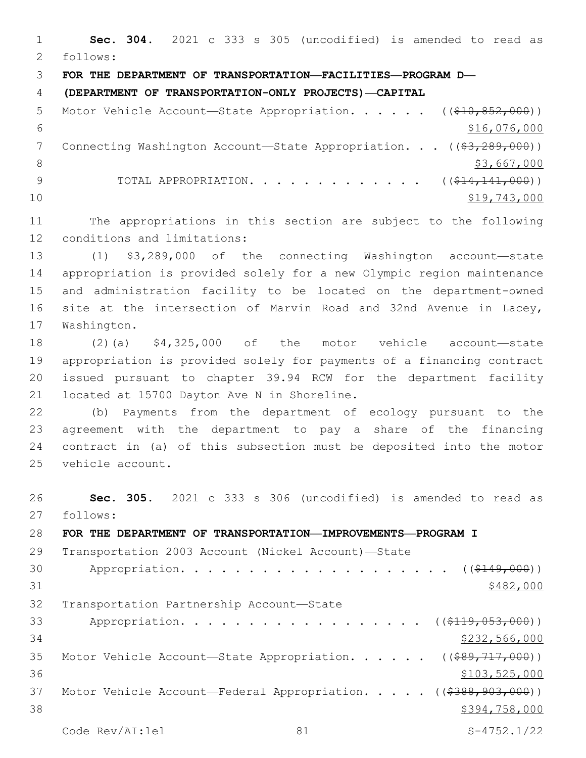**Sec. 304.** 2021 c 333 s 305 (uncodified) is amended to read as follows:

**FOR THE DEPARTMENT OF TRANSPORTATION—FACILITIES—PROGRAM D—(DEPARTMENT OF TRANSPORTATION-ONLY PROJECTS)—CAPITAL**

Motor Vehicle Account—State Appropriation. . . . . . ((~~$10,852,000~~)) $16,076,000

Connecting Washington Account—State Appropriation. . . ((~~$3,289,000~~)) $3,667,000

TOTAL APPROPRIATION. . . . . . . . . . . . . . ((~~$14,141,000~~)) $19,743,000

The appropriations in this section are subject to the following conditions and limitations:

(1) $3,289,000 of the connecting Washington account—state appropriation is provided solely for a new Olympic region maintenance and administration facility to be located on the department-owned site at the intersection of Marvin Road and 32nd Avenue in Lacey, Washington.

(2)(a) $4,325,000 of the motor vehicle account—state appropriation is provided solely for payments of a financing contract issued pursuant to chapter 39.94 RCW for the department facility located at 15700 Dayton Ave N in Shoreline.

(b) Payments from the department of ecology pursuant to the agreement with the department to pay a share of the financing contract in (a) of this subsection must be deposited into the motor vehicle account.

**Sec. 305.** 2021 c 333 s 306 (uncodified) is amended to read as follows:

**FOR THE DEPARTMENT OF TRANSPORTATION—IMPROVEMENTS—PROGRAM I**

Transportation 2003 Account (Nickel Account)—State Appropriation. . . . . . . . . . . . . . . . . . . . . ((~~$149,000~~)) $482,000

Transportation Partnership Account—State Appropriation. . . . . . . . . . . . . . . . . . ((~~$119,053,000~~)) $232,566,000

Motor Vehicle Account—State Appropriation. . . . . . ((~~$89,717,000~~)) $103,525,000

Motor Vehicle Account—Federal Appropriation. . . . . ((~~$388,903,000~~)) $394,758,000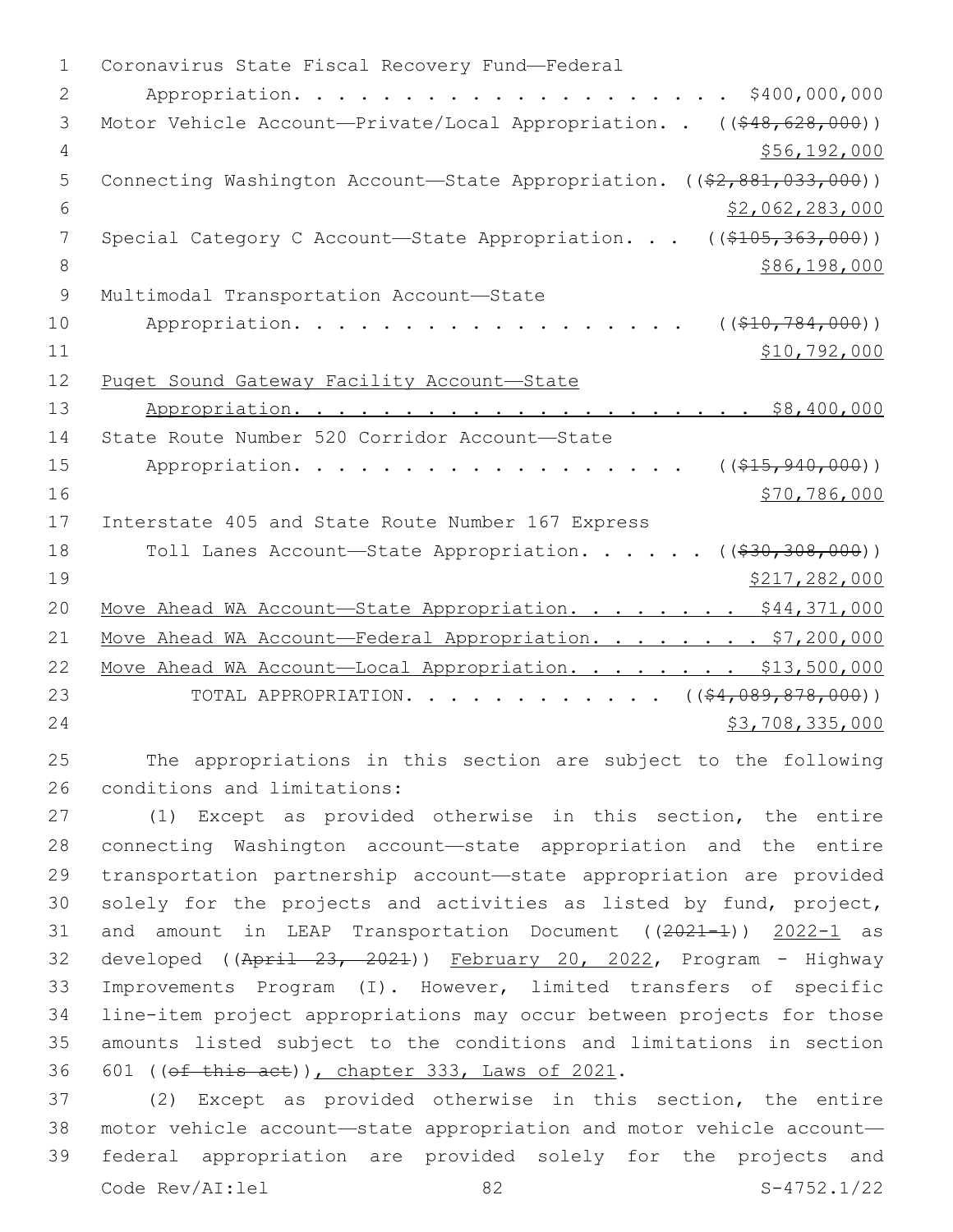Coronavirus State Fiscal Recovery Fund—Federal Appropriation. . . . . . . . . . . . . . . . . . . . . $400,000,000

Motor Vehicle Account—Private/Local Appropriation. . ((~~$48,628,000~~))
<u>$56,192,000</u>

Connecting Washington Account—State Appropriation. ((~~$2,881,033,000~~))
<u>$2,062,283,000</u>

Special Category C Account—State Appropriation. . . ((~~$105,363,000~~))
<u>$86,198,000</u>

Multimodal Transportation Account—State Appropriation. . . . . . . . . . . . . . . . . . ((~~$10,784,000~~))
<u>$10,792,000</u>

<u>Puget Sound Gateway Facility Account—State Appropriation. . . . . . . . . . . . . . . . . . . . . $8,400,000</u>

State Route Number 520 Corridor Account—State Appropriation. . . . . . . . . . . . . . . . . . ((~~$15,940,000~~))
<u>$70,786,000</u>

Interstate 405 and State Route Number 167 Express Toll Lanes Account—State Appropriation. . . . . . ((~~$30,308,000~~))
<u>$217,282,000</u>

<u>Move Ahead WA Account—State Appropriation. . . . . . . . $44,371,000</u>

<u>Move Ahead WA Account—Federal Appropriation. . . . . . . . $7,200,000</u>

<u>Move Ahead WA Account—Local Appropriation. . . . . . . . $13,500,000</u>

TOTAL APPROPRIATION. . . . . . . . . . . . . ((~~$4,089,878,000~~))
<u>$3,708,335,000</u>

The appropriations in this section are subject to the following conditions and limitations:

(1) Except as provided otherwise in this section, the entire connecting Washington account—state appropriation and the entire transportation partnership account—state appropriation are provided solely for the projects and activities as listed by fund, project, and amount in LEAP Transportation Document ((~~2021-1~~)) <u>2022-1</u> as developed ((~~April 23, 2021~~)) <u>February 20, 2022</u>, Program - Highway Improvements Program (I). However, limited transfers of specific line-item project appropriations may occur between projects for those amounts listed subject to the conditions and limitations in section 601 ((~~of this act~~))<u>, chapter 333, Laws of 2021</u>.

(2) Except as provided otherwise in this section, the entire motor vehicle account—state appropriation and motor vehicle account—federal appropriation are provided solely for the projects and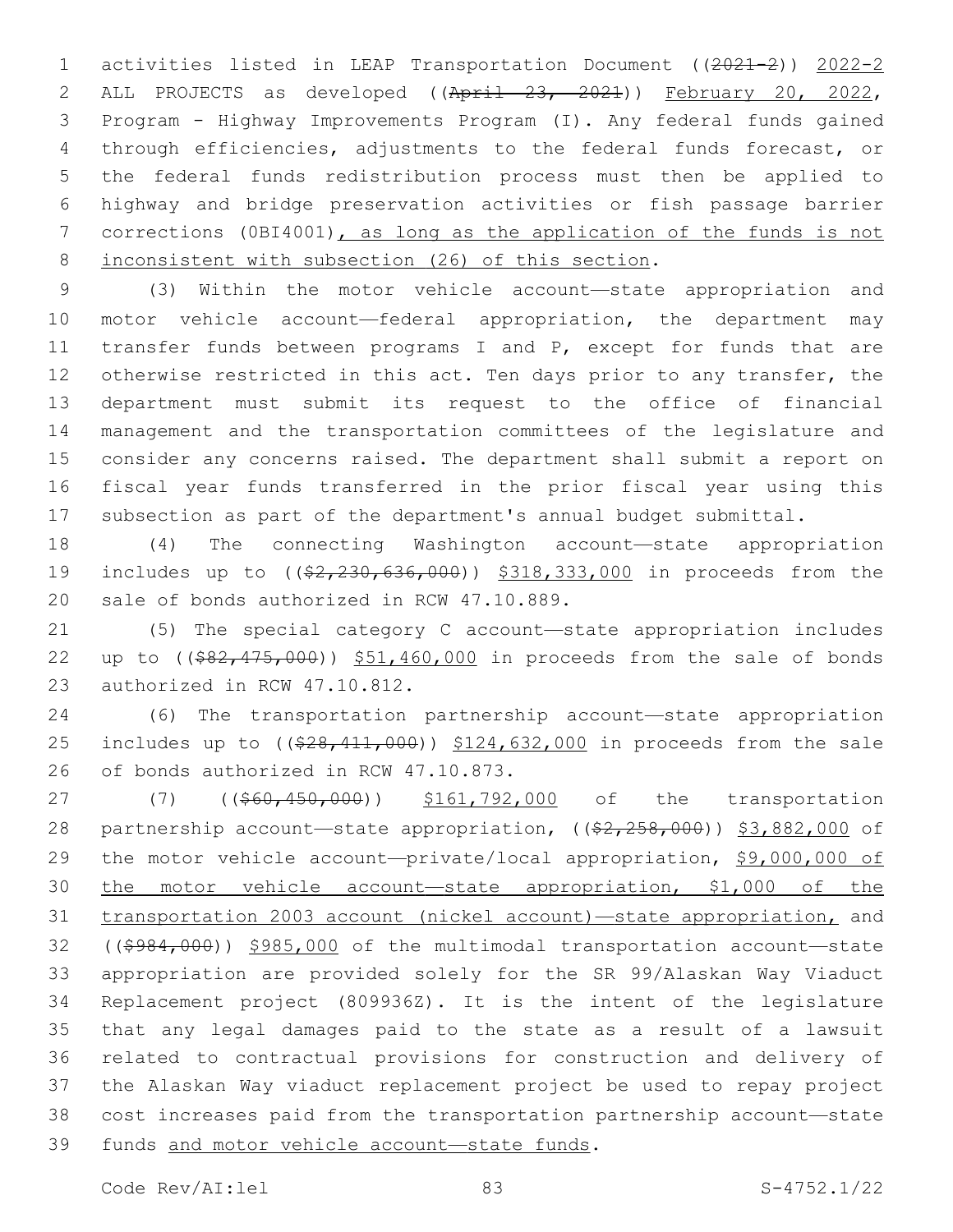activities listed in LEAP Transportation Document ((~~2021-2~~)) <u>2022-2</u> ALL PROJECTS as developed ((~~April 23, 2021~~)) <u>February 20, 2022</u>, Program - Highway Improvements Program (I). Any federal funds gained through efficiencies, adjustments to the federal funds forecast, or the federal funds redistribution process must then be applied to highway and bridge preservation activities or fish passage barrier corrections (0BI4001)<u>, as long as the application of the funds is not inconsistent with subsection (26) of this section</u>.

(3) Within the motor vehicle account—state appropriation and motor vehicle account—federal appropriation, the department may transfer funds between programs I and P, except for funds that are otherwise restricted in this act. Ten days prior to any transfer, the department must submit its request to the office of financial management and the transportation committees of the legislature and consider any concerns raised. The department shall submit a report on fiscal year funds transferred in the prior fiscal year using this subsection as part of the department's annual budget submittal.

(4) The connecting Washington account—state appropriation includes up to ((~~$2,230,636,000~~)) <u>$318,333,000</u> in proceeds from the sale of bonds authorized in RCW 47.10.889.

(5) The special category C account—state appropriation includes up to ((~~$82,475,000~~)) <u>$51,460,000</u> in proceeds from the sale of bonds authorized in RCW 47.10.812.

(6) The transportation partnership account—state appropriation includes up to ((~~$28,411,000~~)) <u>$124,632,000</u> in proceeds from the sale of bonds authorized in RCW 47.10.873.

(7) ((~~$60,450,000~~)) <u>$161,792,000</u> of the transportation partnership account—state appropriation, ((~~$2,258,000~~)) <u>$3,882,000</u> of the motor vehicle account—private/local appropriation, <u>$9,000,000 of the motor vehicle account—state appropriation, $1,000 of the transportation 2003 account (nickel account)—state appropriation,</u> and ((~~$984,000~~)) <u>$985,000</u> of the multimodal transportation account—state appropriation are provided solely for the SR 99/Alaskan Way Viaduct Replacement project (809936Z). It is the intent of the legislature that any legal damages paid to the state as a result of a lawsuit related to contractual provisions for construction and delivery of the Alaskan Way viaduct replacement project be used to repay project cost increases paid from the transportation partnership account—state funds <u>and motor vehicle account—state funds</u>.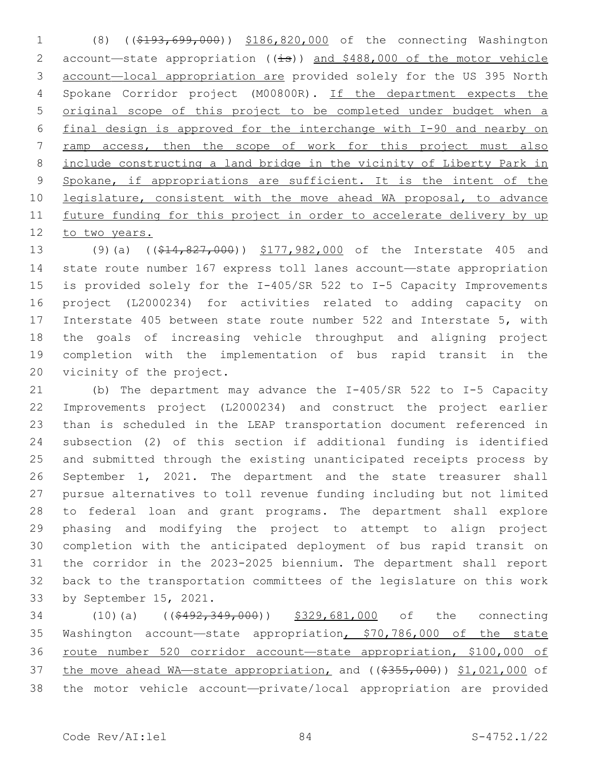(8) (($193,699,000)) $186,820,000 of the connecting Washington account—state appropriation ((is)) and $488,000 of the motor vehicle account—local appropriation are provided solely for the US 395 North Spokane Corridor project (M00800R). If the department expects the original scope of this project to be completed under budget when a final design is approved for the interchange with I-90 and nearby on ramp access, then the scope of work for this project must also include constructing a land bridge in the vicinity of Liberty Park in Spokane, if appropriations are sufficient. It is the intent of the legislature, consistent with the move ahead WA proposal, to advance future funding for this project in order to accelerate delivery by up to two years.

(9)(a) (($14,827,000)) $177,982,000 of the Interstate 405 and state route number 167 express toll lanes account—state appropriation is provided solely for the I-405/SR 522 to I-5 Capacity Improvements project (L2000234) for activities related to adding capacity on Interstate 405 between state route number 522 and Interstate 5, with the goals of increasing vehicle throughput and aligning project completion with the implementation of bus rapid transit in the vicinity of the project.

(b) The department may advance the I-405/SR 522 to I-5 Capacity Improvements project (L2000234) and construct the project earlier than is scheduled in the LEAP transportation document referenced in subsection (2) of this section if additional funding is identified and submitted through the existing unanticipated receipts process by September 1, 2021. The department and the state treasurer shall pursue alternatives to toll revenue funding including but not limited to federal loan and grant programs. The department shall explore phasing and modifying the project to attempt to align project completion with the anticipated deployment of bus rapid transit on the corridor in the 2023-2025 biennium. The department shall report back to the transportation committees of the legislature on this work by September 15, 2021.

(10)(a) (($492,349,000)) $329,681,000 of the connecting Washington account—state appropriation, $70,786,000 of the state route number 520 corridor account—state appropriation, $100,000 of the move ahead WA—state appropriation, and (($355,000)) $1,021,000 of the motor vehicle account—private/local appropriation are provided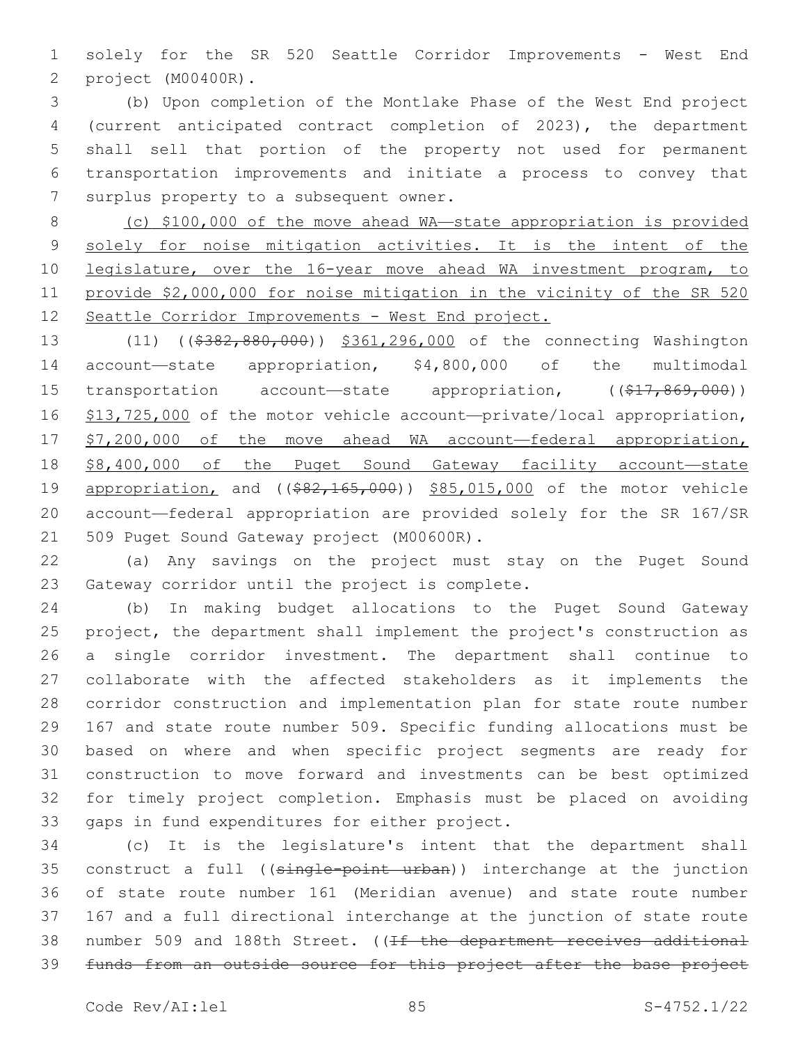solely for the SR 520 Seattle Corridor Improvements - West End project (M00400R).

(b) Upon completion of the Montlake Phase of the West End project (current anticipated contract completion of 2023), the department shall sell that portion of the property not used for permanent transportation improvements and initiate a process to convey that surplus property to a subsequent owner.

(c) $100,000 of the move ahead WA—state appropriation is provided solely for noise mitigation activities. It is the intent of the legislature, over the 16-year move ahead WA investment program, to provide $2,000,000 for noise mitigation in the vicinity of the SR 520 Seattle Corridor Improvements - West End project.

(11) (($382,880,000)) $361,296,000 of the connecting Washington account—state appropriation, $4,800,000 of the multimodal transportation account—state appropriation, (($17,869,000)) $13,725,000 of the motor vehicle account—private/local appropriation, $7,200,000 of the move ahead WA account—federal appropriation, $8,400,000 of the Puget Sound Gateway facility account—state appropriation, and (($82,165,000)) $85,015,000 of the motor vehicle account—federal appropriation are provided solely for the SR 167/SR 509 Puget Sound Gateway project (M00600R).

(a) Any savings on the project must stay on the Puget Sound Gateway corridor until the project is complete.

(b) In making budget allocations to the Puget Sound Gateway project, the department shall implement the project's construction as a single corridor investment. The department shall continue to collaborate with the affected stakeholders as it implements the corridor construction and implementation plan for state route number 167 and state route number 509. Specific funding allocations must be based on where and when specific project segments are ready for construction to move forward and investments can be best optimized for timely project completion. Emphasis must be placed on avoiding gaps in fund expenditures for either project.

(c) It is the legislature's intent that the department shall construct a full ((single-point urban)) interchange at the junction of state route number 161 (Meridian avenue) and state route number 167 and a full directional interchange at the junction of state route number 509 and 188th Street. ((If the department receives additional funds from an outside source for this project after the base project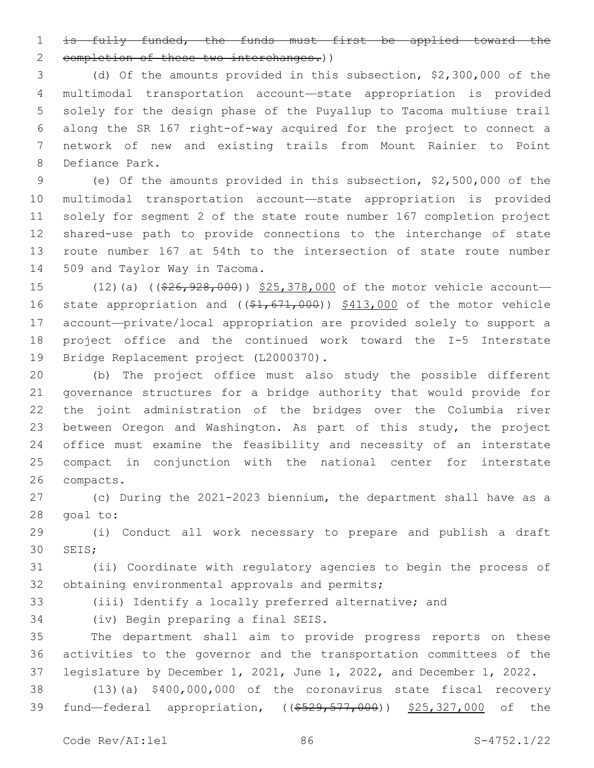~~is fully funded, the funds must first be applied toward the completion of these two interchanges.~~))

(d) Of the amounts provided in this subsection, $2,300,000 of the multimodal transportation account—state appropriation is provided solely for the design phase of the Puyallup to Tacoma multiuse trail along the SR 167 right-of-way acquired for the project to connect a network of new and existing trails from Mount Rainier to Point Defiance Park.

(e) Of the amounts provided in this subsection, $2,500,000 of the multimodal transportation account—state appropriation is provided solely for segment 2 of the state route number 167 completion project shared-use path to provide connections to the interchange of state route number 167 at 54th to the intersection of state route number 509 and Taylor Way in Tacoma.

(12)(a) ((~~$26,928,000~~)) <u>$25,378,000</u> of the motor vehicle account—state appropriation and ((~~$1,671,000~~)) <u>$413,000</u> of the motor vehicle account—private/local appropriation are provided solely to support a project office and the continued work toward the I-5 Interstate Bridge Replacement project (L2000370).

(b) The project office must also study the possible different governance structures for a bridge authority that would provide for the joint administration of the bridges over the Columbia river between Oregon and Washington. As part of this study, the project office must examine the feasibility and necessity of an interstate compact in conjunction with the national center for interstate compacts.

(c) During the 2021-2023 biennium, the department shall have as a goal to:

(i) Conduct all work necessary to prepare and publish a draft SEIS;

(ii) Coordinate with regulatory agencies to begin the process of obtaining environmental approvals and permits;

(iii) Identify a locally preferred alternative; and

(iv) Begin preparing a final SEIS.

The department shall aim to provide progress reports on these activities to the governor and the transportation committees of the legislature by December 1, 2021, June 1, 2022, and December 1, 2022.

(13)(a) $400,000,000 of the coronavirus state fiscal recovery fund—federal appropriation, ((~~$529,577,000~~)) <u>$25,327,000</u> of the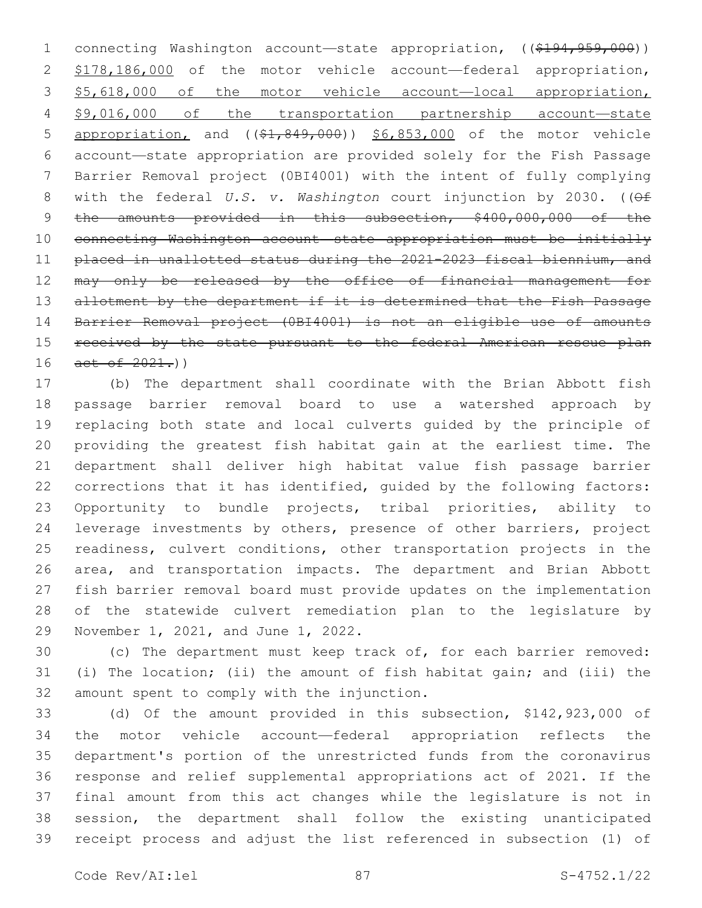connecting Washington account—state appropriation, (($194,959,000)) $178,186,000 of the motor vehicle account—federal appropriation, $5,618,000 of the motor vehicle account—local appropriation, $9,016,000 of the transportation partnership account—state appropriation, and (($1,849,000)) $6,853,000 of the motor vehicle account—state appropriation are provided solely for the Fish Passage Barrier Removal project (0BI4001) with the intent of fully complying with the federal *U.S. v. Washington* court injunction by 2030. ((~~Of the amounts provided in this subsection, $400,000,000 of the connecting Washington account—state appropriation must be initially placed in unallotted status during the 2021-2023 fiscal biennium, and may only be released by the office of financial management for allotment by the department if it is determined that the Fish Passage Barrier Removal project (0BI4001) is not an eligible use of amounts received by the state pursuant to the federal American rescue plan act of 2021.~~))

(b) The department shall coordinate with the Brian Abbott fish passage barrier removal board to use a watershed approach by replacing both state and local culverts guided by the principle of providing the greatest fish habitat gain at the earliest time. The department shall deliver high habitat value fish passage barrier corrections that it has identified, guided by the following factors: Opportunity to bundle projects, tribal priorities, ability to leverage investments by others, presence of other barriers, project readiness, culvert conditions, other transportation projects in the area, and transportation impacts. The department and Brian Abbott fish barrier removal board must provide updates on the implementation of the statewide culvert remediation plan to the legislature by November 1, 2021, and June 1, 2022.

(c) The department must keep track of, for each barrier removed: (i) The location; (ii) the amount of fish habitat gain; and (iii) the amount spent to comply with the injunction.

(d) Of the amount provided in this subsection, $142,923,000 of the motor vehicle account—federal appropriation reflects the department's portion of the unrestricted funds from the coronavirus response and relief supplemental appropriations act of 2021. If the final amount from this act changes while the legislature is not in session, the department shall follow the existing unanticipated receipt process and adjust the list referenced in subsection (1) of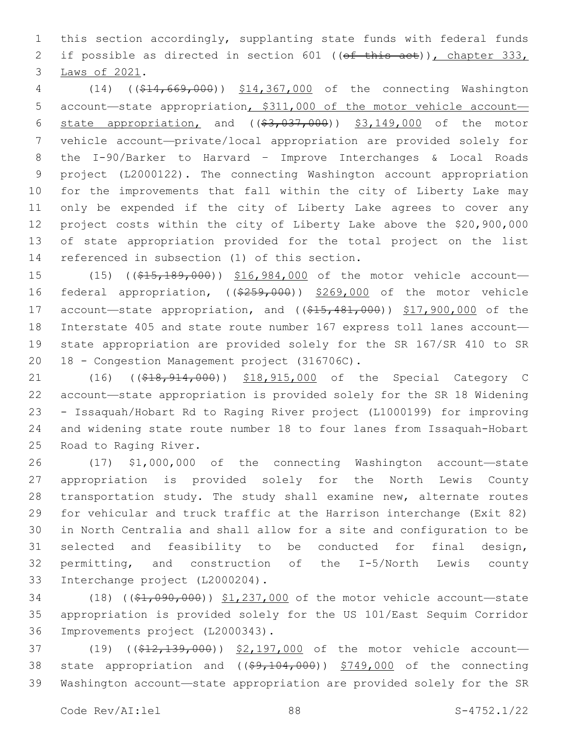this section accordingly, supplanting state funds with federal funds if possible as directed in section 601 ((~~of this act~~)), chapter 333, Laws of 2021.

(14) ((~~$14,669,000~~)) $14,367,000 of the connecting Washington account—state appropriation, $311,000 of the motor vehicle account—state appropriation, and ((~~$3,037,000~~)) $3,149,000 of the motor vehicle account—private/local appropriation are provided solely for the I-90/Barker to Harvard – Improve Interchanges & Local Roads project (L2000122). The connecting Washington account appropriation for the improvements that fall within the city of Liberty Lake may only be expended if the city of Liberty Lake agrees to cover any project costs within the city of Liberty Lake above the $20,900,000 of state appropriation provided for the total project on the list referenced in subsection (1) of this section.

(15) ((~~$15,189,000~~)) $16,984,000 of the motor vehicle account—federal appropriation, ((~~$259,000~~)) $269,000 of the motor vehicle account—state appropriation, and ((~~$15,481,000~~)) $17,900,000 of the Interstate 405 and state route number 167 express toll lanes account—state appropriation are provided solely for the SR 167/SR 410 to SR 18 - Congestion Management project (316706C).

(16) ((~~$18,914,000~~)) $18,915,000 of the Special Category C account—state appropriation is provided solely for the SR 18 Widening - Issaquah/Hobart Rd to Raging River project (L1000199) for improving and widening state route number 18 to four lanes from Issaquah-Hobart Road to Raging River.

(17) $1,000,000 of the connecting Washington account—state appropriation is provided solely for the North Lewis County transportation study. The study shall examine new, alternate routes for vehicular and truck traffic at the Harrison interchange (Exit 82) in North Centralia and shall allow for a site and configuration to be selected and feasibility to be conducted for final design, permitting, and construction of the I-5/North Lewis county Interchange project (L2000204).

(18) ((~~$1,090,000~~)) $1,237,000 of the motor vehicle account—state appropriation is provided solely for the US 101/East Sequim Corridor Improvements project (L2000343).

(19) ((~~$12,139,000~~)) $2,197,000 of the motor vehicle account—state appropriation and ((~~$9,104,000~~)) $749,000 of the connecting Washington account—state appropriation are provided solely for the SR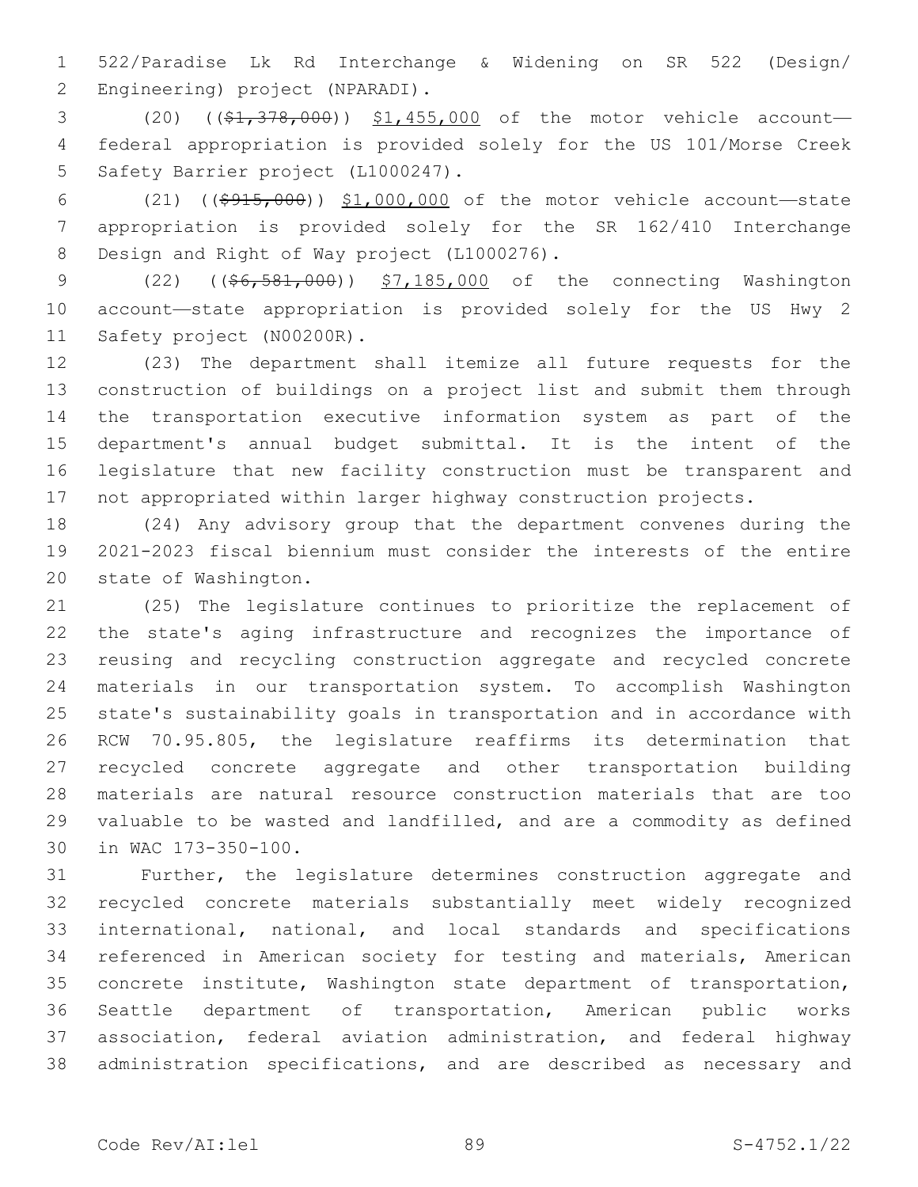522/Paradise Lk Rd Interchange & Widening on SR 522 (Design/Engineering) project (NPARADI).

(20) ((~~$1,378,000~~)) $1,455,000 of the motor vehicle account—federal appropriation is provided solely for the US 101/Morse Creek Safety Barrier project (L1000247).

(21) ((~~$915,000~~)) $1,000,000 of the motor vehicle account—state appropriation is provided solely for the SR 162/410 Interchange Design and Right of Way project (L1000276).

(22) ((~~$6,581,000~~)) $7,185,000 of the connecting Washington account—state appropriation is provided solely for the US Hwy 2 Safety project (N00200R).

(23) The department shall itemize all future requests for the construction of buildings on a project list and submit them through the transportation executive information system as part of the department's annual budget submittal. It is the intent of the legislature that new facility construction must be transparent and not appropriated within larger highway construction projects.

(24) Any advisory group that the department convenes during the 2021-2023 fiscal biennium must consider the interests of the entire state of Washington.

(25) The legislature continues to prioritize the replacement of the state's aging infrastructure and recognizes the importance of reusing and recycling construction aggregate and recycled concrete materials in our transportation system. To accomplish Washington state's sustainability goals in transportation and in accordance with RCW 70.95.805, the legislature reaffirms its determination that recycled concrete aggregate and other transportation building materials are natural resource construction materials that are too valuable to be wasted and landfilled, and are a commodity as defined in WAC 173-350-100.

Further, the legislature determines construction aggregate and recycled concrete materials substantially meet widely recognized international, national, and local standards and specifications referenced in American society for testing and materials, American concrete institute, Washington state department of transportation, Seattle department of transportation, American public works association, federal aviation administration, and federal highway administration specifications, and are described as necessary and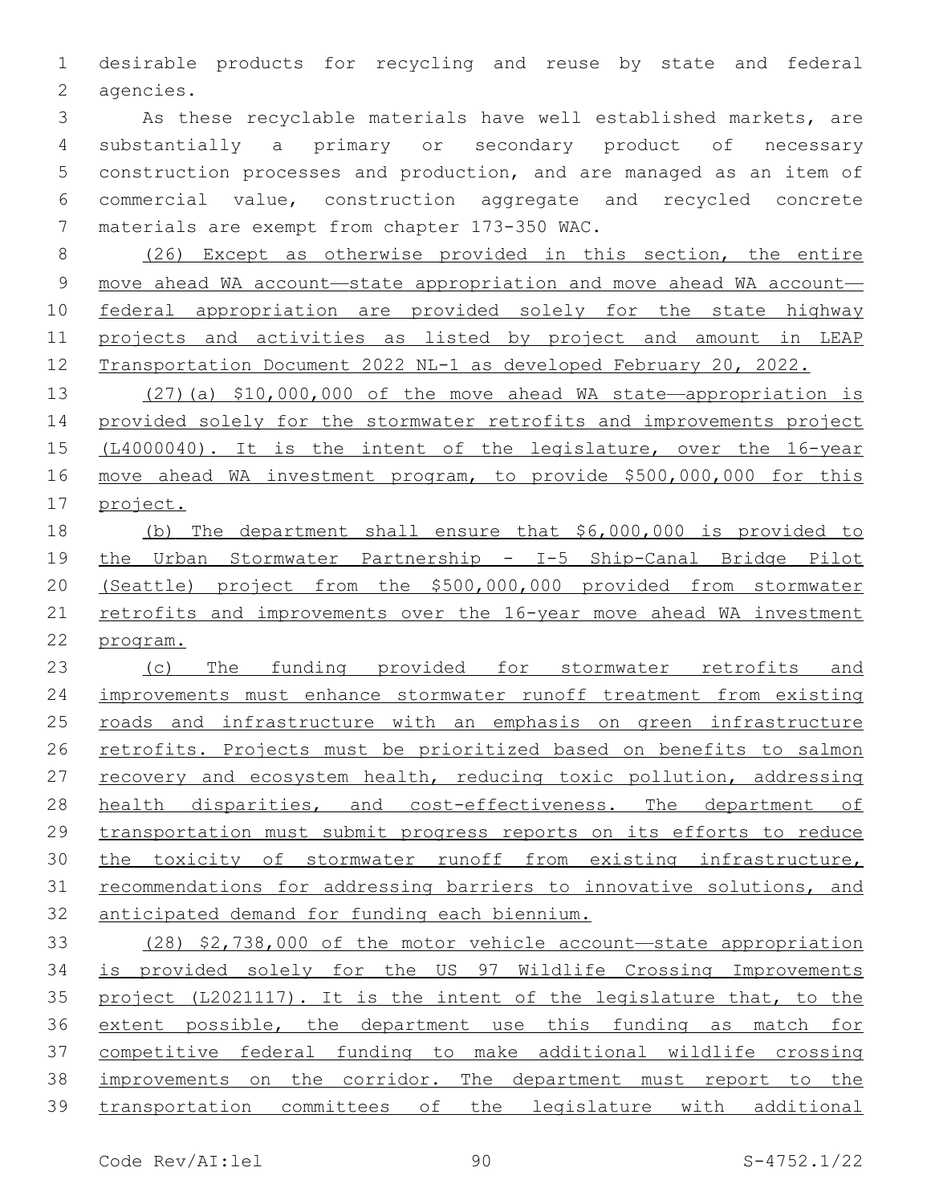desirable products for recycling and reuse by state and federal agencies.

As these recyclable materials have well established markets, are substantially a primary or secondary product of necessary construction processes and production, and are managed as an item of commercial value, construction aggregate and recycled concrete materials are exempt from chapter 173-350 WAC.

(26) Except as otherwise provided in this section, the entire move ahead WA account—state appropriation and move ahead WA account—federal appropriation are provided solely for the state highway projects and activities as listed by project and amount in LEAP Transportation Document 2022 NL-1 as developed February 20, 2022.

(27)(a) $10,000,000 of the move ahead WA state—appropriation is provided solely for the stormwater retrofits and improvements project (L4000040). It is the intent of the legislature, over the 16-year move ahead WA investment program, to provide $500,000,000 for this project.

(b) The department shall ensure that $6,000,000 is provided to the Urban Stormwater Partnership - I-5 Ship-Canal Bridge Pilot (Seattle) project from the $500,000,000 provided from stormwater retrofits and improvements over the 16-year move ahead WA investment program.

(c) The funding provided for stormwater retrofits and improvements must enhance stormwater runoff treatment from existing roads and infrastructure with an emphasis on green infrastructure retrofits. Projects must be prioritized based on benefits to salmon recovery and ecosystem health, reducing toxic pollution, addressing health disparities, and cost-effectiveness. The department of transportation must submit progress reports on its efforts to reduce the toxicity of stormwater runoff from existing infrastructure, recommendations for addressing barriers to innovative solutions, and anticipated demand for funding each biennium.

(28) $2,738,000 of the motor vehicle account—state appropriation is provided solely for the US 97 Wildlife Crossing Improvements project (L2021117). It is the intent of the legislature that, to the extent possible, the department use this funding as match for competitive federal funding to make additional wildlife crossing improvements on the corridor. The department must report to the transportation committees of the legislature with additional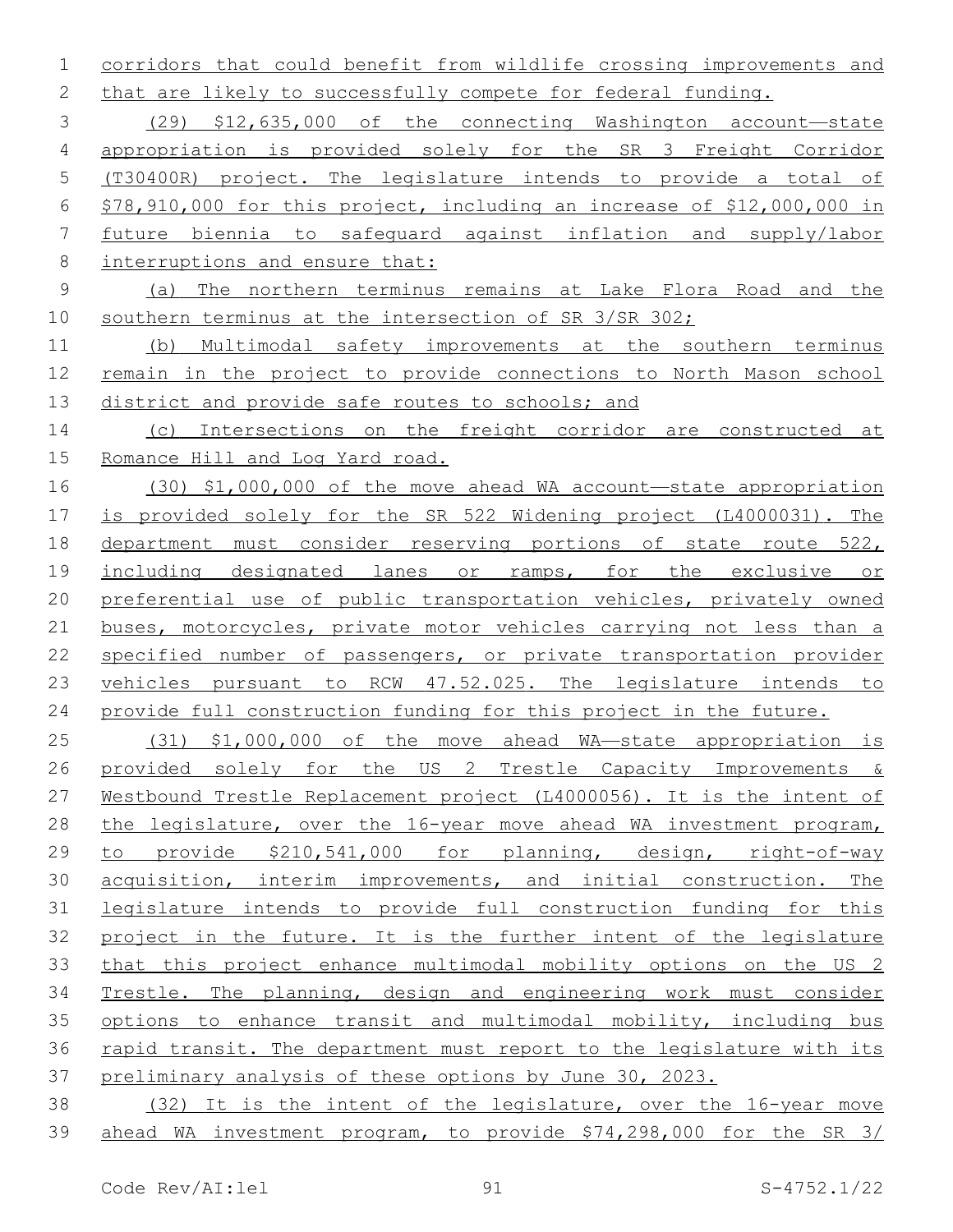corridors that could benefit from wildlife crossing improvements and that are likely to successfully compete for federal funding.

(29) $12,635,000 of the connecting Washington account—state appropriation is provided solely for the SR 3 Freight Corridor (T30400R) project. The legislature intends to provide a total of $78,910,000 for this project, including an increase of $12,000,000 in future biennia to safeguard against inflation and supply/labor interruptions and ensure that:

(a) The northern terminus remains at Lake Flora Road and the southern terminus at the intersection of SR 3/SR 302;

(b) Multimodal safety improvements at the southern terminus remain in the project to provide connections to North Mason school district and provide safe routes to schools; and

(c) Intersections on the freight corridor are constructed at Romance Hill and Log Yard road.

(30) $1,000,000 of the move ahead WA account—state appropriation is provided solely for the SR 522 Widening project (L4000031). The department must consider reserving portions of state route 522, including designated lanes or ramps, for the exclusive or preferential use of public transportation vehicles, privately owned buses, motorcycles, private motor vehicles carrying not less than a specified number of passengers, or private transportation provider vehicles pursuant to RCW 47.52.025. The legislature intends to provide full construction funding for this project in the future.

(31) $1,000,000 of the move ahead WA—state appropriation is provided solely for the US 2 Trestle Capacity Improvements & Westbound Trestle Replacement project (L4000056). It is the intent of the legislature, over the 16-year move ahead WA investment program, to provide $210,541,000 for planning, design, right-of-way acquisition, interim improvements, and initial construction. The legislature intends to provide full construction funding for this project in the future. It is the further intent of the legislature that this project enhance multimodal mobility options on the US 2 Trestle. The planning, design and engineering work must consider options to enhance transit and multimodal mobility, including bus rapid transit. The department must report to the legislature with its preliminary analysis of these options by June 30, 2023.

(32) It is the intent of the legislature, over the 16-year move ahead WA investment program, to provide $74,298,000 for the SR 3/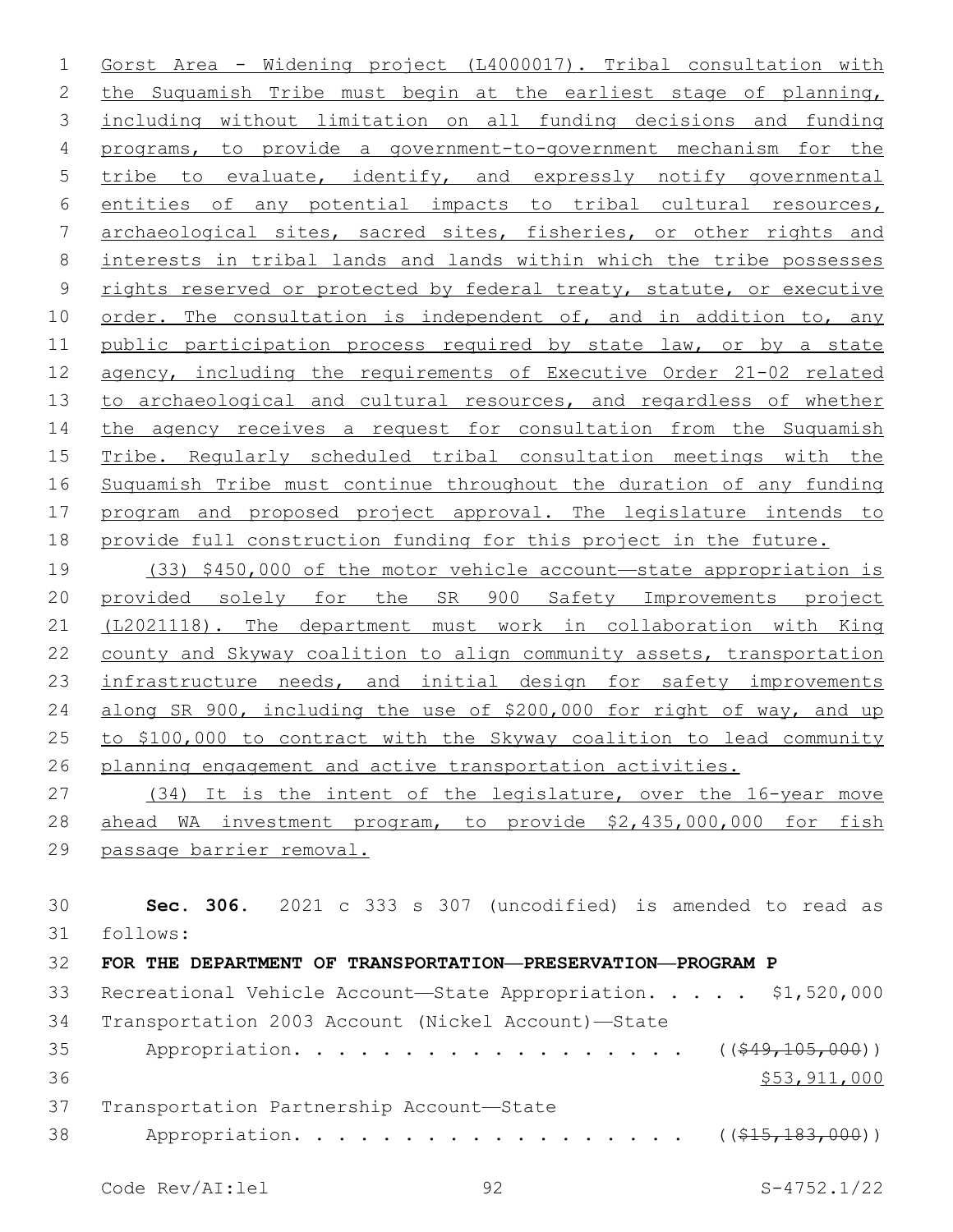Gorst Area - Widening project (L4000017). Tribal consultation with the Suquamish Tribe must begin at the earliest stage of planning, including without limitation on all funding decisions and funding programs, to provide a government-to-government mechanism for the tribe to evaluate, identify, and expressly notify governmental entities of any potential impacts to tribal cultural resources, archaeological sites, sacred sites, fisheries, or other rights and interests in tribal lands and lands within which the tribe possesses rights reserved or protected by federal treaty, statute, or executive order. The consultation is independent of, and in addition to, any public participation process required by state law, or by a state agency, including the requirements of Executive Order 21-02 related to archaeological and cultural resources, and regardless of whether the agency receives a request for consultation from the Suquamish Tribe. Regularly scheduled tribal consultation meetings with the Suquamish Tribe must continue throughout the duration of any funding program and proposed project approval. The legislature intends to provide full construction funding for this project in the future.

(33) $450,000 of the motor vehicle account—state appropriation is provided solely for the SR 900 Safety Improvements project (L2021118). The department must work in collaboration with King county and Skyway coalition to align community assets, transportation infrastructure needs, and initial design for safety improvements along SR 900, including the use of $200,000 for right of way, and up to $100,000 to contract with the Skyway coalition to lead community planning engagement and active transportation activities.

(34) It is the intent of the legislature, over the 16-year move ahead WA investment program, to provide $2,435,000,000 for fish passage barrier removal.

**Sec. 306.** 2021 c 333 s 307 (uncodified) is amended to read as follows:

**FOR THE DEPARTMENT OF TRANSPORTATION—PRESERVATION—PROGRAM P**

Recreational Vehicle Account—State Appropriation. . . . . $1,520,000

Transportation 2003 Account (Nickel Account)—State Appropriation. . . . . . . . . . . . . . . . . . ((~~$49,105,000~~)) $53,911,000

Transportation Partnership Account—State Appropriation. . . . . . . . . . . . . . . . . . ((~~$15,183,000~~))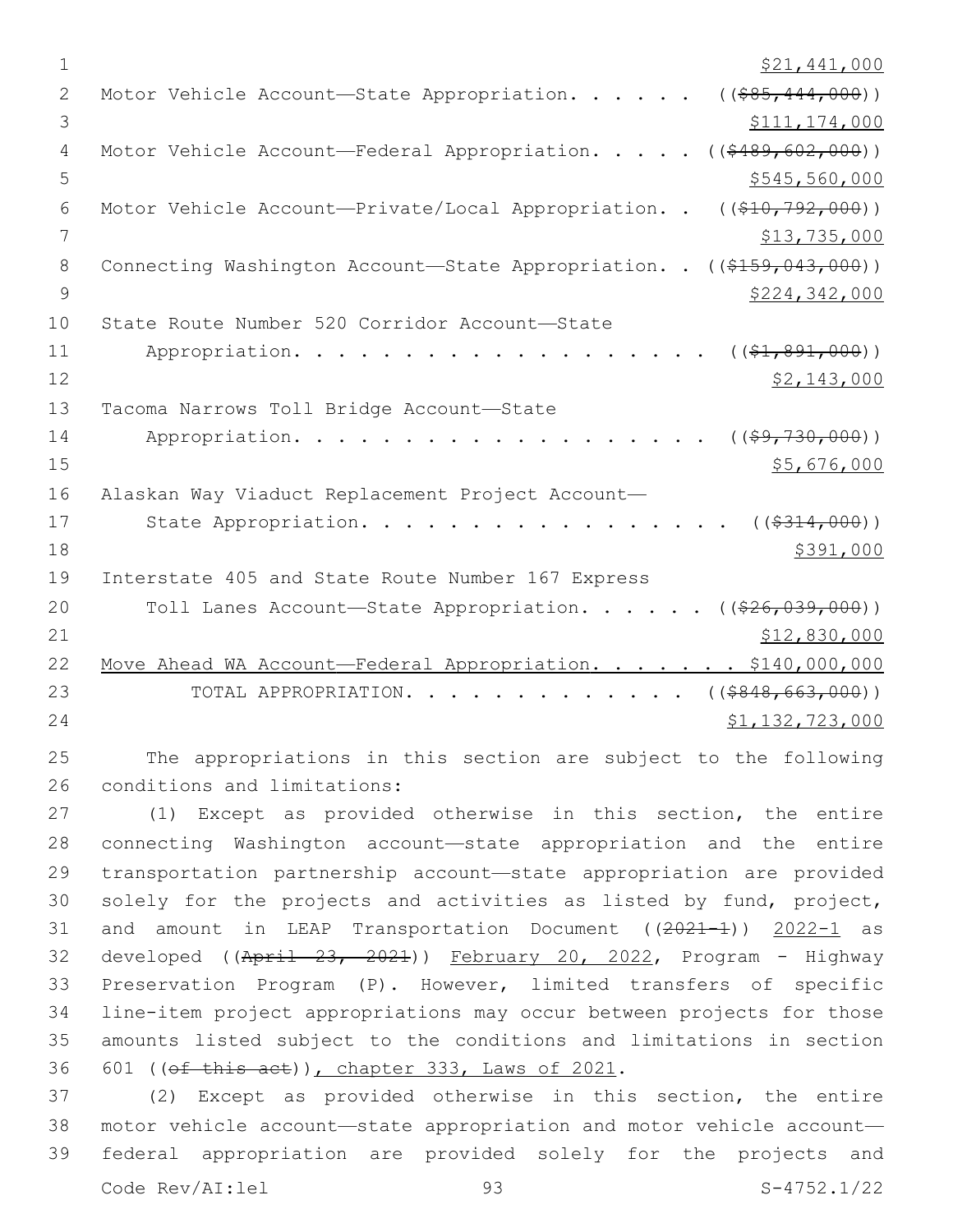$21,441,000

Motor Vehicle Account—State Appropriation. . . . . . ((~~$85,444,000~~))
$111,174,000

Motor Vehicle Account—Federal Appropriation. . . . . ((~~$489,602,000~~))
$545,560,000

Motor Vehicle Account—Private/Local Appropriation. . ((~~$10,792,000~~))
$13,735,000

Connecting Washington Account—State Appropriation. . ((~~$159,043,000~~))
$224,342,000

State Route Number 520 Corridor Account—State Appropriation. . . . . . . . . . . . . . . . . . . ((~~$1,891,000~~))
$2,143,000

Tacoma Narrows Toll Bridge Account—State Appropriation. . . . . . . . . . . . . . . . . . . ((~~$9,730,000~~))
$5,676,000

Alaskan Way Viaduct Replacement Project Account—State Appropriation. . . . . . . . . . . . . . . . . ((~~$314,000~~))
$391,000

Interstate 405 and State Route Number 167 Express Toll Lanes Account—State Appropriation. . . . . . ((~~$26,039,000~~))
$12,830,000

<u>Move Ahead WA Account—Federal Appropriation. . . . . . . $140,000,000</u>

TOTAL APPROPRIATION. . . . . . . . . . . . . ((~~$848,663,000~~))
$1,132,723,000

The appropriations in this section are subject to the following conditions and limitations:

(1) Except as provided otherwise in this section, the entire connecting Washington account—state appropriation and the entire transportation partnership account—state appropriation are provided solely for the projects and activities as listed by fund, project, and amount in LEAP Transportation Document ((~~2021-1~~)) <u>2022-1</u> as developed ((~~April 23, 2021~~)) <u>February 20, 2022</u>, Program - Highway Preservation Program (P). However, limited transfers of specific line-item project appropriations may occur between projects for those amounts listed subject to the conditions and limitations in section 601 ((~~of this act~~))<u>, chapter 333, Laws of 2021</u>.

(2) Except as provided otherwise in this section, the entire motor vehicle account—state appropriation and motor vehicle account—federal appropriation are provided solely for the projects and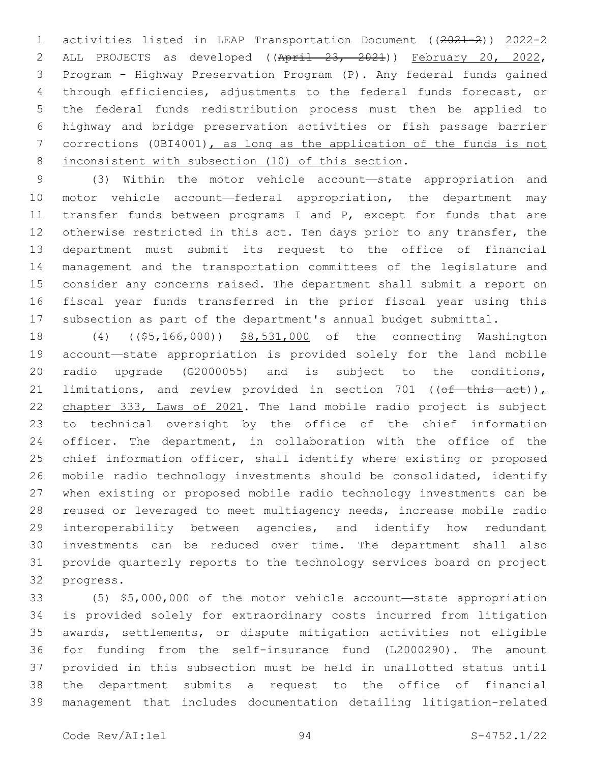activities listed in LEAP Transportation Document ((~~2021-2~~)) 2022-2 ALL PROJECTS as developed ((~~April 23, 2021~~)) February 20, 2022, Program - Highway Preservation Program (P). Any federal funds gained through efficiencies, adjustments to the federal funds forecast, or the federal funds redistribution process must then be applied to highway and bridge preservation activities or fish passage barrier corrections (0BI4001), as long as the application of the funds is not inconsistent with subsection (10) of this section.

(3) Within the motor vehicle account—state appropriation and motor vehicle account—federal appropriation, the department may transfer funds between programs I and P, except for funds that are otherwise restricted in this act. Ten days prior to any transfer, the department must submit its request to the office of financial management and the transportation committees of the legislature and consider any concerns raised. The department shall submit a report on fiscal year funds transferred in the prior fiscal year using this subsection as part of the department's annual budget submittal.

(4) ((~~$5,166,000~~)) $8,531,000 of the connecting Washington account—state appropriation is provided solely for the land mobile radio upgrade (G2000055) and is subject to the conditions, limitations, and review provided in section 701 ((~~of this act~~)), chapter 333, Laws of 2021. The land mobile radio project is subject to technical oversight by the office of the chief information officer. The department, in collaboration with the office of the chief information officer, shall identify where existing or proposed mobile radio technology investments should be consolidated, identify when existing or proposed mobile radio technology investments can be reused or leveraged to meet multiagency needs, increase mobile radio interoperability between agencies, and identify how redundant investments can be reduced over time. The department shall also provide quarterly reports to the technology services board on project progress.

(5) $5,000,000 of the motor vehicle account—state appropriation is provided solely for extraordinary costs incurred from litigation awards, settlements, or dispute mitigation activities not eligible for funding from the self-insurance fund (L2000290). The amount provided in this subsection must be held in unallotted status until the department submits a request to the office of financial management that includes documentation detailing litigation-related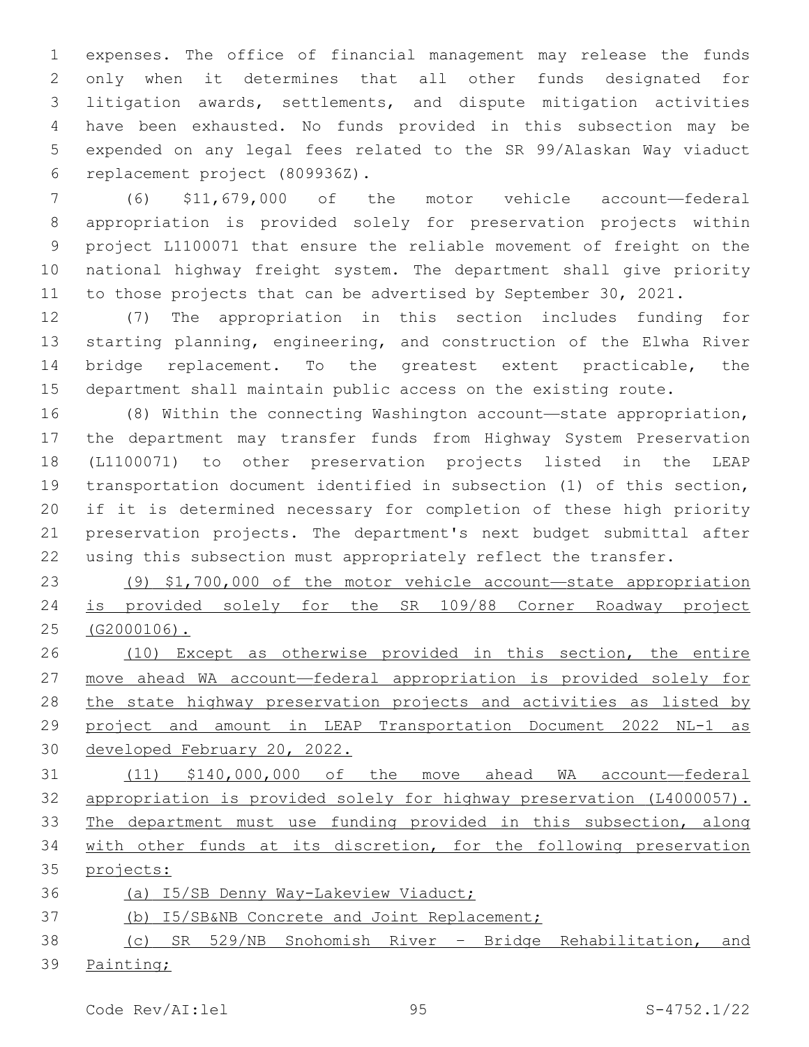expenses. The office of financial management may release the funds only when it determines that all other funds designated for litigation awards, settlements, and dispute mitigation activities have been exhausted. No funds provided in this subsection may be expended on any legal fees related to the SR 99/Alaskan Way viaduct replacement project (809936Z).

(6) $11,679,000 of the motor vehicle account—federal appropriation is provided solely for preservation projects within project L1100071 that ensure the reliable movement of freight on the national highway freight system. The department shall give priority to those projects that can be advertised by September 30, 2021.

(7) The appropriation in this section includes funding for starting planning, engineering, and construction of the Elwha River bridge replacement. To the greatest extent practicable, the department shall maintain public access on the existing route.

(8) Within the connecting Washington account—state appropriation, the department may transfer funds from Highway System Preservation (L1100071) to other preservation projects listed in the LEAP transportation document identified in subsection (1) of this section, if it is determined necessary for completion of these high priority preservation projects. The department's next budget submittal after using this subsection must appropriately reflect the transfer.

<u>(9) $1,700,000 of the motor vehicle account—state appropriation is provided solely for the SR 109/88 Corner Roadway project (G2000106).</u>

<u>(10) Except as otherwise provided in this section, the entire move ahead WA account—federal appropriation is provided solely for the state highway preservation projects and activities as listed by project and amount in LEAP Transportation Document 2022 NL-1 as developed February 20, 2022.</u>

<u>(11) $140,000,000 of the move ahead WA account—federal appropriation is provided solely for highway preservation (L4000057). The department must use funding provided in this subsection, along with other funds at its discretion, for the following preservation projects:</u>

<u>(a) I5/SB Denny Way-Lakeview Viaduct;</u>

<u>(b) I5/SB&NB Concrete and Joint Replacement;</u>

<u>(c) SR 529/NB Snohomish River - Bridge Rehabilitation, and Painting;</u>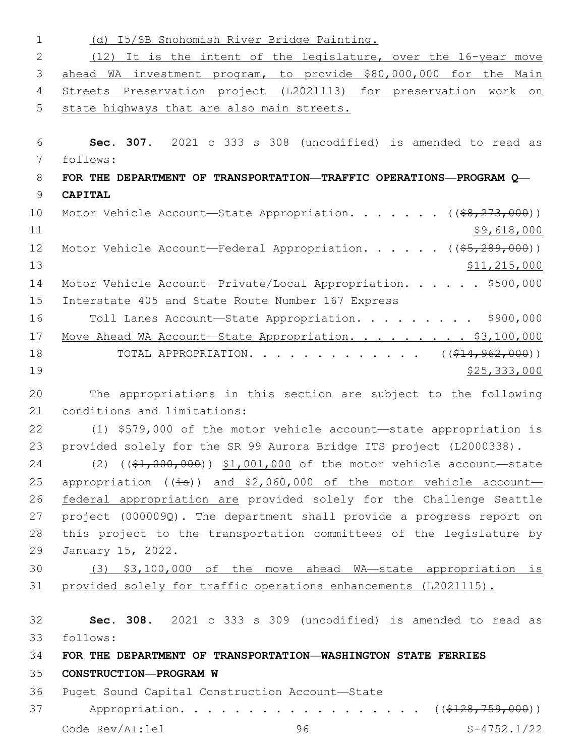(d) I5/SB Snohomish River Bridge Painting.

(12) It is the intent of the legislature, over the 16-year move ahead WA investment program, to provide $80,000,000 for the Main Streets Preservation project (L2021113) for preservation work on state highways that are also main streets.

**Sec. 307.** 2021 c 333 s 308 (uncodified) is amended to read as follows:

**FOR THE DEPARTMENT OF TRANSPORTATION—TRAFFIC OPERATIONS—PROGRAM Q—CAPITAL**

Motor Vehicle Account—State Appropriation. . . . . . . ((~~$8,273,000~~)) $9,618,000

Motor Vehicle Account—Federal Appropriation. . . . . . ((~~$5,289,000~~)) $11,215,000

Motor Vehicle Account—Private/Local Appropriation. . . . . . $500,000

Interstate 405 and State Route Number 167 Express Toll Lanes Account—State Appropriation. . . . . . . . . $900,000

Move Ahead WA Account—State Appropriation. . . . . . . . . $3,100,000

TOTAL APPROPRIATION. . . . . . . . . . . . . ((~~$14,962,000~~)) $25,333,000

The appropriations in this section are subject to the following conditions and limitations:

(1) $579,000 of the motor vehicle account—state appropriation is provided solely for the SR 99 Aurora Bridge ITS project (L2000338).

(2) ((~~$1,000,000~~)) $1,001,000 of the motor vehicle account—state appropriation ((~~is~~)) and $2,060,000 of the motor vehicle account—federal appropriation are provided solely for the Challenge Seattle project (000009Q). The department shall provide a progress report on this project to the transportation committees of the legislature by January 15, 2022.

(3) $3,100,000 of the move ahead WA—state appropriation is provided solely for traffic operations enhancements (L2021115).

**Sec. 308.** 2021 c 333 s 309 (uncodified) is amended to read as follows:

**FOR THE DEPARTMENT OF TRANSPORTATION—WASHINGTON STATE FERRIES CONSTRUCTION—PROGRAM W**

Puget Sound Capital Construction Account—State Appropriation. . . . . . . . . . . . . . . . . . ((~~$128,759,000~~))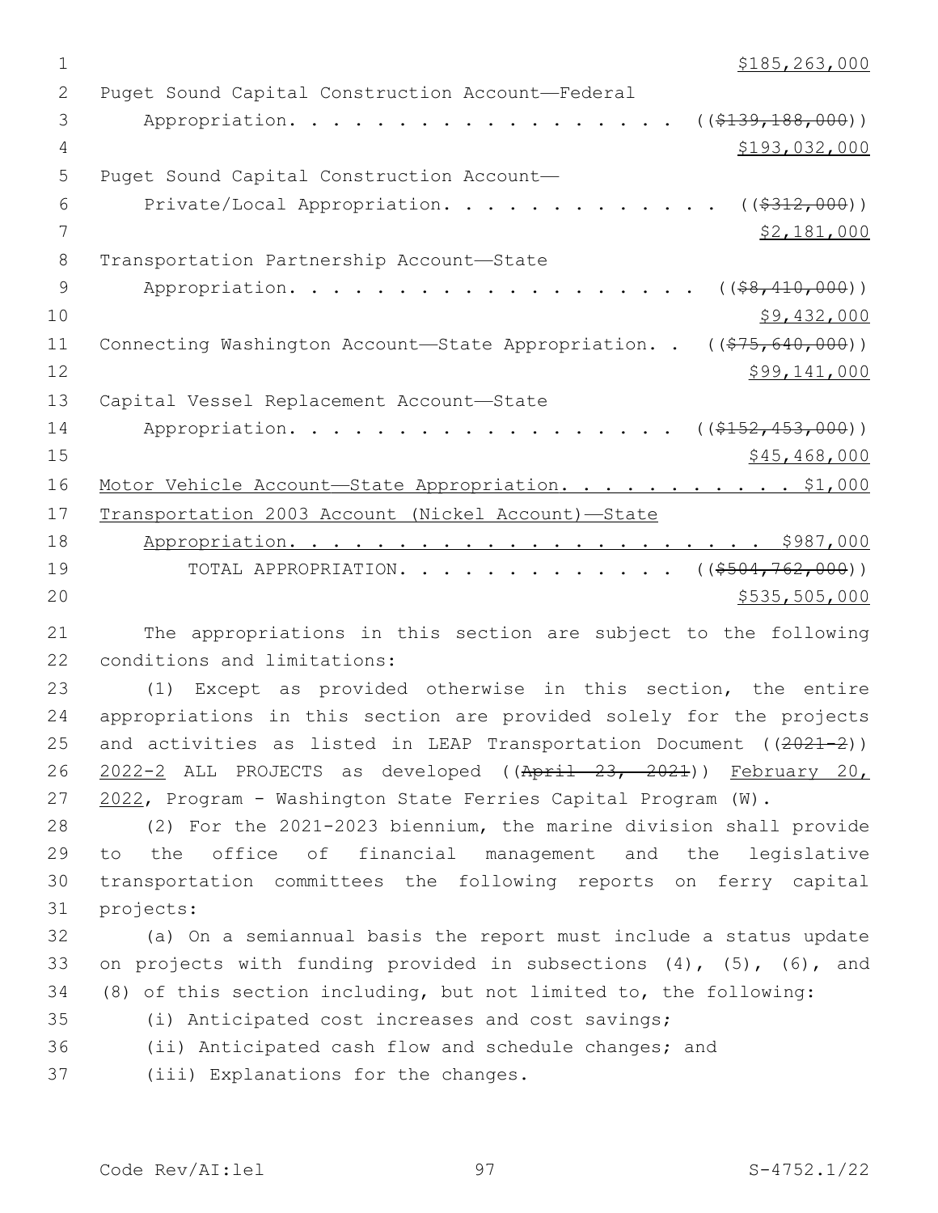$185,263,000

Puget Sound Capital Construction Account—Federal
Appropriation. . . . . . . . . . . . . . . . . . . ((~~$139,188,000~~))
$193,032,000

Puget Sound Capital Construction Account—
Private/Local Appropriation. . . . . . . . . . . . . ((~~$312,000~~))
$2,181,000

Transportation Partnership Account—State
Appropriation. . . . . . . . . . . . . . . . . . . . ((~~$8,410,000~~))
$9,432,000

Connecting Washington Account—State Appropriation. . ((~~$75,640,000~~))
$99,141,000

Capital Vessel Replacement Account—State
Appropriation. . . . . . . . . . . . . . . . . . . ((~~$152,453,000~~))
$45,468,000

Motor Vehicle Account—State Appropriation. . . . . . . . . . . $1,000

Transportation 2003 Account (Nickel Account)—State
Appropriation. . . . . . . . . . . . . . . . . . . . . . $987,000

TOTAL APPROPRIATION. . . . . . . . . . . . . ((~~$504,762,000~~))
$535,505,000

The appropriations in this section are subject to the following conditions and limitations:

(1) Except as provided otherwise in this section, the entire appropriations in this section are provided solely for the projects and activities as listed in LEAP Transportation Document ((~~2021-2~~)) 2022-2 ALL PROJECTS as developed ((~~April 23, 2021~~)) February 20, 2022, Program - Washington State Ferries Capital Program (W).

(2) For the 2021-2023 biennium, the marine division shall provide to the office of financial management and the legislative transportation committees the following reports on ferry capital projects:

(a) On a semiannual basis the report must include a status update on projects with funding provided in subsections (4), (5), (6), and (8) of this section including, but not limited to, the following:

(i) Anticipated cost increases and cost savings;

(ii) Anticipated cash flow and schedule changes; and

(iii) Explanations for the changes.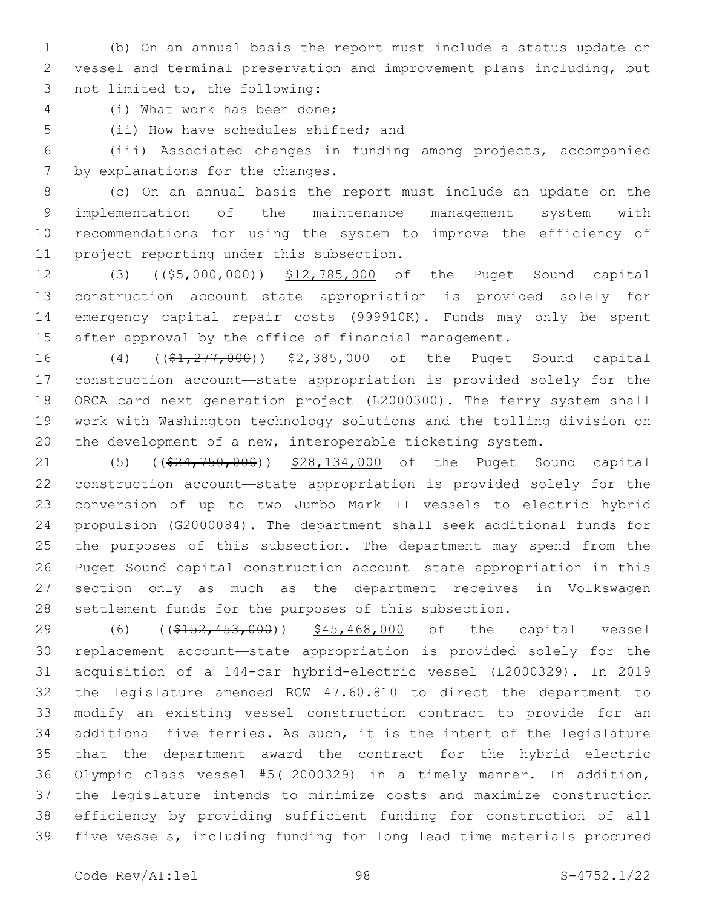(b) On an annual basis the report must include a status update on vessel and terminal preservation and improvement plans including, but not limited to, the following:

(i) What work has been done;

(ii) How have schedules shifted; and

(iii) Associated changes in funding among projects, accompanied by explanations for the changes.

(c) On an annual basis the report must include an update on the implementation of the maintenance management system with recommendations for using the system to improve the efficiency of project reporting under this subsection.

(3) ((~~$5,000,000~~)) $12,785,000 of the Puget Sound capital construction account—state appropriation is provided solely for emergency capital repair costs (999910K). Funds may only be spent after approval by the office of financial management.

(4) ((~~$1,277,000~~)) $2,385,000 of the Puget Sound capital construction account—state appropriation is provided solely for the ORCA card next generation project (L2000300). The ferry system shall work with Washington technology solutions and the tolling division on the development of a new, interoperable ticketing system.

(5) ((~~$24,750,000~~)) $28,134,000 of the Puget Sound capital construction account—state appropriation is provided solely for the conversion of up to two Jumbo Mark II vessels to electric hybrid propulsion (G2000084). The department shall seek additional funds for the purposes of this subsection. The department may spend from the Puget Sound capital construction account—state appropriation in this section only as much as the department receives in Volkswagen settlement funds for the purposes of this subsection.

(6) ((~~$152,453,000~~)) $45,468,000 of the capital vessel replacement account—state appropriation is provided solely for the acquisition of a 144-car hybrid-electric vessel (L2000329). In 2019 the legislature amended RCW 47.60.810 to direct the department to modify an existing vessel construction contract to provide for an additional five ferries. As such, it is the intent of the legislature that the department award the contract for the hybrid electric Olympic class vessel #5(L2000329) in a timely manner. In addition, the legislature intends to minimize costs and maximize construction efficiency by providing sufficient funding for construction of all five vessels, including funding for long lead time materials procured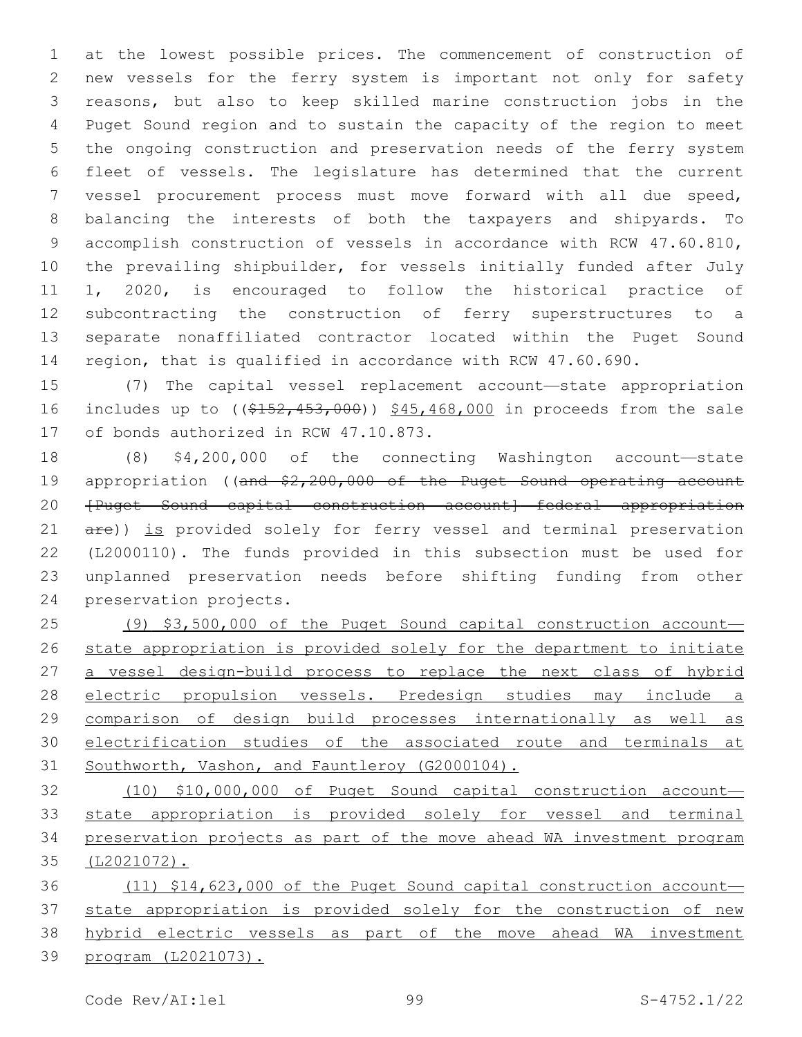at the lowest possible prices. The commencement of construction of new vessels for the ferry system is important not only for safety reasons, but also to keep skilled marine construction jobs in the Puget Sound region and to sustain the capacity of the region to meet the ongoing construction and preservation needs of the ferry system fleet of vessels. The legislature has determined that the current vessel procurement process must move forward with all due speed, balancing the interests of both the taxpayers and shipyards. To accomplish construction of vessels in accordance with RCW 47.60.810, the prevailing shipbuilder, for vessels initially funded after July 1, 2020, is encouraged to follow the historical practice of subcontracting the construction of ferry superstructures to a separate nonaffiliated contractor located within the Puget Sound region, that is qualified in accordance with RCW 47.60.690.

(7) The capital vessel replacement account—state appropriation includes up to ((~~$152,453,000~~)) <u>$45,468,000</u> in proceeds from the sale of bonds authorized in RCW 47.10.873.

(8) $4,200,000 of the connecting Washington account—state appropriation ((~~and $2,200,000 of the Puget Sound operating account [Puget Sound capital construction account] federal appropriation are~~)) <u>is</u> provided solely for ferry vessel and terminal preservation (L2000110). The funds provided in this subsection must be used for unplanned preservation needs before shifting funding from other preservation projects.

<u>(9) $3,500,000 of the Puget Sound capital construction account—state appropriation is provided solely for the department to initiate a vessel design-build process to replace the next class of hybrid electric propulsion vessels. Predesign studies may include a comparison of design build processes internationally as well as electrification studies of the associated route and terminals at Southworth, Vashon, and Fauntleroy (G2000104).</u>

<u>(10) $10,000,000 of Puget Sound capital construction account—state appropriation is provided solely for vessel and terminal preservation projects as part of the move ahead WA investment program (L2021072).</u>

<u>(11) $14,623,000 of the Puget Sound capital construction account—state appropriation is provided solely for the construction of new hybrid electric vessels as part of the move ahead WA investment program (L2021073).</u>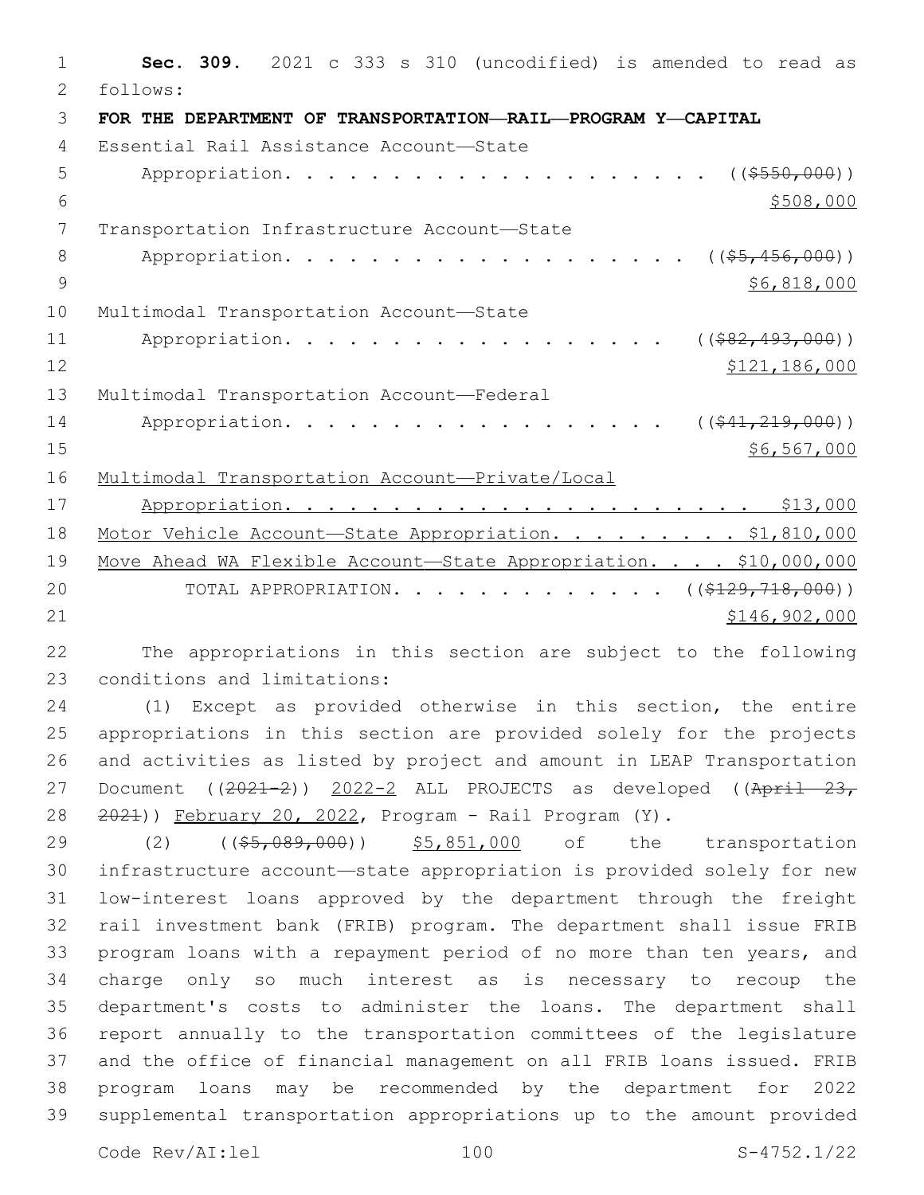**Sec. 309.** 2021 c 333 s 310 (uncodified) is amended to read as follows:

**FOR THE DEPARTMENT OF TRANSPORTATION—RAIL—PROGRAM Y—CAPITAL**

Essential Rail Assistance Account—State Appropriation. . . . . . . . . . . . . . . . . . . . ((~~$550,000~~)) $508,000

Transportation Infrastructure Account—State Appropriation. . . . . . . . . . . . . . . . . . . ((~~$5,456,000~~)) $6,818,000

Multimodal Transportation Account—State Appropriation. . . . . . . . . . . . . . . . . . ((~~$82,493,000~~)) $121,186,000

Multimodal Transportation Account—Federal Appropriation. . . . . . . . . . . . . . . . . . ((~~$41,219,000~~)) $6,567,000

Multimodal Transportation Account—Private/Local Appropriation. . . . . . . . . . . . . . . . . . . . . . . $13,000

Motor Vehicle Account—State Appropriation. . . . . . . . . $1,810,000

Move Ahead WA Flexible Account—State Appropriation. . . . $10,000,000

TOTAL APPROPRIATION. . . . . . . . . . . . . ((~~$129,718,000~~)) $146,902,000

The appropriations in this section are subject to the following conditions and limitations:

(1) Except as provided otherwise in this section, the entire appropriations in this section are provided solely for the projects and activities as listed by project and amount in LEAP Transportation Document ((~~2021-2~~)) 2022-2 ALL PROJECTS as developed ((~~April 23, 2021~~)) February 20, 2022, Program - Rail Program (Y).

(2) ((~~$5,089,000~~)) $5,851,000 of the transportation infrastructure account—state appropriation is provided solely for new low-interest loans approved by the department through the freight rail investment bank (FRIB) program. The department shall issue FRIB program loans with a repayment period of no more than ten years, and charge only so much interest as is necessary to recoup the department's costs to administer the loans. The department shall report annually to the transportation committees of the legislature and the office of financial management on all FRIB loans issued. FRIB program loans may be recommended by the department for 2022 supplemental transportation appropriations up to the amount provided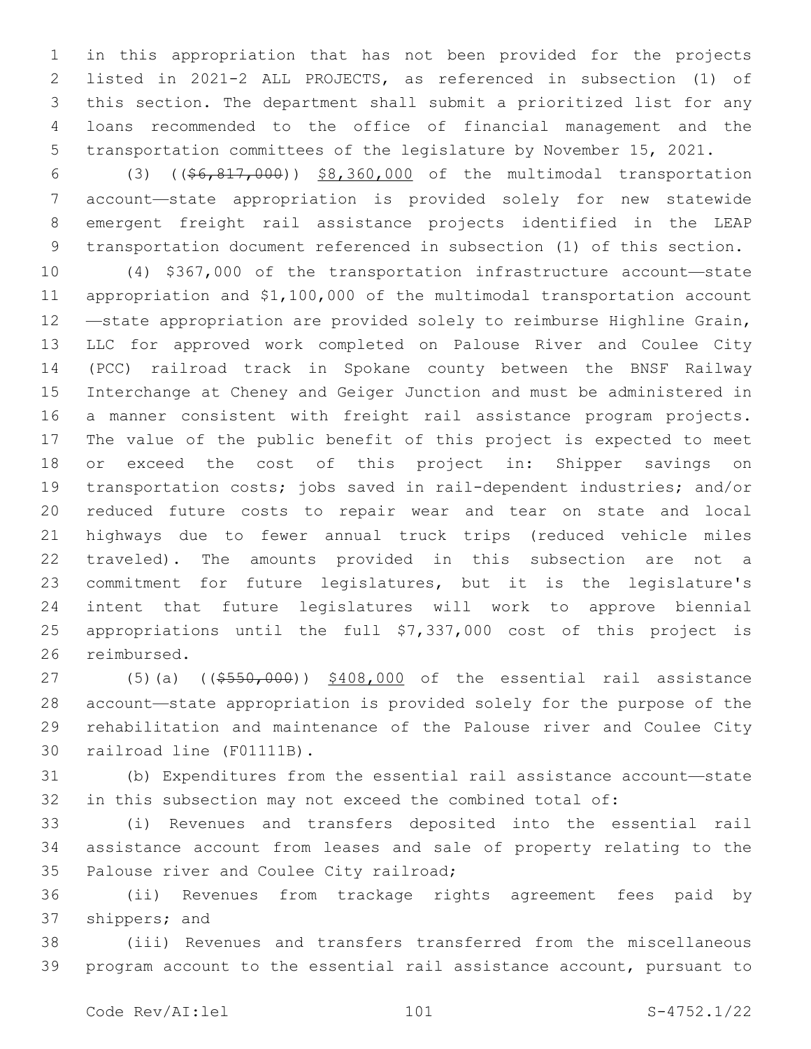in this appropriation that has not been provided for the projects listed in 2021-2 ALL PROJECTS, as referenced in subsection (1) of this section. The department shall submit a prioritized list for any loans recommended to the office of financial management and the transportation committees of the legislature by November 15, 2021.

(3) ((~~$6,817,000~~)) $8,360,000 of the multimodal transportation account—state appropriation is provided solely for new statewide emergent freight rail assistance projects identified in the LEAP transportation document referenced in subsection (1) of this section.

(4) $367,000 of the transportation infrastructure account—state appropriation and $1,100,000 of the multimodal transportation account—state appropriation are provided solely to reimburse Highline Grain, LLC for approved work completed on Palouse River and Coulee City (PCC) railroad track in Spokane county between the BNSF Railway Interchange at Cheney and Geiger Junction and must be administered in a manner consistent with freight rail assistance program projects. The value of the public benefit of this project is expected to meet or exceed the cost of this project in: Shipper savings on transportation costs; jobs saved in rail-dependent industries; and/or reduced future costs to repair wear and tear on state and local highways due to fewer annual truck trips (reduced vehicle miles traveled). The amounts provided in this subsection are not a commitment for future legislatures, but it is the legislature's intent that future legislatures will work to approve biennial appropriations until the full $7,337,000 cost of this project is reimbursed.

(5)(a) ((~~$550,000~~)) $408,000 of the essential rail assistance account—state appropriation is provided solely for the purpose of the rehabilitation and maintenance of the Palouse river and Coulee City railroad line (F01111B).

(b) Expenditures from the essential rail assistance account—state in this subsection may not exceed the combined total of:

(i) Revenues and transfers deposited into the essential rail assistance account from leases and sale of property relating to the Palouse river and Coulee City railroad;

(ii) Revenues from trackage rights agreement fees paid by shippers; and

(iii) Revenues and transfers transferred from the miscellaneous program account to the essential rail assistance account, pursuant to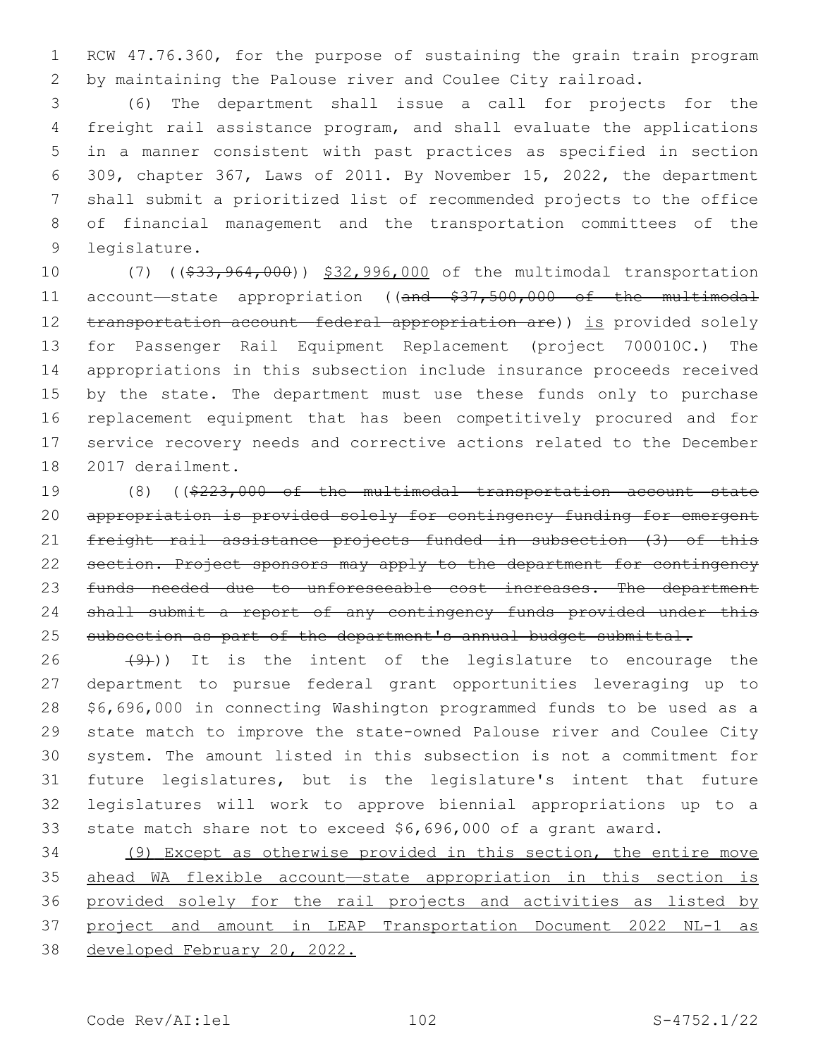RCW 47.76.360, for the purpose of sustaining the grain train program by maintaining the Palouse river and Coulee City railroad.

(6) The department shall issue a call for projects for the freight rail assistance program, and shall evaluate the applications in a manner consistent with past practices as specified in section 309, chapter 367, Laws of 2011. By November 15, 2022, the department shall submit a prioritized list of recommended projects to the office of financial management and the transportation committees of the legislature.

(7) ((~~$33,964,000~~)) <u>$32,996,000</u> of the multimodal transportation account—state appropriation ((~~and $37,500,000 of the multimodal transportation account—federal appropriation are~~)) <u>is</u> provided solely for Passenger Rail Equipment Replacement (project 700010C.) The appropriations in this subsection include insurance proceeds received by the state. The department must use these funds only to purchase replacement equipment that has been competitively procured and for service recovery needs and corrective actions related to the December 2017 derailment.

(8) ((~~$223,000 of the multimodal transportation account—state appropriation is provided solely for contingency funding for emergent freight rail assistance projects funded in subsection (3) of this section. Project sponsors may apply to the department for contingency funds needed due to unforeseeable cost increases. The department shall submit a report of any contingency funds provided under this subsection as part of the department's annual budget submittal.~~

~~(9)~~)) It is the intent of the legislature to encourage the department to pursue federal grant opportunities leveraging up to $6,696,000 in connecting Washington programmed funds to be used as a state match to improve the state-owned Palouse river and Coulee City system. The amount listed in this subsection is not a commitment for future legislatures, but is the legislature's intent that future legislatures will work to approve biennial appropriations up to a state match share not to exceed $6,696,000 of a grant award.

<u>(9) Except as otherwise provided in this section, the entire move ahead WA flexible account—state appropriation in this section is provided solely for the rail projects and activities as listed by project and amount in LEAP Transportation Document 2022 NL-1 as developed February 20, 2022.</u>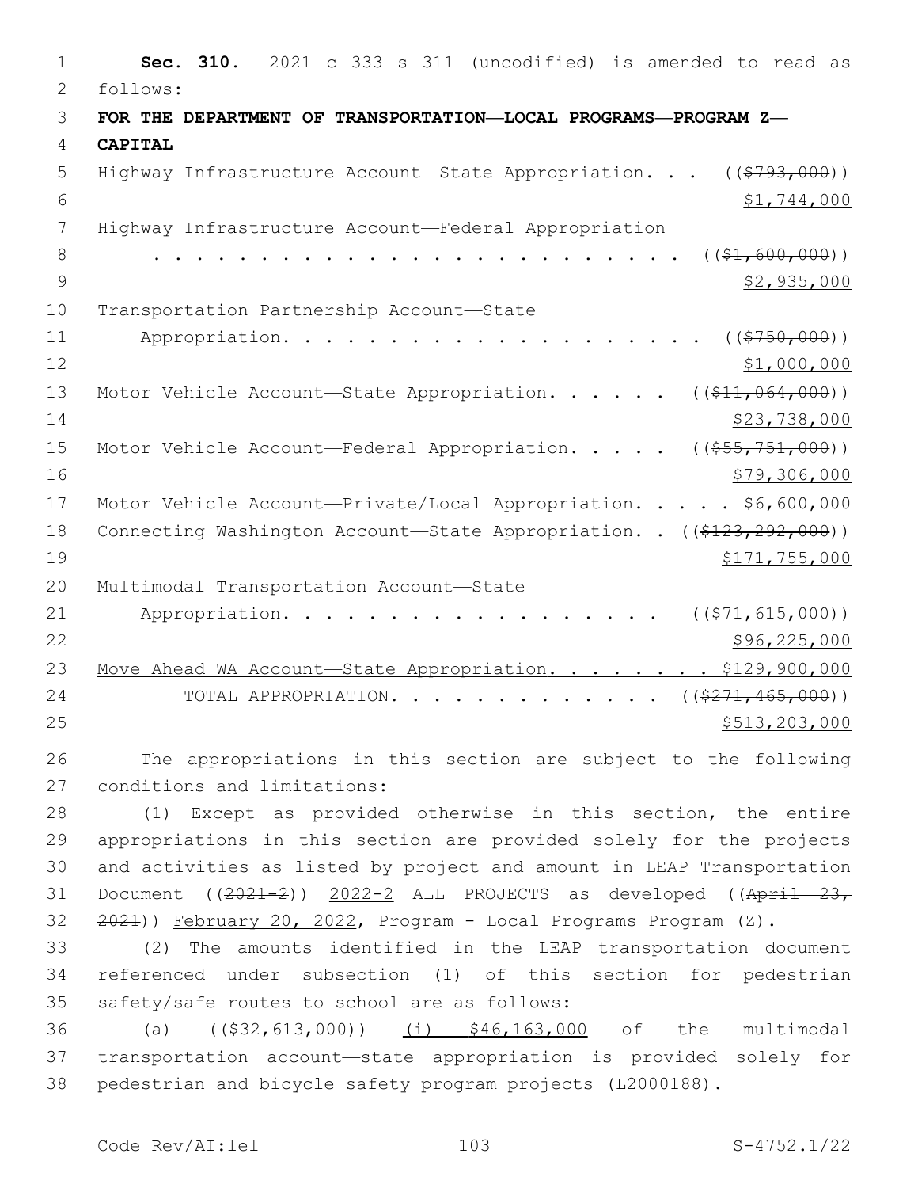**Sec. 310.** 2021 c 333 s 311 (uncodified) is amended to read as follows:

**FOR THE DEPARTMENT OF TRANSPORTATION—LOCAL PROGRAMS—PROGRAM Z—CAPITAL**

Highway Infrastructure Account—State Appropriation. . . ((~~$793,000~~)) $1,744,000

Highway Infrastructure Account—Federal Appropriation . . . . . . . . . . . . . . . . . . . . . . . . . ((~~$1,600,000~~)) $2,935,000

Transportation Partnership Account—State Appropriation. . . . . . . . . . . . . . . . . . . . ((~~$750,000~~)) $1,000,000

Motor Vehicle Account—State Appropriation. . . . . . ((~~$11,064,000~~)) $23,738,000

Motor Vehicle Account—Federal Appropriation. . . . . ((~~$55,751,000~~)) $79,306,000

Motor Vehicle Account—Private/Local Appropriation. . . . . $6,600,000

Connecting Washington Account—State Appropriation. . ((~~$123,292,000~~)) $171,755,000

Multimodal Transportation Account—State Appropriation. . . . . . . . . . . . . . . . . . . ((~~$71,615,000~~)) $96,225,000

Move Ahead WA Account—State Appropriation. . . . . . . . $129,900,000

TOTAL APPROPRIATION. . . . . . . . . . . . . ((~~$271,465,000~~)) $513,203,000

The appropriations in this section are subject to the following conditions and limitations:

(1) Except as provided otherwise in this section, the entire appropriations in this section are provided solely for the projects and activities as listed by project and amount in LEAP Transportation Document ((~~2021-2~~)) 2022-2 ALL PROJECTS as developed ((~~April 23, 2021~~)) February 20, 2022, Program - Local Programs Program (Z).

(2) The amounts identified in the LEAP transportation document referenced under subsection (1) of this section for pedestrian safety/safe routes to school are as follows:

(a) ((~~$32,613,000~~)) (i) $46,163,000 of the multimodal transportation account—state appropriation is provided solely for pedestrian and bicycle safety program projects (L2000188).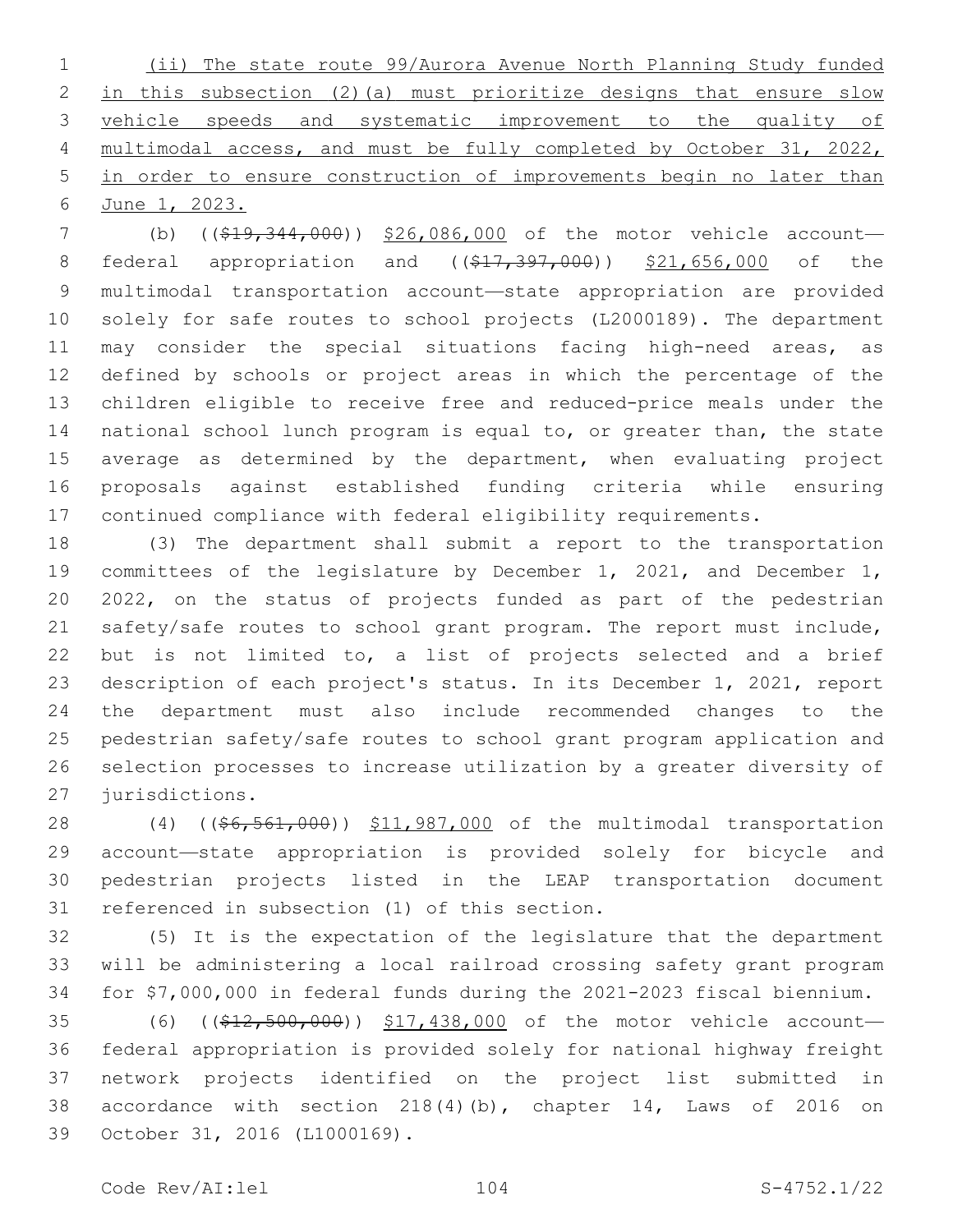(ii) The state route 99/Aurora Avenue North Planning Study funded in this subsection (2)(a) must prioritize designs that ensure slow vehicle speeds and systematic improvement to the quality of multimodal access, and must be fully completed by October 31, 2022, in order to ensure construction of improvements begin no later than June 1, 2023.

(b) ((~~$19,344,000~~)) $26,086,000 of the motor vehicle account—federal appropriation and ((~~$17,397,000~~)) $21,656,000 of the multimodal transportation account—state appropriation are provided solely for safe routes to school projects (L2000189). The department may consider the special situations facing high-need areas, as defined by schools or project areas in which the percentage of the children eligible to receive free and reduced-price meals under the national school lunch program is equal to, or greater than, the state average as determined by the department, when evaluating project proposals against established funding criteria while ensuring continued compliance with federal eligibility requirements.

(3) The department shall submit a report to the transportation committees of the legislature by December 1, 2021, and December 1, 2022, on the status of projects funded as part of the pedestrian safety/safe routes to school grant program. The report must include, but is not limited to, a list of projects selected and a brief description of each project's status. In its December 1, 2021, report the department must also include recommended changes to the pedestrian safety/safe routes to school grant program application and selection processes to increase utilization by a greater diversity of jurisdictions.

(4) ((~~$6,561,000~~)) $11,987,000 of the multimodal transportation account—state appropriation is provided solely for bicycle and pedestrian projects listed in the LEAP transportation document referenced in subsection (1) of this section.

(5) It is the expectation of the legislature that the department will be administering a local railroad crossing safety grant program for $7,000,000 in federal funds during the 2021-2023 fiscal biennium.

(6) ((~~$12,500,000~~)) $17,438,000 of the motor vehicle account—federal appropriation is provided solely for national highway freight network projects identified on the project list submitted in accordance with section 218(4)(b), chapter 14, Laws of 2016 on October 31, 2016 (L1000169).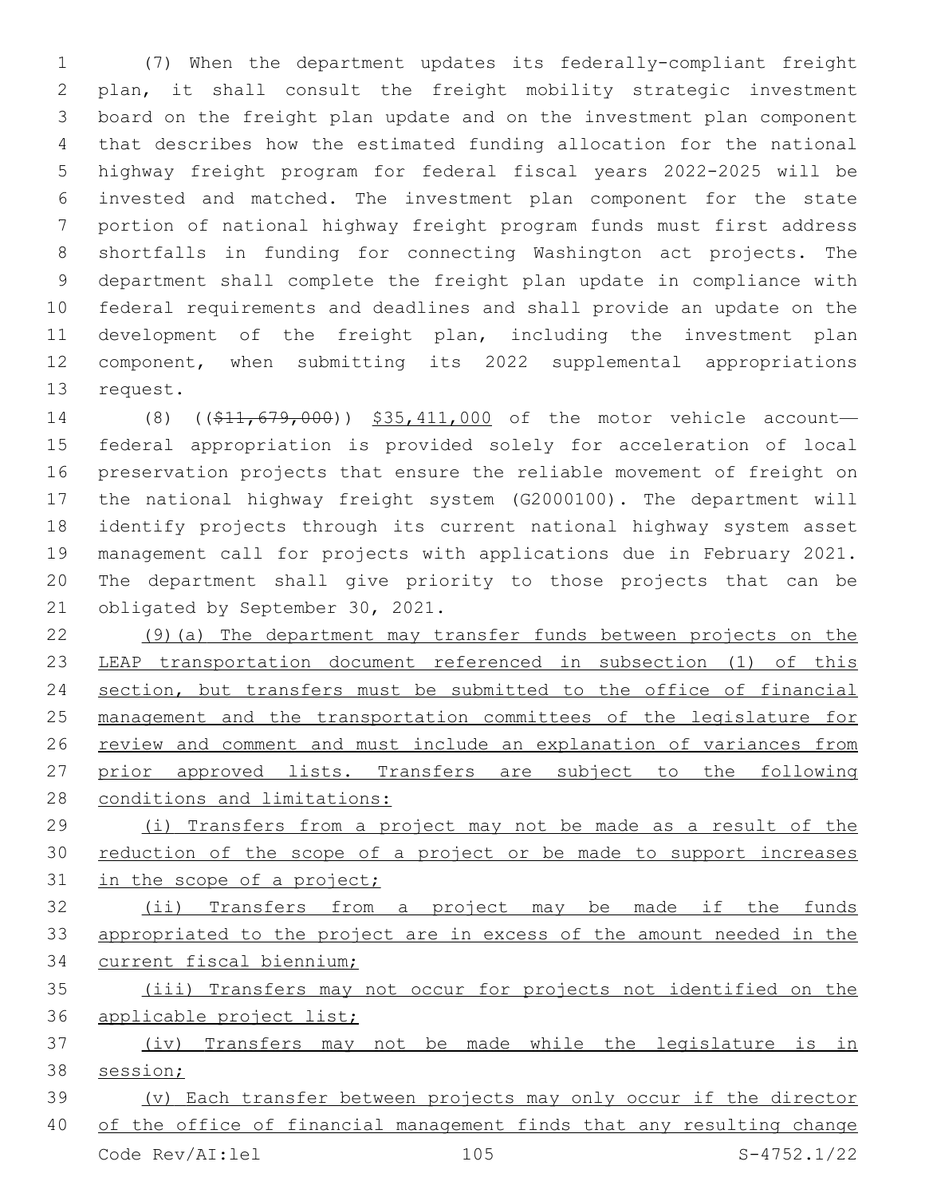(7) When the department updates its federally-compliant freight plan, it shall consult the freight mobility strategic investment board on the freight plan update and on the investment plan component that describes how the estimated funding allocation for the national highway freight program for federal fiscal years 2022-2025 will be invested and matched. The investment plan component for the state portion of national highway freight program funds must first address shortfalls in funding for connecting Washington act projects. The department shall complete the freight plan update in compliance with federal requirements and deadlines and shall provide an update on the development of the freight plan, including the investment plan component, when submitting its 2022 supplemental appropriations request.

(8) ((~~$11,679,000~~)) <u>$35,411,000</u> of the motor vehicle account—federal appropriation is provided solely for acceleration of local preservation projects that ensure the reliable movement of freight on the national highway freight system (G2000100). The department will identify projects through its current national highway system asset management call for projects with applications due in February 2021. The department shall give priority to those projects that can be obligated by September 30, 2021.

<u>(9)(a) The department may transfer funds between projects on the LEAP transportation document referenced in subsection (1) of this section, but transfers must be submitted to the office of financial management and the transportation committees of the legislature for review and comment and must include an explanation of variances from prior approved lists. Transfers are subject to the following conditions and limitations:</u>

<u>(i) Transfers from a project may not be made as a result of the reduction of the scope of a project or be made to support increases in the scope of a project;</u>

<u>(ii) Transfers from a project may be made if the funds appropriated to the project are in excess of the amount needed in the current fiscal biennium;</u>

<u>(iii) Transfers may not occur for projects not identified on the applicable project list;</u>

<u>(iv) Transfers may not be made while the legislature is in session;</u>

<u>(v) Each transfer between projects may only occur if the director of the office of financial management finds that any resulting change</u>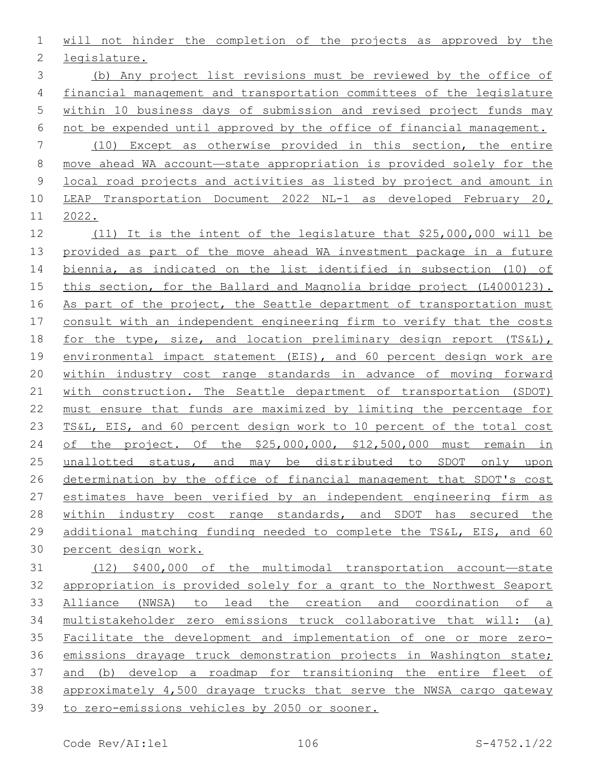will not hinder the completion of the projects as approved by the legislature.

(b) Any project list revisions must be reviewed by the office of financial management and transportation committees of the legislature within 10 business days of submission and revised project funds may not be expended until approved by the office of financial management.

(10) Except as otherwise provided in this section, the entire move ahead WA account—state appropriation is provided solely for the local road projects and activities as listed by project and amount in LEAP Transportation Document 2022 NL-1 as developed February 20, 2022.

(11) It is the intent of the legislature that $25,000,000 will be provided as part of the move ahead WA investment package in a future biennia, as indicated on the list identified in subsection (10) of this section, for the Ballard and Magnolia bridge project (L4000123). As part of the project, the Seattle department of transportation must consult with an independent engineering firm to verify that the costs for the type, size, and location preliminary design report (TS&L), environmental impact statement (EIS), and 60 percent design work are within industry cost range standards in advance of moving forward with construction. The Seattle department of transportation (SDOT) must ensure that funds are maximized by limiting the percentage for TS&L, EIS, and 60 percent design work to 10 percent of the total cost of the project. Of the $25,000,000, $12,500,000 must remain in unallotted status, and may be distributed to SDOT only upon determination by the office of financial management that SDOT's cost estimates have been verified by an independent engineering firm as within industry cost range standards, and SDOT has secured the additional matching funding needed to complete the TS&L, EIS, and 60 percent design work.

(12) $400,000 of the multimodal transportation account—state appropriation is provided solely for a grant to the Northwest Seaport Alliance (NWSA) to lead the creation and coordination of a multistakeholder zero emissions truck collaborative that will: (a) Facilitate the development and implementation of one or more zero-emissions drayage truck demonstration projects in Washington state; and (b) develop a roadmap for transitioning the entire fleet of approximately 4,500 drayage trucks that serve the NWSA cargo gateway to zero-emissions vehicles by 2050 or sooner.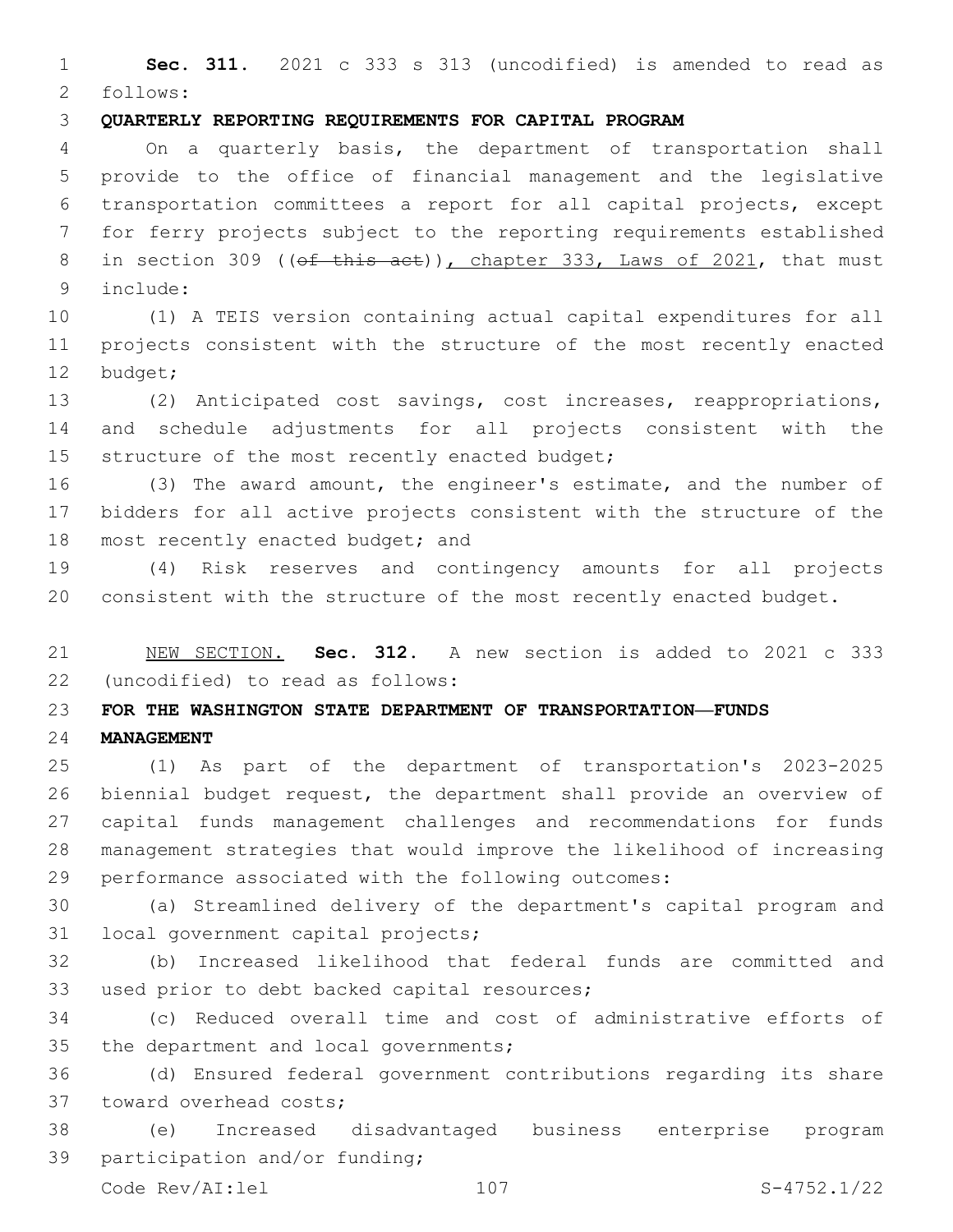**Sec. 311.** 2021 c 333 s 313 (uncodified) is amended to read as follows:

**QUARTERLY REPORTING REQUIREMENTS FOR CAPITAL PROGRAM**

On a quarterly basis, the department of transportation shall provide to the office of financial management and the legislative transportation committees a report for all capital projects, except for ferry projects subject to the reporting requirements established in section 309 ((~~of this act~~)), chapter 333, Laws of 2021, that must include:

(1) A TEIS version containing actual capital expenditures for all projects consistent with the structure of the most recently enacted budget;

(2) Anticipated cost savings, cost increases, reappropriations, and schedule adjustments for all projects consistent with the structure of the most recently enacted budget;

(3) The award amount, the engineer's estimate, and the number of bidders for all active projects consistent with the structure of the most recently enacted budget; and

(4) Risk reserves and contingency amounts for all projects consistent with the structure of the most recently enacted budget.

NEW SECTION. **Sec. 312.** A new section is added to 2021 c 333 (uncodified) to read as follows:

**FOR THE WASHINGTON STATE DEPARTMENT OF TRANSPORTATION—FUNDS MANAGEMENT**

(1) As part of the department of transportation's 2023-2025 biennial budget request, the department shall provide an overview of capital funds management challenges and recommendations for funds management strategies that would improve the likelihood of increasing performance associated with the following outcomes:

(a) Streamlined delivery of the department's capital program and local government capital projects;

(b) Increased likelihood that federal funds are committed and used prior to debt backed capital resources;

(c) Reduced overall time and cost of administrative efforts of the department and local governments;

(d) Ensured federal government contributions regarding its share toward overhead costs;

(e) Increased disadvantaged business enterprise program participation and/or funding;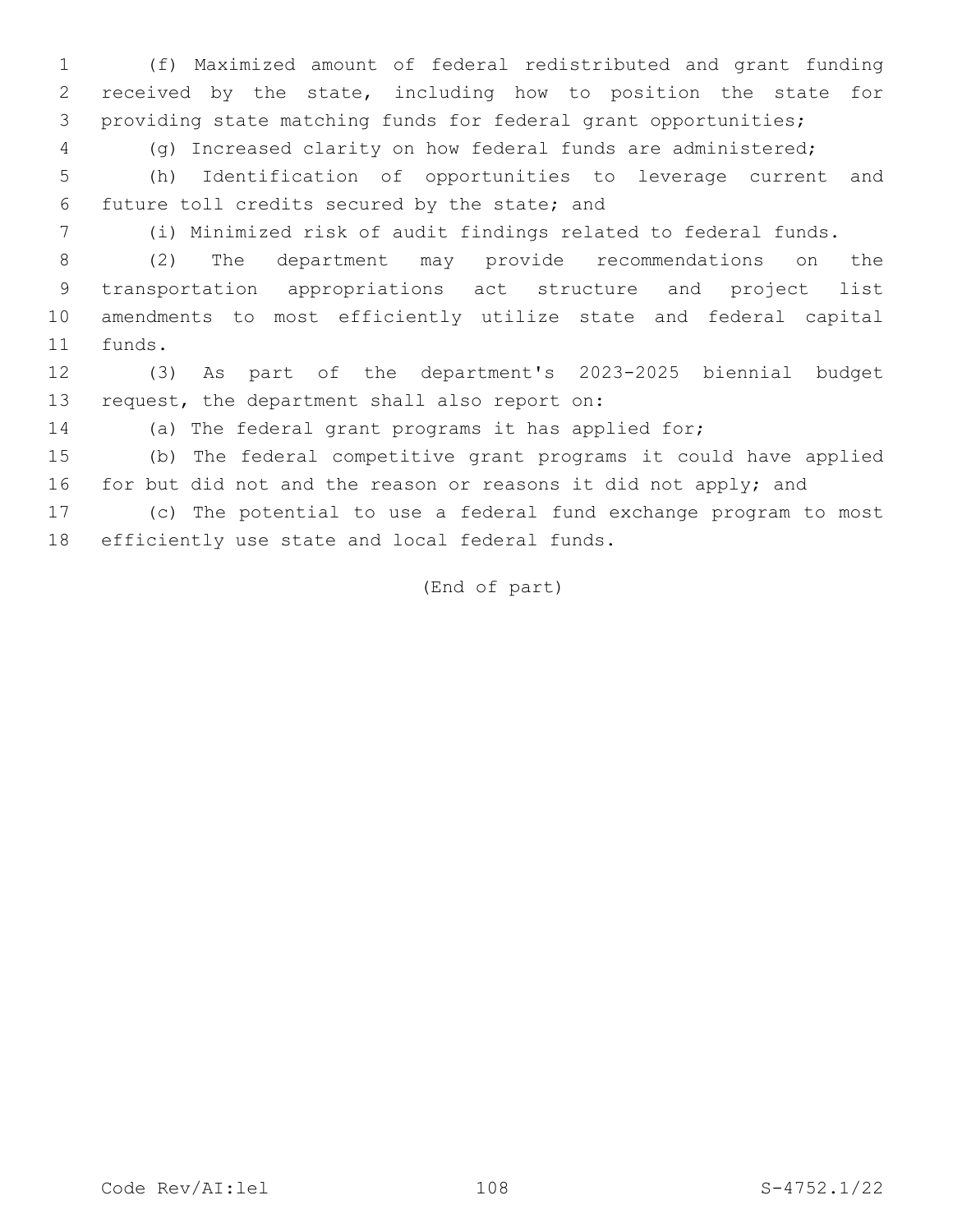(f) Maximized amount of federal redistributed and grant funding received by the state, including how to position the state for providing state matching funds for federal grant opportunities;

(g) Increased clarity on how federal funds are administered;

(h) Identification of opportunities to leverage current and future toll credits secured by the state; and

(i) Minimized risk of audit findings related to federal funds.

(2) The department may provide recommendations on the transportation appropriations act structure and project list amendments to most efficiently utilize state and federal capital funds.

(3) As part of the department's 2023-2025 biennial budget request, the department shall also report on:

(a) The federal grant programs it has applied for;

(b) The federal competitive grant programs it could have applied for but did not and the reason or reasons it did not apply; and

(c) The potential to use a federal fund exchange program to most efficiently use state and local federal funds.

(End of part)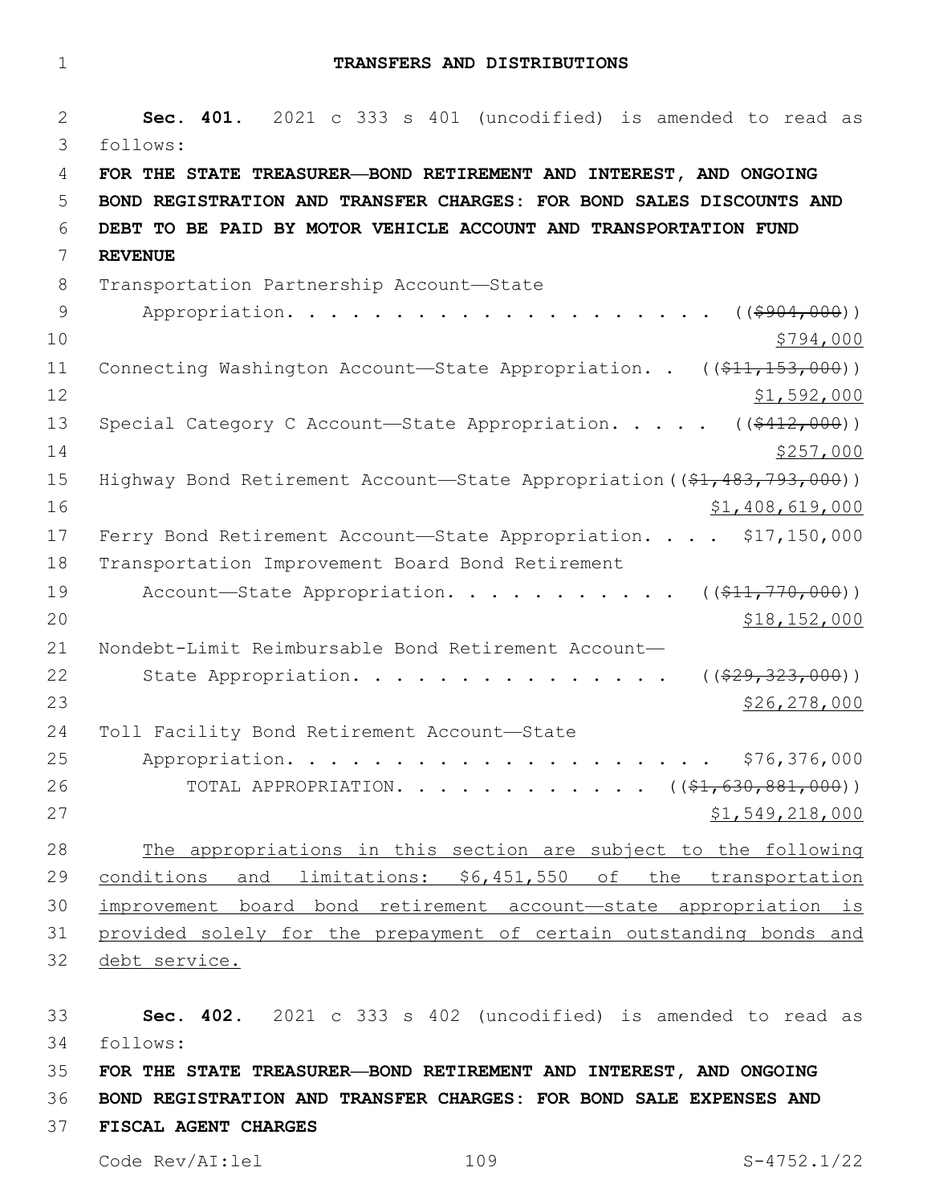# TRANSFERS AND DISTRIBUTIONS

**Sec. 401.** 2021 c 333 s 401 (uncodified) is amended to read as follows:

**FOR THE STATE TREASURER—BOND RETIREMENT AND INTEREST, AND ONGOING BOND REGISTRATION AND TRANSFER CHARGES: FOR BOND SALES DISCOUNTS AND DEBT TO BE PAID BY MOTOR VEHICLE ACCOUNT AND TRANSPORTATION FUND REVENUE**

Transportation Partnership Account—State Appropriation. . . . . . . . . . . . . . . . . . . . ((~~$904,000~~)) $794,000

Connecting Washington Account—State Appropriation. . ((~~$11,153,000~~)) $1,592,000

Special Category C Account—State Appropriation. . . . . ((~~$412,000~~)) $257,000

Highway Bond Retirement Account—State Appropriation ((~~$1,483,793,000~~)) $1,408,619,000

Ferry Bond Retirement Account—State Appropriation. . . . $17,150,000

Transportation Improvement Board Bond Retirement Account—State Appropriation. . . . . . . . . . . ((~~$11,770,000~~)) $18,152,000

Nondebt-Limit Reimbursable Bond Retirement Account—State Appropriation. . . . . . . . . . . . . . . ((~~$29,323,000~~)) $26,278,000

Toll Facility Bond Retirement Account—State Appropriation. . . . . . . . . . . . . . . . . . . . . . $76,376,000

TOTAL APPROPRIATION. . . . . . . . . . . . ((~~$1,630,881,000~~)) $1,549,218,000

The appropriations in this section are subject to the following conditions and limitations: $6,451,550 of the transportation improvement board bond retirement account—state appropriation is provided solely for the prepayment of certain outstanding bonds and debt service.

**Sec. 402.** 2021 c 333 s 402 (uncodified) is amended to read as follows:

**FOR THE STATE TREASURER—BOND RETIREMENT AND INTEREST, AND ONGOING BOND REGISTRATION AND TRANSFER CHARGES: FOR BOND SALE EXPENSES AND FISCAL AGENT CHARGES**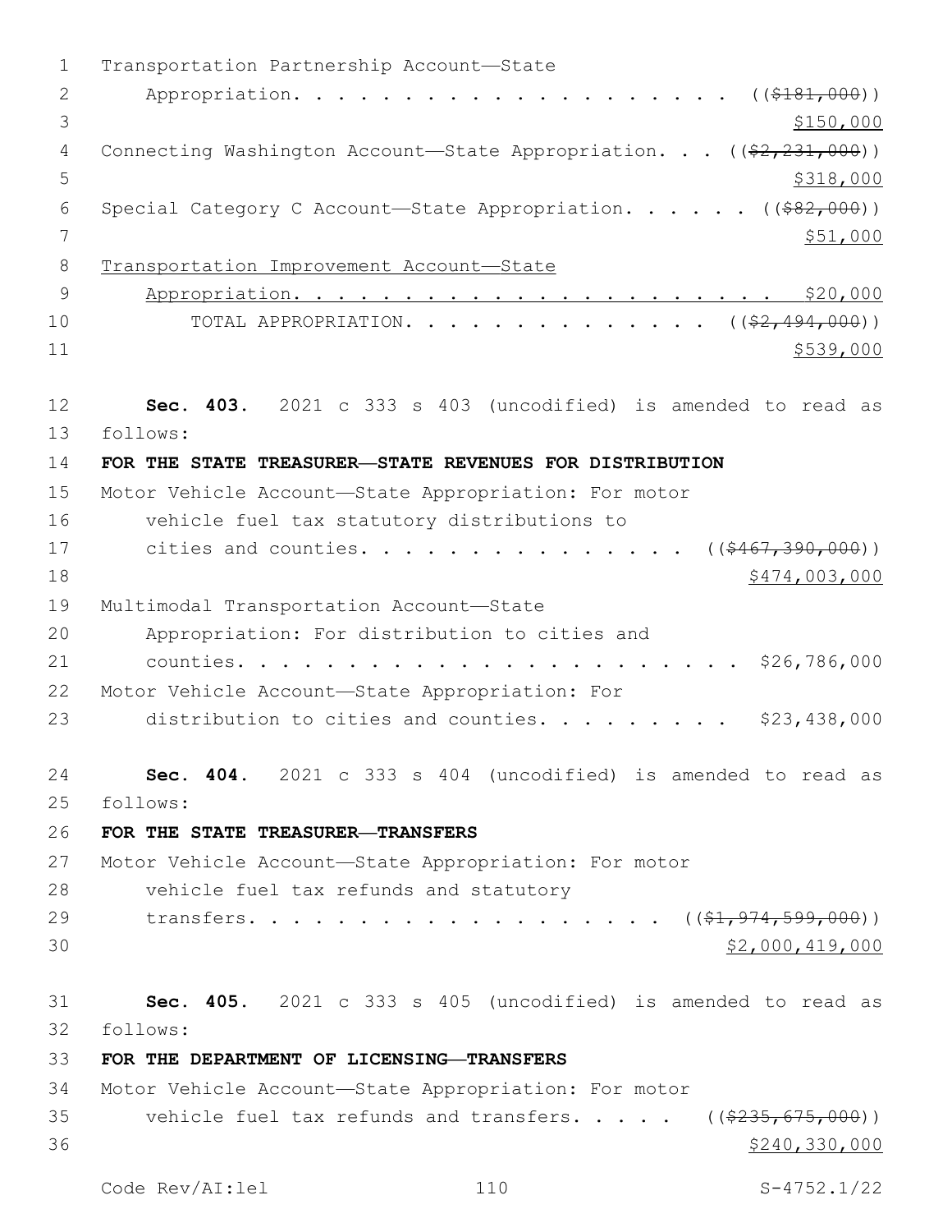Transportation Partnership Account—State Appropriation. . . . . . . . . . . . . . . . . . . . ((~~$181,000~~)) <u>$150,000</u>

Connecting Washington Account—State Appropriation. . . ((~~$2,231,000~~)) <u>$318,000</u>

Special Category C Account—State Appropriation. . . . . . ((~~$82,000~~)) <u>$51,000</u>

<u>Transportation Improvement Account—State Appropriation. . . . . . . . . . . . . . . . . . . . . . $20,000</u>

TOTAL APPROPRIATION. . . . . . . . . . . . . . ((~~$2,494,000~~)) <u>$539,000</u>

**Sec. 403.** 2021 c 333 s 403 (uncodified) is amended to read as follows:

**FOR THE STATE TREASURER—STATE REVENUES FOR DISTRIBUTION**

Motor Vehicle Account—State Appropriation: For motor vehicle fuel tax statutory distributions to cities and counties. . . . . . . . . . . . . . . ((~~$467,390,000~~)) <u>$474,003,000</u>

Multimodal Transportation Account—State Appropriation: For distribution to cities and counties. . . . . . . . . . . . . . . . . . . . . . . . $26,786,000

Motor Vehicle Account—State Appropriation: For distribution to cities and counties. . . . . . . . . $23,438,000

**Sec. 404.** 2021 c 333 s 404 (uncodified) is amended to read as follows:

**FOR THE STATE TREASURER—TRANSFERS**

Motor Vehicle Account—State Appropriation: For motor vehicle fuel tax refunds and statutory transfers. . . . . . . . . . . . . . . . . . . ((~~$1,974,599,000~~)) <u>$2,000,419,000</u>

**Sec. 405.** 2021 c 333 s 405 (uncodified) is amended to read as follows:

**FOR THE DEPARTMENT OF LICENSING—TRANSFERS**

Motor Vehicle Account—State Appropriation: For motor vehicle fuel tax refunds and transfers. . . . . ((~~$235,675,000~~)) <u>$240,330,000</u>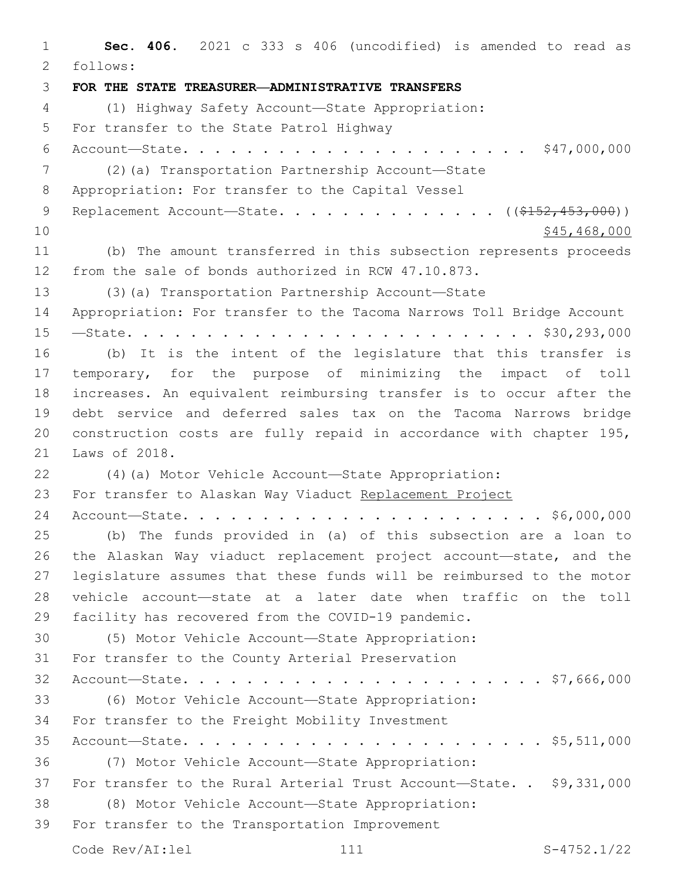**Sec. 406.** 2021 c 333 s 406 (uncodified) is amended to read as follows:

**FOR THE STATE TREASURER—ADMINISTRATIVE TRANSFERS**

(1) Highway Safety Account—State Appropriation: For transfer to the State Patrol Highway Account—State. . . . . . . . . . . . . . . . . . . . . . . . $47,000,000

(2)(a) Transportation Partnership Account—State Appropriation: For transfer to the Capital Vessel Replacement Account—State. . . . . . . . . . . . . . ((~~$152,453,000~~)) <u>$45,468,000</u>

(b) The amount transferred in this subsection represents proceeds from the sale of bonds authorized in RCW 47.10.873.

(3)(a) Transportation Partnership Account—State Appropriation: For transfer to the Tacoma Narrows Toll Bridge Account —State. . . . . . . . . . . . . . . . . . . . . . . . . . . $30,293,000

(b) It is the intent of the legislature that this transfer is temporary, for the purpose of minimizing the impact of toll increases. An equivalent reimbursing transfer is to occur after the debt service and deferred sales tax on the Tacoma Narrows bridge construction costs are fully repaid in accordance with chapter 195, Laws of 2018.

(4)(a) Motor Vehicle Account—State Appropriation: For transfer to Alaskan Way Viaduct <u>Replacement Project</u> Account—State. . . . . . . . . . . . . . . . . . . . . . . . $6,000,000

(b) The funds provided in (a) of this subsection are a loan to the Alaskan Way viaduct replacement project account—state, and the legislature assumes that these funds will be reimbursed to the motor vehicle account—state at a later date when traffic on the toll facility has recovered from the COVID-19 pandemic.

(5) Motor Vehicle Account—State Appropriation: For transfer to the County Arterial Preservation Account—State. . . . . . . . . . . . . . . . . . . . . . . . $7,666,000

(6) Motor Vehicle Account—State Appropriation: For transfer to the Freight Mobility Investment Account—State. . . . . . . . . . . . . . . . . . . . . . . . $5,511,000

(7) Motor Vehicle Account—State Appropriation: For transfer to the Rural Arterial Trust Account—State. . $9,331,000

(8) Motor Vehicle Account—State Appropriation: For transfer to the Transportation Improvement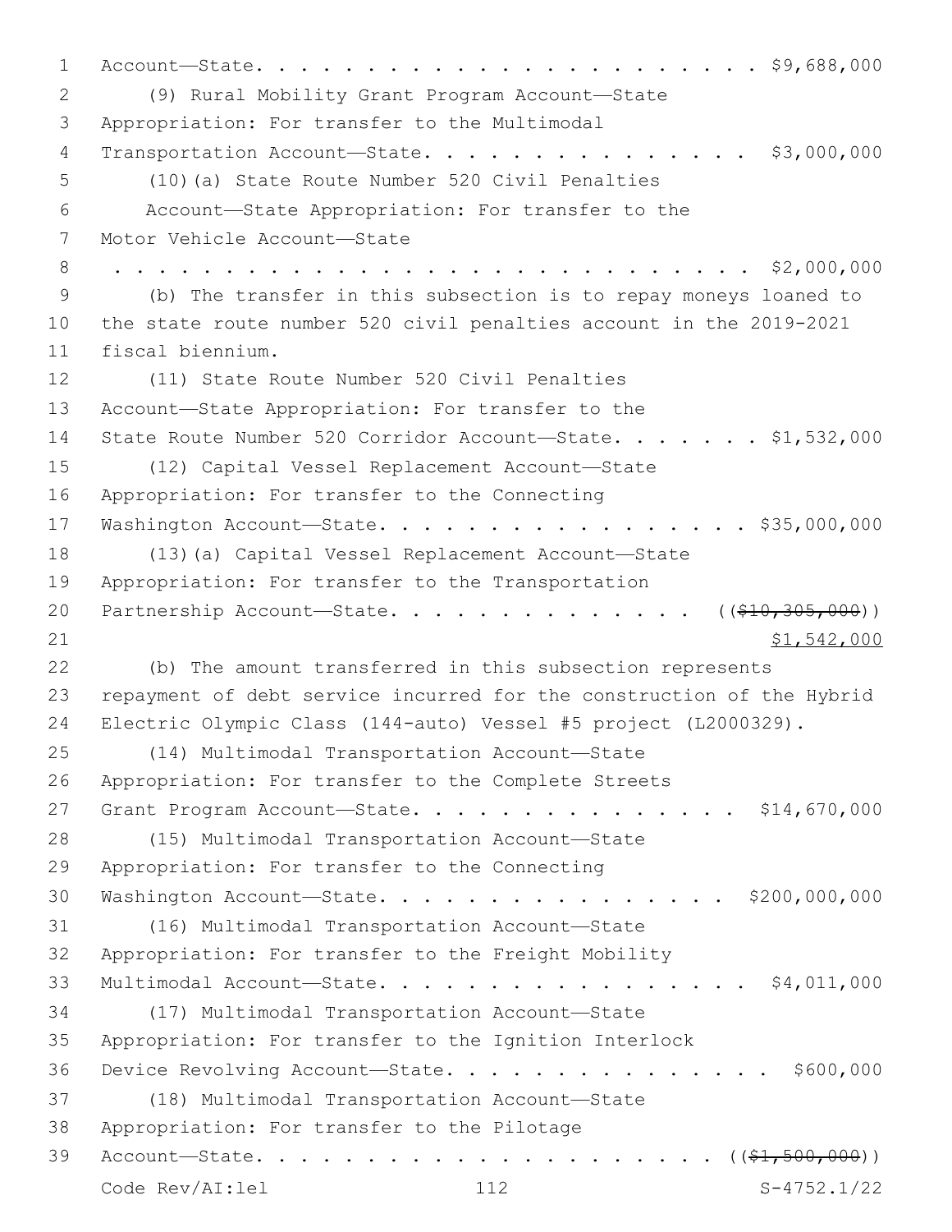Account—State. . . . . . . . . . . . . . . . . . . . . . . . . $9,688,000

(9) Rural Mobility Grant Program Account—State Appropriation: For transfer to the Multimodal Transportation Account—State. . . . . . . . . . . . . . . . $3,000,000

(10)(a) State Route Number 520 Civil Penalties Account—State Appropriation: For transfer to the Motor Vehicle Account—State . . . . . . . . . . . . . . . . . . . . . . . . . . . . . . $2,000,000

(b) The transfer in this subsection is to repay moneys loaned to the state route number 520 civil penalties account in the 2019-2021 fiscal biennium.

(11) State Route Number 520 Civil Penalties Account—State Appropriation: For transfer to the State Route Number 520 Corridor Account—State. . . . . . . $1,532,000

(12) Capital Vessel Replacement Account—State Appropriation: For transfer to the Connecting Washington Account—State. . . . . . . . . . . . . . . . . . $35,000,000

(13)(a) Capital Vessel Replacement Account—State Appropriation: For transfer to the Transportation Partnership Account—State. . . . . . . . . . . . . . . ((~~$10,305,000~~)) <u>$1,542,000</u>

(b) The amount transferred in this subsection represents repayment of debt service incurred for the construction of the Hybrid Electric Olympic Class (144-auto) Vessel #5 project (L2000329).

(14) Multimodal Transportation Account—State Appropriation: For transfer to the Complete Streets Grant Program Account—State. . . . . . . . . . . . . . . . $14,670,000

(15) Multimodal Transportation Account—State Appropriation: For transfer to the Connecting Washington Account—State. . . . . . . . . . . . . . . . . $200,000,000

(16) Multimodal Transportation Account—State Appropriation: For transfer to the Freight Mobility Multimodal Account—State. . . . . . . . . . . . . . . . . . $4,011,000

(17) Multimodal Transportation Account—State Appropriation: For transfer to the Ignition Interlock Device Revolving Account—State. . . . . . . . . . . . . . . . $600,000

(18) Multimodal Transportation Account—State Appropriation: For transfer to the Pilotage Account—State. . . . . . . . . . . . . . . . . . . . . . ((~~$1,500,000~~))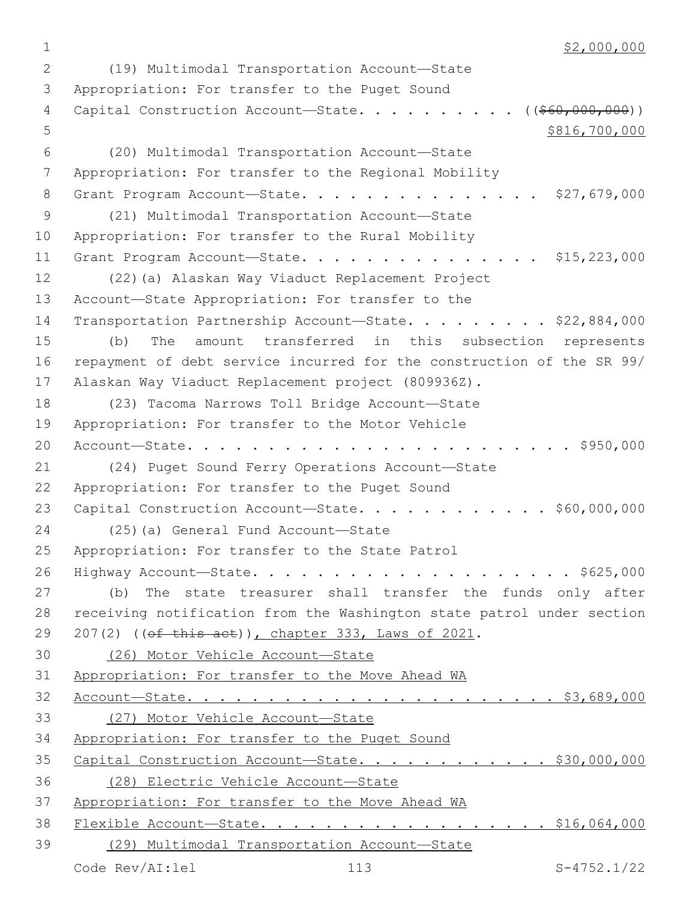$2,000,000

(19) Multimodal Transportation Account—State Appropriation: For transfer to the Puget Sound Capital Construction Account—State. . . . . . . . . . . ((~~$60,000,000~~))
<u>$816,700,000</u>

(20) Multimodal Transportation Account—State Appropriation: For transfer to the Regional Mobility Grant Program Account—State. . . . . . . . . . . . . . . . $27,679,000

(21) Multimodal Transportation Account—State Appropriation: For transfer to the Rural Mobility Grant Program Account—State. . . . . . . . . . . . . . . . $15,223,000

(22)(a) Alaskan Way Viaduct Replacement Project Account—State Appropriation: For transfer to the Transportation Partnership Account—State. . . . . . . . . . $22,884,000

(b) The amount transferred in this subsection represents repayment of debt service incurred for the construction of the SR 99/ Alaskan Way Viaduct Replacement project (809936Z).

(23) Tacoma Narrows Toll Bridge Account—State Appropriation: For transfer to the Motor Vehicle Account—State. . . . . . . . . . . . . . . . . . . . . . . . . . $950,000

(24) Puget Sound Ferry Operations Account—State Appropriation: For transfer to the Puget Sound Capital Construction Account—State. . . . . . . . . . . . . $60,000,000

(25)(a) General Fund Account—State Appropriation: For transfer to the State Patrol Highway Account—State. . . . . . . . . . . . . . . . . . . . . . $625,000

(b) The state treasurer shall transfer the funds only after receiving notification from the Washington state patrol under section 207(2) ((~~of this act~~))<u>, chapter 333, Laws of 2021</u>.

<u>(26) Motor Vehicle Account—State Appropriation: For transfer to the Move Ahead WA Account—State. . . . . . . . . . . . . . . . . . . . . . . . . $3,689,000</u>

<u>(27) Motor Vehicle Account—State Appropriation: For transfer to the Puget Sound Capital Construction Account—State. . . . . . . . . . . . . $30,000,000</u>

<u>(28) Electric Vehicle Account—State Appropriation: For transfer to the Move Ahead WA Flexible Account—State. . . . . . . . . . . . . . . . . . . $16,064,000</u>

<u>(29) Multimodal Transportation Account—State</u>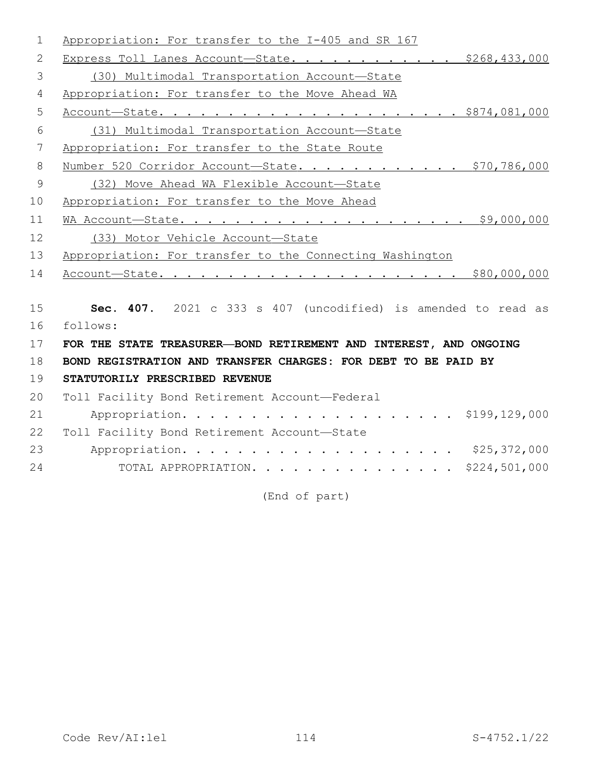Appropriation: For transfer to the I-405 and SR 167
Express Toll Lanes Account—State. . . . . . . . . . . . . $268,433,000

(30) Multimodal Transportation Account—State
Appropriation: For transfer to the Move Ahead WA
Account—State. . . . . . . . . . . . . . . . . . . . . . $874,081,000

(31) Multimodal Transportation Account—State
Appropriation: For transfer to the State Route
Number 520 Corridor Account—State. . . . . . . . . . . . . $70,786,000

(32) Move Ahead WA Flexible Account—State
Appropriation: For transfer to the Move Ahead
WA Account—State. . . . . . . . . . . . . . . . . . . . . $9,000,000

(33) Motor Vehicle Account—State
Appropriation: For transfer to the Connecting Washington
Account—State. . . . . . . . . . . . . . . . . . . . . . $80,000,000

**Sec. 407.** 2021 c 333 s 407 (uncodified) is amended to read as follows:

**FOR THE STATE TREASURER—BOND RETIREMENT AND INTEREST, AND ONGOING BOND REGISTRATION AND TRANSFER CHARGES: FOR DEBT TO BE PAID BY STATUTORILY PRESCRIBED REVENUE**

Toll Facility Bond Retirement Account—Federal
Appropriation. . . . . . . . . . . . . . . . . . . . . $199,129,000

Toll Facility Bond Retirement Account—State
Appropriation. . . . . . . . . . . . . . . . . . . . . $25,372,000

TOTAL APPROPRIATION. . . . . . . . . . . . . . . . . $224,501,000

(End of part)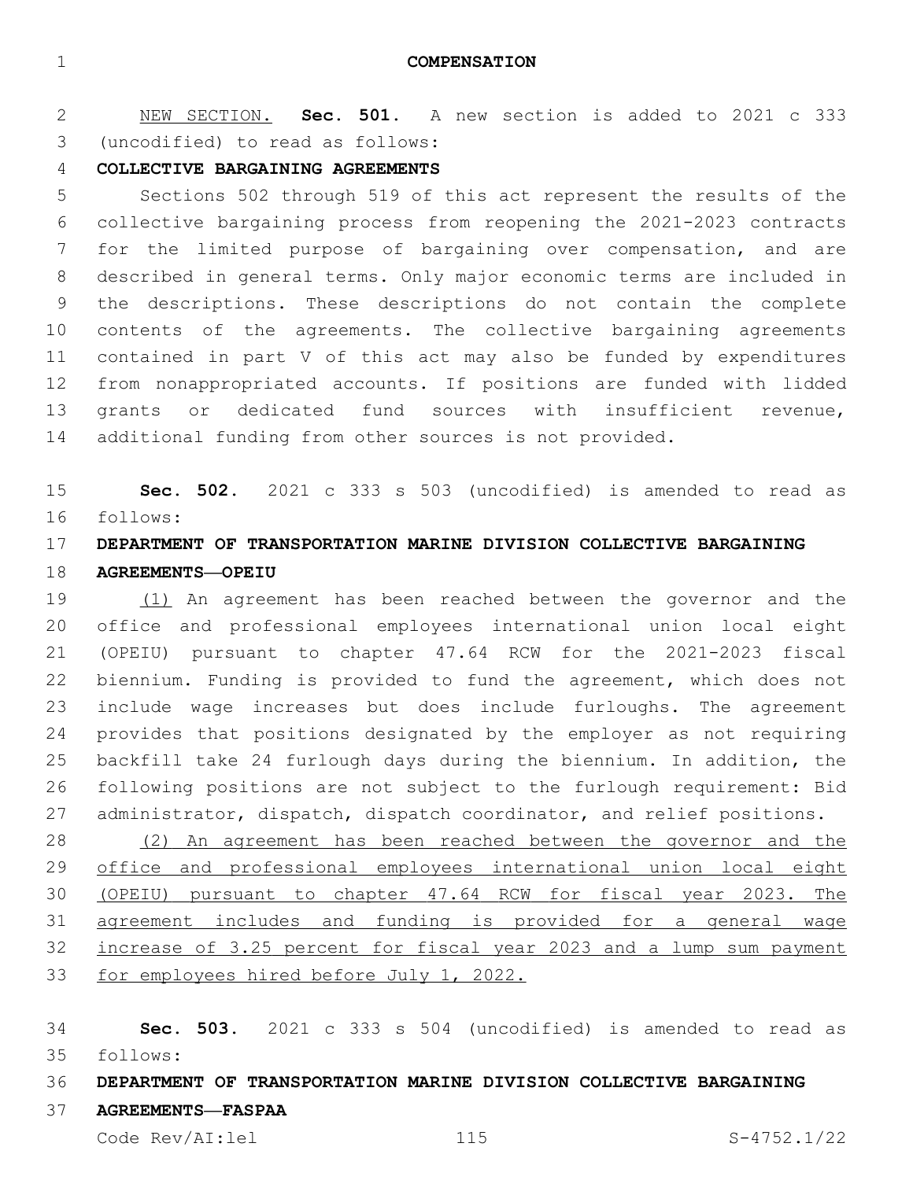# COMPENSATION

NEW SECTION. **Sec. 501.** A new section is added to 2021 c 333 (uncodified) to read as follows:

**COLLECTIVE BARGAINING AGREEMENTS**

Sections 502 through 519 of this act represent the results of the collective bargaining process from reopening the 2021-2023 contracts for the limited purpose of bargaining over compensation, and are described in general terms. Only major economic terms are included in the descriptions. These descriptions do not contain the complete contents of the agreements. The collective bargaining agreements contained in part V of this act may also be funded by expenditures from nonappropriated accounts. If positions are funded with lidded grants or dedicated fund sources with insufficient revenue, additional funding from other sources is not provided.

**Sec. 502.** 2021 c 333 s 503 (uncodified) is amended to read as follows:

**DEPARTMENT OF TRANSPORTATION MARINE DIVISION COLLECTIVE BARGAINING AGREEMENTS—OPEIU**

(1) An agreement has been reached between the governor and the office and professional employees international union local eight (OPEIU) pursuant to chapter 47.64 RCW for the 2021-2023 fiscal biennium. Funding is provided to fund the agreement, which does not include wage increases but does include furloughs. The agreement provides that positions designated by the employer as not requiring backfill take 24 furlough days during the biennium. In addition, the following positions are not subject to the furlough requirement: Bid administrator, dispatch, dispatch coordinator, and relief positions.

(2) An agreement has been reached between the governor and the office and professional employees international union local eight (OPEIU) pursuant to chapter 47.64 RCW for fiscal year 2023. The agreement includes and funding is provided for a general wage increase of 3.25 percent for fiscal year 2023 and a lump sum payment for employees hired before July 1, 2022.

**Sec. 503.** 2021 c 333 s 504 (uncodified) is amended to read as follows:

**DEPARTMENT OF TRANSPORTATION MARINE DIVISION COLLECTIVE BARGAINING AGREEMENTS—FASPAA**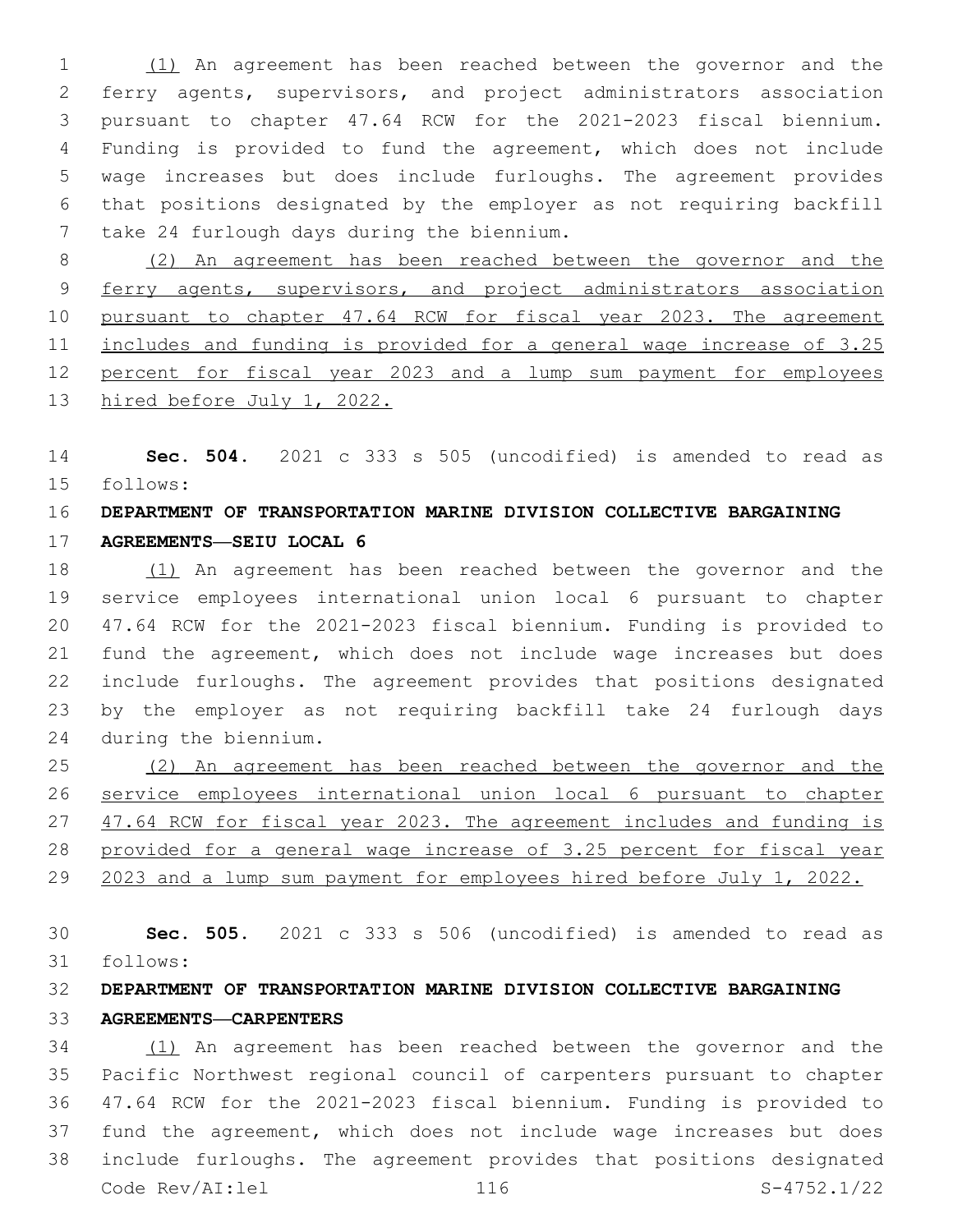(1) An agreement has been reached between the governor and the ferry agents, supervisors, and project administrators association pursuant to chapter 47.64 RCW for the 2021-2023 fiscal biennium. Funding is provided to fund the agreement, which does not include wage increases but does include furloughs. The agreement provides that positions designated by the employer as not requiring backfill take 24 furlough days during the biennium.

(2) An agreement has been reached between the governor and the ferry agents, supervisors, and project administrators association pursuant to chapter 47.64 RCW for fiscal year 2023. The agreement includes and funding is provided for a general wage increase of 3.25 percent for fiscal year 2023 and a lump sum payment for employees hired before July 1, 2022.

**Sec. 504.** 2021 c 333 s 505 (uncodified) is amended to read as follows:

**DEPARTMENT OF TRANSPORTATION MARINE DIVISION COLLECTIVE BARGAINING AGREEMENTS—SEIU LOCAL 6**

(1) An agreement has been reached between the governor and the service employees international union local 6 pursuant to chapter 47.64 RCW for the 2021-2023 fiscal biennium. Funding is provided to fund the agreement, which does not include wage increases but does include furloughs. The agreement provides that positions designated by the employer as not requiring backfill take 24 furlough days during the biennium.

(2) An agreement has been reached between the governor and the service employees international union local 6 pursuant to chapter 47.64 RCW for fiscal year 2023. The agreement includes and funding is provided for a general wage increase of 3.25 percent for fiscal year 2023 and a lump sum payment for employees hired before July 1, 2022.

**Sec. 505.** 2021 c 333 s 506 (uncodified) is amended to read as follows:

**DEPARTMENT OF TRANSPORTATION MARINE DIVISION COLLECTIVE BARGAINING AGREEMENTS—CARPENTERS**

(1) An agreement has been reached between the governor and the Pacific Northwest regional council of carpenters pursuant to chapter 47.64 RCW for the 2021-2023 fiscal biennium. Funding is provided to fund the agreement, which does not include wage increases but does include furloughs. The agreement provides that positions designated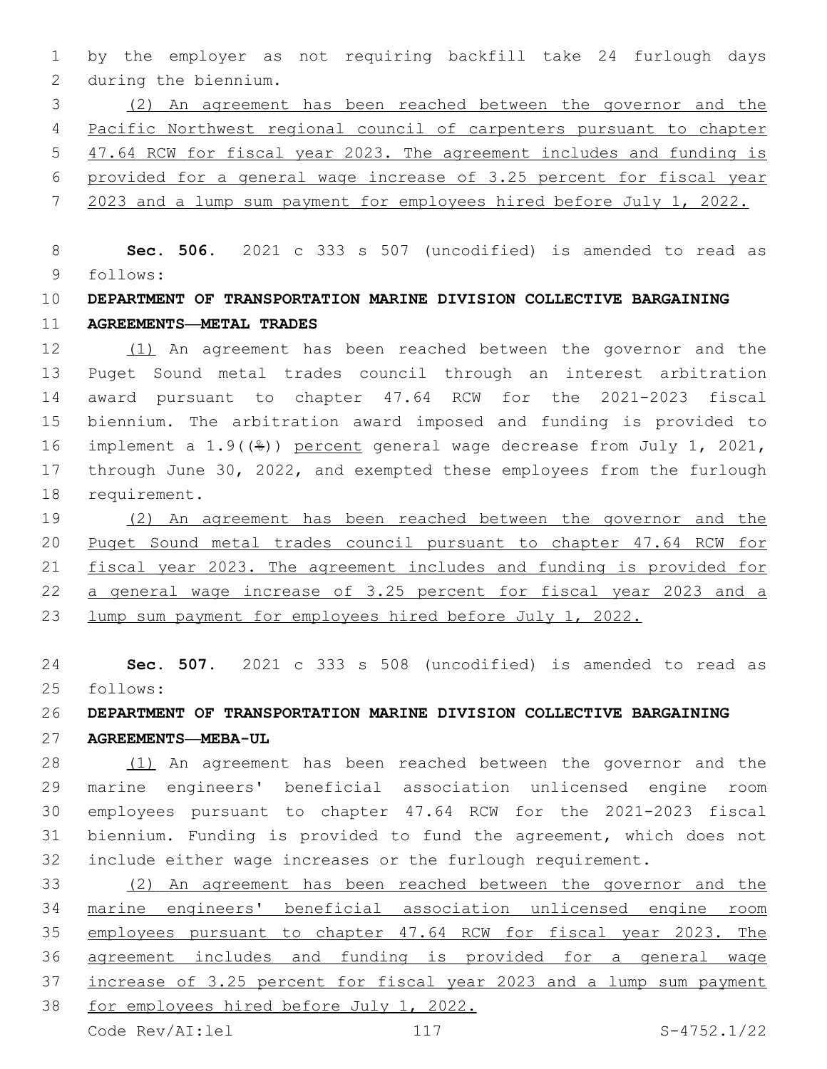by the employer as not requiring backfill take 24 furlough days during the biennium.

(2) An agreement has been reached between the governor and the Pacific Northwest regional council of carpenters pursuant to chapter 47.64 RCW for fiscal year 2023. The agreement includes and funding is provided for a general wage increase of 3.25 percent for fiscal year 2023 and a lump sum payment for employees hired before July 1, 2022.

**Sec. 506.** 2021 c 333 s 507 (uncodified) is amended to read as follows:

**DEPARTMENT OF TRANSPORTATION MARINE DIVISION COLLECTIVE BARGAINING AGREEMENTS—METAL TRADES**

(1) An agreement has been reached between the governor and the Puget Sound metal trades council through an interest arbitration award pursuant to chapter 47.64 RCW for the 2021-2023 fiscal biennium. The arbitration award imposed and funding is provided to implement a 1.9((%)) percent general wage decrease from July 1, 2021, through June 30, 2022, and exempted these employees from the furlough requirement.

(2) An agreement has been reached between the governor and the Puget Sound metal trades council pursuant to chapter 47.64 RCW for fiscal year 2023. The agreement includes and funding is provided for a general wage increase of 3.25 percent for fiscal year 2023 and a lump sum payment for employees hired before July 1, 2022.

**Sec. 507.** 2021 c 333 s 508 (uncodified) is amended to read as follows:

**DEPARTMENT OF TRANSPORTATION MARINE DIVISION COLLECTIVE BARGAINING AGREEMENTS—MEBA-UL**

(1) An agreement has been reached between the governor and the marine engineers' beneficial association unlicensed engine room employees pursuant to chapter 47.64 RCW for the 2021-2023 fiscal biennium. Funding is provided to fund the agreement, which does not include either wage increases or the furlough requirement.

(2) An agreement has been reached between the governor and the marine engineers' beneficial association unlicensed engine room employees pursuant to chapter 47.64 RCW for fiscal year 2023. The agreement includes and funding is provided for a general wage increase of 3.25 percent for fiscal year 2023 and a lump sum payment for employees hired before July 1, 2022.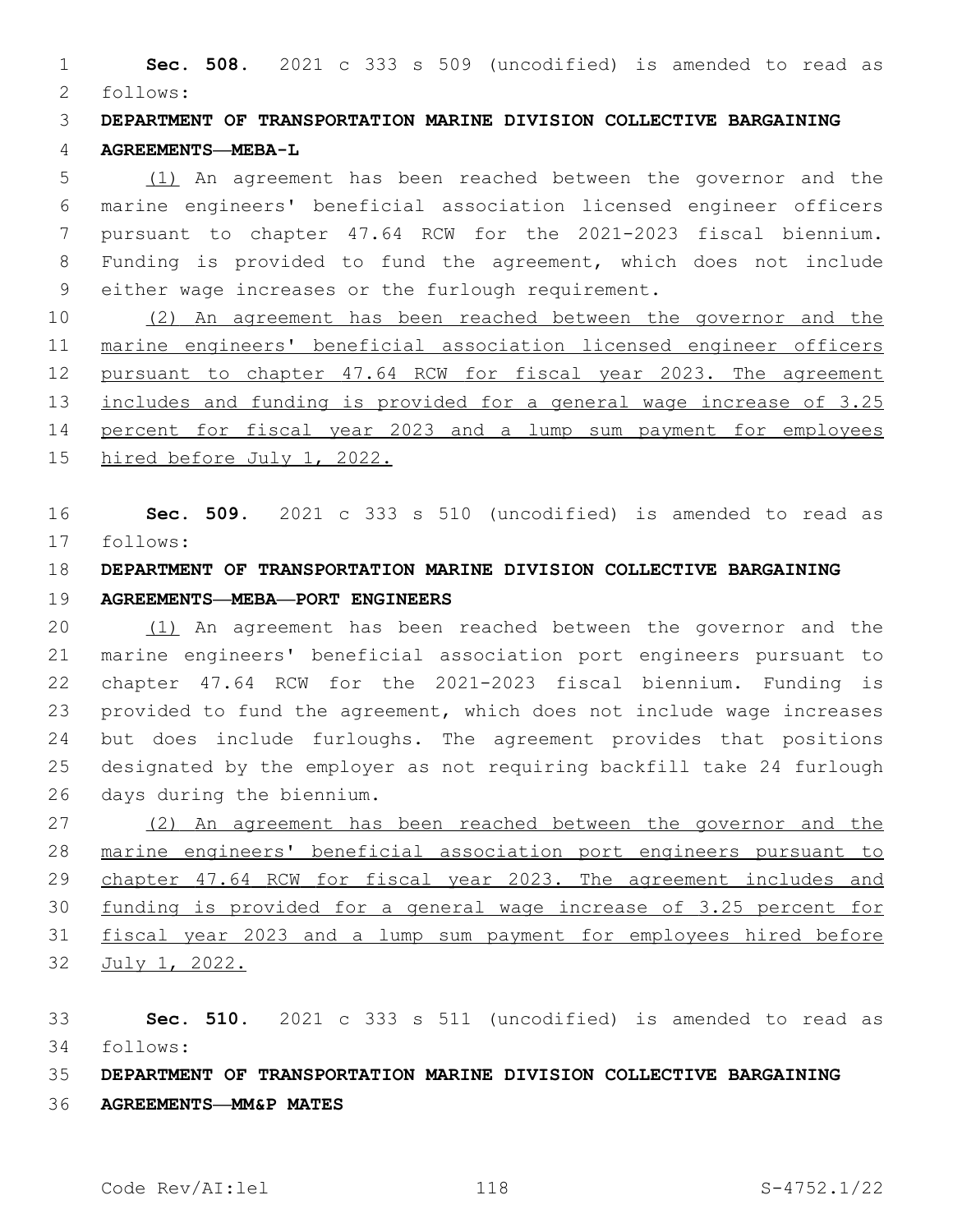**Sec. 508.** 2021 c 333 s 509 (uncodified) is amended to read as follows:

**DEPARTMENT OF TRANSPORTATION MARINE DIVISION COLLECTIVE BARGAINING AGREEMENTS—MEBA-L**

(1) An agreement has been reached between the governor and the marine engineers' beneficial association licensed engineer officers pursuant to chapter 47.64 RCW for the 2021-2023 fiscal biennium. Funding is provided to fund the agreement, which does not include either wage increases or the furlough requirement.

(2) An agreement has been reached between the governor and the marine engineers' beneficial association licensed engineer officers pursuant to chapter 47.64 RCW for fiscal year 2023. The agreement includes and funding is provided for a general wage increase of 3.25 percent for fiscal year 2023 and a lump sum payment for employees hired before July 1, 2022.

**Sec. 509.** 2021 c 333 s 510 (uncodified) is amended to read as follows:

**DEPARTMENT OF TRANSPORTATION MARINE DIVISION COLLECTIVE BARGAINING AGREEMENTS—MEBA—PORT ENGINEERS**

(1) An agreement has been reached between the governor and the marine engineers' beneficial association port engineers pursuant to chapter 47.64 RCW for the 2021-2023 fiscal biennium. Funding is provided to fund the agreement, which does not include wage increases but does include furloughs. The agreement provides that positions designated by the employer as not requiring backfill take 24 furlough days during the biennium.

(2) An agreement has been reached between the governor and the marine engineers' beneficial association port engineers pursuant to chapter 47.64 RCW for fiscal year 2023. The agreement includes and funding is provided for a general wage increase of 3.25 percent for fiscal year 2023 and a lump sum payment for employees hired before July 1, 2022.

**Sec. 510.** 2021 c 333 s 511 (uncodified) is amended to read as follows:

**DEPARTMENT OF TRANSPORTATION MARINE DIVISION COLLECTIVE BARGAINING AGREEMENTS—MM&P MATES**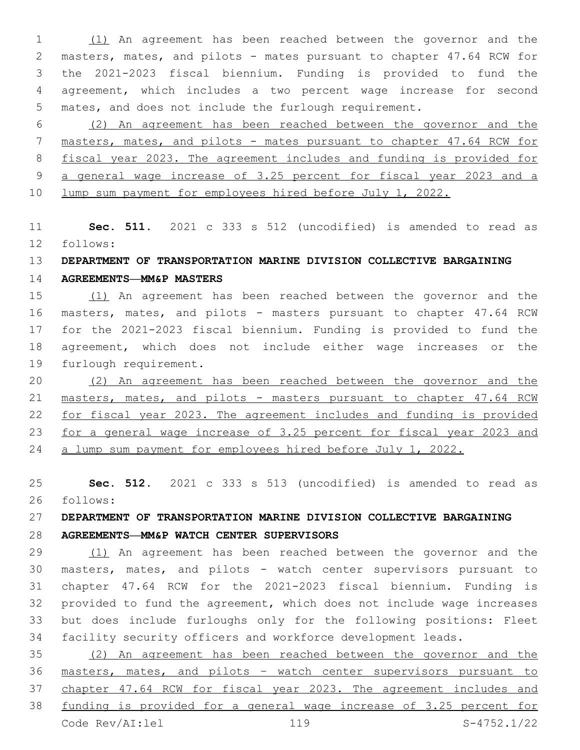(1) An agreement has been reached between the governor and the masters, mates, and pilots - mates pursuant to chapter 47.64 RCW for the 2021-2023 fiscal biennium. Funding is provided to fund the agreement, which includes a two percent wage increase for second mates, and does not include the furlough requirement.

(2) An agreement has been reached between the governor and the masters, mates, and pilots - mates pursuant to chapter 47.64 RCW for fiscal year 2023. The agreement includes and funding is provided for a general wage increase of 3.25 percent for fiscal year 2023 and a lump sum payment for employees hired before July 1, 2022.

**Sec. 511.** 2021 c 333 s 512 (uncodified) is amended to read as follows:

**DEPARTMENT OF TRANSPORTATION MARINE DIVISION COLLECTIVE BARGAINING AGREEMENTS—MM&P MASTERS**

(1) An agreement has been reached between the governor and the masters, mates, and pilots - masters pursuant to chapter 47.64 RCW for the 2021-2023 fiscal biennium. Funding is provided to fund the agreement, which does not include either wage increases or the furlough requirement.

(2) An agreement has been reached between the governor and the masters, mates, and pilots - masters pursuant to chapter 47.64 RCW for fiscal year 2023. The agreement includes and funding is provided for a general wage increase of 3.25 percent for fiscal year 2023 and a lump sum payment for employees hired before July 1, 2022.

**Sec. 512.** 2021 c 333 s 513 (uncodified) is amended to read as follows:

**DEPARTMENT OF TRANSPORTATION MARINE DIVISION COLLECTIVE BARGAINING AGREEMENTS—MM&P WATCH CENTER SUPERVISORS**

(1) An agreement has been reached between the governor and the masters, mates, and pilots - watch center supervisors pursuant to chapter 47.64 RCW for the 2021-2023 fiscal biennium. Funding is provided to fund the agreement, which does not include wage increases but does include furloughs only for the following positions: Fleet facility security officers and workforce development leads.

(2) An agreement has been reached between the governor and the masters, mates, and pilots – watch center supervisors pursuant to chapter 47.64 RCW for fiscal year 2023. The agreement includes and funding is provided for a general wage increase of 3.25 percent for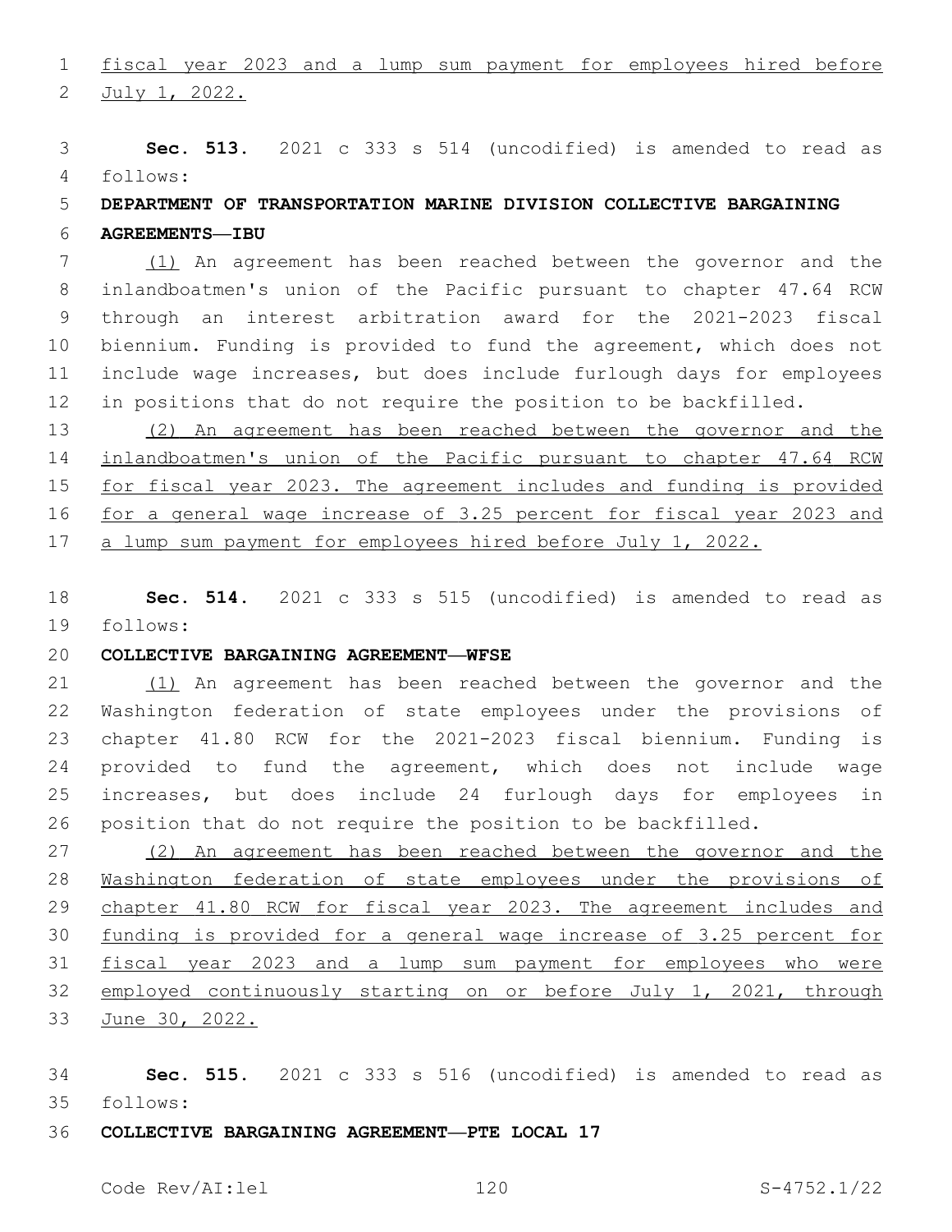fiscal year 2023 and a lump sum payment for employees hired before July 1, 2022.

**Sec. 513.** 2021 c 333 s 514 (uncodified) is amended to read as follows:

**DEPARTMENT OF TRANSPORTATION MARINE DIVISION COLLECTIVE BARGAINING AGREEMENTS—IBU**

(1) An agreement has been reached between the governor and the inlandboatmen's union of the Pacific pursuant to chapter 47.64 RCW through an interest arbitration award for the 2021-2023 fiscal biennium. Funding is provided to fund the agreement, which does not include wage increases, but does include furlough days for employees in positions that do not require the position to be backfilled.

(2) An agreement has been reached between the governor and the inlandboatmen's union of the Pacific pursuant to chapter 47.64 RCW for fiscal year 2023. The agreement includes and funding is provided for a general wage increase of 3.25 percent for fiscal year 2023 and a lump sum payment for employees hired before July 1, 2022.

**Sec. 514.** 2021 c 333 s 515 (uncodified) is amended to read as follows:

**COLLECTIVE BARGAINING AGREEMENT—WFSE**

(1) An agreement has been reached between the governor and the Washington federation of state employees under the provisions of chapter 41.80 RCW for the 2021-2023 fiscal biennium. Funding is provided to fund the agreement, which does not include wage increases, but does include 24 furlough days for employees in position that do not require the position to be backfilled.

(2) An agreement has been reached between the governor and the Washington federation of state employees under the provisions of chapter 41.80 RCW for fiscal year 2023. The agreement includes and funding is provided for a general wage increase of 3.25 percent for fiscal year 2023 and a lump sum payment for employees who were employed continuously starting on or before July 1, 2021, through June 30, 2022.

**Sec. 515.** 2021 c 333 s 516 (uncodified) is amended to read as follows:

**COLLECTIVE BARGAINING AGREEMENT—PTE LOCAL 17**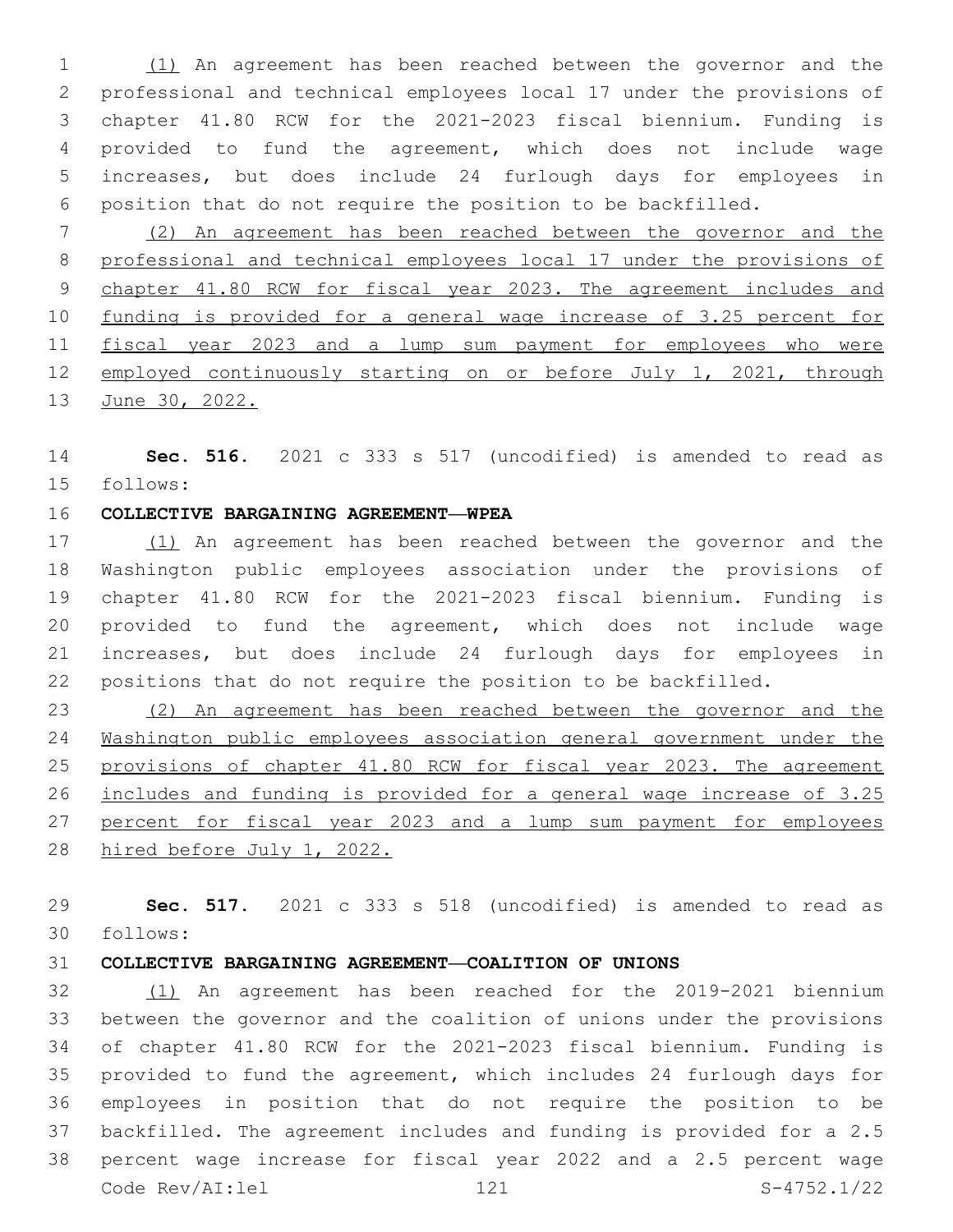(1) An agreement has been reached between the governor and the professional and technical employees local 17 under the provisions of chapter 41.80 RCW for the 2021-2023 fiscal biennium. Funding is provided to fund the agreement, which does not include wage increases, but does include 24 furlough days for employees in position that do not require the position to be backfilled.

(2) An agreement has been reached between the governor and the professional and technical employees local 17 under the provisions of chapter 41.80 RCW for fiscal year 2023. The agreement includes and funding is provided for a general wage increase of 3.25 percent for fiscal year 2023 and a lump sum payment for employees who were employed continuously starting on or before July 1, 2021, through June 30, 2022.

**Sec. 516.** 2021 c 333 s 517 (uncodified) is amended to read as follows:

**COLLECTIVE BARGAINING AGREEMENT—WPEA**

(1) An agreement has been reached between the governor and the Washington public employees association under the provisions of chapter 41.80 RCW for the 2021-2023 fiscal biennium. Funding is provided to fund the agreement, which does not include wage increases, but does include 24 furlough days for employees in positions that do not require the position to be backfilled.

(2) An agreement has been reached between the governor and the Washington public employees association general government under the provisions of chapter 41.80 RCW for fiscal year 2023. The agreement includes and funding is provided for a general wage increase of 3.25 percent for fiscal year 2023 and a lump sum payment for employees hired before July 1, 2022.

**Sec. 517.** 2021 c 333 s 518 (uncodified) is amended to read as follows:

**COLLECTIVE BARGAINING AGREEMENT—COALITION OF UNIONS**

(1) An agreement has been reached for the 2019-2021 biennium between the governor and the coalition of unions under the provisions of chapter 41.80 RCW for the 2021-2023 fiscal biennium. Funding is provided to fund the agreement, which includes 24 furlough days for employees in position that do not require the position to be backfilled. The agreement includes and funding is provided for a 2.5 percent wage increase for fiscal year 2022 and a 2.5 percent wage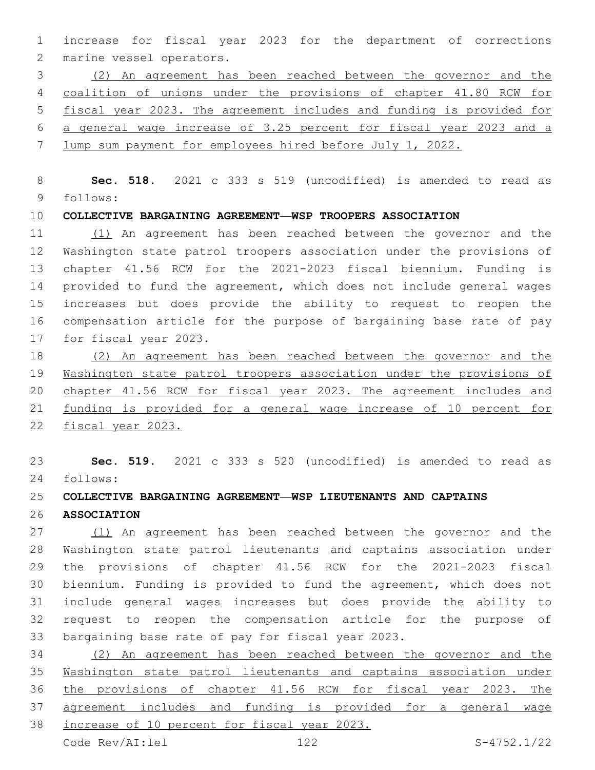increase for fiscal year 2023 for the department of corrections marine vessel operators.

(2) An agreement has been reached between the governor and the coalition of unions under the provisions of chapter 41.80 RCW for fiscal year 2023. The agreement includes and funding is provided for a general wage increase of 3.25 percent for fiscal year 2023 and a lump sum payment for employees hired before July 1, 2022.

**Sec. 518.** 2021 c 333 s 519 (uncodified) is amended to read as follows:

**COLLECTIVE BARGAINING AGREEMENT—WSP TROOPERS ASSOCIATION**

(1) An agreement has been reached between the governor and the Washington state patrol troopers association under the provisions of chapter 41.56 RCW for the 2021-2023 fiscal biennium. Funding is provided to fund the agreement, which does not include general wages increases but does provide the ability to request to reopen the compensation article for the purpose of bargaining base rate of pay for fiscal year 2023.

(2) An agreement has been reached between the governor and the Washington state patrol troopers association under the provisions of chapter 41.56 RCW for fiscal year 2023. The agreement includes and funding is provided for a general wage increase of 10 percent for fiscal year 2023.

**Sec. 519.** 2021 c 333 s 520 (uncodified) is amended to read as follows:

**COLLECTIVE BARGAINING AGREEMENT—WSP LIEUTENANTS AND CAPTAINS ASSOCIATION**

(1) An agreement has been reached between the governor and the Washington state patrol lieutenants and captains association under the provisions of chapter 41.56 RCW for the 2021-2023 fiscal biennium. Funding is provided to fund the agreement, which does not include general wages increases but does provide the ability to request to reopen the compensation article for the purpose of bargaining base rate of pay for fiscal year 2023.

(2) An agreement has been reached between the governor and the Washington state patrol lieutenants and captains association under the provisions of chapter 41.56 RCW for fiscal year 2023. The agreement includes and funding is provided for a general wage increase of 10 percent for fiscal year 2023.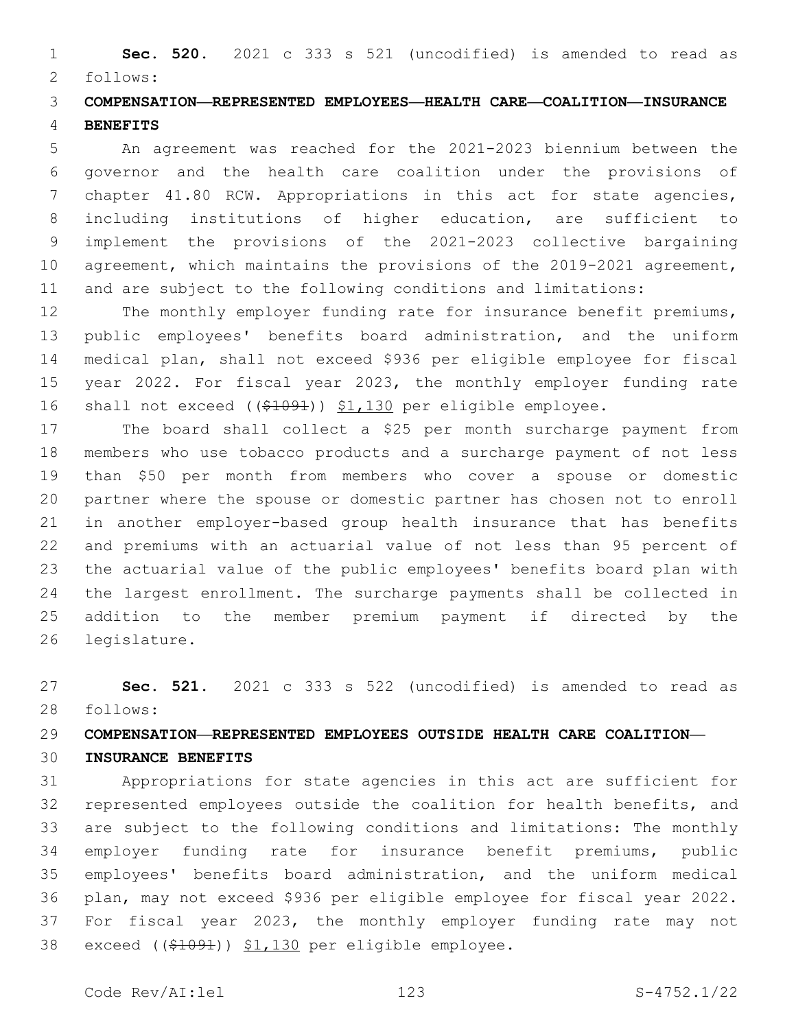**Sec. 520.** 2021 c 333 s 521 (uncodified) is amended to read as follows:

**COMPENSATION—REPRESENTED EMPLOYEES—HEALTH CARE—COALITION—INSURANCE BENEFITS**

An agreement was reached for the 2021-2023 biennium between the governor and the health care coalition under the provisions of chapter 41.80 RCW. Appropriations in this act for state agencies, including institutions of higher education, are sufficient to implement the provisions of the 2021-2023 collective bargaining agreement, which maintains the provisions of the 2019-2021 agreement, and are subject to the following conditions and limitations:

The monthly employer funding rate for insurance benefit premiums, public employees' benefits board administration, and the uniform medical plan, shall not exceed $936 per eligible employee for fiscal year 2022. For fiscal year 2023, the monthly employer funding rate shall not exceed ((~~$1091~~)) $1,130 per eligible employee.

The board shall collect a $25 per month surcharge payment from members who use tobacco products and a surcharge payment of not less than $50 per month from members who cover a spouse or domestic partner where the spouse or domestic partner has chosen not to enroll in another employer-based group health insurance that has benefits and premiums with an actuarial value of not less than 95 percent of the actuarial value of the public employees' benefits board plan with the largest enrollment. The surcharge payments shall be collected in addition to the member premium payment if directed by the legislature.

**Sec. 521.** 2021 c 333 s 522 (uncodified) is amended to read as follows:

**COMPENSATION—REPRESENTED EMPLOYEES OUTSIDE HEALTH CARE COALITION—INSURANCE BENEFITS**

Appropriations for state agencies in this act are sufficient for represented employees outside the coalition for health benefits, and are subject to the following conditions and limitations: The monthly employer funding rate for insurance benefit premiums, public employees' benefits board administration, and the uniform medical plan, may not exceed $936 per eligible employee for fiscal year 2022. For fiscal year 2023, the monthly employer funding rate may not exceed ((~~$1091~~)) $1,130 per eligible employee.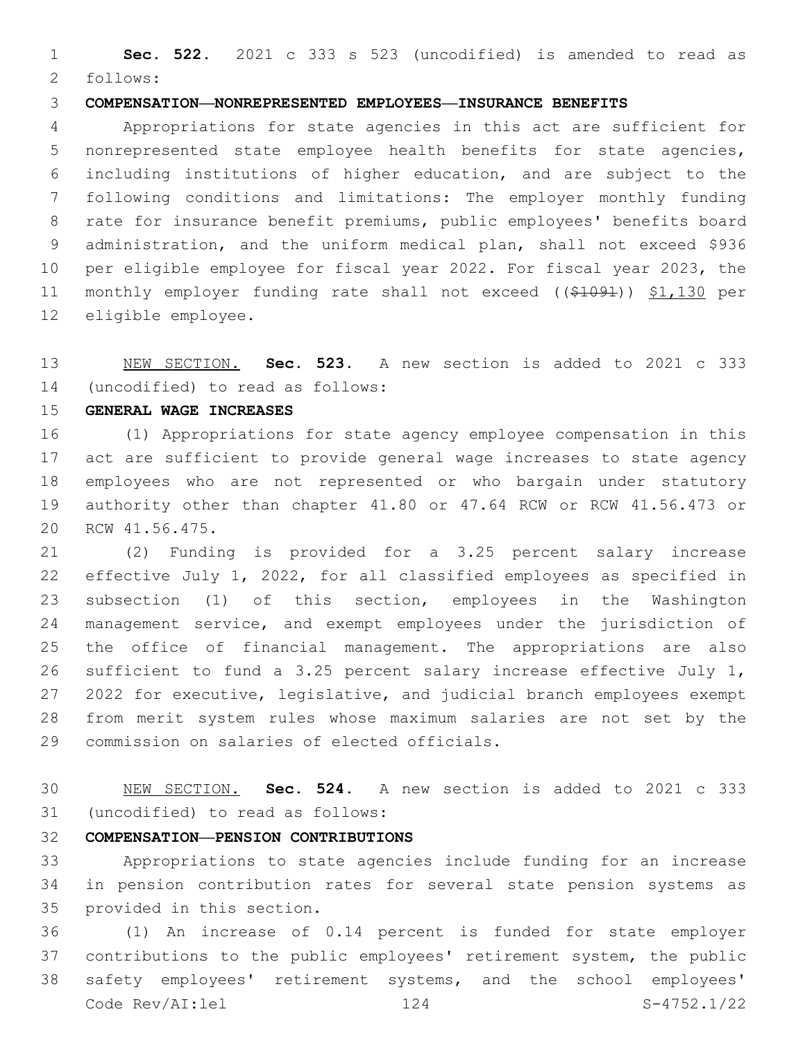**Sec. 522.** 2021 c 333 s 523 (uncodified) is amended to read as follows:

**COMPENSATION—NONREPRESENTED EMPLOYEES—INSURANCE BENEFITS**

Appropriations for state agencies in this act are sufficient for nonrepresented state employee health benefits for state agencies, including institutions of higher education, and are subject to the following conditions and limitations: The employer monthly funding rate for insurance benefit premiums, public employees' benefits board administration, and the uniform medical plan, shall not exceed $936 per eligible employee for fiscal year 2022. For fiscal year 2023, the monthly employer funding rate shall not exceed ((~~$1091~~)) $1,130 per eligible employee.

NEW SECTION. **Sec. 523.** A new section is added to 2021 c 333 (uncodified) to read as follows:

**GENERAL WAGE INCREASES**

(1) Appropriations for state agency employee compensation in this act are sufficient to provide general wage increases to state agency employees who are not represented or who bargain under statutory authority other than chapter 41.80 or 47.64 RCW or RCW 41.56.473 or RCW 41.56.475.

(2) Funding is provided for a 3.25 percent salary increase effective July 1, 2022, for all classified employees as specified in subsection (1) of this section, employees in the Washington management service, and exempt employees under the jurisdiction of the office of financial management. The appropriations are also sufficient to fund a 3.25 percent salary increase effective July 1, 2022 for executive, legislative, and judicial branch employees exempt from merit system rules whose maximum salaries are not set by the commission on salaries of elected officials.

NEW SECTION. **Sec. 524.** A new section is added to 2021 c 333 (uncodified) to read as follows:

**COMPENSATION—PENSION CONTRIBUTIONS**

Appropriations to state agencies include funding for an increase in pension contribution rates for several state pension systems as provided in this section.

(1) An increase of 0.14 percent is funded for state employer contributions to the public employees' retirement system, the public safety employees' retirement systems, and the school employees'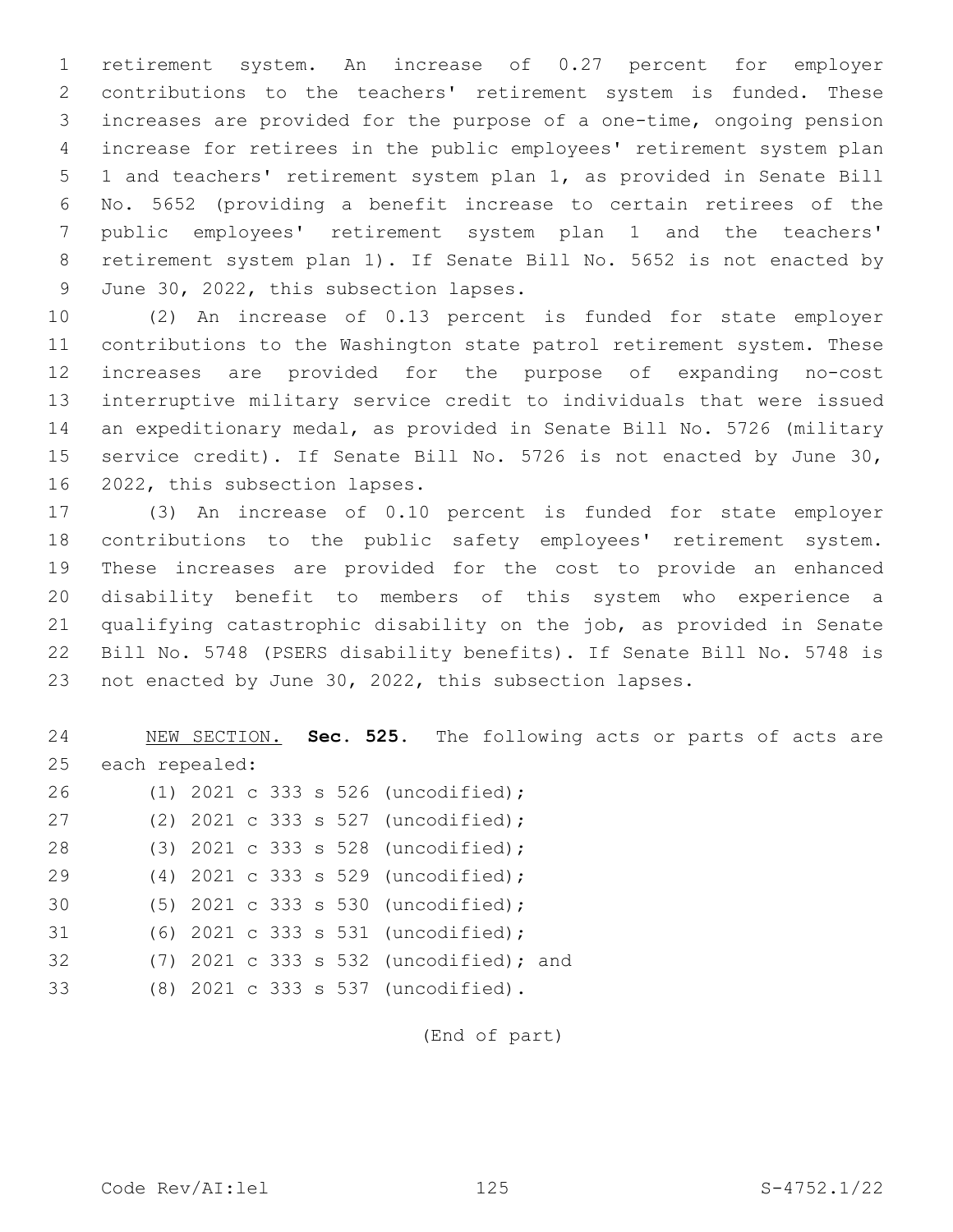retirement system. An increase of 0.27 percent for employer contributions to the teachers' retirement system is funded. These increases are provided for the purpose of a one-time, ongoing pension increase for retirees in the public employees' retirement system plan 1 and teachers' retirement system plan 1, as provided in Senate Bill No. 5652 (providing a benefit increase to certain retirees of the public employees' retirement system plan 1 and the teachers' retirement system plan 1). If Senate Bill No. 5652 is not enacted by June 30, 2022, this subsection lapses.

(2) An increase of 0.13 percent is funded for state employer contributions to the Washington state patrol retirement system. These increases are provided for the purpose of expanding no-cost interruptive military service credit to individuals that were issued an expeditionary medal, as provided in Senate Bill No. 5726 (military service credit). If Senate Bill No. 5726 is not enacted by June 30, 2022, this subsection lapses.

(3) An increase of 0.10 percent is funded for state employer contributions to the public safety employees' retirement system. These increases are provided for the cost to provide an enhanced disability benefit to members of this system who experience a qualifying catastrophic disability on the job, as provided in Senate Bill No. 5748 (PSERS disability benefits). If Senate Bill No. 5748 is not enacted by June 30, 2022, this subsection lapses.

NEW SECTION. **Sec. 525.** The following acts or parts of acts are each repealed:

(1) 2021 c 333 s 526 (uncodified);

(2) 2021 c 333 s 527 (uncodified);

(3) 2021 c 333 s 528 (uncodified);

(4) 2021 c 333 s 529 (uncodified);

(5) 2021 c 333 s 530 (uncodified);

(6) 2021 c 333 s 531 (uncodified);

(7) 2021 c 333 s 532 (uncodified); and

(8) 2021 c 333 s 537 (uncodified).

(End of part)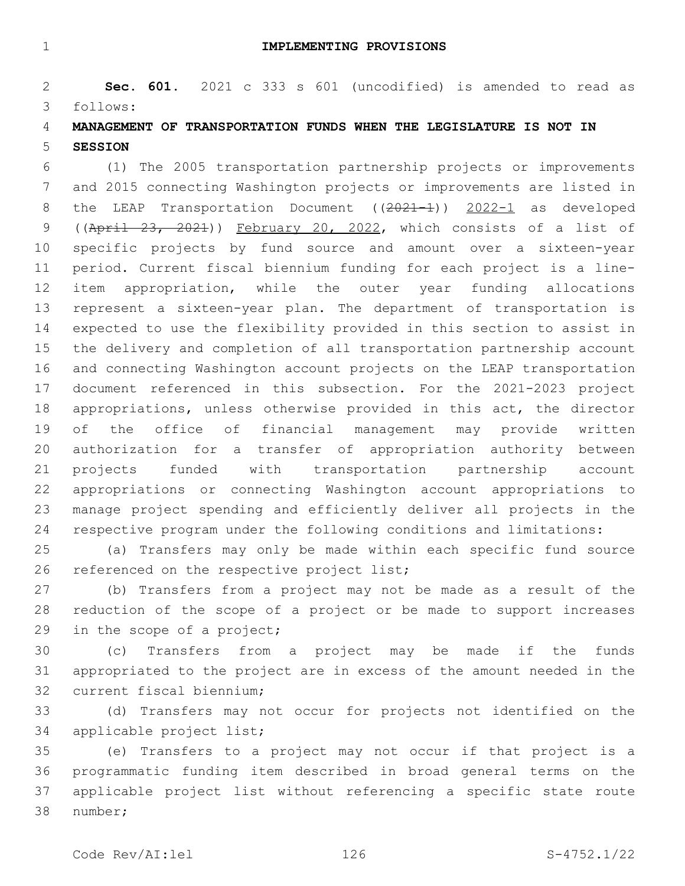# IMPLEMENTING PROVISIONS

**Sec. 601.** 2021 c 333 s 601 (uncodified) is amended to read as follows:

**MANAGEMENT OF TRANSPORTATION FUNDS WHEN THE LEGISLATURE IS NOT IN SESSION**

(1) The 2005 transportation partnership projects or improvements and 2015 connecting Washington projects or improvements are listed in the LEAP Transportation Document ((~~2021-1~~)) 2022-1 as developed ((~~April 23, 2021~~)) February 20, 2022, which consists of a list of specific projects by fund source and amount over a sixteen-year period. Current fiscal biennium funding for each project is a line-item appropriation, while the outer year funding allocations represent a sixteen-year plan. The department of transportation is expected to use the flexibility provided in this section to assist in the delivery and completion of all transportation partnership account and connecting Washington account projects on the LEAP transportation document referenced in this subsection. For the 2021-2023 project appropriations, unless otherwise provided in this act, the director of the office of financial management may provide written authorization for a transfer of appropriation authority between projects funded with transportation partnership account appropriations or connecting Washington account appropriations to manage project spending and efficiently deliver all projects in the respective program under the following conditions and limitations:

(a) Transfers may only be made within each specific fund source referenced on the respective project list;

(b) Transfers from a project may not be made as a result of the reduction of the scope of a project or be made to support increases in the scope of a project;

(c) Transfers from a project may be made if the funds appropriated to the project are in excess of the amount needed in the current fiscal biennium;

(d) Transfers may not occur for projects not identified on the applicable project list;

(e) Transfers to a project may not occur if that project is a programmatic funding item described in broad general terms on the applicable project list without referencing a specific state route number;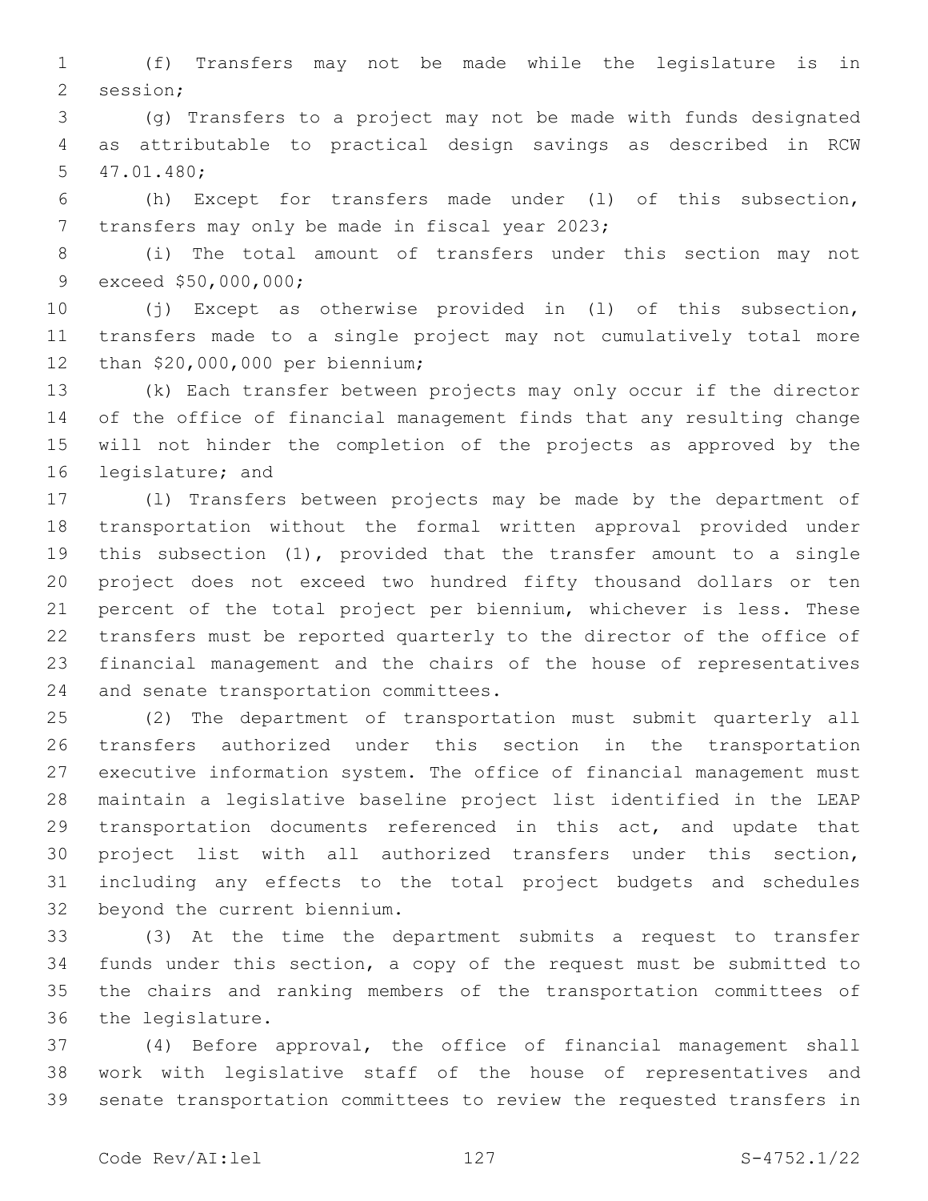(f) Transfers may not be made while the legislature is in session;

(g) Transfers to a project may not be made with funds designated as attributable to practical design savings as described in RCW 47.01.480;

(h) Except for transfers made under (l) of this subsection, transfers may only be made in fiscal year 2023;

(i) The total amount of transfers under this section may not exceed $50,000,000;

(j) Except as otherwise provided in (l) of this subsection, transfers made to a single project may not cumulatively total more than $20,000,000 per biennium;

(k) Each transfer between projects may only occur if the director of the office of financial management finds that any resulting change will not hinder the completion of the projects as approved by the legislature; and

(l) Transfers between projects may be made by the department of transportation without the formal written approval provided under this subsection (1), provided that the transfer amount to a single project does not exceed two hundred fifty thousand dollars or ten percent of the total project per biennium, whichever is less. These transfers must be reported quarterly to the director of the office of financial management and the chairs of the house of representatives and senate transportation committees.

(2) The department of transportation must submit quarterly all transfers authorized under this section in the transportation executive information system. The office of financial management must maintain a legislative baseline project list identified in the LEAP transportation documents referenced in this act, and update that project list with all authorized transfers under this section, including any effects to the total project budgets and schedules beyond the current biennium.

(3) At the time the department submits a request to transfer funds under this section, a copy of the request must be submitted to the chairs and ranking members of the transportation committees of the legislature.

(4) Before approval, the office of financial management shall work with legislative staff of the house of representatives and senate transportation committees to review the requested transfers in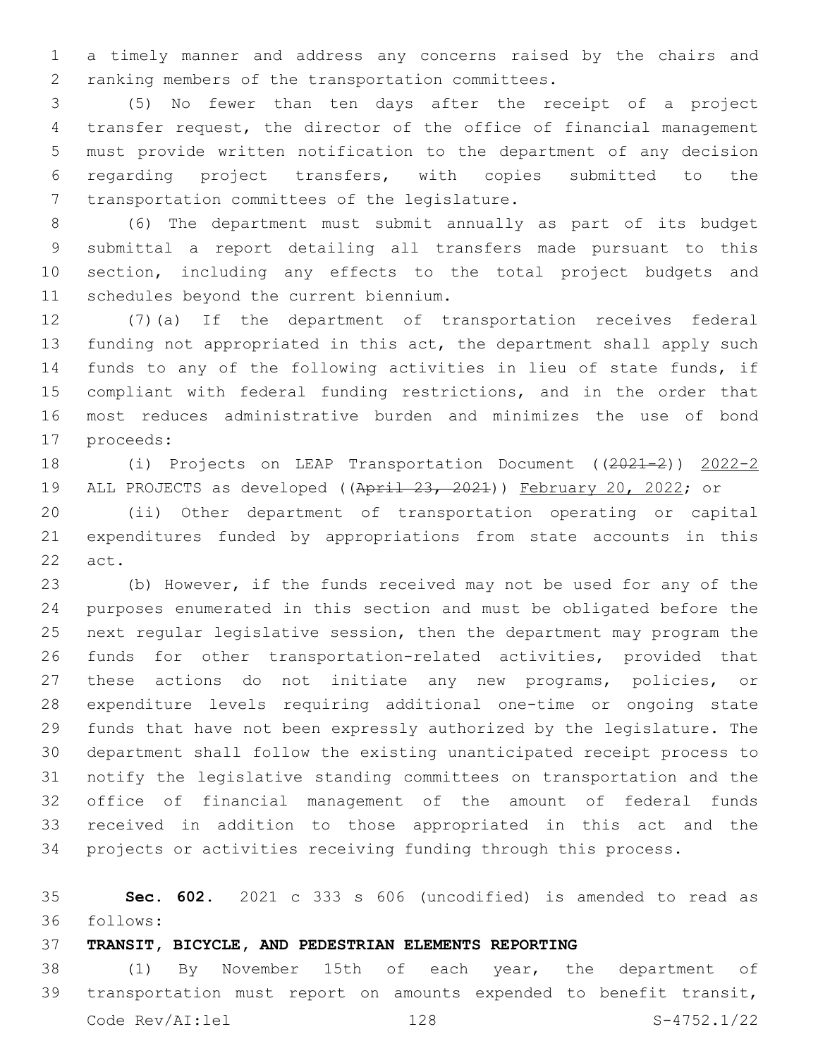a timely manner and address any concerns raised by the chairs and ranking members of the transportation committees.

(5) No fewer than ten days after the receipt of a project transfer request, the director of the office of financial management must provide written notification to the department of any decision regarding project transfers, with copies submitted to the transportation committees of the legislature.

(6) The department must submit annually as part of its budget submittal a report detailing all transfers made pursuant to this section, including any effects to the total project budgets and schedules beyond the current biennium.

(7)(a) If the department of transportation receives federal funding not appropriated in this act, the department shall apply such funds to any of the following activities in lieu of state funds, if compliant with federal funding restrictions, and in the order that most reduces administrative burden and minimizes the use of bond proceeds:

(i) Projects on LEAP Transportation Document ((~~2021-2~~)) 2022-2 ALL PROJECTS as developed ((~~April 23, 2021~~)) February 20, 2022; or

(ii) Other department of transportation operating or capital expenditures funded by appropriations from state accounts in this act.

(b) However, if the funds received may not be used for any of the purposes enumerated in this section and must be obligated before the next regular legislative session, then the department may program the funds for other transportation-related activities, provided that these actions do not initiate any new programs, policies, or expenditure levels requiring additional one-time or ongoing state funds that have not been expressly authorized by the legislature. The department shall follow the existing unanticipated receipt process to notify the legislative standing committees on transportation and the office of financial management of the amount of federal funds received in addition to those appropriated in this act and the projects or activities receiving funding through this process.

**Sec. 602.** 2021 c 333 s 606 (uncodified) is amended to read as follows:

**TRANSIT, BICYCLE, AND PEDESTRIAN ELEMENTS REPORTING**

(1) By November 15th of each year, the department of transportation must report on amounts expended to benefit transit,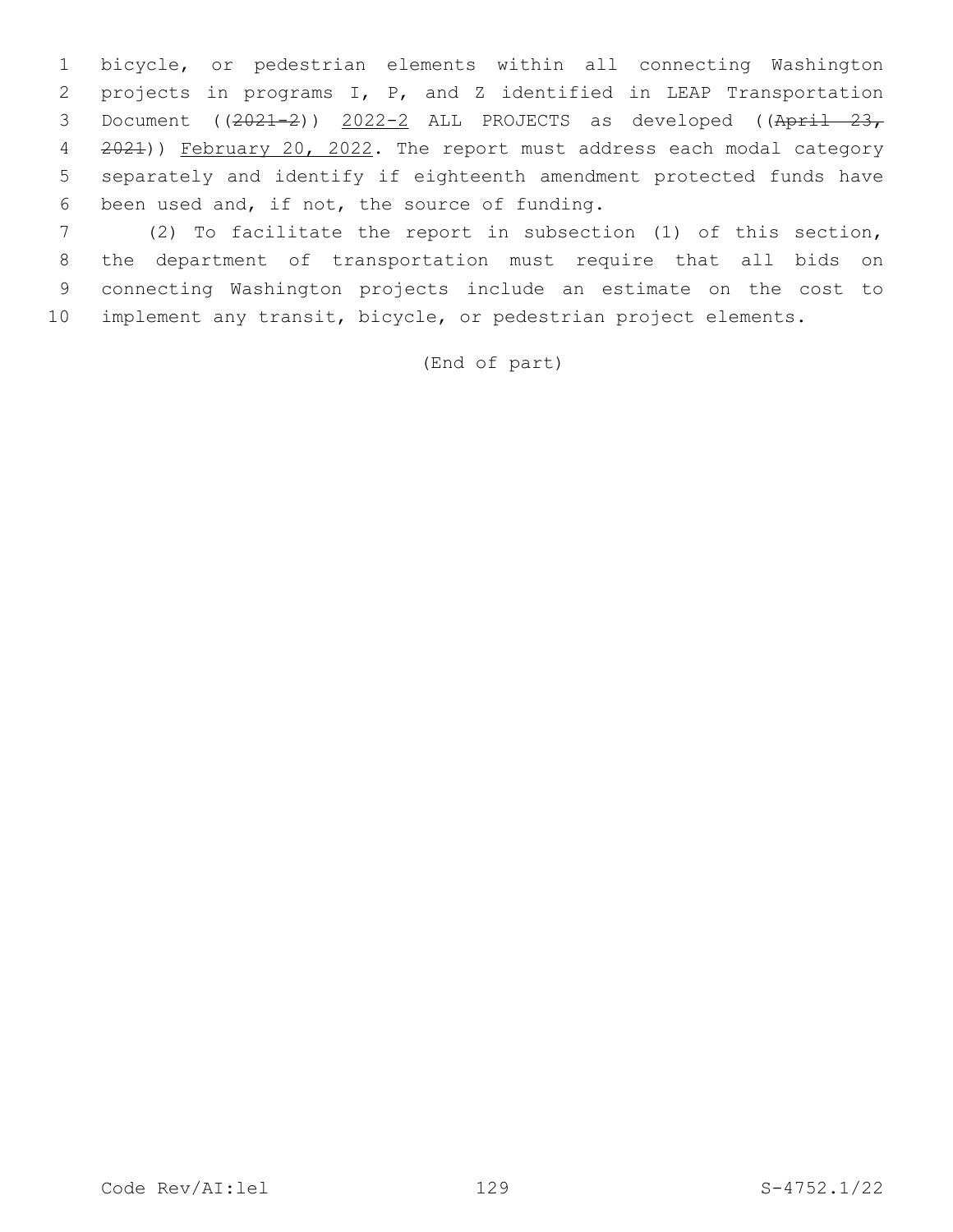bicycle, or pedestrian elements within all connecting Washington projects in programs I, P, and Z identified in LEAP Transportation Document ((~~2021-2~~)) <u>2022-2</u> ALL PROJECTS as developed ((~~April 23, 2021~~)) <u>February 20, 2022</u>. The report must address each modal category separately and identify if eighteenth amendment protected funds have been used and, if not, the source of funding.

(2) To facilitate the report in subsection (1) of this section, the department of transportation must require that all bids on connecting Washington projects include an estimate on the cost to implement any transit, bicycle, or pedestrian project elements.

(End of part)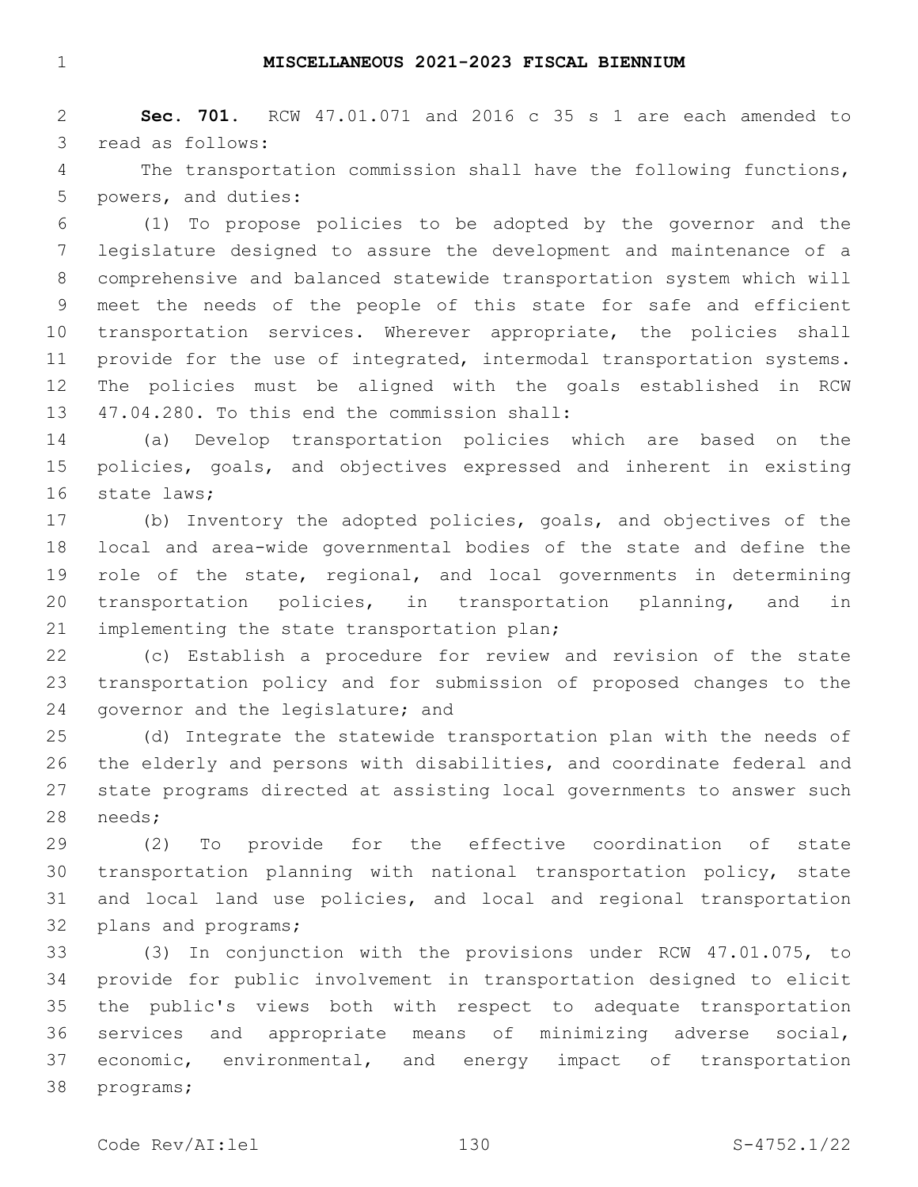## MISCELLANEOUS 2021-2023 FISCAL BIENNIUM

**Sec. 701.** RCW 47.01.071 and 2016 c 35 s 1 are each amended to read as follows:

The transportation commission shall have the following functions, powers, and duties:

(1) To propose policies to be adopted by the governor and the legislature designed to assure the development and maintenance of a comprehensive and balanced statewide transportation system which will meet the needs of the people of this state for safe and efficient transportation services. Wherever appropriate, the policies shall provide for the use of integrated, intermodal transportation systems. The policies must be aligned with the goals established in RCW 47.04.280. To this end the commission shall:

(a) Develop transportation policies which are based on the policies, goals, and objectives expressed and inherent in existing state laws;

(b) Inventory the adopted policies, goals, and objectives of the local and area-wide governmental bodies of the state and define the role of the state, regional, and local governments in determining transportation policies, in transportation planning, and in implementing the state transportation plan;

(c) Establish a procedure for review and revision of the state transportation policy and for submission of proposed changes to the governor and the legislature; and

(d) Integrate the statewide transportation plan with the needs of the elderly and persons with disabilities, and coordinate federal and state programs directed at assisting local governments to answer such needs;

(2) To provide for the effective coordination of state transportation planning with national transportation policy, state and local land use policies, and local and regional transportation plans and programs;

(3) In conjunction with the provisions under RCW 47.01.075, to provide for public involvement in transportation designed to elicit the public's views both with respect to adequate transportation services and appropriate means of minimizing adverse social, economic, environmental, and energy impact of transportation programs;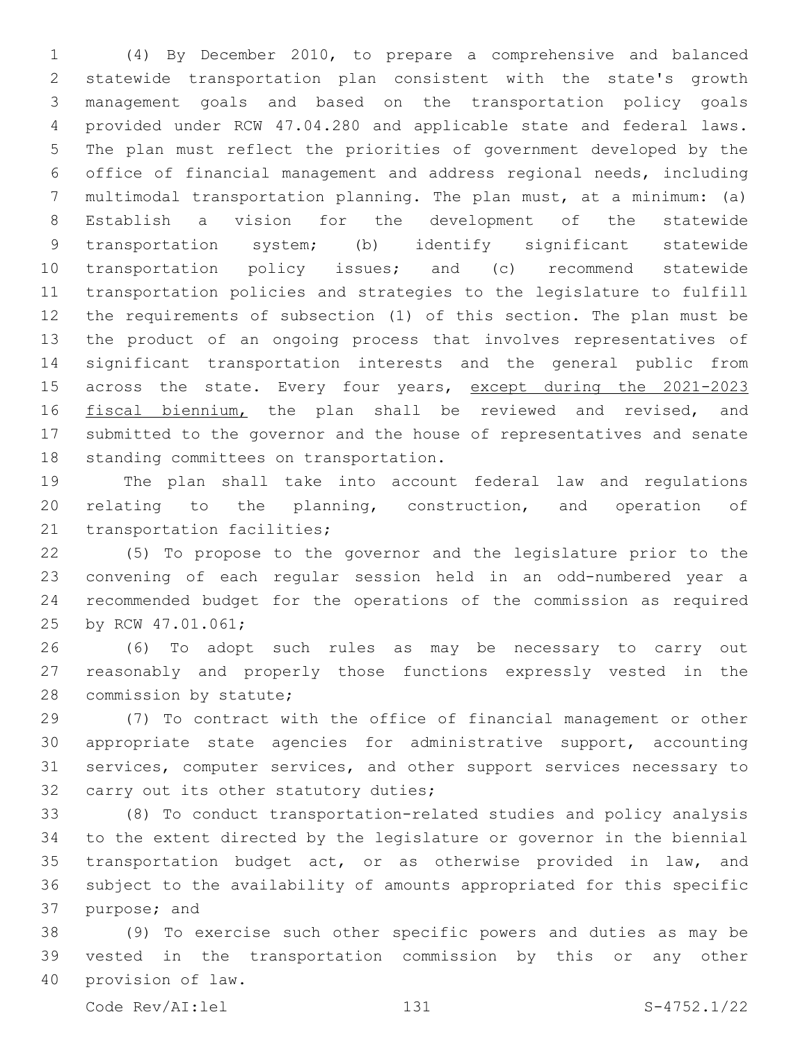(4) By December 2010, to prepare a comprehensive and balanced statewide transportation plan consistent with the state's growth management goals and based on the transportation policy goals provided under RCW 47.04.280 and applicable state and federal laws. The plan must reflect the priorities of government developed by the office of financial management and address regional needs, including multimodal transportation planning. The plan must, at a minimum: (a) Establish a vision for the development of the statewide transportation system; (b) identify significant statewide transportation policy issues; and (c) recommend statewide transportation policies and strategies to the legislature to fulfill the requirements of subsection (1) of this section. The plan must be the product of an ongoing process that involves representatives of significant transportation interests and the general public from across the state. Every four years, <u>except during the 2021-2023 fiscal biennium,</u> the plan shall be reviewed and revised, and submitted to the governor and the house of representatives and senate standing committees on transportation.

The plan shall take into account federal law and regulations relating to the planning, construction, and operation of transportation facilities;

(5) To propose to the governor and the legislature prior to the convening of each regular session held in an odd-numbered year a recommended budget for the operations of the commission as required by RCW 47.01.061;

(6) To adopt such rules as may be necessary to carry out reasonably and properly those functions expressly vested in the commission by statute;

(7) To contract with the office of financial management or other appropriate state agencies for administrative support, accounting services, computer services, and other support services necessary to carry out its other statutory duties;

(8) To conduct transportation-related studies and policy analysis to the extent directed by the legislature or governor in the biennial transportation budget act, or as otherwise provided in law, and subject to the availability of amounts appropriated for this specific purpose; and

(9) To exercise such other specific powers and duties as may be vested in the transportation commission by this or any other provision of law.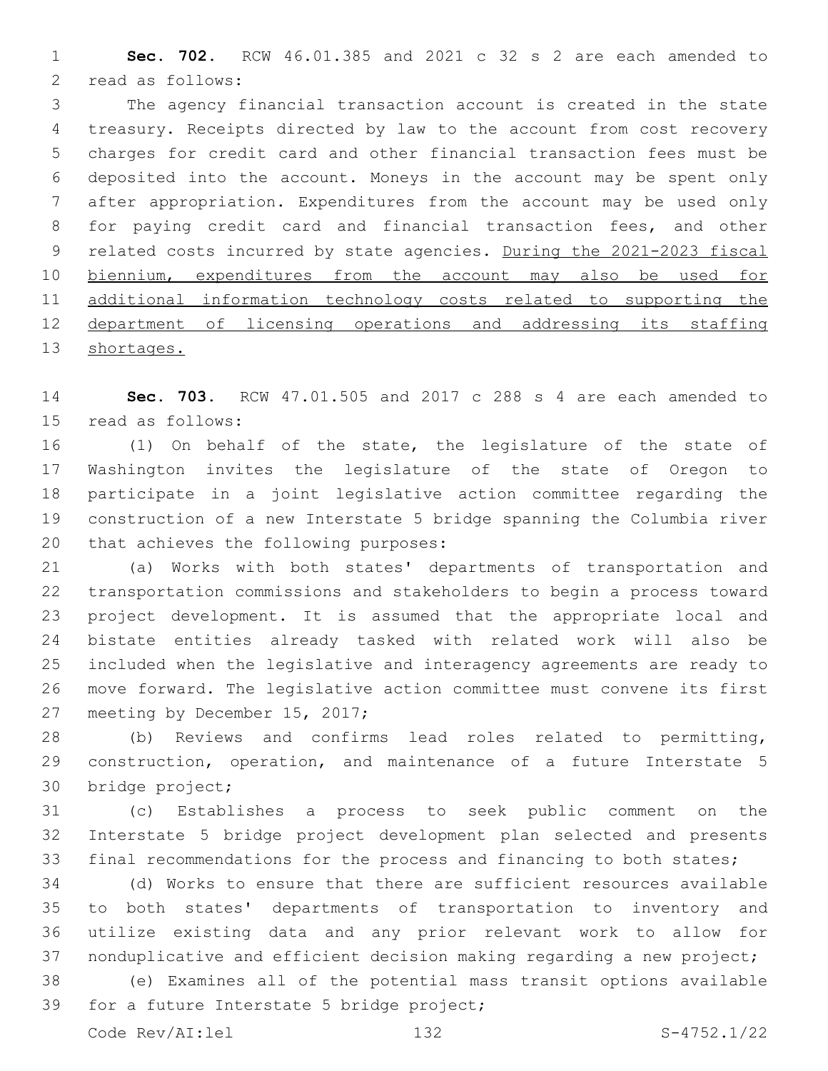**Sec. 702.** RCW 46.01.385 and 2021 c 32 s 2 are each amended to read as follows:

The agency financial transaction account is created in the state treasury. Receipts directed by law to the account from cost recovery charges for credit card and other financial transaction fees must be deposited into the account. Moneys in the account may be spent only after appropriation. Expenditures from the account may be used only for paying credit card and financial transaction fees, and other related costs incurred by state agencies. <u>During the 2021-2023 fiscal biennium, expenditures from the account may also be used for additional information technology costs related to supporting the department of licensing operations and addressing its staffing shortages.</u>

**Sec. 703.** RCW 47.01.505 and 2017 c 288 s 4 are each amended to read as follows:

(1) On behalf of the state, the legislature of the state of Washington invites the legislature of the state of Oregon to participate in a joint legislative action committee regarding the construction of a new Interstate 5 bridge spanning the Columbia river that achieves the following purposes:

(a) Works with both states' departments of transportation and transportation commissions and stakeholders to begin a process toward project development. It is assumed that the appropriate local and bistate entities already tasked with related work will also be included when the legislative and interagency agreements are ready to move forward. The legislative action committee must convene its first meeting by December 15, 2017;

(b) Reviews and confirms lead roles related to permitting, construction, operation, and maintenance of a future Interstate 5 bridge project;

(c) Establishes a process to seek public comment on the Interstate 5 bridge project development plan selected and presents final recommendations for the process and financing to both states;

(d) Works to ensure that there are sufficient resources available to both states' departments of transportation to inventory and utilize existing data and any prior relevant work to allow for nonduplicative and efficient decision making regarding a new project;

(e) Examines all of the potential mass transit options available for a future Interstate 5 bridge project;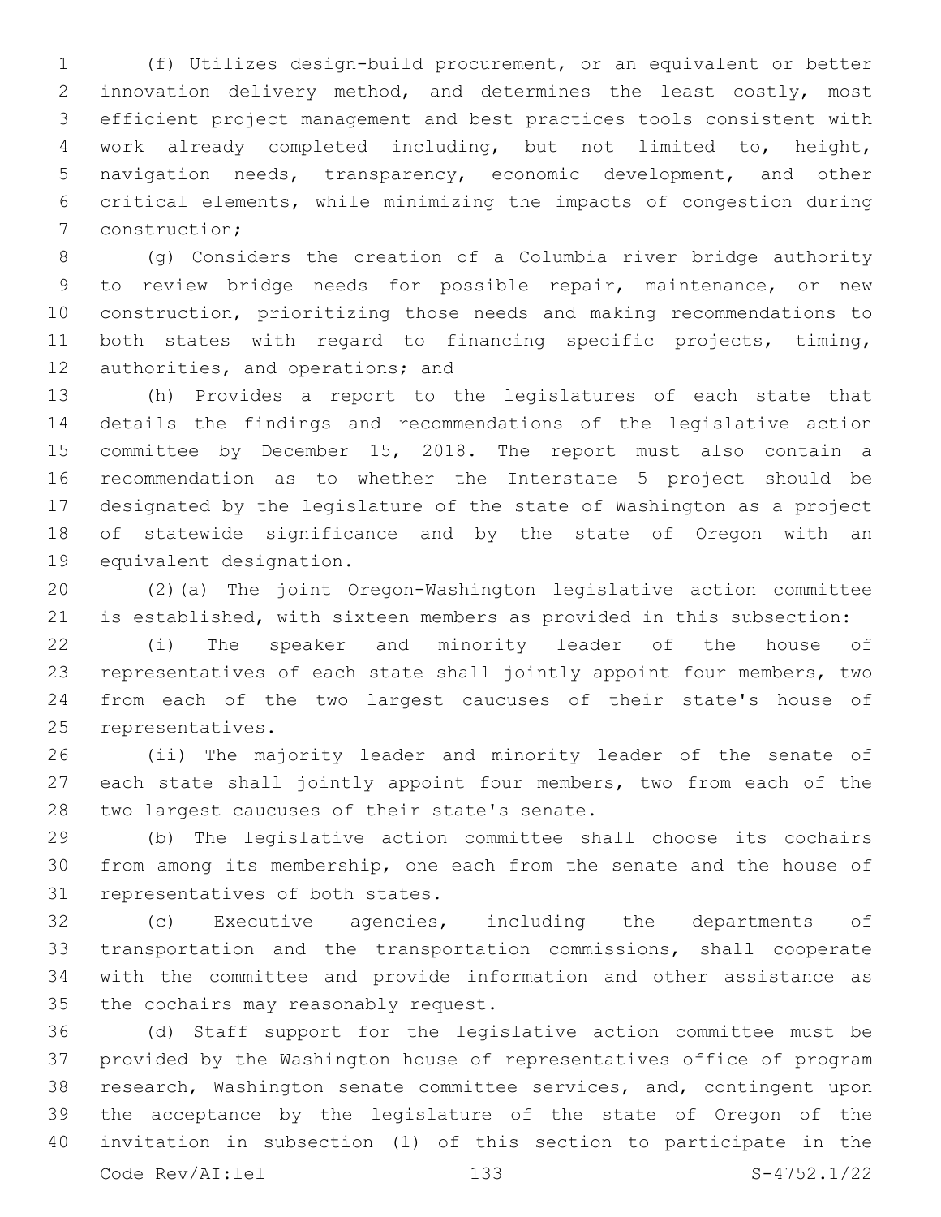(f) Utilizes design-build procurement, or an equivalent or better innovation delivery method, and determines the least costly, most efficient project management and best practices tools consistent with work already completed including, but not limited to, height, navigation needs, transparency, economic development, and other critical elements, while minimizing the impacts of congestion during construction;

(g) Considers the creation of a Columbia river bridge authority to review bridge needs for possible repair, maintenance, or new construction, prioritizing those needs and making recommendations to both states with regard to financing specific projects, timing, authorities, and operations; and

(h) Provides a report to the legislatures of each state that details the findings and recommendations of the legislative action committee by December 15, 2018. The report must also contain a recommendation as to whether the Interstate 5 project should be designated by the legislature of the state of Washington as a project of statewide significance and by the state of Oregon with an equivalent designation.

(2)(a) The joint Oregon-Washington legislative action committee is established, with sixteen members as provided in this subsection:

(i) The speaker and minority leader of the house of representatives of each state shall jointly appoint four members, two from each of the two largest caucuses of their state's house of representatives.

(ii) The majority leader and minority leader of the senate of each state shall jointly appoint four members, two from each of the two largest caucuses of their state's senate.

(b) The legislative action committee shall choose its cochairs from among its membership, one each from the senate and the house of representatives of both states.

(c) Executive agencies, including the departments of transportation and the transportation commissions, shall cooperate with the committee and provide information and other assistance as the cochairs may reasonably request.

(d) Staff support for the legislative action committee must be provided by the Washington house of representatives office of program research, Washington senate committee services, and, contingent upon the acceptance by the legislature of the state of Oregon of the invitation in subsection (1) of this section to participate in the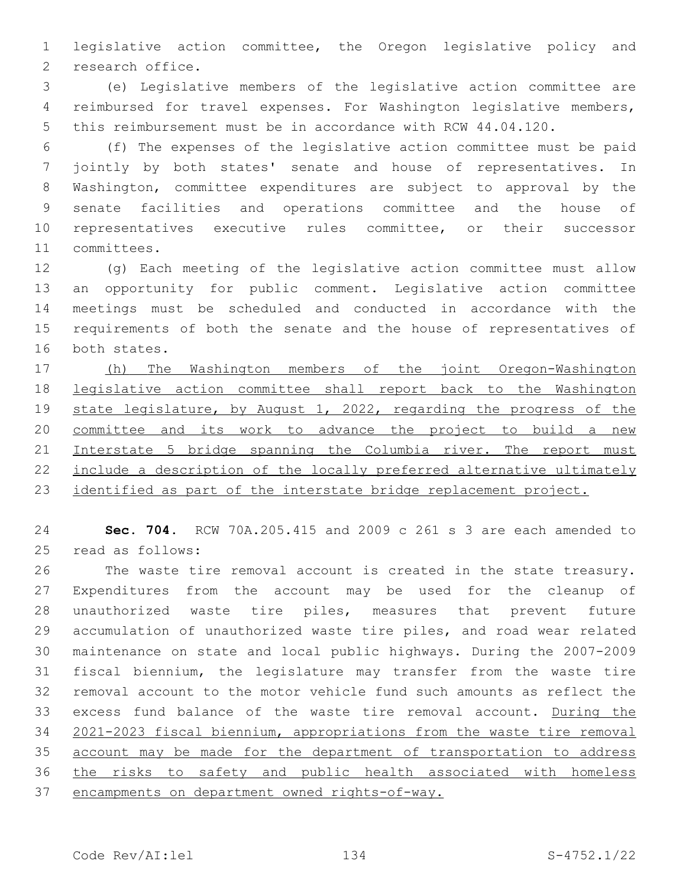legislative action committee, the Oregon legislative policy and research office.

(e) Legislative members of the legislative action committee are reimbursed for travel expenses. For Washington legislative members, this reimbursement must be in accordance with RCW 44.04.120.

(f) The expenses of the legislative action committee must be paid jointly by both states' senate and house of representatives. In Washington, committee expenditures are subject to approval by the senate facilities and operations committee and the house of representatives executive rules committee, or their successor committees.

(g) Each meeting of the legislative action committee must allow an opportunity for public comment. Legislative action committee meetings must be scheduled and conducted in accordance with the requirements of both the senate and the house of representatives of both states.

<u>(h) The Washington members of the joint Oregon-Washington legislative action committee shall report back to the Washington state legislature, by August 1, 2022, regarding the progress of the committee and its work to advance the project to build a new Interstate 5 bridge spanning the Columbia river. The report must include a description of the locally preferred alternative ultimately identified as part of the interstate bridge replacement project.</u>

**Sec. 704.** RCW 70A.205.415 and 2009 c 261 s 3 are each amended to read as follows:

The waste tire removal account is created in the state treasury. Expenditures from the account may be used for the cleanup of unauthorized waste tire piles, measures that prevent future accumulation of unauthorized waste tire piles, and road wear related maintenance on state and local public highways. During the 2007-2009 fiscal biennium, the legislature may transfer from the waste tire removal account to the motor vehicle fund such amounts as reflect the excess fund balance of the waste tire removal account. <u>During the 2021-2023 fiscal biennium, appropriations from the waste tire removal account may be made for the department of transportation to address the risks to safety and public health associated with homeless encampments on department owned rights-of-way.</u>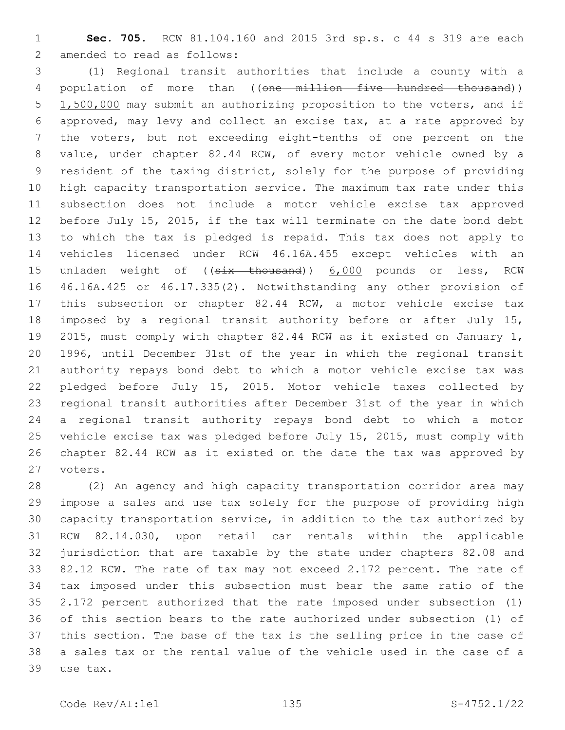**Sec. 705.** RCW 81.104.160 and 2015 3rd sp.s. c 44 s 319 are each amended to read as follows:

(1) Regional transit authorities that include a county with a population of more than ((~~one million five hundred thousand~~)) 1,500,000 may submit an authorizing proposition to the voters, and if approved, may levy and collect an excise tax, at a rate approved by the voters, but not exceeding eight-tenths of one percent on the value, under chapter 82.44 RCW, of every motor vehicle owned by a resident of the taxing district, solely for the purpose of providing high capacity transportation service. The maximum tax rate under this subsection does not include a motor vehicle excise tax approved before July 15, 2015, if the tax will terminate on the date bond debt to which the tax is pledged is repaid. This tax does not apply to vehicles licensed under RCW 46.16A.455 except vehicles with an unladen weight of ((~~six thousand~~)) 6,000 pounds or less, RCW 46.16A.425 or 46.17.335(2). Notwithstanding any other provision of this subsection or chapter 82.44 RCW, a motor vehicle excise tax imposed by a regional transit authority before or after July 15, 2015, must comply with chapter 82.44 RCW as it existed on January 1, 1996, until December 31st of the year in which the regional transit authority repays bond debt to which a motor vehicle excise tax was pledged before July 15, 2015. Motor vehicle taxes collected by regional transit authorities after December 31st of the year in which a regional transit authority repays bond debt to which a motor vehicle excise tax was pledged before July 15, 2015, must comply with chapter 82.44 RCW as it existed on the date the tax was approved by voters.

(2) An agency and high capacity transportation corridor area may impose a sales and use tax solely for the purpose of providing high capacity transportation service, in addition to the tax authorized by RCW 82.14.030, upon retail car rentals within the applicable jurisdiction that are taxable by the state under chapters 82.08 and 82.12 RCW. The rate of tax may not exceed 2.172 percent. The rate of tax imposed under this subsection must bear the same ratio of the 2.172 percent authorized that the rate imposed under subsection (1) of this section bears to the rate authorized under subsection (1) of this section. The base of the tax is the selling price in the case of a sales tax or the rental value of the vehicle used in the case of a use tax.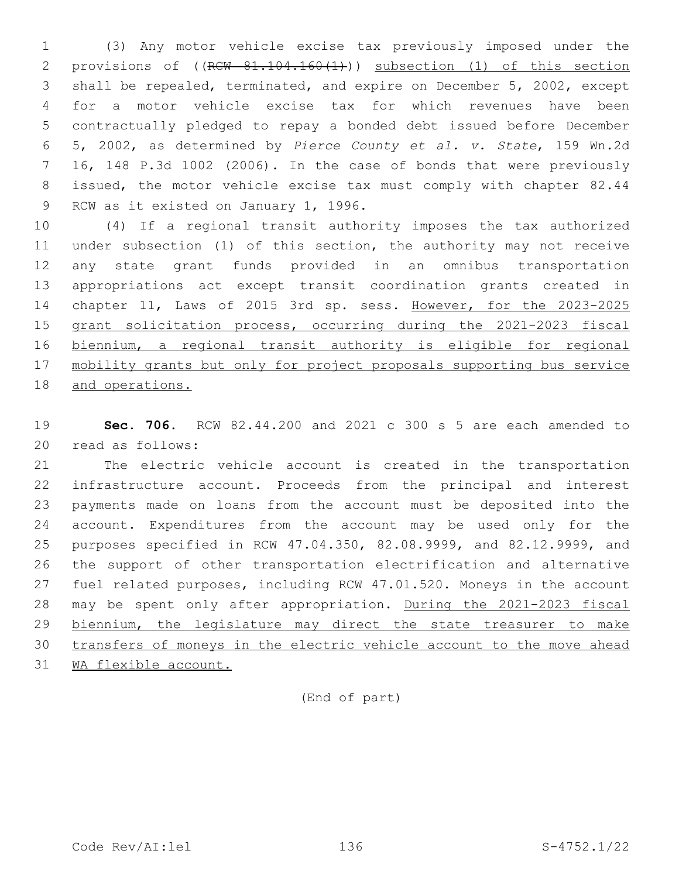(3) Any motor vehicle excise tax previously imposed under the provisions of ((~~RCW 81.104.160(1)~~)) subsection (1) of this section shall be repealed, terminated, and expire on December 5, 2002, except for a motor vehicle excise tax for which revenues have been contractually pledged to repay a bonded debt issued before December 5, 2002, as determined by *Pierce County et al. v. State*, 159 Wn.2d 16, 148 P.3d 1002 (2006). In the case of bonds that were previously issued, the motor vehicle excise tax must comply with chapter 82.44 RCW as it existed on January 1, 1996.

(4) If a regional transit authority imposes the tax authorized under subsection (1) of this section, the authority may not receive any state grant funds provided in an omnibus transportation appropriations act except transit coordination grants created in chapter 11, Laws of 2015 3rd sp. sess. <u>However, for the 2023-2025 grant solicitation process, occurring during the 2021-2023 fiscal biennium, a regional transit authority is eligible for regional mobility grants but only for project proposals supporting bus service and operations.</u>

**Sec. 706.** RCW 82.44.200 and 2021 c 300 s 5 are each amended to read as follows:

The electric vehicle account is created in the transportation infrastructure account. Proceeds from the principal and interest payments made on loans from the account must be deposited into the account. Expenditures from the account may be used only for the purposes specified in RCW 47.04.350, 82.08.9999, and 82.12.9999, and the support of other transportation electrification and alternative fuel related purposes, including RCW 47.01.520. Moneys in the account may be spent only after appropriation. <u>During the 2021-2023 fiscal biennium, the legislature may direct the state treasurer to make transfers of moneys in the electric vehicle account to the move ahead WA flexible account.</u>

(End of part)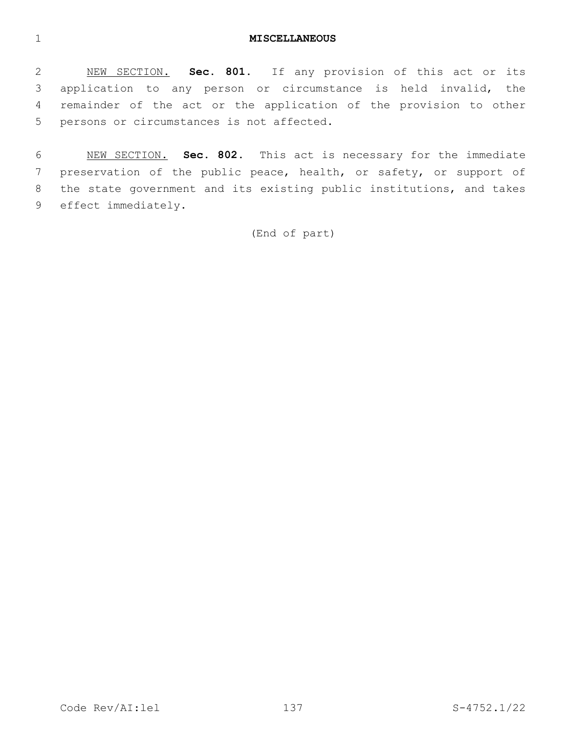## MISCELLANEOUS

NEW SECTION. **Sec. 801.** If any provision of this act or its application to any person or circumstance is held invalid, the remainder of the act or the application of the provision to other persons or circumstances is not affected.

NEW SECTION. **Sec. 802.** This act is necessary for the immediate preservation of the public peace, health, or safety, or support of the state government and its existing public institutions, and takes effect immediately.

(End of part)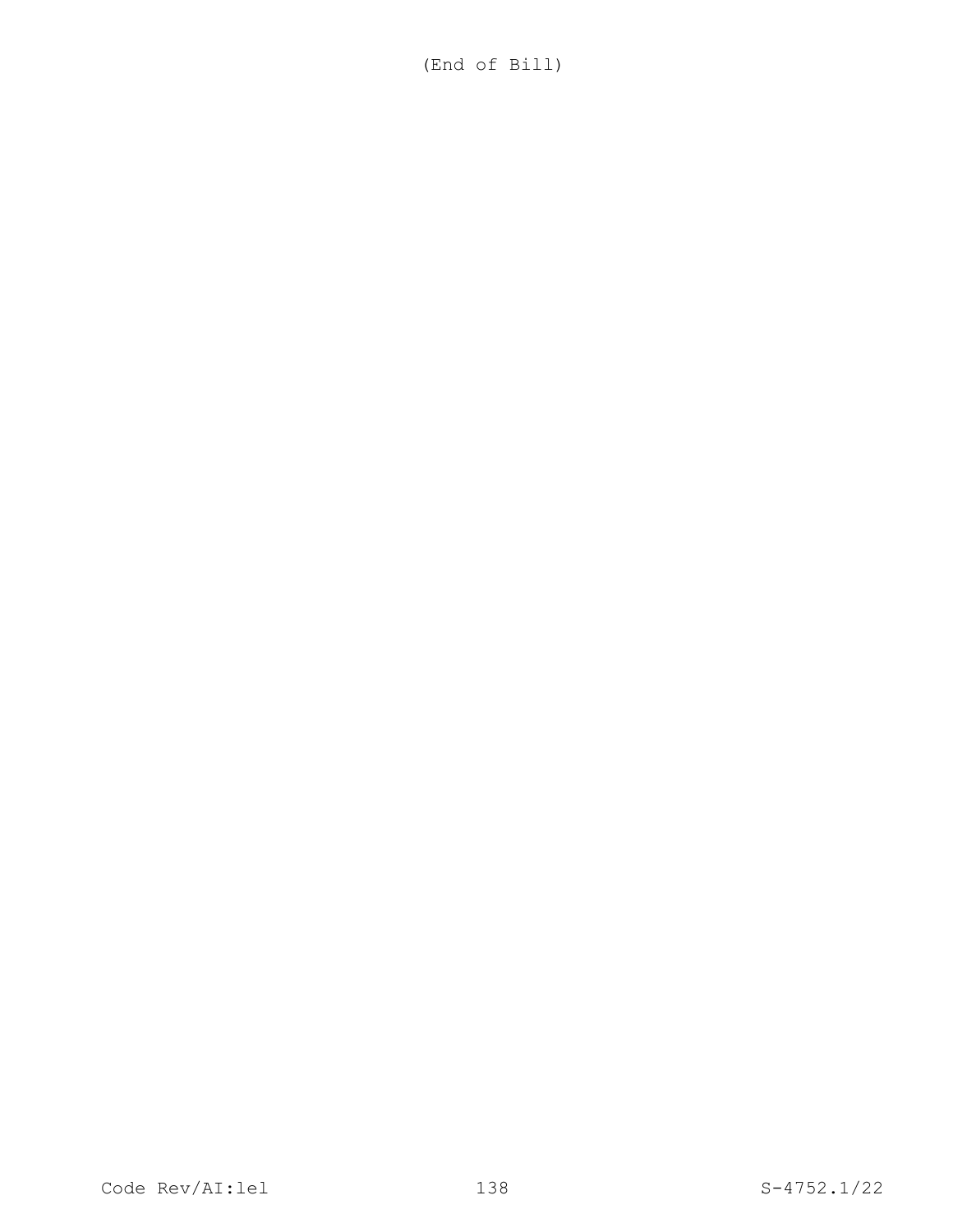(End of Bill)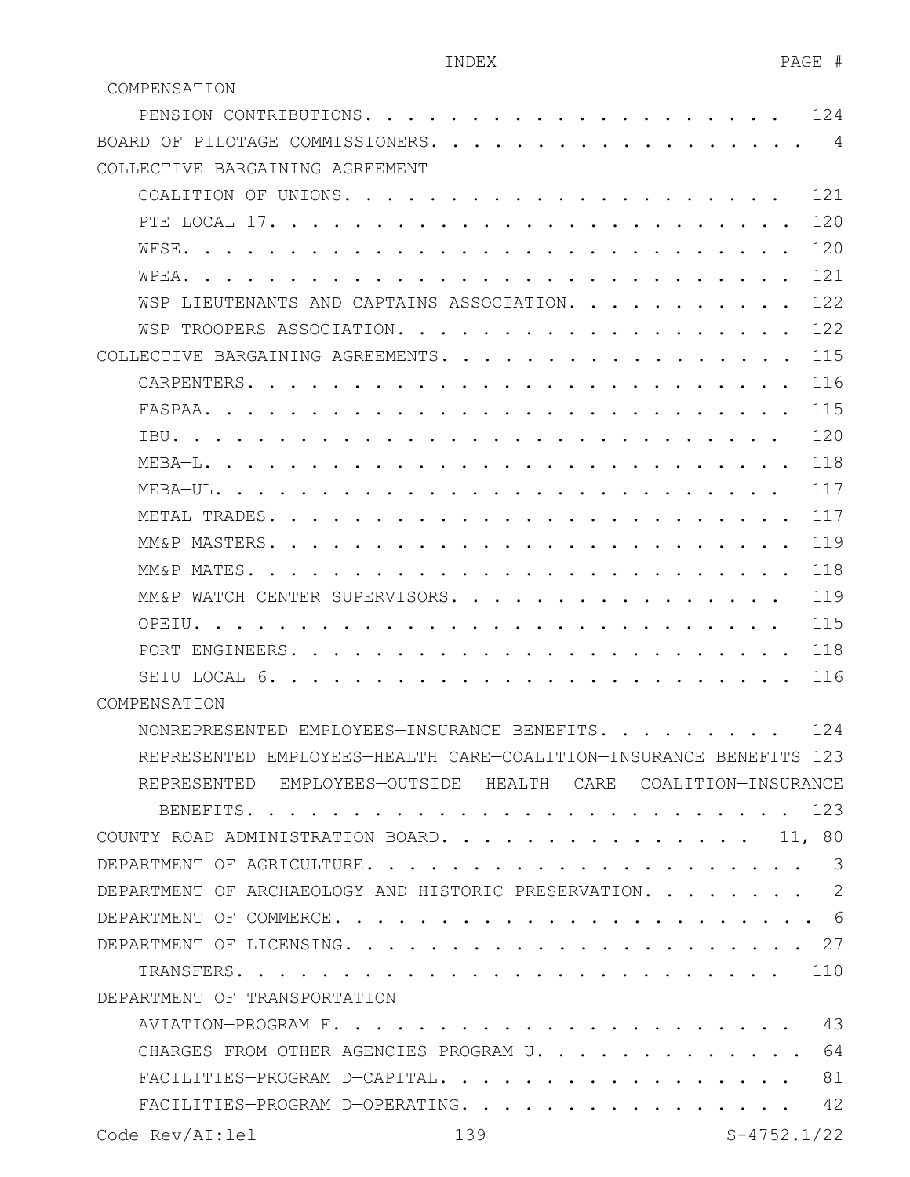INDEX PAGE #

COMPENSATION
- PENSION CONTRIBUTIONS. . . . . . . . . . . . . . . . . . . . 124

BOARD OF PILOTAGE COMMISSIONERS. . . . . . . . . . . . . . . . . . . 4

COLLECTIVE BARGAINING AGREEMENT
- COALITION OF UNIONS. . . . . . . . . . . . . . . . . . . . 121
- PTE LOCAL 17. . . . . . . . . . . . . . . . . . . . . . . . 120
- WFSE. . . . . . . . . . . . . . . . . . . . . . . . . . . . 120
- WPEA. . . . . . . . . . . . . . . . . . . . . . . . . . . . 121
- WSP LIEUTENANTS AND CAPTAINS ASSOCIATION. . . . . . . . . . . 122
- WSP TROOPERS ASSOCIATION. . . . . . . . . . . . . . . . . . 122

COLLECTIVE BARGAINING AGREEMENTS. . . . . . . . . . . . . . . . . . 115
- CARPENTERS. . . . . . . . . . . . . . . . . . . . . . . . . 116
- FASPAA. . . . . . . . . . . . . . . . . . . . . . . . . . . 115
- IBU. . . . . . . . . . . . . . . . . . . . . . . . . . . . 120
- MEBA—L. . . . . . . . . . . . . . . . . . . . . . . . . . . 118
- MEBA—UL. . . . . . . . . . . . . . . . . . . . . . . . . . 117
- METAL TRADES. . . . . . . . . . . . . . . . . . . . . . . . 117
- MM&P MASTERS. . . . . . . . . . . . . . . . . . . . . . . . 119
- MM&P MATES. . . . . . . . . . . . . . . . . . . . . . . . . 118
- MM&P WATCH CENTER SUPERVISORS. . . . . . . . . . . . . . . . 119
- OPEIU. . . . . . . . . . . . . . . . . . . . . . . . . . . 115
- PORT ENGINEERS. . . . . . . . . . . . . . . . . . . . . . . 118
- SEIU LOCAL 6. . . . . . . . . . . . . . . . . . . . . . . . 116

COMPENSATION
- NONREPRESENTED EMPLOYEES—INSURANCE BENEFITS. . . . . . . . . 124
- REPRESENTED EMPLOYEES—HEALTH CARE—COALITION—INSURANCE BENEFITS 123
- REPRESENTED EMPLOYEES—OUTSIDE HEALTH CARE COALITION—INSURANCE BENEFITS. . . . . . . . . . . . . . . . . . . . . . . . . 123

COUNTY ROAD ADMINISTRATION BOARD. . . . . . . . . . . . . . . . 11, 80

DEPARTMENT OF AGRICULTURE. . . . . . . . . . . . . . . . . . . . . 3

DEPARTMENT OF ARCHAEOLOGY AND HISTORIC PRESERVATION. . . . . . . . 2

DEPARTMENT OF COMMERCE. . . . . . . . . . . . . . . . . . . . . . . 6

DEPARTMENT OF LICENSING. . . . . . . . . . . . . . . . . . . . . . 27
- TRANSFERS. . . . . . . . . . . . . . . . . . . . . . . . . 110

DEPARTMENT OF TRANSPORTATION
- AVIATION—PROGRAM F. . . . . . . . . . . . . . . . . . . . . 43
- CHARGES FROM OTHER AGENCIES—PROGRAM U. . . . . . . . . . . . 64
- FACILITIES—PROGRAM D—CAPITAL. . . . . . . . . . . . . . . . 81
- FACILITIES—PROGRAM D—OPERATING. . . . . . . . . . . . . . . 42

Code Rev/AI:lel S-4752.1/22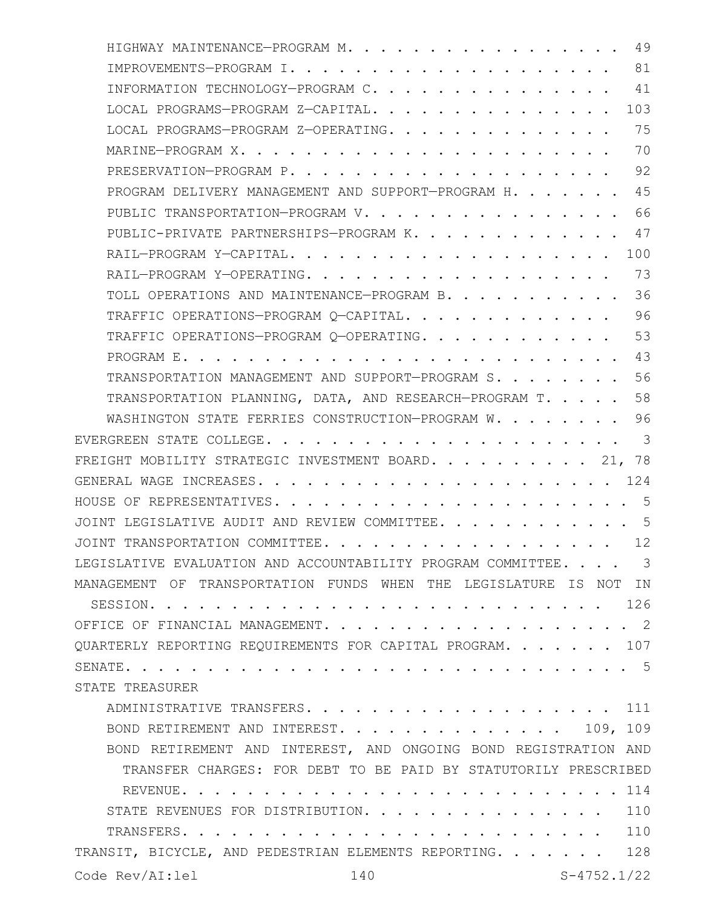HIGHWAY MAINTENANCE—PROGRAM M. . . . . . . . . . . . . . . . . . 49
IMPROVEMENTS—PROGRAM I. . . . . . . . . . . . . . . . . . . . . . 81
INFORMATION TECHNOLOGY—PROGRAM C. . . . . . . . . . . . . . . . 41
LOCAL PROGRAMS—PROGRAM Z—CAPITAL. . . . . . . . . . . . . . . . 103
LOCAL PROGRAMS—PROGRAM Z—OPERATING. . . . . . . . . . . . . . . 75
MARINE—PROGRAM X. . . . . . . . . . . . . . . . . . . . . . . . 70
PRESERVATION—PROGRAM P. . . . . . . . . . . . . . . . . . . . . 92
PROGRAM DELIVERY MANAGEMENT AND SUPPORT—PROGRAM H. . . . . . . 45
PUBLIC TRANSPORTATION—PROGRAM V. . . . . . . . . . . . . . . . . 66
PUBLIC-PRIVATE PARTNERSHIPS—PROGRAM K. . . . . . . . . . . . . 47
RAIL—PROGRAM Y—CAPITAL. . . . . . . . . . . . . . . . . . . . . 100
RAIL—PROGRAM Y—OPERATING. . . . . . . . . . . . . . . . . . . . 73
TOLL OPERATIONS AND MAINTENANCE—PROGRAM B. . . . . . . . . . . 36
TRAFFIC OPERATIONS—PROGRAM Q—CAPITAL. . . . . . . . . . . . . 96
TRAFFIC OPERATIONS—PROGRAM Q—OPERATING. . . . . . . . . . . . 53
PROGRAM E. . . . . . . . . . . . . . . . . . . . . . . . . . . . 43
TRANSPORTATION MANAGEMENT AND SUPPORT—PROGRAM S. . . . . . . . 56
TRANSPORTATION PLANNING, DATA, AND RESEARCH—PROGRAM T. . . . . 58
WASHINGTON STATE FERRIES CONSTRUCTION—PROGRAM W. . . . . . . . 96

EVERGREEN STATE COLLEGE. . . . . . . . . . . . . . . . . . . . . . 3
FREIGHT MOBILITY STRATEGIC INVESTMENT BOARD. . . . . . . . . . 21, 78
GENERAL WAGE INCREASES. . . . . . . . . . . . . . . . . . . . . . 124
HOUSE OF REPRESENTATIVES. . . . . . . . . . . . . . . . . . . . . 5
JOINT LEGISLATIVE AUDIT AND REVIEW COMMITTEE. . . . . . . . . . . 5
JOINT TRANSPORTATION COMMITTEE. . . . . . . . . . . . . . . . . . 12
LEGISLATIVE EVALUATION AND ACCOUNTABILITY PROGRAM COMMITTEE. . . . 3
MANAGEMENT OF TRANSPORTATION FUNDS WHEN THE LEGISLATURE IS NOT IN SESSION. . . . . . . . . . . . . . . . . . . . . . . . . . 126
OFFICE OF FINANCIAL MANAGEMENT. . . . . . . . . . . . . . . . . . 2
QUARTERLY REPORTING REQUIREMENTS FOR CAPITAL PROGRAM. . . . . . . 107
SENATE. . . . . . . . . . . . . . . . . . . . . . . . . . . . . . 5
STATE TREASURER
ADMINISTRATIVE TRANSFERS. . . . . . . . . . . . . . . . . . . . 111
BOND RETIREMENT AND INTEREST. . . . . . . . . . . . . . . 109, 109
BOND RETIREMENT AND INTEREST, AND ONGOING BOND REGISTRATION AND TRANSFER CHARGES: FOR DEBT TO BE PAID BY STATUTORILY PRESCRIBED REVENUE. . . . . . . . . . . . . . . . . . . . . . . . . . 114
STATE REVENUES FOR DISTRIBUTION. . . . . . . . . . . . . . . . 110
TRANSFERS. . . . . . . . . . . . . . . . . . . . . . . . . . . . 110

TRANSIT, BICYCLE, AND PEDESTRIAN ELEMENTS REPORTING. . . . . . . 128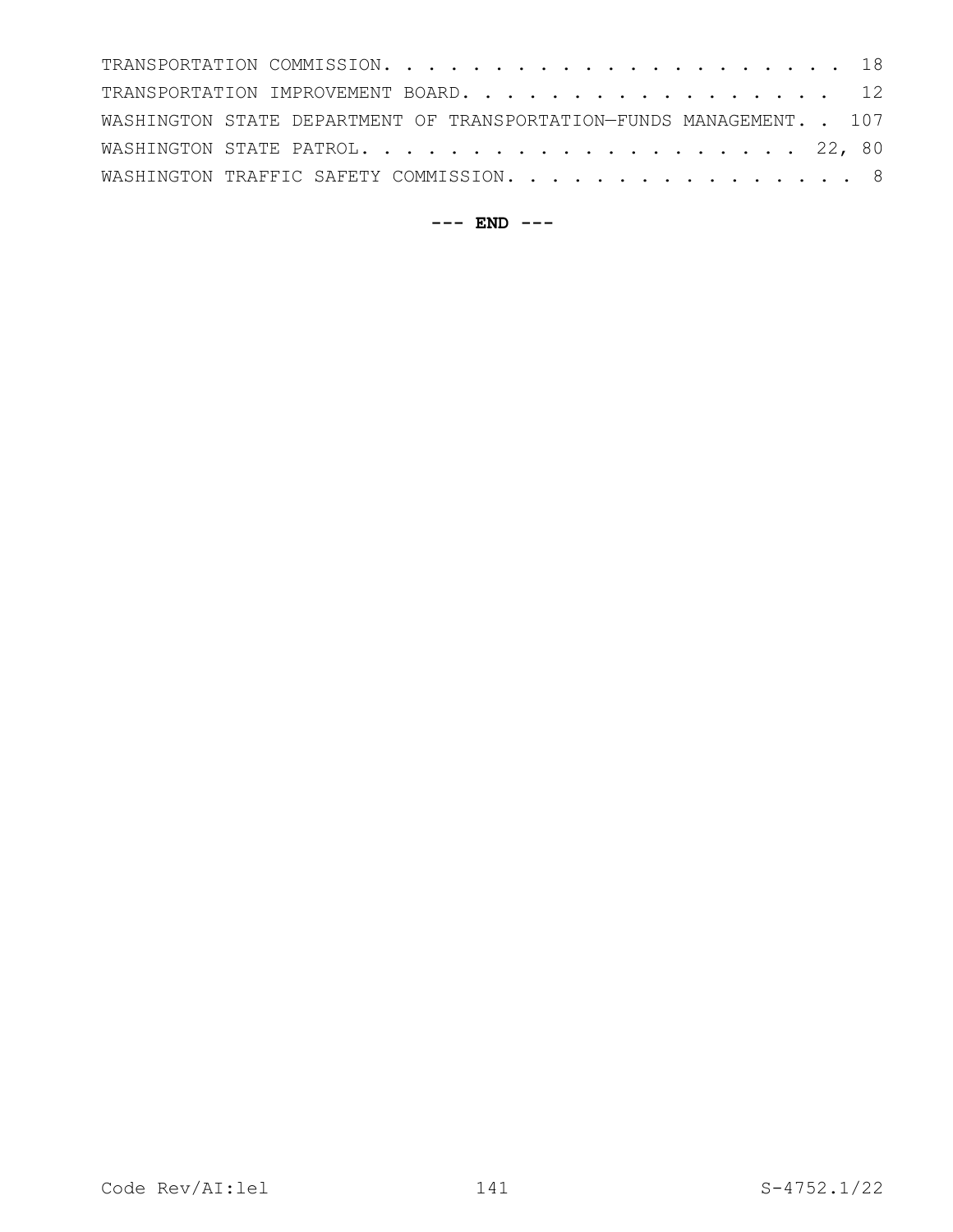TRANSPORTATION COMMISSION. . . . . . . . . . . . . . . . . . . . . . 18

TRANSPORTATION IMPROVEMENT BOARD. . . . . . . . . . . . . . . . . . 12

WASHINGTON STATE DEPARTMENT OF TRANSPORTATION—FUNDS MANAGEMENT. . 107

WASHINGTON STATE PATROL. . . . . . . . . . . . . . . . . . . . . 22, 80

WASHINGTON TRAFFIC SAFETY COMMISSION. . . . . . . . . . . . . . . . 8

**--- END ---**